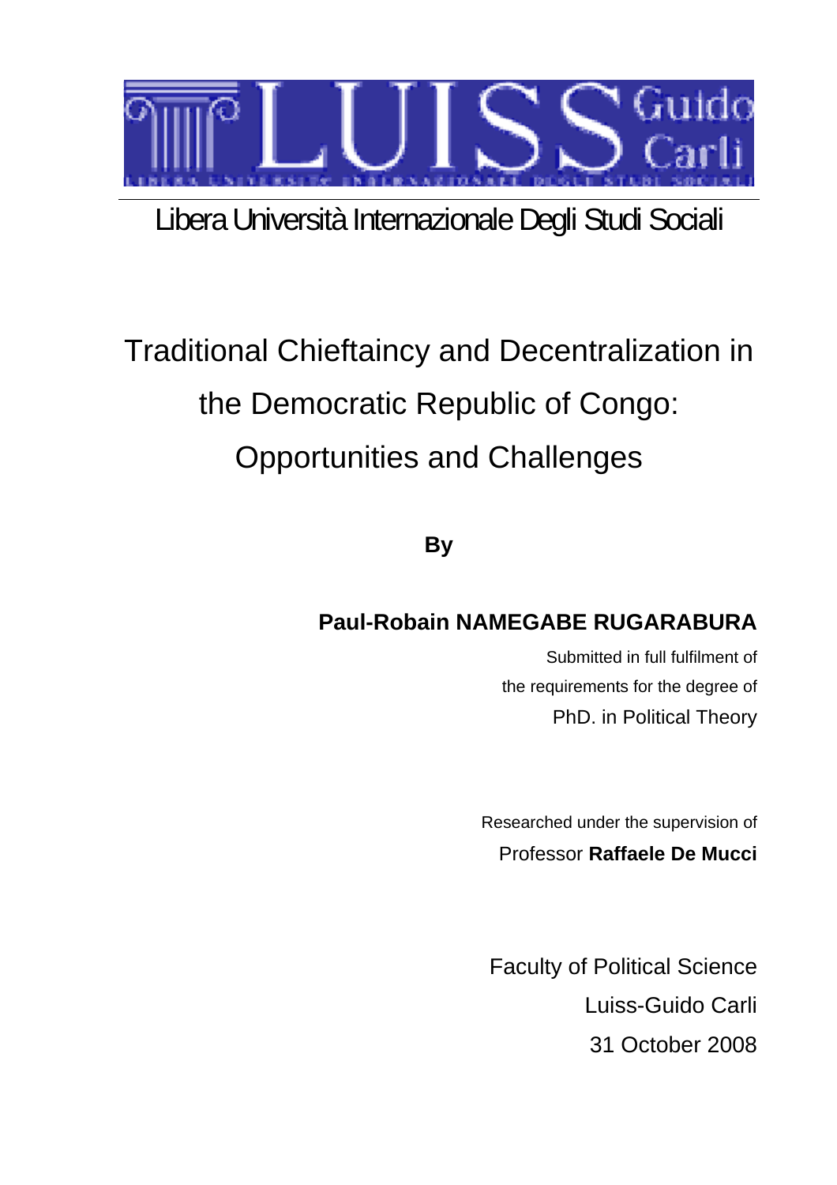LUISS Guido Carli

Libera Università Internazionale Degli Studi Sociali

# Traditional Chieftaincy and Decentralization in the Democratic Republic of Congo: Opportunities and Challenges

**By**

**Paul-Robain NAMEGABE RUGARABURA**

Submitted in full fulfilment of
the requirements for the degree of
PhD. in Political Theory

Researched under the supervision of
Professor **Raffaele De Mucci**

Faculty of Political Science
Luiss-Guido Carli
31 October 2008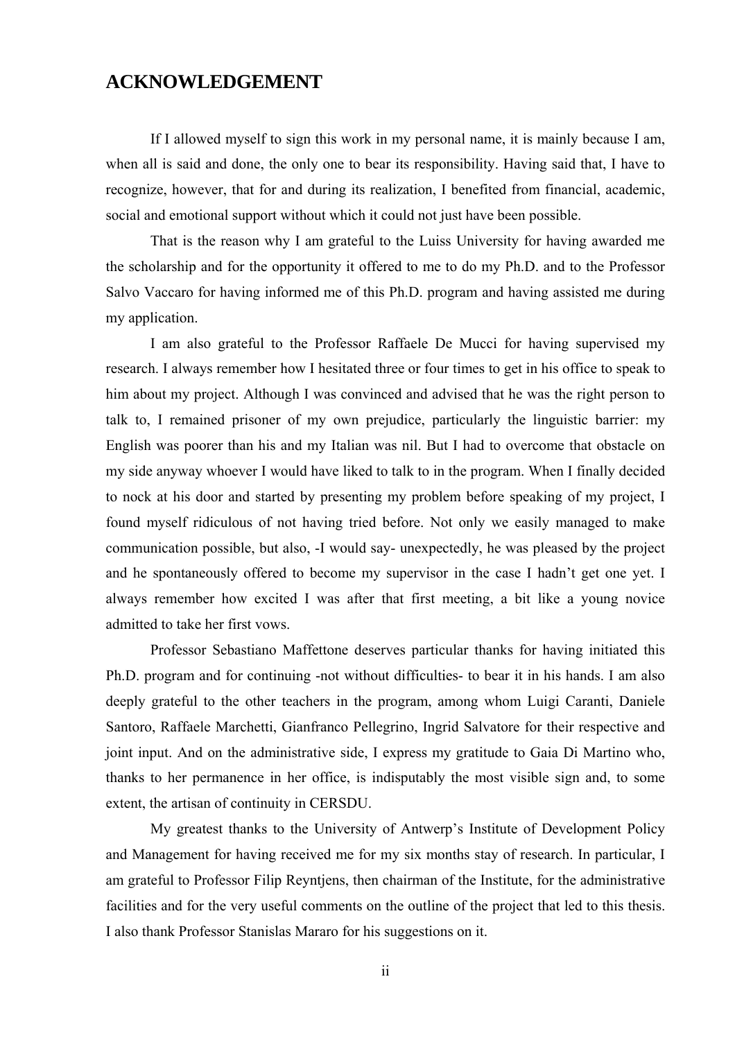## ACKNOWLEDGEMENT

If I allowed myself to sign this work in my personal name, it is mainly because I am, when all is said and done, the only one to bear its responsibility. Having said that, I have to recognize, however, that for and during its realization, I benefited from financial, academic, social and emotional support without which it could not just have been possible.

That is the reason why I am grateful to the Luiss University for having awarded me the scholarship and for the opportunity it offered to me to do my Ph.D. and to the Professor Salvo Vaccaro for having informed me of this Ph.D. program and having assisted me during my application.

I am also grateful to the Professor Raffaele De Mucci for having supervised my research. I always remember how I hesitated three or four times to get in his office to speak to him about my project. Although I was convinced and advised that he was the right person to talk to, I remained prisoner of my own prejudice, particularly the linguistic barrier: my English was poorer than his and my Italian was nil. But I had to overcome that obstacle on my side anyway whoever I would have liked to talk to in the program. When I finally decided to nock at his door and started by presenting my problem before speaking of my project, I found myself ridiculous of not having tried before. Not only we easily managed to make communication possible, but also, -I would say- unexpectedly, he was pleased by the project and he spontaneously offered to become my supervisor in the case I hadn't get one yet. I always remember how excited I was after that first meeting, a bit like a young novice admitted to take her first vows.

Professor Sebastiano Maffettone deserves particular thanks for having initiated this Ph.D. program and for continuing -not without difficulties- to bear it in his hands. I am also deeply grateful to the other teachers in the program, among whom Luigi Caranti, Daniele Santoro, Raffaele Marchetti, Gianfranco Pellegrino, Ingrid Salvatore for their respective and joint input. And on the administrative side, I express my gratitude to Gaia Di Martino who, thanks to her permanence in her office, is indisputably the most visible sign and, to some extent, the artisan of continuity in CERSDU.

My greatest thanks to the University of Antwerp's Institute of Development Policy and Management for having received me for my six months stay of research. In particular, I am grateful to Professor Filip Reyntjens, then chairman of the Institute, for the administrative facilities and for the very useful comments on the outline of the project that led to this thesis. I also thank Professor Stanislas Mararo for his suggestions on it.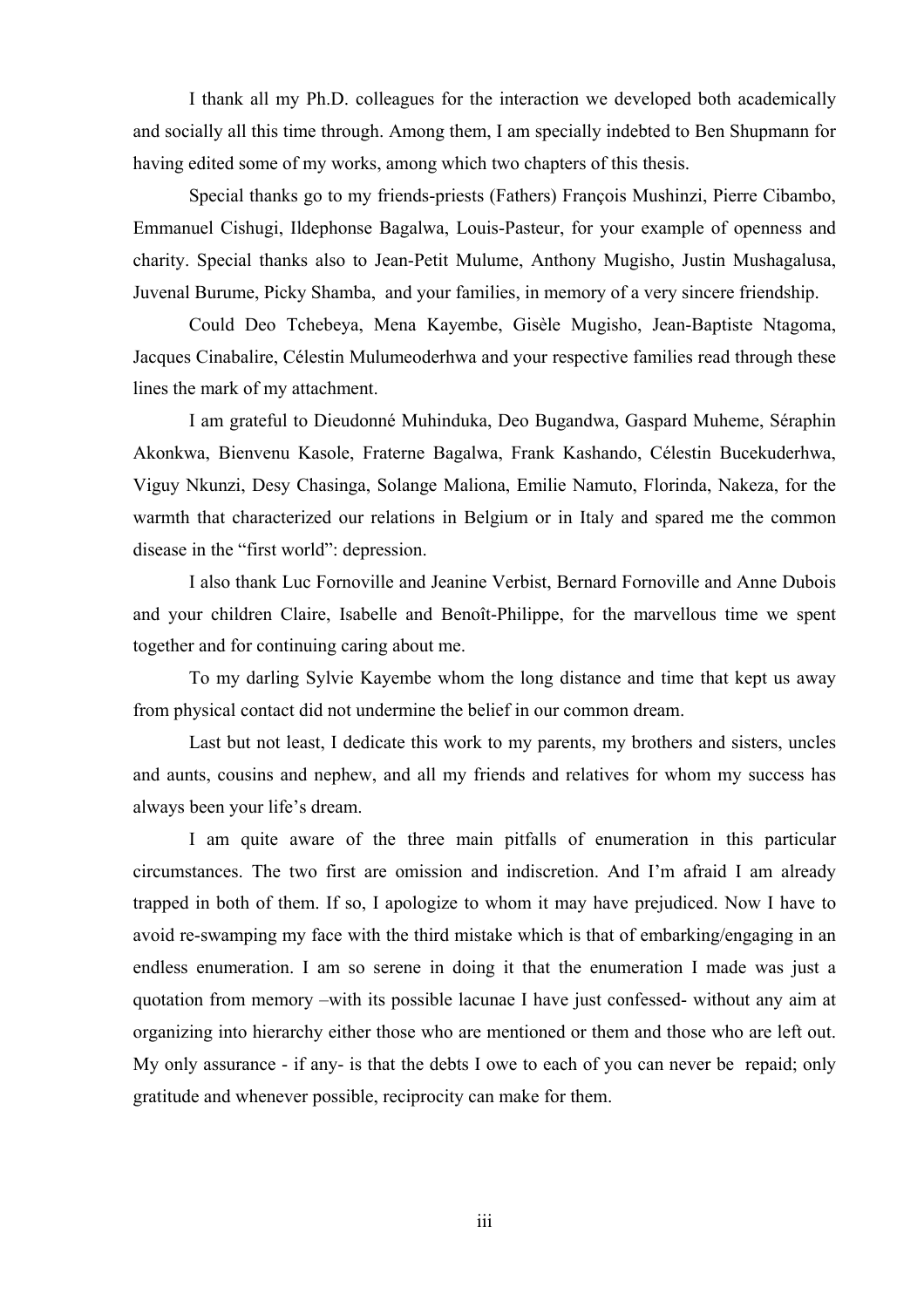I thank all my Ph.D. colleagues for the interaction we developed both academically and socially all this time through. Among them, I am specially indebted to Ben Shupmann for having edited some of my works, among which two chapters of this thesis.

Special thanks go to my friends-priests (Fathers) François Mushinzi, Pierre Cibambo, Emmanuel Cishugi, Ildephonse Bagalwa, Louis-Pasteur, for your example of openness and charity. Special thanks also to Jean-Petit Mulume, Anthony Mugisho, Justin Mushagalusa, Juvenal Burume, Picky Shamba, and your families, in memory of a very sincere friendship.

Could Deo Tchebeya, Mena Kayembe, Gisèle Mugisho, Jean-Baptiste Ntagoma, Jacques Cinabalire, Célestin Mulumeoderhwa and your respective families read through these lines the mark of my attachment.

I am grateful to Dieudonné Muhinduka, Deo Bugandwa, Gaspard Muheme, Séraphin Akonkwa, Bienvenu Kasole, Fraterne Bagalwa, Frank Kashando, Célestin Bucekuderhwa, Viguy Nkunzi, Desy Chasinga, Solange Maliona, Emilie Namuto, Florinda, Nakeza, for the warmth that characterized our relations in Belgium or in Italy and spared me the common disease in the "first world": depression.

I also thank Luc Fornoville and Jeanine Verbist, Bernard Fornoville and Anne Dubois and your children Claire, Isabelle and Benoît-Philippe, for the marvellous time we spent together and for continuing caring about me.

To my darling Sylvie Kayembe whom the long distance and time that kept us away from physical contact did not undermine the belief in our common dream.

Last but not least, I dedicate this work to my parents, my brothers and sisters, uncles and aunts, cousins and nephew, and all my friends and relatives for whom my success has always been your life's dream.

I am quite aware of the three main pitfalls of enumeration in this particular circumstances. The two first are omission and indiscretion. And I'm afraid I am already trapped in both of them. If so, I apologize to whom it may have prejudiced. Now I have to avoid re-swamping my face with the third mistake which is that of embarking/engaging in an endless enumeration. I am so serene in doing it that the enumeration I made was just a quotation from memory –with its possible lacunae I have just confessed- without any aim at organizing into hierarchy either those who are mentioned or them and those who are left out. My only assurance - if any- is that the debts I owe to each of you can never be repaid; only gratitude and whenever possible, reciprocity can make for them.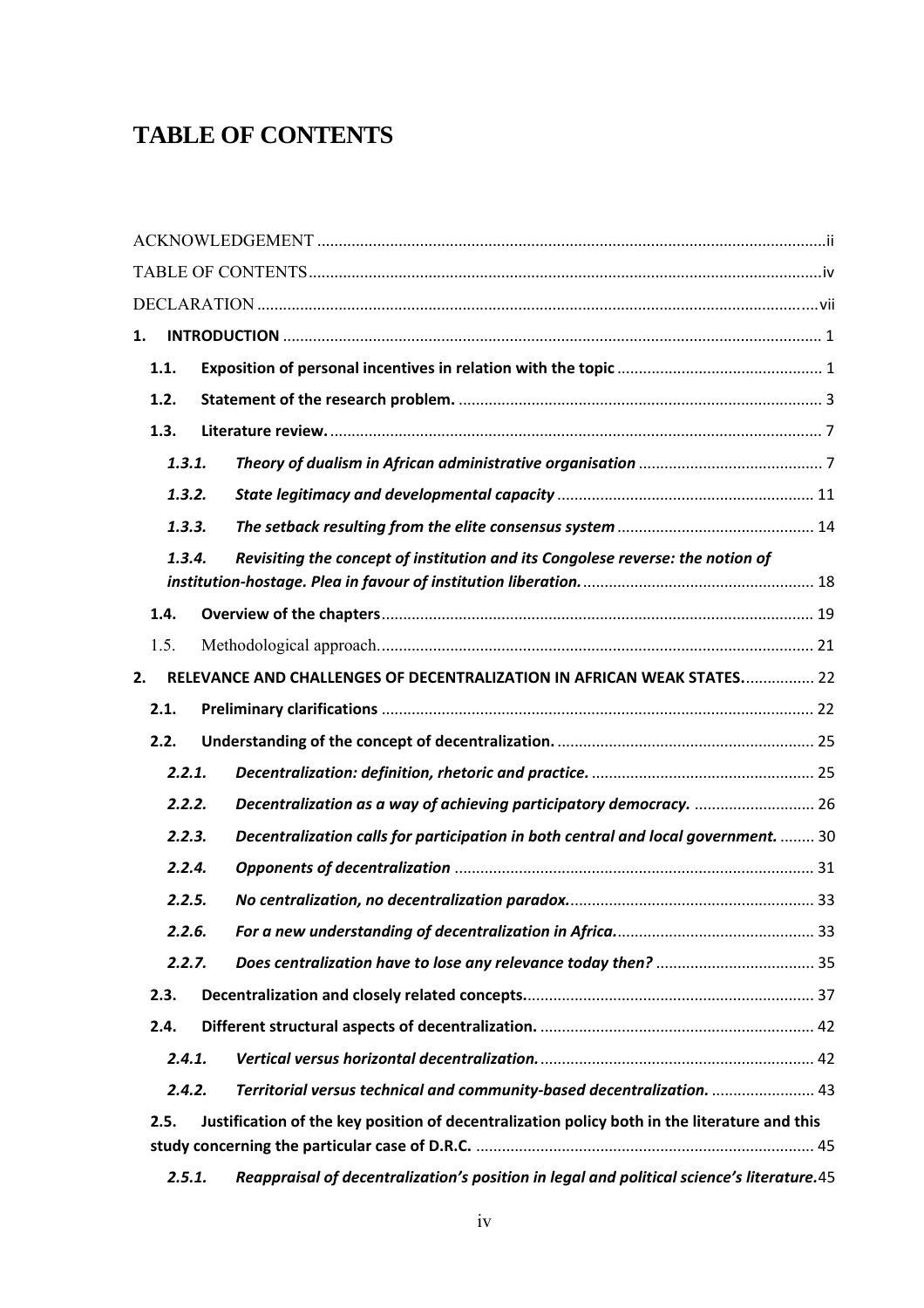# TABLE OF CONTENTS

ACKNOWLEDGEMENT ....................................................................................................................ii

TABLE OF CONTENTS....................................................................................................................iv

DECLARATION ..............................................................................................................................vii

**1. INTRODUCTION** ........................................................................................................... 1

**1.1. Exposition of personal incentives in relation with the topic** ............................................... 1

**1.2. Statement of the research problem.** .................................................................................... 3

**1.3. Literature review.** .................................................................................................................. 7

***1.3.1. Theory of dualism in African administrative organisation*** .......................................... 7

***1.3.2. State legitimacy and developmental capacity*** ........................................................... 11

***1.3.3. The setback resulting from the elite consensus system*** ............................................ 14

***1.3.4. Revisiting the concept of institution and its Congolese reverse: the notion of institution-hostage. Plea in favour of institution liberation.*** ....................................................... 18

**1.4. Overview of the chapters**.................................................................................................... 19

1.5. Methodological approach..................................................................................................... 21

**2. RELEVANCE AND CHALLENGES OF DECENTRALIZATION IN AFRICAN WEAK STATES.**................ 22

**2.1. Preliminary clarifications** .................................................................................................... 22

**2.2. Understanding of the concept of decentralization.** ............................................................ 25

***2.2.1. Decentralization: definition, rhetoric and practice.*** .................................................... 25

***2.2.2. Decentralization as a way of achieving participatory democracy.*** ........................... 26

***2.2.3. Decentralization calls for participation in both central and local government.*** ........ 30

***2.2.4. Opponents of decentralization*** ................................................................................... 31

***2.2.5. No centralization, no decentralization paradox.*** ......................................................... 33

***2.2.6. For a new understanding of decentralization in Africa.*** .............................................. 33

***2.2.7. Does centralization have to lose any relevance today then?*** ..................................... 35

**2.3. Decentralization and closely related concepts.**.................................................................. 37

**2.4. Different structural aspects of decentralization.** ................................................................ 42

***2.4.1. Vertical versus horizontal decentralization.*** ................................................................ 42

***2.4.2. Territorial versus technical and community-based decentralization.*** ........................ 43

**2.5. Justification of the key position of decentralization policy both in the literature and this study concerning the particular case of D.R.C.** .............................................................................. 45

***2.5.1. Reappraisal of decentralization's position in legal and political science's literature.***45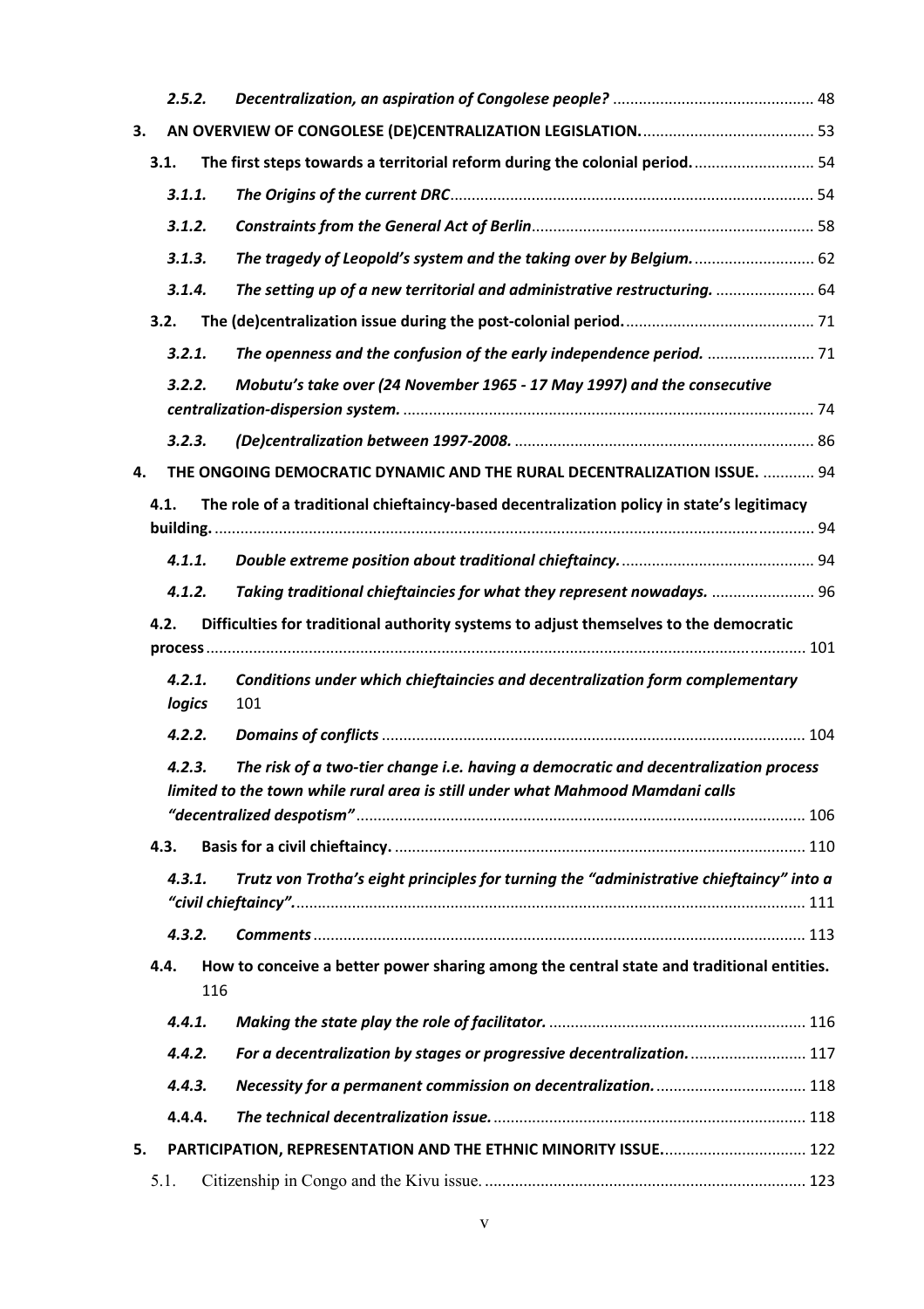- **2.5.2.** ***Decentralization, an aspiration of Congolese people?*** .............................................. 48

**3. AN OVERVIEW OF CONGOLESE (DE)CENTRALIZATION LEGISLATION.** ........................................ 53

- **3.1. The first steps towards a territorial reform during the colonial period.** ............................ 54
  - **3.1.1.** ***The Origins of the current DRC*** .................................................................................... 54
  - **3.1.2.** ***Constraints from the General Act of Berlin*** ................................................................. 58
  - **3.1.3.** ***The tragedy of Leopold's system and the taking over by Belgium.*** ............................ 62
  - **3.1.4.** ***The setting up of a new territorial and administrative restructuring.*** ....................... 64
- **3.2. The (de)centralization issue during the post-colonial period.** ............................................ 71
  - **3.2.1.** ***The openness and the confusion of the early independence period.*** ......................... 71
  - **3.2.2.** ***Mobutu's take over (24 November 1965 - 17 May 1997) and the consecutive centralization-dispersion system.*** ............................................................................................... 74
  - **3.2.3.** ***(De)centralization between 1997-2008.*** ..................................................................... 86

**4. THE ONGOING DEMOCRATIC DYNAMIC AND THE RURAL DECENTRALIZATION ISSUE.** ............ 94

- **4.1. The role of a traditional chieftaincy-based decentralization policy in state's legitimacy building.** ........................................................................................................................................... 94
  - **4.1.1.** ***Double extreme position about traditional chieftaincy.*** ............................................. 94
  - **4.1.2.** ***Taking traditional chieftaincies for what they represent nowadays.*** ........................ 96
- **4.2. Difficulties for traditional authority systems to adjust themselves to the democratic process** .......................................................................................................................................... 101
  - **4.2.1.** ***Conditions under which chieftaincies and decentralization form complementary logics*** 101
  - **4.2.2.** ***Domains of conflicts*** .................................................................................................. 104
  - **4.2.3.** ***The risk of a two-tier change i.e. having a democratic and decentralization process limited to the town while rural area is still under what Mahmood Mamdani calls "decentralized despotism"*** ......................................................................................................... 106
- **4.3. Basis for a civil chieftaincy.** ............................................................................................... 110
  - **4.3.1.** ***Trutz von Trotha's eight principles for turning the "administrative chieftaincy" into a "civil chieftaincy".*** ...................................................................................................................... 111
  - **4.3.2.** ***Comments*** .................................................................................................................. 113
- **4.4. How to conceive a better power sharing among the central state and traditional entities.** 116
  - **4.4.1.** ***Making the state play the role of facilitator.*** ............................................................ 116
  - **4.4.2.** ***For a decentralization by stages or progressive decentralization.*** ........................... 117
  - **4.4.3.** ***Necessity for a permanent commission on decentralization.*** ................................... 118
  - **4.4.4.** ***The technical decentralization issue.*** ......................................................................... 118

**5. PARTICIPATION, REPRESENTATION AND THE ETHNIC MINORITY ISSUE.** ................................. 122

- 5.1. Citizenship in Congo and the Kivu issue. .......................................................................... 123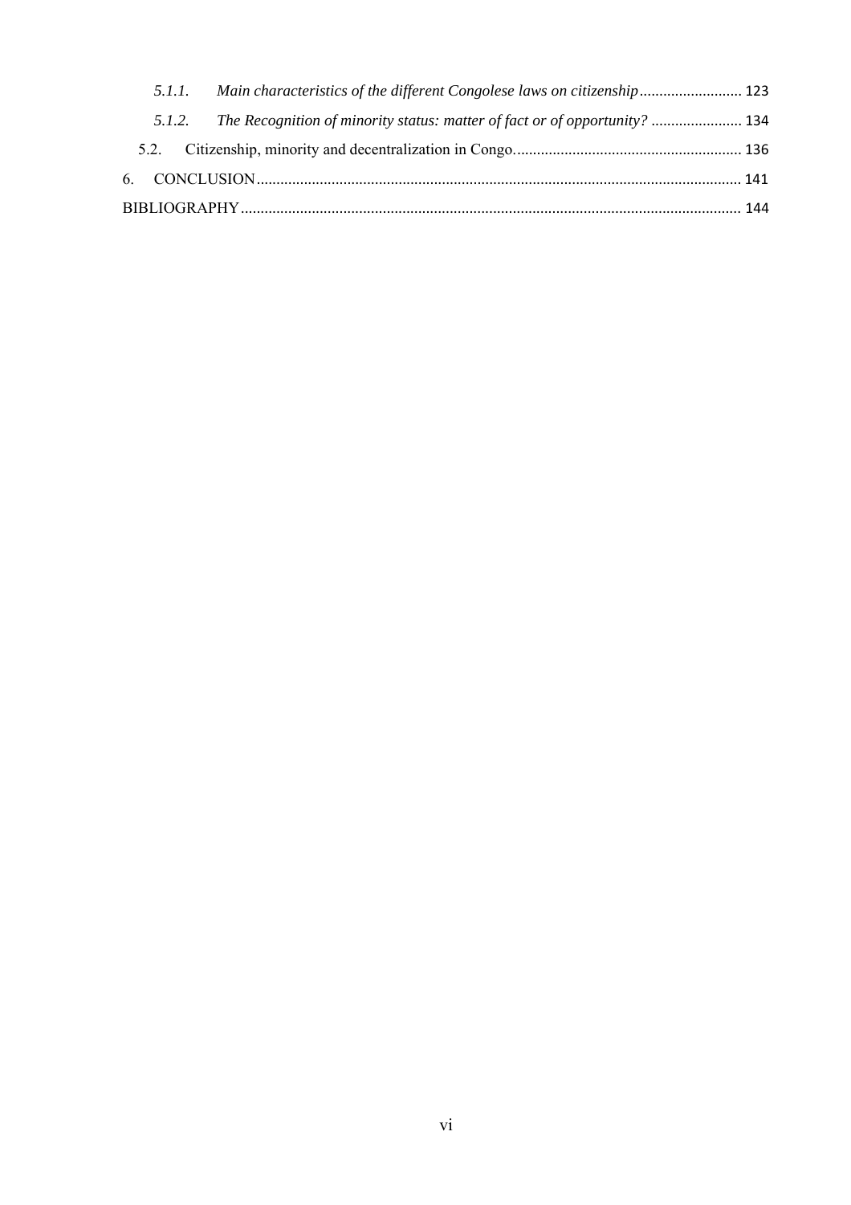*5.1.1. Main characteristics of the different Congolese laws on citizenship* .......................... 123

*5.1.2. The Recognition of minority status: matter of fact or of opportunity?* ....................... 134

5.2. Citizenship, minority and decentralization in Congo......................................................... 136

6. CONCLUSION......................................................................................................................... 141

BIBLIOGRAPHY............................................................................................................................ 144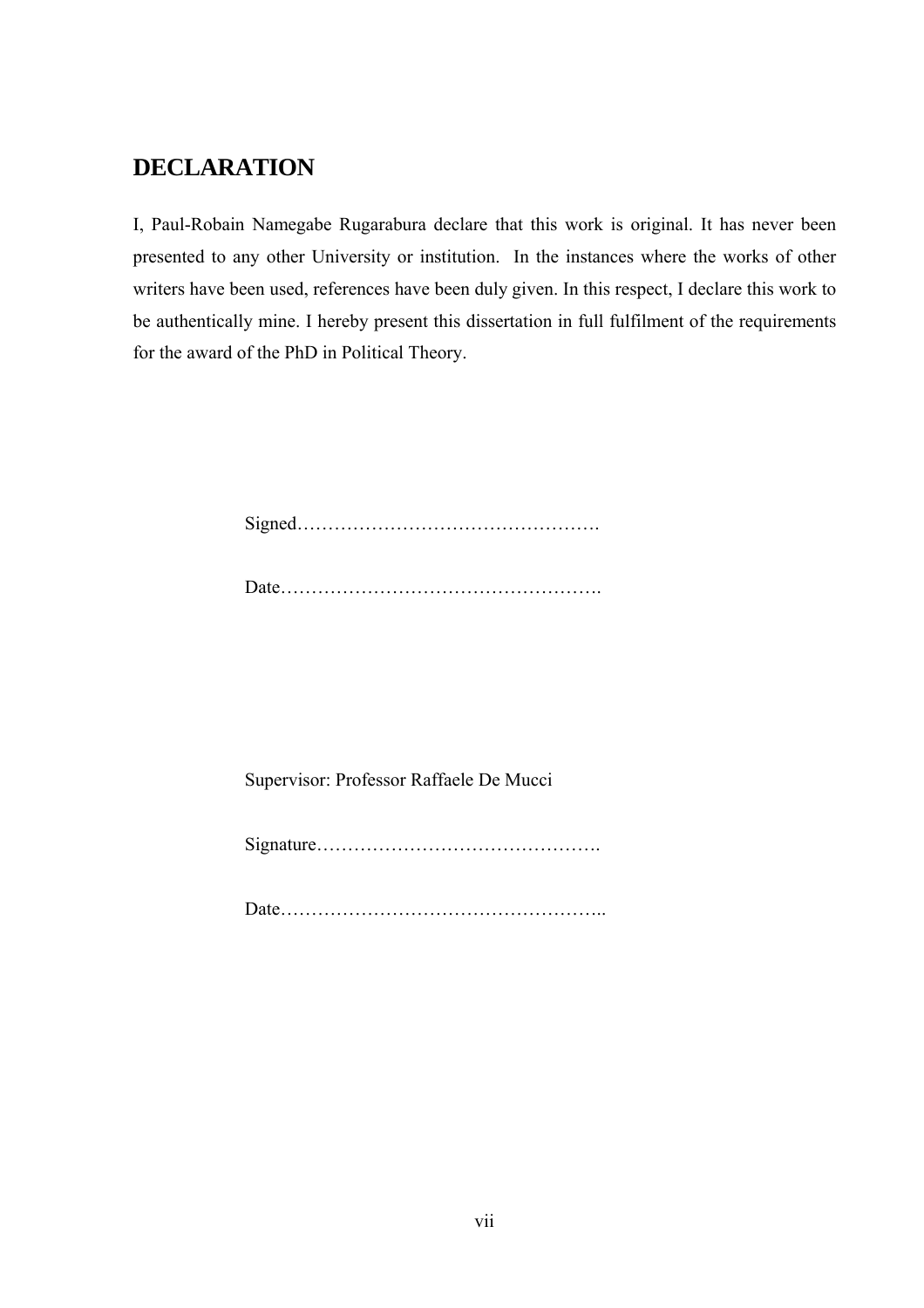# DECLARATION

I, Paul-Robain Namegabe Rugarabura declare that this work is original. It has never been presented to any other University or institution. In the instances where the works of other writers have been used, references have been duly given. In this respect, I declare this work to be authentically mine. I hereby present this dissertation in full fulfilment of the requirements for the award of the PhD in Political Theory.

Signed………………………………………….

Date…………………………………………….

Supervisor: Professor Raffaele De Mucci

Signature……………………………………….

Date……………………………………………..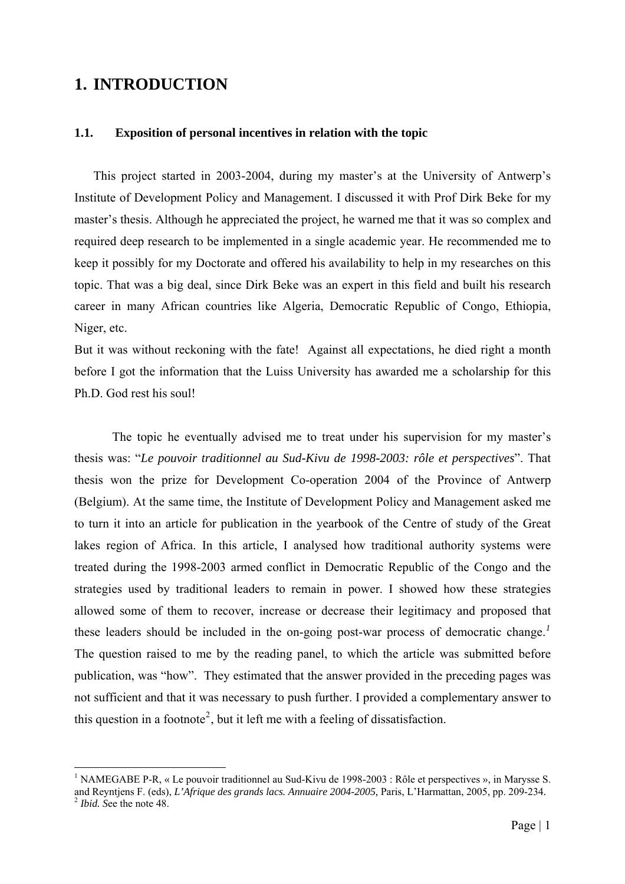# 1. INTRODUCTION

## 1.1. Exposition of personal incentives in relation with the topic

This project started in 2003-2004, during my master's at the University of Antwerp's Institute of Development Policy and Management. I discussed it with Prof Dirk Beke for my master's thesis. Although he appreciated the project, he warned me that it was so complex and required deep research to be implemented in a single academic year. He recommended me to keep it possibly for my Doctorate and offered his availability to help in my researches on this topic. That was a big deal, since Dirk Beke was an expert in this field and built his research career in many African countries like Algeria, Democratic Republic of Congo, Ethiopia, Niger, etc.

But it was without reckoning with the fate! Against all expectations, he died right a month before I got the information that the Luiss University has awarded me a scholarship for this Ph.D. God rest his soul!

The topic he eventually advised me to treat under his supervision for my master's thesis was: "*Le pouvoir traditionnel au Sud-Kivu de 1998-2003: rôle et perspectives*". That thesis won the prize for Development Co-operation 2004 of the Province of Antwerp (Belgium). At the same time, the Institute of Development Policy and Management asked me to turn it into an article for publication in the yearbook of the Centre of study of the Great lakes region of Africa. In this article, I analysed how traditional authority systems were treated during the 1998-2003 armed conflict in Democratic Republic of the Congo and the strategies used by traditional leaders to remain in power. I showed how these strategies allowed some of them to recover, increase or decrease their legitimacy and proposed that these leaders should be included in the on-going post-war process of democratic change.[1] The question raised to me by the reading panel, to which the article was submitted before publication, was "how". They estimated that the answer provided in the preceding pages was not sufficient and that it was necessary to push further. I provided a complementary answer to this question in a footnote[2], but it left me with a feeling of dissatisfaction.

---

[1] NAMEGABE P-R, « Le pouvoir traditionnel au Sud-Kivu de 1998-2003 : Rôle et perspectives », in Marysse S. and Reyntjens F. (eds), *L'Afrique des grands lacs. Annuaire 2004-2005,* Paris, L'Harmattan, 2005, pp. 209-234.

[2] *Ibid.* See the note 48.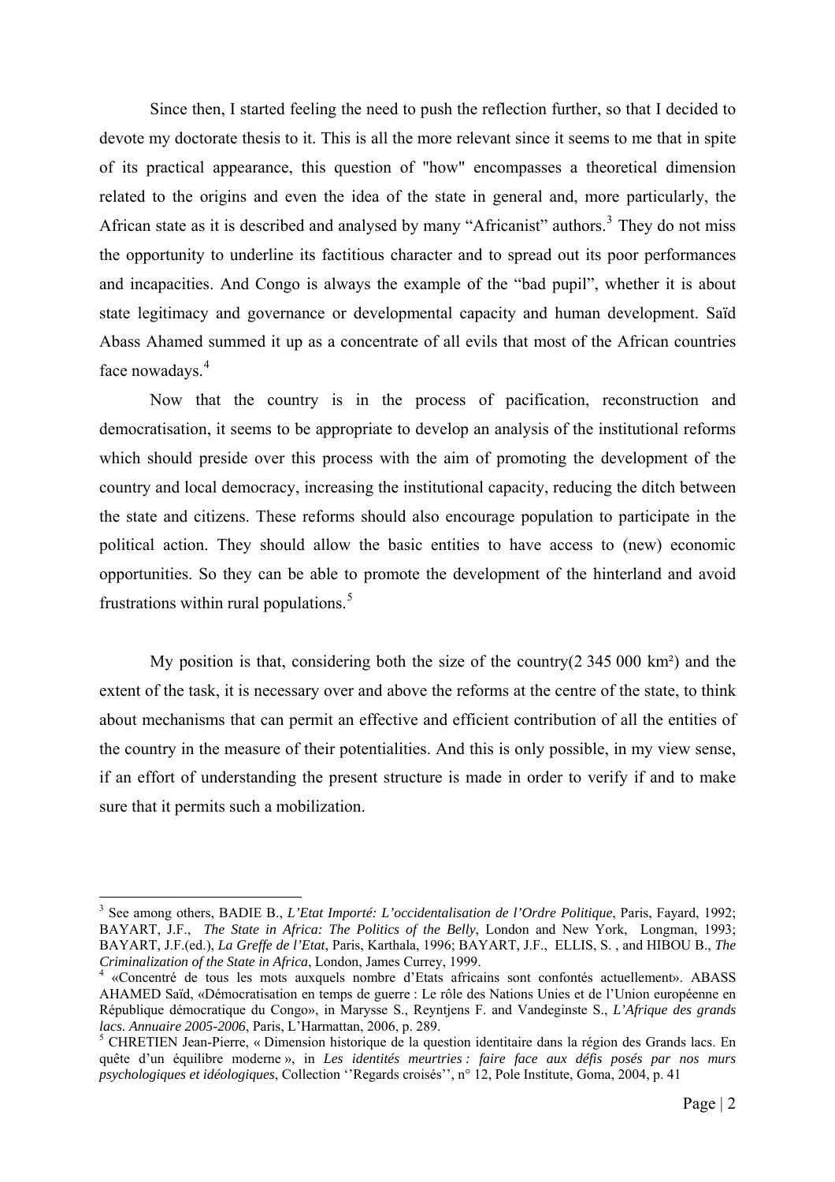Since then, I started feeling the need to push the reflection further, so that I decided to devote my doctorate thesis to it. This is all the more relevant since it seems to me that in spite of its practical appearance, this question of "how" encompasses a theoretical dimension related to the origins and even the idea of the state in general and, more particularly, the African state as it is described and analysed by many "Africanist" authors.[3] They do not miss the opportunity to underline its factitious character and to spread out its poor performances and incapacities. And Congo is always the example of the "bad pupil", whether it is about state legitimacy and governance or developmental capacity and human development. Saïd Abass Ahamed summed it up as a concentrate of all evils that most of the African countries face nowadays.[4]

Now that the country is in the process of pacification, reconstruction and democratisation, it seems to be appropriate to develop an analysis of the institutional reforms which should preside over this process with the aim of promoting the development of the country and local democracy, increasing the institutional capacity, reducing the ditch between the state and citizens. These reforms should also encourage population to participate in the political action. They should allow the basic entities to have access to (new) economic opportunities. So they can be able to promote the development of the hinterland and avoid frustrations within rural populations.[5]

My position is that, considering both the size of the country(2 345 000 km²) and the extent of the task, it is necessary over and above the reforms at the centre of the state, to think about mechanisms that can permit an effective and efficient contribution of all the entities of the country in the measure of their potentialities. And this is only possible, in my view sense, if an effort of understanding the present structure is made in order to verify if and to make sure that it permits such a mobilization.

---

[3] See among others, BADIE B., *L'Etat Importé: L'occidentalisation de l'Ordre Politique*, Paris, Fayard, 1992; BAYART, J.F., *The State in Africa: The Politics of the Belly*, London and New York, Longman, 1993; BAYART, J.F.(ed.), *La Greffe de l'Etat*, Paris, Karthala, 1996; BAYART, J.F., ELLIS, S. , and HIBOU B., *The Criminalization of the State in Africa*, London, James Currey, 1999.

[4] «Concentré de tous les mots auxquels nombre d'Etats africains sont confontés actuellement». ABASS AHAMED Saïd, «Démocratisation en temps de guerre : Le rôle des Nations Unies et de l'Union européenne en République démocratique du Congo», in Marysse S., Reyntjens F. and Vandeginste S., *L'Afrique des grands lacs. Annuaire 2005-2006*, Paris, L'Harmattan, 2006, p. 289.

[5] CHRETIEN Jean-Pierre, « Dimension historique de la question identitaire dans la région des Grands lacs. En quête d'un équilibre moderne », in *Les identités meurtries : faire face aux défis posés par nos murs psychologiques et idéologiques*, Collection ''Regards croisés'', n° 12, Pole Institute, Goma, 2004, p. 41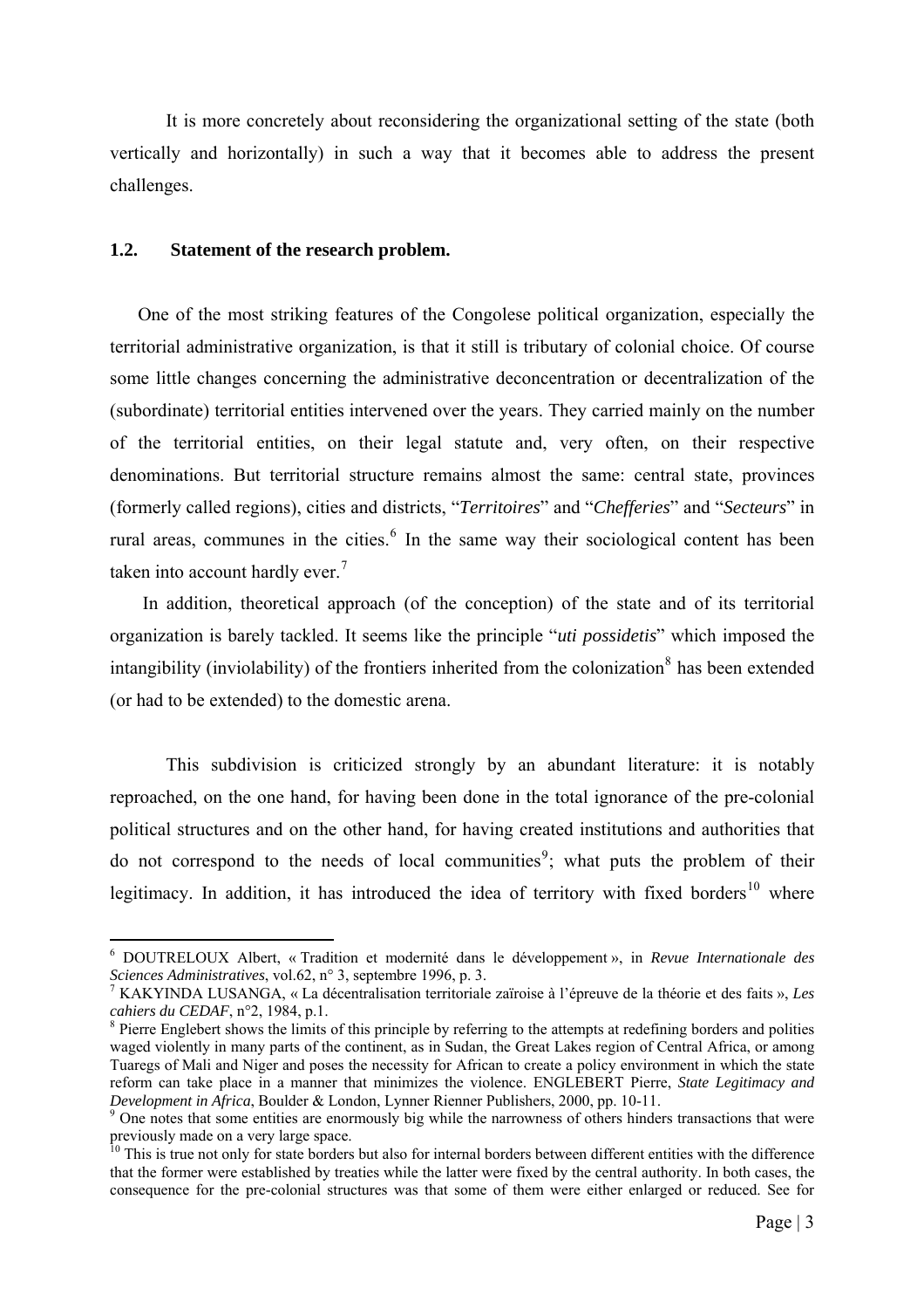It is more concretely about reconsidering the organizational setting of the state (both vertically and horizontally) in such a way that it becomes able to address the present challenges.

### 1.2. Statement of the research problem.

One of the most striking features of the Congolese political organization, especially the territorial administrative organization, is that it still is tributary of colonial choice. Of course some little changes concerning the administrative deconcentration or decentralization of the (subordinate) territorial entities intervened over the years. They carried mainly on the number of the territorial entities, on their legal statute and, very often, on their respective denominations. But territorial structure remains almost the same: central state, provinces (formerly called regions), cities and districts, "*Territoires*" and "*Chefferies*" and "*Secteurs*" in rural areas, communes in the cities.[6] In the same way their sociological content has been taken into account hardly ever.[7]

In addition, theoretical approach (of the conception) of the state and of its territorial organization is barely tackled. It seems like the principle "*uti possidetis*" which imposed the intangibility (inviolability) of the frontiers inherited from the colonization[8] has been extended (or had to be extended) to the domestic arena.

This subdivision is criticized strongly by an abundant literature: it is notably reproached, on the one hand, for having been done in the total ignorance of the pre-colonial political structures and on the other hand, for having created institutions and authorities that do not correspond to the needs of local communities[9]; what puts the problem of their legitimacy. In addition, it has introduced the idea of territory with fixed borders[10] where

---

[6] DOUTRELOUX Albert, « Tradition et modernité dans le développement », in *Revue Internationale des Sciences Administratives*, vol.62, n° 3, septembre 1996, p. 3.

[7] KAKYINDA LUSANGA, « La décentralisation territoriale zaïroise à l'épreuve de la théorie et des faits », *Les cahiers du CEDAF*, n°2, 1984, p.1.

[8] Pierre Englebert shows the limits of this principle by referring to the attempts at redefining borders and polities waged violently in many parts of the continent, as in Sudan, the Great Lakes region of Central Africa, or among Tuaregs of Mali and Niger and poses the necessity for African to create a policy environment in which the state reform can take place in a manner that minimizes the violence. ENGLEBERT Pierre, *State Legitimacy and Development in Africa*, Boulder & London, Lynner Rienner Publishers, 2000, pp. 10-11.

[9] One notes that some entities are enormously big while the narrowness of others hinders transactions that were previously made on a very large space.

[10] This is true not only for state borders but also for internal borders between different entities with the difference that the former were established by treaties while the latter were fixed by the central authority. In both cases, the consequence for the pre-colonial structures was that some of them were either enlarged or reduced. See for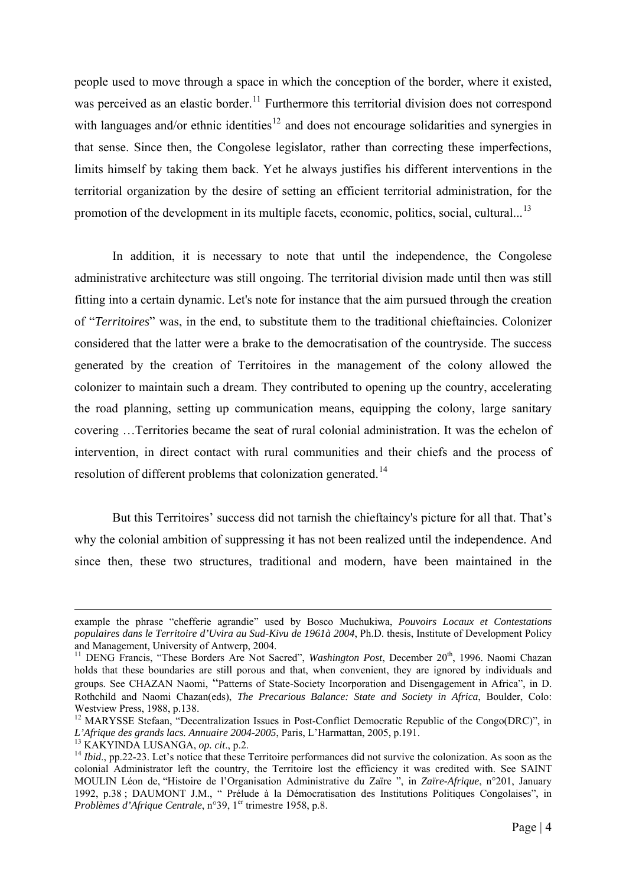people used to move through a space in which the conception of the border, where it existed, was perceived as an elastic border.[11] Furthermore this territorial division does not correspond with languages and/or ethnic identities[12] and does not encourage solidarities and synergies in that sense. Since then, the Congolese legislator, rather than correcting these imperfections, limits himself by taking them back. Yet he always justifies his different interventions in the territorial organization by the desire of setting an efficient territorial administration, for the promotion of the development in its multiple facets, economic, politics, social, cultural...[13]

In addition, it is necessary to note that until the independence, the Congolese administrative architecture was still ongoing. The territorial division made until then was still fitting into a certain dynamic. Let's note for instance that the aim pursued through the creation of "*Territoires*" was, in the end, to substitute them to the traditional chieftaincies. Colonizer considered that the latter were a brake to the democratisation of the countryside. The success generated by the creation of Territoires in the management of the colony allowed the colonizer to maintain such a dream. They contributed to opening up the country, accelerating the road planning, setting up communication means, equipping the colony, large sanitary covering …Territories became the seat of rural colonial administration. It was the echelon of intervention, in direct contact with rural communities and their chiefs and the process of resolution of different problems that colonization generated.[14]

But this Territoires' success did not tarnish the chieftaincy's picture for all that. That's why the colonial ambition of suppressing it has not been realized until the independence. And since then, these two structures, traditional and modern, have been maintained in the

---

example the phrase "chefferie agrandie" used by Bosco Muchukiwa, *Pouvoirs Locaux et Contestations populaires dans le Territoire d'Uvira au Sud-Kivu de 1961à 2004*, Ph.D. thesis, Institute of Development Policy and Management, University of Antwerp, 2004.

[11] DENG Francis, "These Borders Are Not Sacred", *Washington Post*, December 20th, 1996. Naomi Chazan holds that these boundaries are still porous and that, when convenient, they are ignored by individuals and groups. See CHAZAN Naomi, "Patterns of State-Society Incorporation and Disengagement in Africa", in D. Rothchild and Naomi Chazan(eds), *The Precarious Balance: State and Society in Africa*, Boulder, Colo: Westview Press, 1988, p.138.

[12] MARYSSE Stefaan, "Decentralization Issues in Post-Conflict Democratic Republic of the Congo(DRC)", in *L'Afrique des grands lacs. Annuaire 2004-2005*, Paris, L'Harmattan, 2005, p.191.

[13] KAKYINDA LUSANGA, *op. cit*., p.2.

[14] *Ibid*., pp.22-23. Let's notice that these Territoire performances did not survive the colonization. As soon as the colonial Administrator left the country, the Territoire lost the efficiency it was credited with. See SAINT MOULIN Léon de, "Histoire de l'Organisation Administrative du Zaïre ", in *Zaïre-Afrique*, n°201, January 1992, p.38 ; DAUMONT J.M., " Prélude à la Démocratisation des Institutions Politiques Congolaises", in *Problèmes d'Afrique Centrale*, n°39, 1er trimestre 1958, p.8.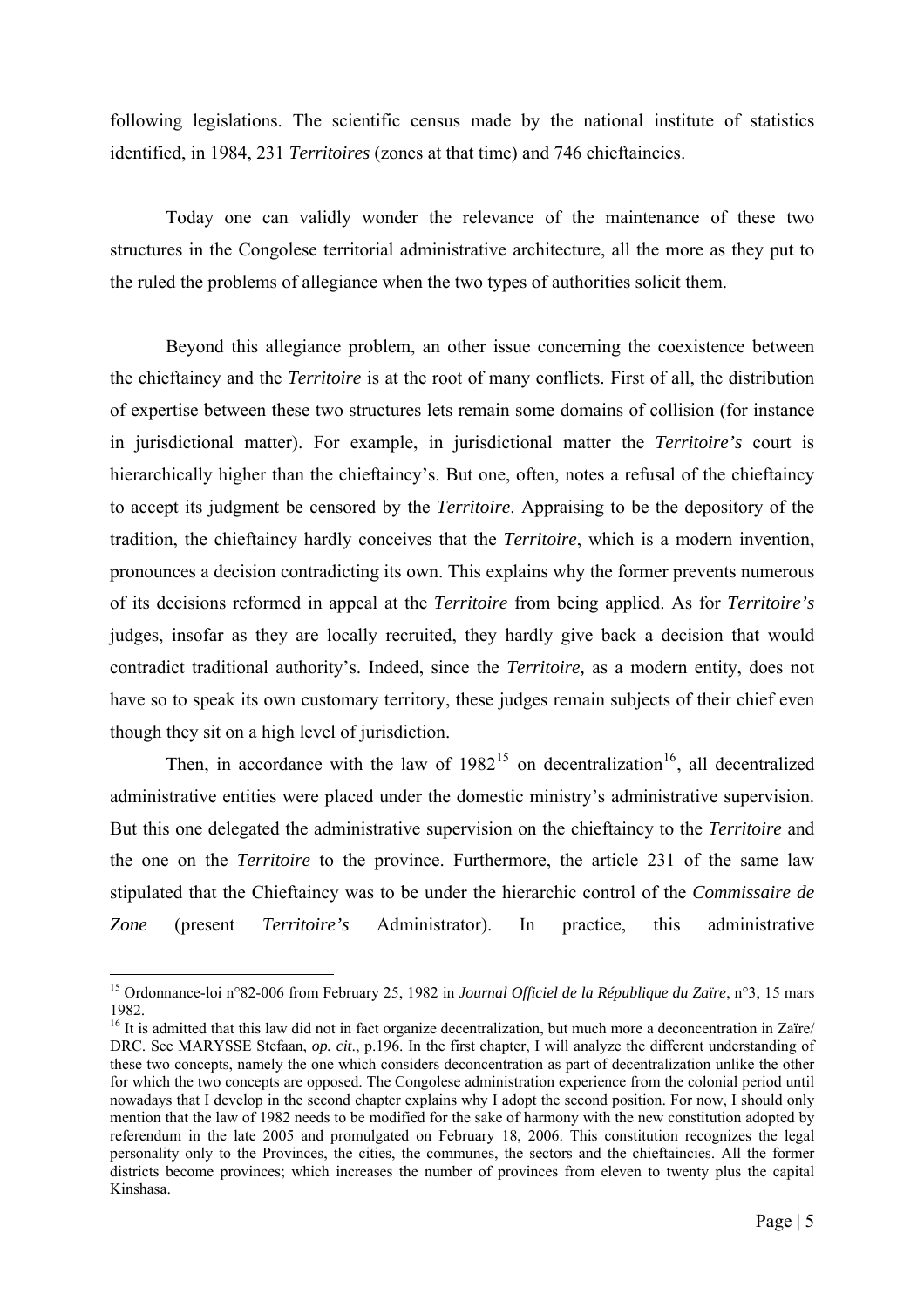following legislations. The scientific census made by the national institute of statistics identified, in 1984, 231 *Territoires* (zones at that time) and 746 chieftaincies.

Today one can validly wonder the relevance of the maintenance of these two structures in the Congolese territorial administrative architecture, all the more as they put to the ruled the problems of allegiance when the two types of authorities solicit them.

Beyond this allegiance problem, an other issue concerning the coexistence between the chieftaincy and the *Territoire* is at the root of many conflicts. First of all, the distribution of expertise between these two structures lets remain some domains of collision (for instance in jurisdictional matter). For example, in jurisdictional matter the *Territoire's* court is hierarchically higher than the chieftaincy's. But one, often, notes a refusal of the chieftaincy to accept its judgment be censored by the *Territoire*. Appraising to be the depository of the tradition, the chieftaincy hardly conceives that the *Territoire*, which is a modern invention, pronounces a decision contradicting its own. This explains why the former prevents numerous of its decisions reformed in appeal at the *Territoire* from being applied. As for *Territoire's* judges, insofar as they are locally recruited, they hardly give back a decision that would contradict traditional authority's. Indeed, since the *Territoire,* as a modern entity, does not have so to speak its own customary territory, these judges remain subjects of their chief even though they sit on a high level of jurisdiction.

Then, in accordance with the law of 1982[15] on decentralization[16], all decentralized administrative entities were placed under the domestic ministry's administrative supervision. But this one delegated the administrative supervision on the chieftaincy to the *Territoire* and the one on the *Territoire* to the province. Furthermore, the article 231 of the same law stipulated that the Chieftaincy was to be under the hierarchic control of the *Commissaire de Zone* (present *Territoire's* Administrator). In practice, this administrative

---

[15] Ordonnance-loi n°82-006 from February 25, 1982 in *Journal Officiel de la République du Zaïre*, n°3, 15 mars 1982.

[16] It is admitted that this law did not in fact organize decentralization, but much more a deconcentration in Zaïre/ DRC. See MARYSSE Stefaan, *op. cit*., p.196. In the first chapter, I will analyze the different understanding of these two concepts, namely the one which considers deconcentration as part of decentralization unlike the other for which the two concepts are opposed. The Congolese administration experience from the colonial period until nowadays that I develop in the second chapter explains why I adopt the second position. For now, I should only mention that the law of 1982 needs to be modified for the sake of harmony with the new constitution adopted by referendum in the late 2005 and promulgated on February 18, 2006. This constitution recognizes the legal personality only to the Provinces, the cities, the communes, the sectors and the chieftaincies. All the former districts become provinces; which increases the number of provinces from eleven to twenty plus the capital Kinshasa.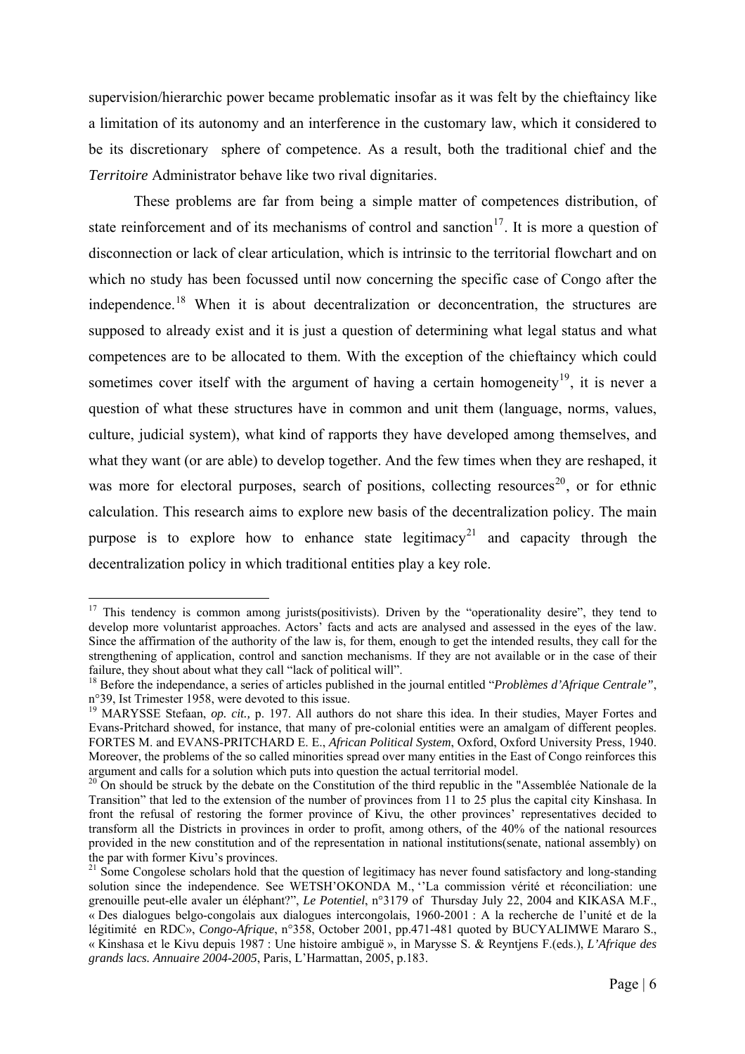supervision/hierarchic power became problematic insofar as it was felt by the chieftaincy like a limitation of its autonomy and an interference in the customary law, which it considered to be its discretionary sphere of competence. As a result, both the traditional chief and the *Territoire* Administrator behave like two rival dignitaries.

These problems are far from being a simple matter of competences distribution, of state reinforcement and of its mechanisms of control and sanction[17]. It is more a question of disconnection or lack of clear articulation, which is intrinsic to the territorial flowchart and on which no study has been focussed until now concerning the specific case of Congo after the independence.[18] When it is about decentralization or deconcentration, the structures are supposed to already exist and it is just a question of determining what legal status and what competences are to be allocated to them. With the exception of the chieftaincy which could sometimes cover itself with the argument of having a certain homogeneity[19], it is never a question of what these structures have in common and unit them (language, norms, values, culture, judicial system), what kind of rapports they have developed among themselves, and what they want (or are able) to develop together. And the few times when they are reshaped, it was more for electoral purposes, search of positions, collecting resources[20], or for ethnic calculation. This research aims to explore new basis of the decentralization policy. The main purpose is to explore how to enhance state legitimacy[21] and capacity through the decentralization policy in which traditional entities play a key role.

---

[17] This tendency is common among jurists(positivists). Driven by the "operationality desire", they tend to develop more voluntarist approaches. Actors' facts and acts are analysed and assessed in the eyes of the law. Since the affirmation of the authority of the law is, for them, enough to get the intended results, they call for the strengthening of application, control and sanction mechanisms. If they are not available or in the case of their failure, they shout about what they call "lack of political will".

[18] Before the independance, a series of articles published in the journal entitled "*Problèmes d'Afrique Centrale"*, n°39, Ist Trimester 1958, were devoted to this issue.

[19] MARYSSE Stefaan, *op. cit.,* p. 197. All authors do not share this idea. In their studies, Mayer Fortes and Evans-Pritchard showed, for instance, that many of pre-colonial entities were an amalgam of different peoples. FORTES M. and EVANS-PRITCHARD E. E., *African Political System*, Oxford, Oxford University Press, 1940. Moreover, the problems of the so called minorities spread over many entities in the East of Congo reinforces this argument and calls for a solution which puts into question the actual territorial model.

[20] On should be struck by the debate on the Constitution of the third republic in the "Assemblée Nationale de la Transition" that led to the extension of the number of provinces from 11 to 25 plus the capital city Kinshasa. In front the refusal of restoring the former province of Kivu, the other provinces' representatives decided to transform all the Districts in provinces in order to profit, among others, of the 40% of the national resources provided in the new constitution and of the representation in national institutions(senate, national assembly) on the par with former Kivu's provinces.

[21] Some Congolese scholars hold that the question of legitimacy has never found satisfactory and long-standing solution since the independence. See WETSH'OKONDA M., ''La commission vérité et réconciliation: une grenouille peut-elle avaler un éléphant?", *Le Potentiel*, n°3179 of Thursday July 22, 2004 and KIKASA M.F., « Des dialogues belgo-congolais aux dialogues intercongolais, 1960-2001 : A la recherche de l'unité et de la légitimité en RDC», *Congo-Afrique*, n°358, October 2001, pp.471-481 quoted by BUCYALIMWE Mararo S., « Kinshasa et le Kivu depuis 1987 : Une histoire ambiguë », in Marysse S. & Reyntjens F.(eds.), *L'Afrique des grands lacs. Annuaire 2004-2005*, Paris, L'Harmattan, 2005, p.183.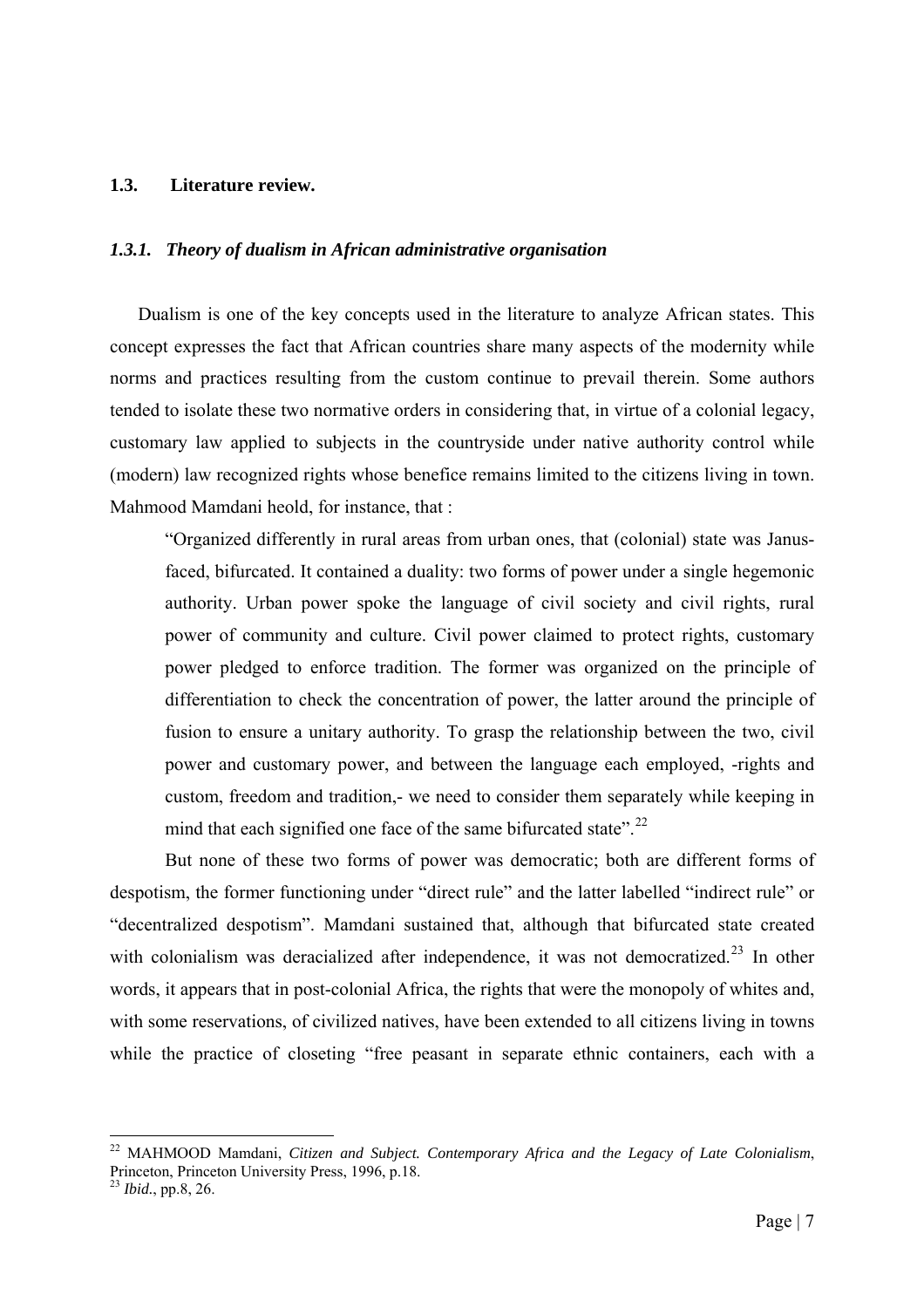## 1.3. Literature review.

### *1.3.1. Theory of dualism in African administrative organisation*

Dualism is one of the key concepts used in the literature to analyze African states. This concept expresses the fact that African countries share many aspects of the modernity while norms and practices resulting from the custom continue to prevail therein. Some authors tended to isolate these two normative orders in considering that, in virtue of a colonial legacy, customary law applied to subjects in the countryside under native authority control while (modern) law recognized rights whose benefice remains limited to the citizens living in town. Mahmood Mamdani heold, for instance, that :

> "Organized differently in rural areas from urban ones, that (colonial) state was Janus-faced, bifurcated. It contained a duality: two forms of power under a single hegemonic authority. Urban power spoke the language of civil society and civil rights, rural power of community and culture. Civil power claimed to protect rights, customary power pledged to enforce tradition. The former was organized on the principle of differentiation to check the concentration of power, the latter around the principle of fusion to ensure a unitary authority. To grasp the relationship between the two, civil power and customary power, and between the language each employed, -rights and custom, freedom and tradition,- we need to consider them separately while keeping in mind that each signified one face of the same bifurcated state".[22]

But none of these two forms of power was democratic; both are different forms of despotism, the former functioning under "direct rule" and the latter labelled "indirect rule" or "decentralized despotism". Mamdani sustained that, although that bifurcated state created with colonialism was deracialized after independence, it was not democratized.[23] In other words, it appears that in post-colonial Africa, the rights that were the monopoly of whites and, with some reservations, of civilized natives, have been extended to all citizens living in towns while the practice of closeting "free peasant in separate ethnic containers, each with a

---

[22] MAHMOOD Mamdani, *Citizen and Subject. Contemporary Africa and the Legacy of Late Colonialism*, Princeton, Princeton University Press, 1996, p.18.

[23] *Ibid.*, pp.8, 26.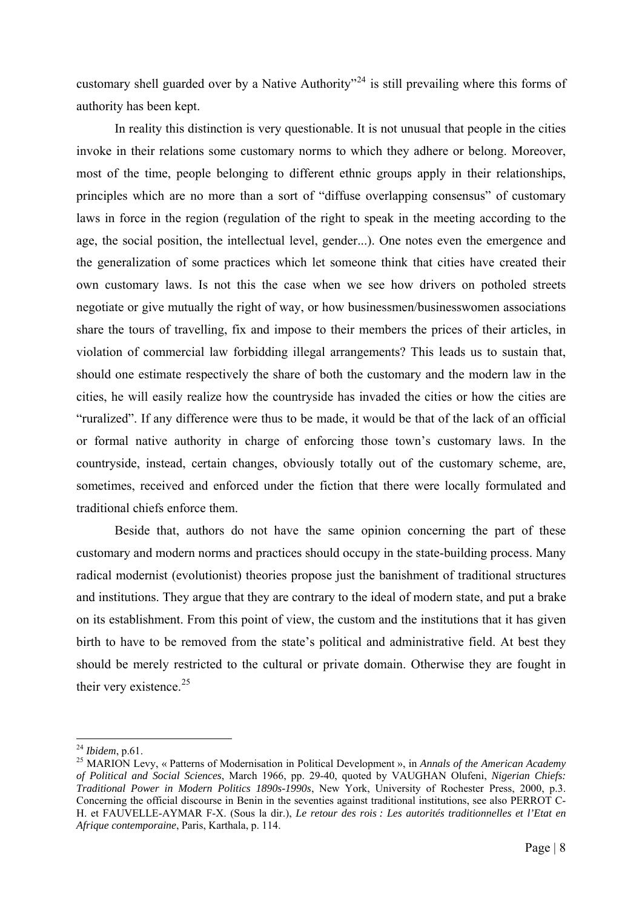customary shell guarded over by a Native Authority"[24] is still prevailing where this forms of authority has been kept.

In reality this distinction is very questionable. It is not unusual that people in the cities invoke in their relations some customary norms to which they adhere or belong. Moreover, most of the time, people belonging to different ethnic groups apply in their relationships, principles which are no more than a sort of "diffuse overlapping consensus" of customary laws in force in the region (regulation of the right to speak in the meeting according to the age, the social position, the intellectual level, gender...). One notes even the emergence and the generalization of some practices which let someone think that cities have created their own customary laws. Is not this the case when we see how drivers on potholed streets negotiate or give mutually the right of way, or how businessmen/businesswomen associations share the tours of travelling, fix and impose to their members the prices of their articles, in violation of commercial law forbidding illegal arrangements? This leads us to sustain that, should one estimate respectively the share of both the customary and the modern law in the cities, he will easily realize how the countryside has invaded the cities or how the cities are "ruralized". If any difference were thus to be made, it would be that of the lack of an official or formal native authority in charge of enforcing those town's customary laws. In the countryside, instead, certain changes, obviously totally out of the customary scheme, are, sometimes, received and enforced under the fiction that there were locally formulated and traditional chiefs enforce them.

Beside that, authors do not have the same opinion concerning the part of these customary and modern norms and practices should occupy in the state-building process. Many radical modernist (evolutionist) theories propose just the banishment of traditional structures and institutions. They argue that they are contrary to the ideal of modern state, and put a brake on its establishment. From this point of view, the custom and the institutions that it has given birth to have to be removed from the state's political and administrative field. At best they should be merely restricted to the cultural or private domain. Otherwise they are fought in their very existence.[25]

---

[24] *Ibidem*, p.61.

[25] MARION Levy, « Patterns of Modernisation in Political Development », in *Annals of the American Academy of Political and Social Sciences*, March 1966, pp. 29-40, quoted by VAUGHAN Olufeni, *Nigerian Chiefs: Traditional Power in Modern Politics 1890s-1990s*, New York, University of Rochester Press, 2000, p.3. Concerning the official discourse in Benin in the seventies against traditional institutions, see also PERROT C-H. et FAUVELLE-AYMAR F-X. (Sous la dir.), *Le retour des rois : Les autorités traditionnelles et l'Etat en Afrique contemporaine*, Paris, Karthala, p. 114.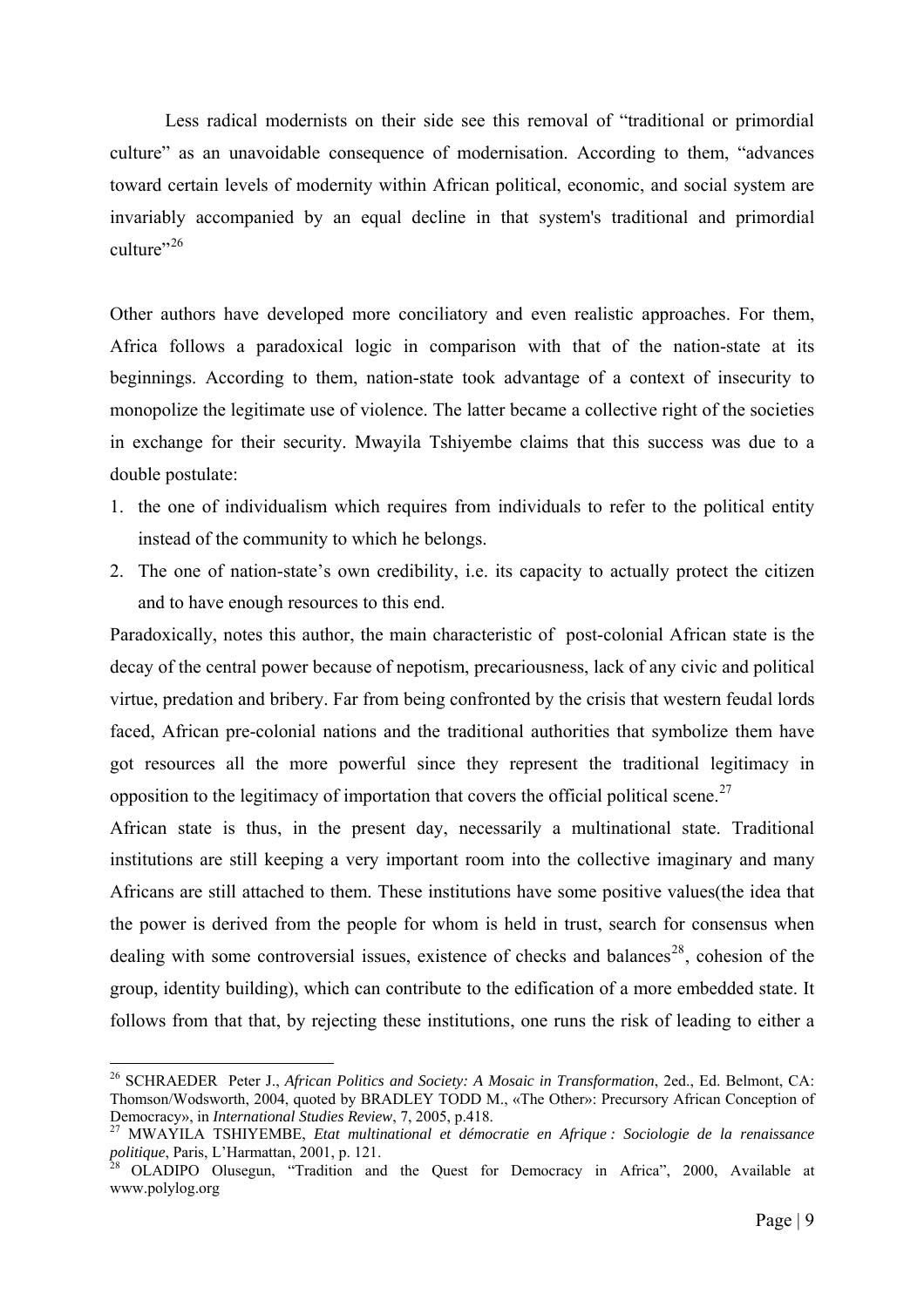Less radical modernists on their side see this removal of "traditional or primordial culture" as an unavoidable consequence of modernisation. According to them, "advances toward certain levels of modernity within African political, economic, and social system are invariably accompanied by an equal decline in that system's traditional and primordial culture"[26]

Other authors have developed more conciliatory and even realistic approaches. For them, Africa follows a paradoxical logic in comparison with that of the nation-state at its beginnings. According to them, nation-state took advantage of a context of insecurity to monopolize the legitimate use of violence. The latter became a collective right of the societies in exchange for their security. Mwayila Tshiyembe claims that this success was due to a double postulate:

1. the one of individualism which requires from individuals to refer to the political entity instead of the community to which he belongs.
2. The one of nation-state's own credibility, i.e. its capacity to actually protect the citizen and to have enough resources to this end.

Paradoxically, notes this author, the main characteristic of post-colonial African state is the decay of the central power because of nepotism, precariousness, lack of any civic and political virtue, predation and bribery. Far from being confronted by the crisis that western feudal lords faced, African pre-colonial nations and the traditional authorities that symbolize them have got resources all the more powerful since they represent the traditional legitimacy in opposition to the legitimacy of importation that covers the official political scene.[27]

African state is thus, in the present day, necessarily a multinational state. Traditional institutions are still keeping a very important room into the collective imaginary and many Africans are still attached to them. These institutions have some positive values(the idea that the power is derived from the people for whom is held in trust, search for consensus when dealing with some controversial issues, existence of checks and balances[28], cohesion of the group, identity building), which can contribute to the edification of a more embedded state. It follows from that that, by rejecting these institutions, one runs the risk of leading to either a

---

[26] SCHRAEDER Peter J., *African Politics and Society: A Mosaic in Transformation*, 2ed., Ed. Belmont, CA: Thomson/Wodsworth, 2004, quoted by BRADLEY TODD M., «The Other»: Precursory African Conception of Democracy», in *International Studies Review*, 7, 2005, p.418.

[27] MWAYILA TSHIYEMBE, *Etat multinational et démocratie en Afrique : Sociologie de la renaissance politique*, Paris, L'Harmattan, 2001, p. 121.

[28] OLADIPO Olusegun, "Tradition and the Quest for Democracy in Africa", 2000, Available at www.polylog.org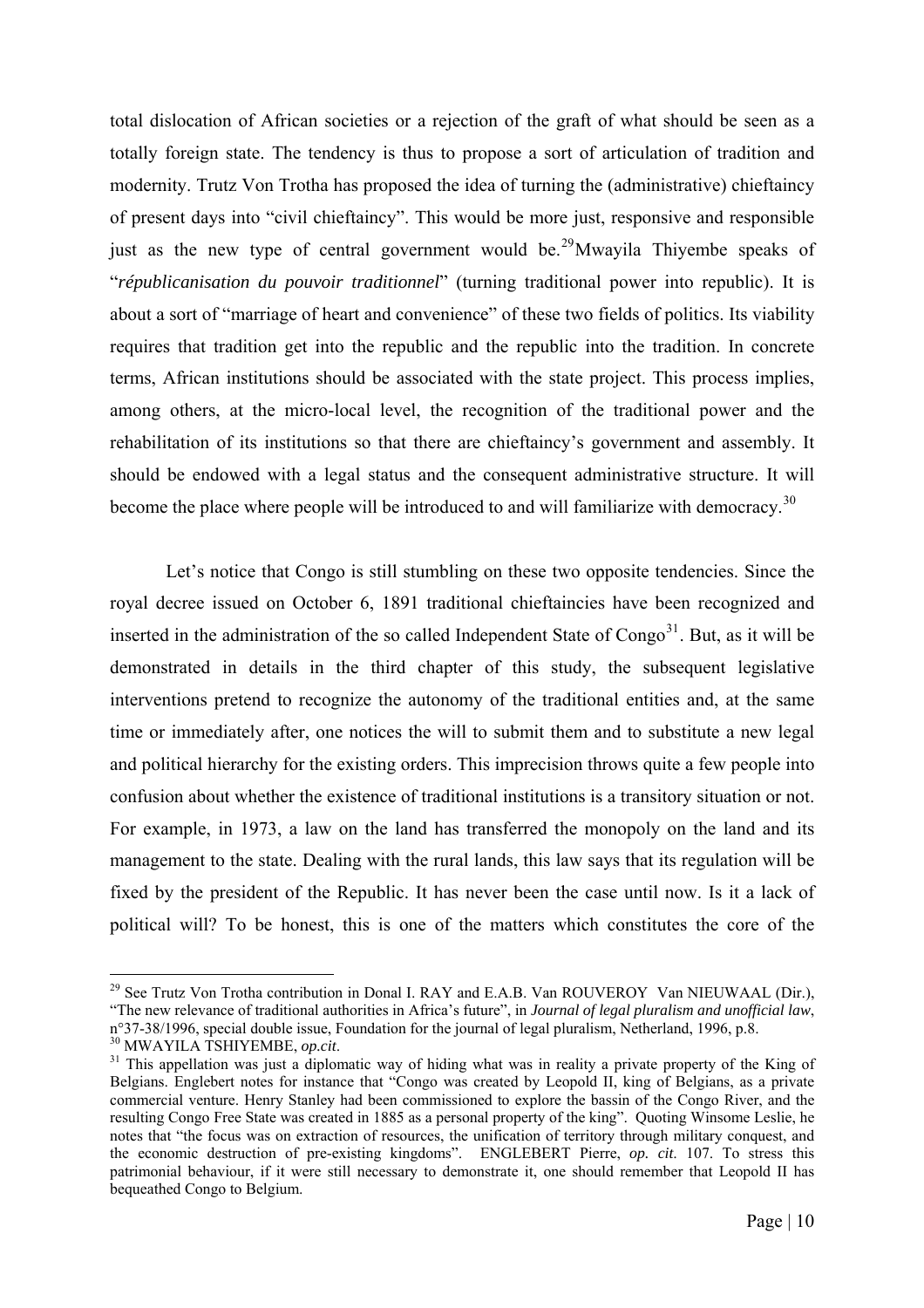total dislocation of African societies or a rejection of the graft of what should be seen as a totally foreign state. The tendency is thus to propose a sort of articulation of tradition and modernity. Trutz Von Trotha has proposed the idea of turning the (administrative) chieftaincy of present days into "civil chieftaincy". This would be more just, responsive and responsible just as the new type of central government would be.[29]Mwayila Thiyembe speaks of "*républicanisation du pouvoir traditionnel*" (turning traditional power into republic). It is about a sort of "marriage of heart and convenience" of these two fields of politics. Its viability requires that tradition get into the republic and the republic into the tradition. In concrete terms, African institutions should be associated with the state project. This process implies, among others, at the micro-local level, the recognition of the traditional power and the rehabilitation of its institutions so that there are chieftaincy's government and assembly. It should be endowed with a legal status and the consequent administrative structure. It will become the place where people will be introduced to and will familiarize with democracy.[30]

Let's notice that Congo is still stumbling on these two opposite tendencies. Since the royal decree issued on October 6, 1891 traditional chieftaincies have been recognized and inserted in the administration of the so called Independent State of Congo[31]. But, as it will be demonstrated in details in the third chapter of this study, the subsequent legislative interventions pretend to recognize the autonomy of the traditional entities and, at the same time or immediately after, one notices the will to submit them and to substitute a new legal and political hierarchy for the existing orders. This imprecision throws quite a few people into confusion about whether the existence of traditional institutions is a transitory situation or not. For example, in 1973, a law on the land has transferred the monopoly on the land and its management to the state. Dealing with the rural lands, this law says that its regulation will be fixed by the president of the Republic. It has never been the case until now. Is it a lack of political will? To be honest, this is one of the matters which constitutes the core of the

---

[29] See Trutz Von Trotha contribution in Donal I. RAY and E.A.B. Van ROUVEROY Van NIEUWAAL (Dir.), "The new relevance of traditional authorities in Africa's future", in *Journal of legal pluralism and unofficial law*, n°37-38/1996, special double issue, Foundation for the journal of legal pluralism, Netherland, 1996, p.8.

[30] MWAYILA TSHIYEMBE, *op.cit*.

[31] This appellation was just a diplomatic way of hiding what was in reality a private property of the King of Belgians. Englebert notes for instance that "Congo was created by Leopold II, king of Belgians, as a private commercial venture. Henry Stanley had been commissioned to explore the bassin of the Congo River, and the resulting Congo Free State was created in 1885 as a personal property of the king". Quoting Winsome Leslie, he notes that "the focus was on extraction of resources, the unification of territory through military conquest, and the economic destruction of pre-existing kingdoms". ENGLEBERT Pierre, *op. cit.* 107. To stress this patrimonial behaviour, if it were still necessary to demonstrate it, one should remember that Leopold II has bequeathed Congo to Belgium.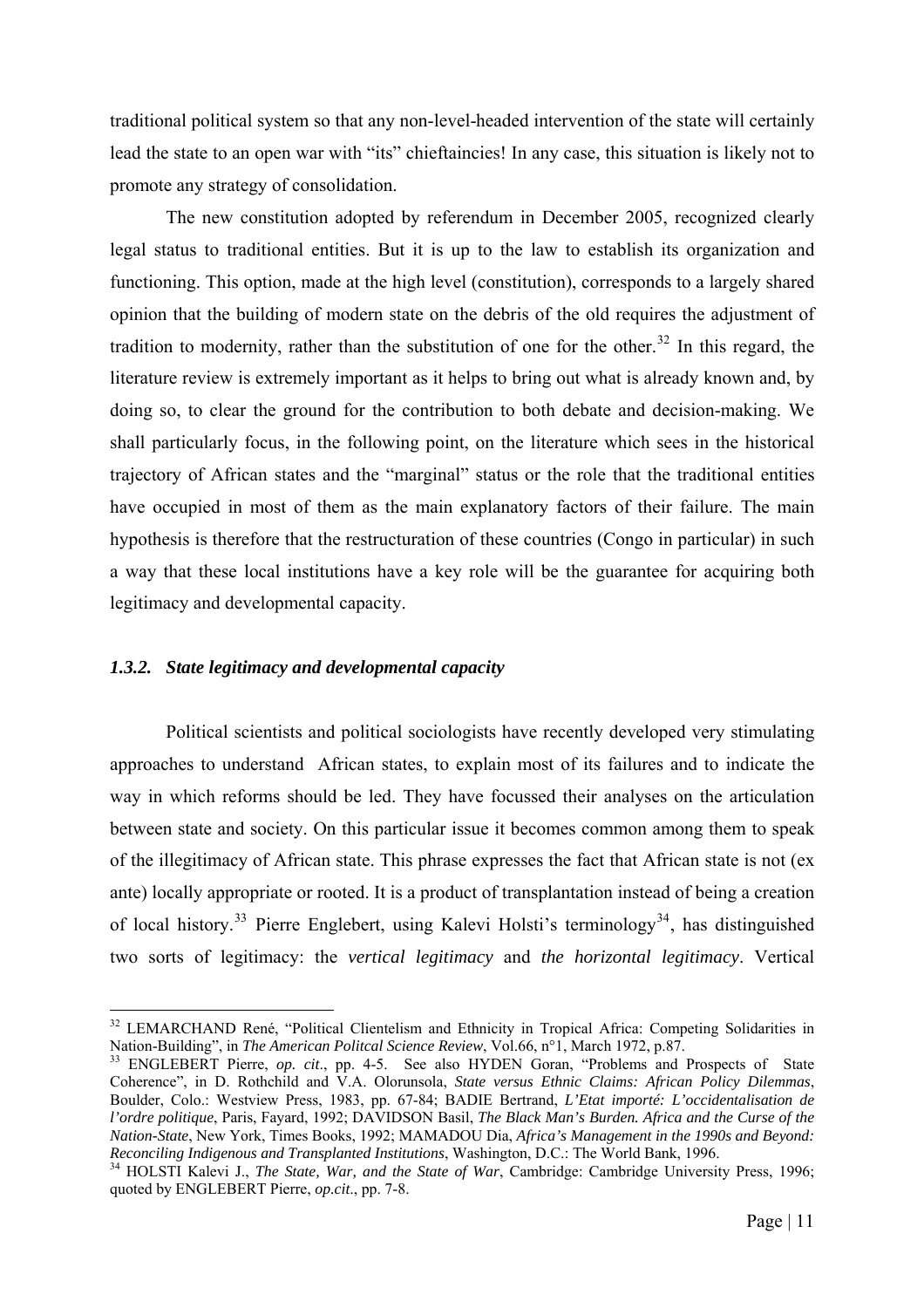traditional political system so that any non-level-headed intervention of the state will certainly lead the state to an open war with "its" chieftaincies! In any case, this situation is likely not to promote any strategy of consolidation.

The new constitution adopted by referendum in December 2005, recognized clearly legal status to traditional entities. But it is up to the law to establish its organization and functioning. This option, made at the high level (constitution), corresponds to a largely shared opinion that the building of modern state on the debris of the old requires the adjustment of tradition to modernity, rather than the substitution of one for the other.[32] In this regard, the literature review is extremely important as it helps to bring out what is already known and, by doing so, to clear the ground for the contribution to both debate and decision-making. We shall particularly focus, in the following point, on the literature which sees in the historical trajectory of African states and the "marginal" status or the role that the traditional entities have occupied in most of them as the main explanatory factors of their failure. The main hypothesis is therefore that the restructuration of these countries (Congo in particular) in such a way that these local institutions have a key role will be the guarantee for acquiring both legitimacy and developmental capacity.

### *1.3.2. State legitimacy and developmental capacity*

Political scientists and political sociologists have recently developed very stimulating approaches to understand African states, to explain most of its failures and to indicate the way in which reforms should be led. They have focussed their analyses on the articulation between state and society. On this particular issue it becomes common among them to speak of the illegitimacy of African state. This phrase expresses the fact that African state is not (ex ante) locally appropriate or rooted. It is a product of transplantation instead of being a creation of local history.[33] Pierre Englebert, using Kalevi Holsti's terminology[34], has distinguished two sorts of legitimacy: the *vertical legitimacy* and *the horizontal legitimacy*. Vertical

---

[32] LEMARCHAND René, "Political Clientelism and Ethnicity in Tropical Africa: Competing Solidarities in Nation-Building", in *The American Politcal Science Review*, Vol.66, n°1, March 1972, p.87.

[33] ENGLEBERT Pierre, *op. cit*., pp. 4-5. See also HYDEN Goran, "Problems and Prospects of State Coherence", in D. Rothchild and V.A. Olorunsola, *State versus Ethnic Claims: African Policy Dilemmas*, Boulder, Colo.: Westview Press, 1983, pp. 67-84; BADIE Bertrand, *L'Etat importé: L'occidentalisation de l'ordre politique*, Paris, Fayard, 1992; DAVIDSON Basil, *The Black Man's Burden. Africa and the Curse of the Nation-State*, New York, Times Books, 1992; MAMADOU Dia, *Africa's Management in the 1990s and Beyond: Reconciling Indigenous and Transplanted Institutions*, Washington, D.C.: The World Bank, 1996.

[34] HOLSTI Kalevi J., *The State, War, and the State of War*, Cambridge: Cambridge University Press, 1996; quoted by ENGLEBERT Pierre, *op.cit*., pp. 7-8.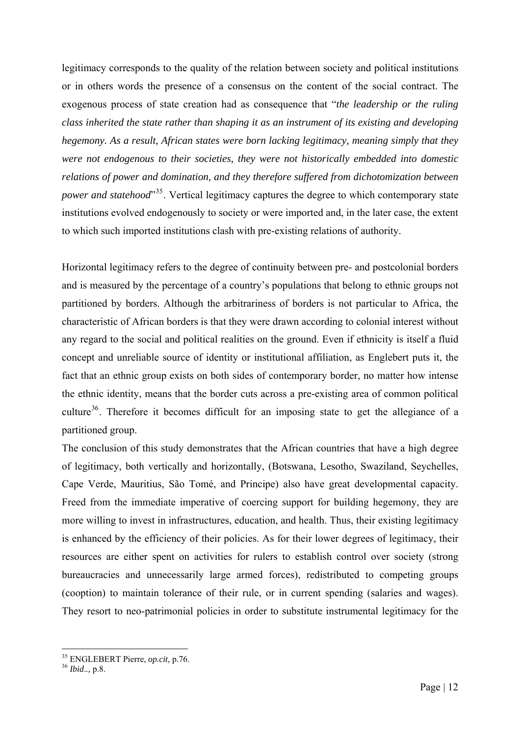legitimacy corresponds to the quality of the relation between society and political institutions or in others words the presence of a consensus on the content of the social contract. The exogenous process of state creation had as consequence that "*the leadership or the ruling class inherited the state rather than shaping it as an instrument of its existing and developing hegemony. As a result, African states were born lacking legitimacy, meaning simply that they were not endogenous to their societies, they were not historically embedded into domestic relations of power and domination, and they therefore suffered from dichotomization between power and statehood*"[35]. Vertical legitimacy captures the degree to which contemporary state institutions evolved endogenously to society or were imported and, in the later case, the extent to which such imported institutions clash with pre-existing relations of authority.

Horizontal legitimacy refers to the degree of continuity between pre- and postcolonial borders and is measured by the percentage of a country's populations that belong to ethnic groups not partitioned by borders. Although the arbitrariness of borders is not particular to Africa, the characteristic of African borders is that they were drawn according to colonial interest without any regard to the social and political realities on the ground. Even if ethnicity is itself a fluid concept and unreliable source of identity or institutional affiliation, as Englebert puts it, the fact that an ethnic group exists on both sides of contemporary border, no matter how intense the ethnic identity, means that the border cuts across a pre-existing area of common political culture[36]. Therefore it becomes difficult for an imposing state to get the allegiance of a partitioned group.

The conclusion of this study demonstrates that the African countries that have a high degree of legitimacy, both vertically and horizontally, (Botswana, Lesotho, Swaziland, Seychelles, Cape Verde, Mauritius, São Tomé, and Principe) also have great developmental capacity. Freed from the immediate imperative of coercing support for building hegemony, they are more willing to invest in infrastructures, education, and health. Thus, their existing legitimacy is enhanced by the efficiency of their policies. As for their lower degrees of legitimacy, their resources are either spent on activities for rulers to establish control over society (strong bureaucracies and unnecessarily large armed forces), redistributed to competing groups (cooption) to maintain tolerance of their rule, or in current spending (salaries and wages). They resort to neo-patrimonial policies in order to substitute instrumental legitimacy for the

---

[35] ENGLEBERT Pierre, *op.cit,* p.76.

[36] *Ibid*.., p.8.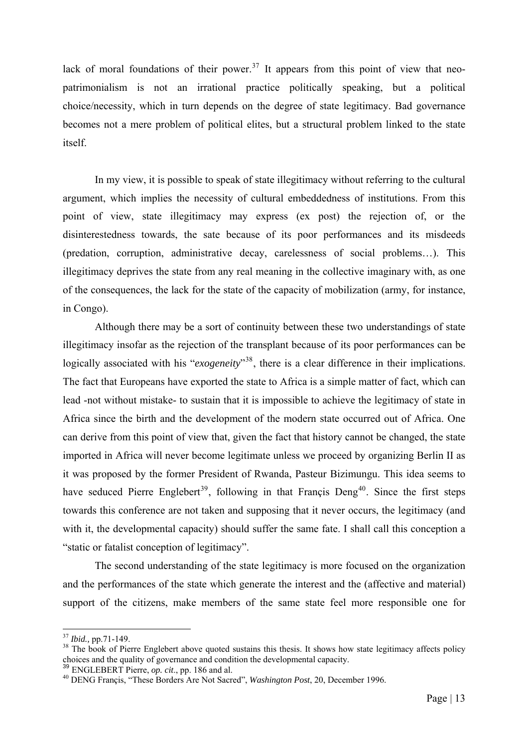lack of moral foundations of their power.[37] It appears from this point of view that neo-patrimonialism is not an irrational practice politically speaking, but a political choice/necessity, which in turn depends on the degree of state legitimacy. Bad governance becomes not a mere problem of political elites, but a structural problem linked to the state itself.

In my view, it is possible to speak of state illegitimacy without referring to the cultural argument, which implies the necessity of cultural embeddedness of institutions. From this point of view, state illegitimacy may express (ex post) the rejection of, or the disinterestedness towards, the sate because of its poor performances and its misdeeds (predation, corruption, administrative decay, carelessness of social problems…). This illegitimacy deprives the state from any real meaning in the collective imaginary with, as one of the consequences, the lack for the state of the capacity of mobilization (army, for instance, in Congo).

Although there may be a sort of continuity between these two understandings of state illegitimacy insofar as the rejection of the transplant because of its poor performances can be logically associated with his "*exogeneity*"[38], there is a clear difference in their implications. The fact that Europeans have exported the state to Africa is a simple matter of fact, which can lead -not without mistake- to sustain that it is impossible to achieve the legitimacy of state in Africa since the birth and the development of the modern state occurred out of Africa. One can derive from this point of view that, given the fact that history cannot be changed, the state imported in Africa will never become legitimate unless we proceed by organizing Berlin II as it was proposed by the former President of Rwanda, Pasteur Bizimungu. This idea seems to have seduced Pierre Englebert[39], following in that Françis Deng[40]. Since the first steps towards this conference are not taken and supposing that it never occurs, the legitimacy (and with it, the developmental capacity) should suffer the same fate. I shall call this conception a "static or fatalist conception of legitimacy".

The second understanding of the state legitimacy is more focused on the organization and the performances of the state which generate the interest and the (affective and material) support of the citizens, make members of the same state feel more responsible one for

---

[37] *Ibid.,* pp.71-149.

[38] The book of Pierre Englebert above quoted sustains this thesis. It shows how state legitimacy affects policy choices and the quality of governance and condition the developmental capacity.

[39] ENGLEBERT Pierre, *op. cit*., pp. 186 and al.

[40] DENG Françis, "These Borders Are Not Sacred", *Washington Post*, 20, December 1996.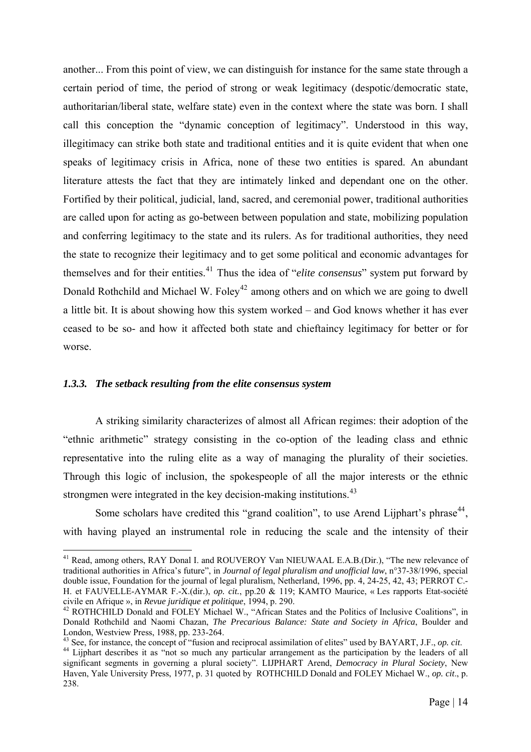another... From this point of view, we can distinguish for instance for the same state through a certain period of time, the period of strong or weak legitimacy (despotic/democratic state, authoritarian/liberal state, welfare state) even in the context where the state was born. I shall call this conception the "dynamic conception of legitimacy". Understood in this way, illegitimacy can strike both state and traditional entities and it is quite evident that when one speaks of legitimacy crisis in Africa, none of these two entities is spared. An abundant literature attests the fact that they are intimately linked and dependant one on the other. Fortified by their political, judicial, land, sacred, and ceremonial power, traditional authorities are called upon for acting as go-between between population and state, mobilizing population and conferring legitimacy to the state and its rulers. As for traditional authorities, they need the state to recognize their legitimacy and to get some political and economic advantages for themselves and for their entities.[41] Thus the idea of "*elite consensus*" system put forward by Donald Rothchild and Michael W. Foley[42] among others and on which we are going to dwell a little bit. It is about showing how this system worked – and God knows whether it has ever ceased to be so- and how it affected both state and chieftaincy legitimacy for better or for worse.

### *1.3.3. The setback resulting from the elite consensus system*

A striking similarity characterizes of almost all African regimes: their adoption of the "ethnic arithmetic" strategy consisting in the co-option of the leading class and ethnic representative into the ruling elite as a way of managing the plurality of their societies. Through this logic of inclusion, the spokespeople of all the major interests or the ethnic strongmen were integrated in the key decision-making institutions.[43]

Some scholars have credited this "grand coalition", to use Arend Lijphart's phrase[44], with having played an instrumental role in reducing the scale and the intensity of their

---

[41] Read, among others, RAY Donal I. and ROUVEROY Van NIEUWAAL E.A.B.(Dir.), "The new relevance of traditional authorities in Africa's future", in *Journal of legal pluralism and unofficial law*, n°37-38/1996, special double issue, Foundation for the journal of legal pluralism, Netherland, 1996, pp. 4, 24-25, 42, 43; PERROT C.-H. et FAUVELLE-AYMAR F.-X.(dir.), *op. cit.*, pp.20 & 119; KAMTO Maurice, « Les rapports Etat-société civile en Afrique », in *Revue juridique et politique*, 1994, p. 290.

[42] ROTHCHILD Donald and FOLEY Michael W., "African States and the Politics of Inclusive Coalitions", in Donald Rothchild and Naomi Chazan, *The Precarious Balance: State and Society in Africa*, Boulder and London, Westview Press, 1988, pp. 233-264.

[43] See, for instance, the concept of "fusion and reciprocal assimilation of elites" used by BAYART, J.F., *op. cit*.

[44] Lijphart describes it as "not so much any particular arrangement as the participation by the leaders of all significant segments in governing a plural society". LIJPHART Arend, *Democracy in Plural Society*, New Haven, Yale University Press, 1977, p. 31 quoted by ROTHCHILD Donald and FOLEY Michael W., *op. cit*., p. 238.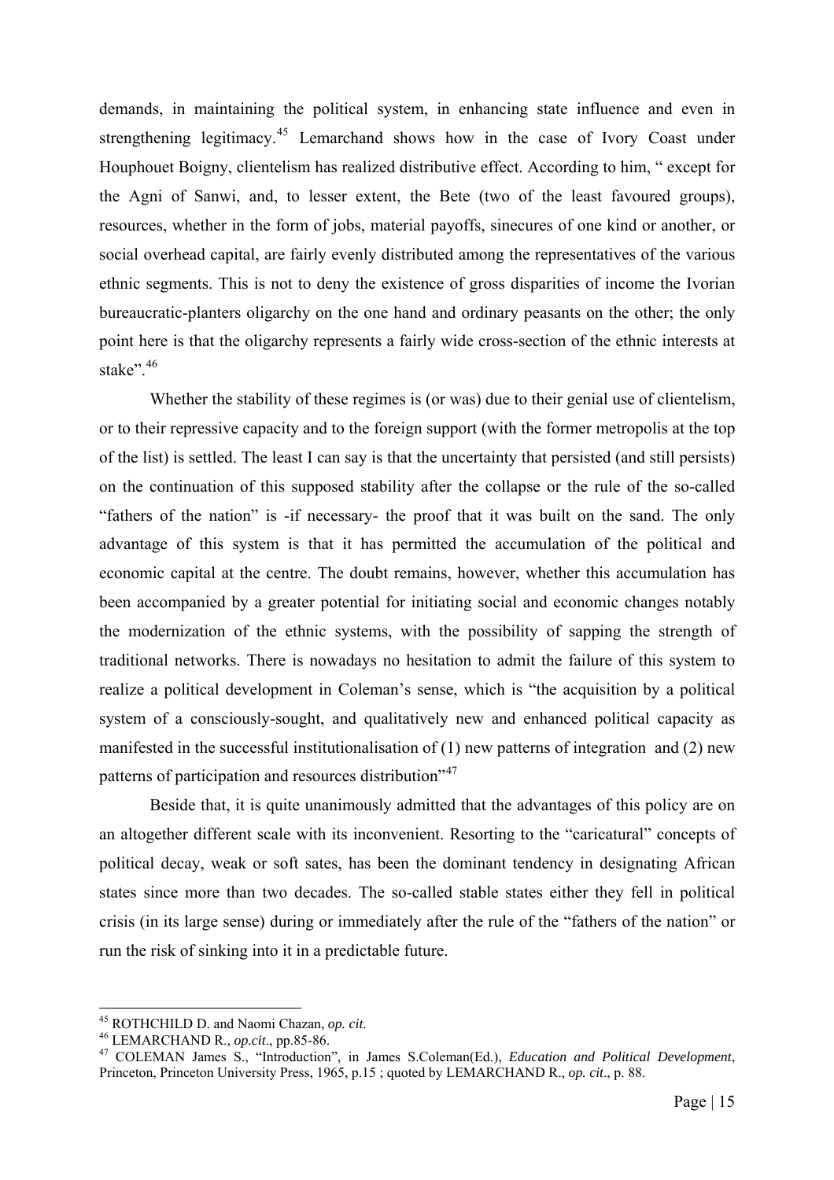demands, in maintaining the political system, in enhancing state influence and even in strengthening legitimacy.[45] Lemarchand shows how in the case of Ivory Coast under Houphouet Boigny, clientelism has realized distributive effect. According to him, " except for the Agni of Sanwi, and, to lesser extent, the Bete (two of the least favoured groups), resources, whether in the form of jobs, material payoffs, sinecures of one kind or another, or social overhead capital, are fairly evenly distributed among the representatives of the various ethnic segments. This is not to deny the existence of gross disparities of income the Ivorian bureaucratic-planters oligarchy on the one hand and ordinary peasants on the other; the only point here is that the oligarchy represents a fairly wide cross-section of the ethnic interests at stake".[46]

Whether the stability of these regimes is (or was) due to their genial use of clientelism, or to their repressive capacity and to the foreign support (with the former metropolis at the top of the list) is settled. The least I can say is that the uncertainty that persisted (and still persists) on the continuation of this supposed stability after the collapse or the rule of the so-called "fathers of the nation" is -if necessary- the proof that it was built on the sand. The only advantage of this system is that it has permitted the accumulation of the political and economic capital at the centre. The doubt remains, however, whether this accumulation has been accompanied by a greater potential for initiating social and economic changes notably the modernization of the ethnic systems, with the possibility of sapping the strength of traditional networks. There is nowadays no hesitation to admit the failure of this system to realize a political development in Coleman's sense, which is "the acquisition by a political system of a consciously-sought, and qualitatively new and enhanced political capacity as manifested in the successful institutionalisation of (1) new patterns of integration and (2) new patterns of participation and resources distribution"[47]

Beside that, it is quite unanimously admitted that the advantages of this policy are on an altogether different scale with its inconvenient. Resorting to the "caricatural" concepts of political decay, weak or soft sates, has been the dominant tendency in designating African states since more than two decades. The so-called stable states either they fell in political crisis (in its large sense) during or immediately after the rule of the "fathers of the nation" or run the risk of sinking into it in a predictable future.

---

[45] ROTHCHILD D. and Naomi Chazan, *op. cit*.

[46] LEMARCHAND R., *op.cit*., pp.85-86.

[47] COLEMAN James S., "Introduction", in James S.Coleman(Ed.), *Education and Political Development*, Princeton, Princeton University Press, 1965, p.15 ; quoted by LEMARCHAND R., *op. cit*., p. 88.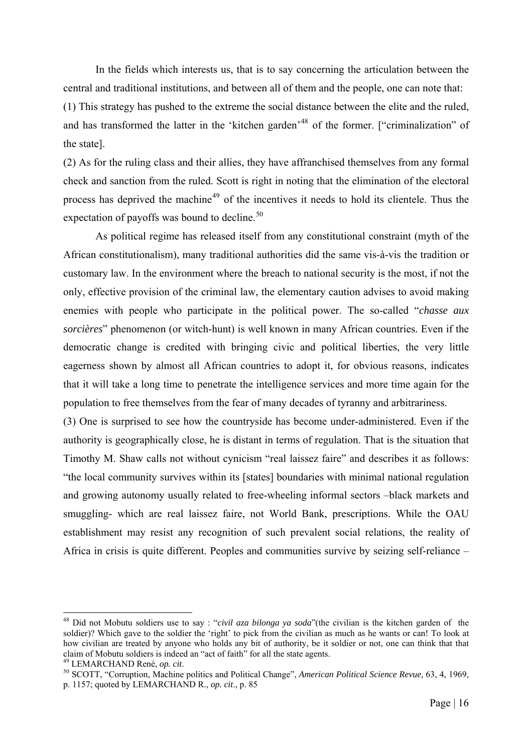In the fields which interests us, that is to say concerning the articulation between the central and traditional institutions, and between all of them and the people, one can note that:

(1) This strategy has pushed to the extreme the social distance between the elite and the ruled, and has transformed the latter in the 'kitchen garden'[48] of the former. ["criminalization" of the state].

(2) As for the ruling class and their allies, they have affranchised themselves from any formal check and sanction from the ruled. Scott is right in noting that the elimination of the electoral process has deprived the machine[49] of the incentives it needs to hold its clientele. Thus the expectation of payoffs was bound to decline.[50]

As political regime has released itself from any constitutional constraint (myth of the African constitutionalism), many traditional authorities did the same vis-à-vis the tradition or customary law. In the environment where the breach to national security is the most, if not the only, effective provision of the criminal law, the elementary caution advises to avoid making enemies with people who participate in the political power. The so-called "*chasse aux sorcières*" phenomenon (or witch-hunt) is well known in many African countries. Even if the democratic change is credited with bringing civic and political liberties, the very little eagerness shown by almost all African countries to adopt it, for obvious reasons, indicates that it will take a long time to penetrate the intelligence services and more time again for the population to free themselves from the fear of many decades of tyranny and arbitrariness.

(3) One is surprised to see how the countryside has become under-administered. Even if the authority is geographically close, he is distant in terms of regulation. That is the situation that Timothy M. Shaw calls not without cynicism "real laissez faire" and describes it as follows: "the local community survives within its [states] boundaries with minimal national regulation and growing autonomy usually related to free-wheeling informal sectors –black markets and smuggling- which are real laissez faire, not World Bank, prescriptions. While the OAU establishment may resist any recognition of such prevalent social relations, the reality of Africa in crisis is quite different. Peoples and communities survive by seizing self-reliance –

---

[48] Did not Mobutu soldiers use to say : "*civil aza bilonga ya soda*"(the civilian is the kitchen garden of the soldier)? Which gave to the soldier the 'right' to pick from the civilian as much as he wants or can! To look at how civilian are treated by anyone who holds any bit of authority, be it soldier or not, one can think that that claim of Mobutu soldiers is indeed an "act of faith" for all the state agents.

[49] LEMARCHAND René, *op. cit*.

[50] SCOTT, "Corruption, Machine politics and Political Change", *American Political Science Revue*, 63, 4, 1969, p. 1157; quoted by LEMARCHAND R., *op. cit*., p. 85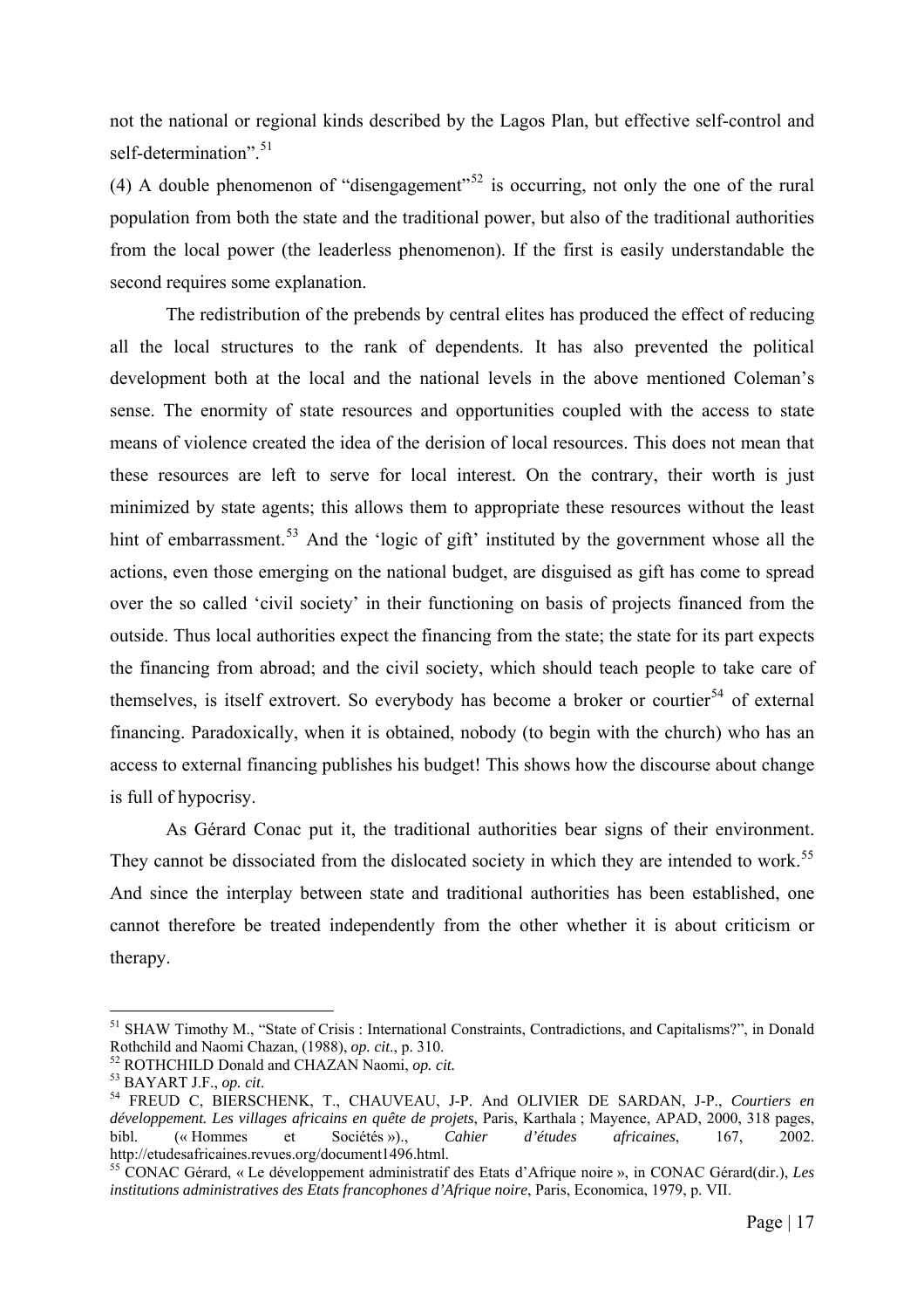not the national or regional kinds described by the Lagos Plan, but effective self-control and self-determination".[51]

(4) A double phenomenon of "disengagement"[52] is occurring, not only the one of the rural population from both the state and the traditional power, but also of the traditional authorities from the local power (the leaderless phenomenon). If the first is easily understandable the second requires some explanation.

The redistribution of the prebends by central elites has produced the effect of reducing all the local structures to the rank of dependents. It has also prevented the political development both at the local and the national levels in the above mentioned Coleman's sense. The enormity of state resources and opportunities coupled with the access to state means of violence created the idea of the derision of local resources. This does not mean that these resources are left to serve for local interest. On the contrary, their worth is just minimized by state agents; this allows them to appropriate these resources without the least hint of embarrassment.[53] And the 'logic of gift' instituted by the government whose all the actions, even those emerging on the national budget, are disguised as gift has come to spread over the so called 'civil society' in their functioning on basis of projects financed from the outside. Thus local authorities expect the financing from the state; the state for its part expects the financing from abroad; and the civil society, which should teach people to take care of themselves, is itself extrovert. So everybody has become a broker or courtier[54] of external financing. Paradoxically, when it is obtained, nobody (to begin with the church) who has an access to external financing publishes his budget! This shows how the discourse about change is full of hypocrisy.

As Gérard Conac put it, the traditional authorities bear signs of their environment. They cannot be dissociated from the dislocated society in which they are intended to work.[55] And since the interplay between state and traditional authorities has been established, one cannot therefore be treated independently from the other whether it is about criticism or therapy.

---

[51] SHAW Timothy M., "State of Crisis : International Constraints, Contradictions, and Capitalisms?", in Donald Rothchild and Naomi Chazan, (1988), *op. cit.*, p. 310.

[52] ROTHCHILD Donald and CHAZAN Naomi, *op. cit.*

[53] BAYART J.F., *op. cit*.

[54] FREUD C, BIERSCHENK, T., CHAUVEAU, J-P. And OLIVIER DE SARDAN, J-P., *Courtiers en développement. Les villages africains en quête de projets*, Paris, Karthala ; Mayence, APAD, 2000, 318 pages, bibl. (« Hommes et Sociétés »)., *Cahier d'études africaines*, 167, 2002. http://etudesafricaines.revues.org/document1496.html.

[55] CONAC Gérard, « Le développement administratif des Etats d'Afrique noire », in CONAC Gérard(dir.), *Les institutions administratives des Etats francophones d'Afrique noire*, Paris, Economica, 1979, p. VII.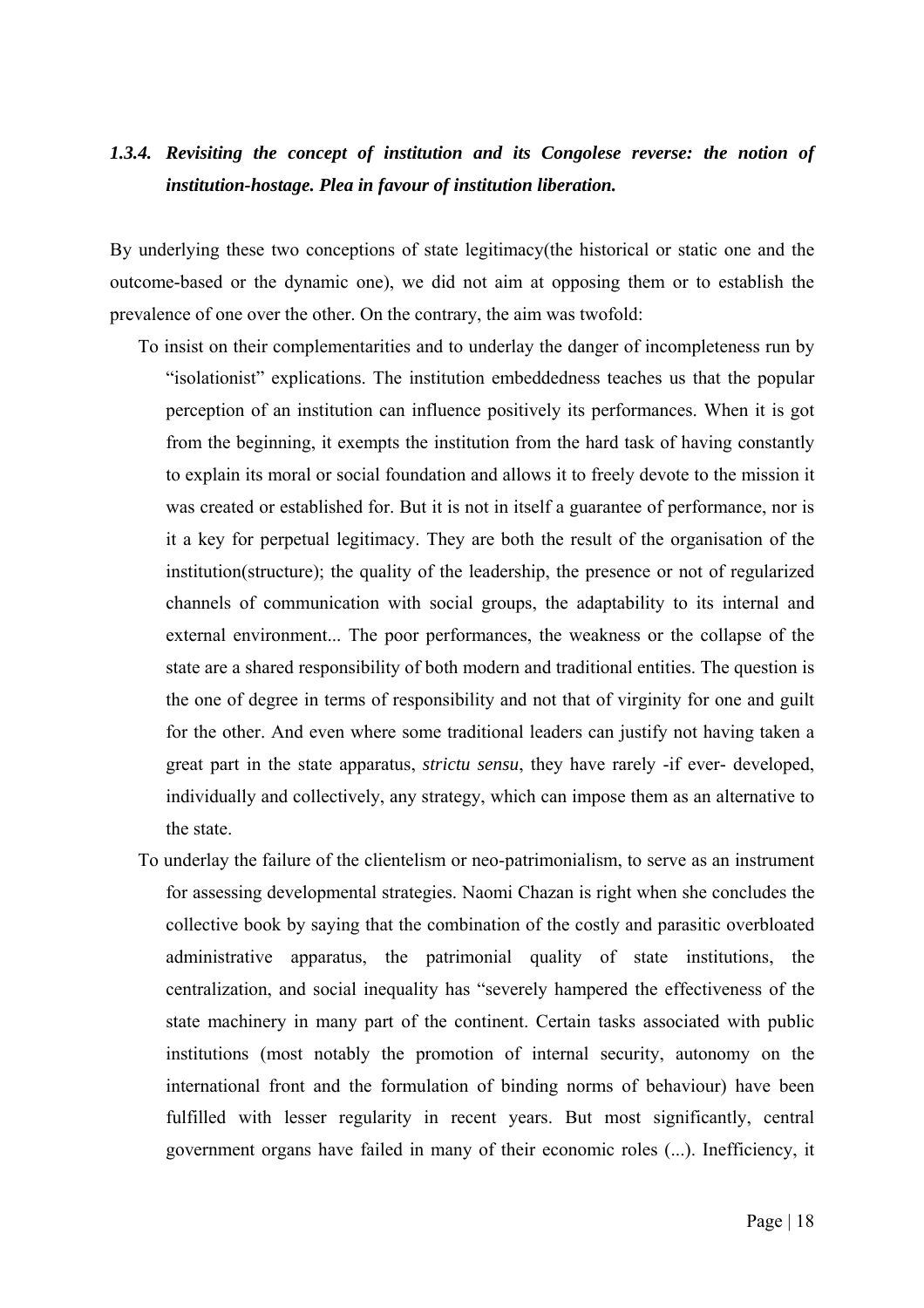### *1.3.4. Revisiting the concept of institution and its Congolese reverse: the notion of institution-hostage. Plea in favour of institution liberation.*

By underlying these two conceptions of state legitimacy(the historical or static one and the outcome-based or the dynamic one), we did not aim at opposing them or to establish the prevalence of one over the other. On the contrary, the aim was twofold:

- To insist on their complementarities and to underlay the danger of incompleteness run by "isolationist" explications. The institution embeddedness teaches us that the popular perception of an institution can influence positively its performances. When it is got from the beginning, it exempts the institution from the hard task of having constantly to explain its moral or social foundation and allows it to freely devote to the mission it was created or established for. But it is not in itself a guarantee of performance, nor is it a key for perpetual legitimacy. They are both the result of the organisation of the institution(structure); the quality of the leadership, the presence or not of regularized channels of communication with social groups, the adaptability to its internal and external environment... The poor performances, the weakness or the collapse of the state are a shared responsibility of both modern and traditional entities. The question is the one of degree in terms of responsibility and not that of virginity for one and guilt for the other. And even where some traditional leaders can justify not having taken a great part in the state apparatus, *strictu sensu*, they have rarely -if ever- developed, individually and collectively, any strategy, which can impose them as an alternative to the state.
- To underlay the failure of the clientelism or neo-patrimonialism, to serve as an instrument for assessing developmental strategies. Naomi Chazan is right when she concludes the collective book by saying that the combination of the costly and parasitic overbloated administrative apparatus, the patrimonial quality of state institutions, the centralization, and social inequality has "severely hampered the effectiveness of the state machinery in many part of the continent. Certain tasks associated with public institutions (most notably the promotion of internal security, autonomy on the international front and the formulation of binding norms of behaviour) have been fulfilled with lesser regularity in recent years. But most significantly, central government organs have failed in many of their economic roles (...). Inefficiency, it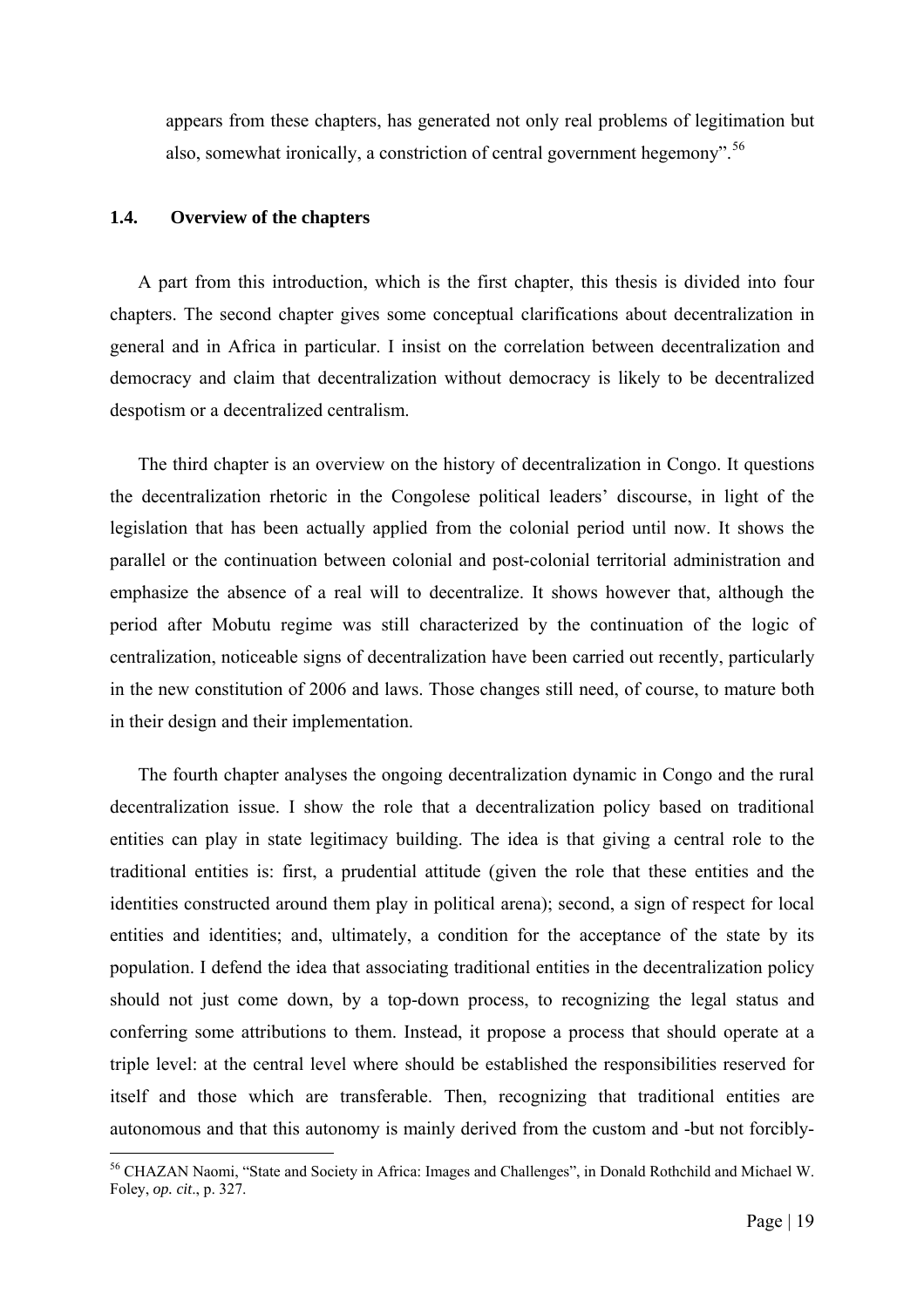appears from these chapters, has generated not only real problems of legitimation but also, somewhat ironically, a constriction of central government hegemony".[56]

### 1.4. Overview of the chapters

A part from this introduction, which is the first chapter, this thesis is divided into four chapters. The second chapter gives some conceptual clarifications about decentralization in general and in Africa in particular. I insist on the correlation between decentralization and democracy and claim that decentralization without democracy is likely to be decentralized despotism or a decentralized centralism.

The third chapter is an overview on the history of decentralization in Congo. It questions the decentralization rhetoric in the Congolese political leaders' discourse, in light of the legislation that has been actually applied from the colonial period until now. It shows the parallel or the continuation between colonial and post-colonial territorial administration and emphasize the absence of a real will to decentralize. It shows however that, although the period after Mobutu regime was still characterized by the continuation of the logic of centralization, noticeable signs of decentralization have been carried out recently, particularly in the new constitution of 2006 and laws. Those changes still need, of course, to mature both in their design and their implementation.

The fourth chapter analyses the ongoing decentralization dynamic in Congo and the rural decentralization issue. I show the role that a decentralization policy based on traditional entities can play in state legitimacy building. The idea is that giving a central role to the traditional entities is: first, a prudential attitude (given the role that these entities and the identities constructed around them play in political arena); second, a sign of respect for local entities and identities; and, ultimately, a condition for the acceptance of the state by its population. I defend the idea that associating traditional entities in the decentralization policy should not just come down, by a top-down process, to recognizing the legal status and conferring some attributions to them. Instead, it propose a process that should operate at a triple level: at the central level where should be established the responsibilities reserved for itself and those which are transferable. Then, recognizing that traditional entities are autonomous and that this autonomy is mainly derived from the custom and -but not forcibly-

---

[56] CHAZAN Naomi, "State and Society in Africa: Images and Challenges", in Donald Rothchild and Michael W. Foley, *op. cit*., p. 327.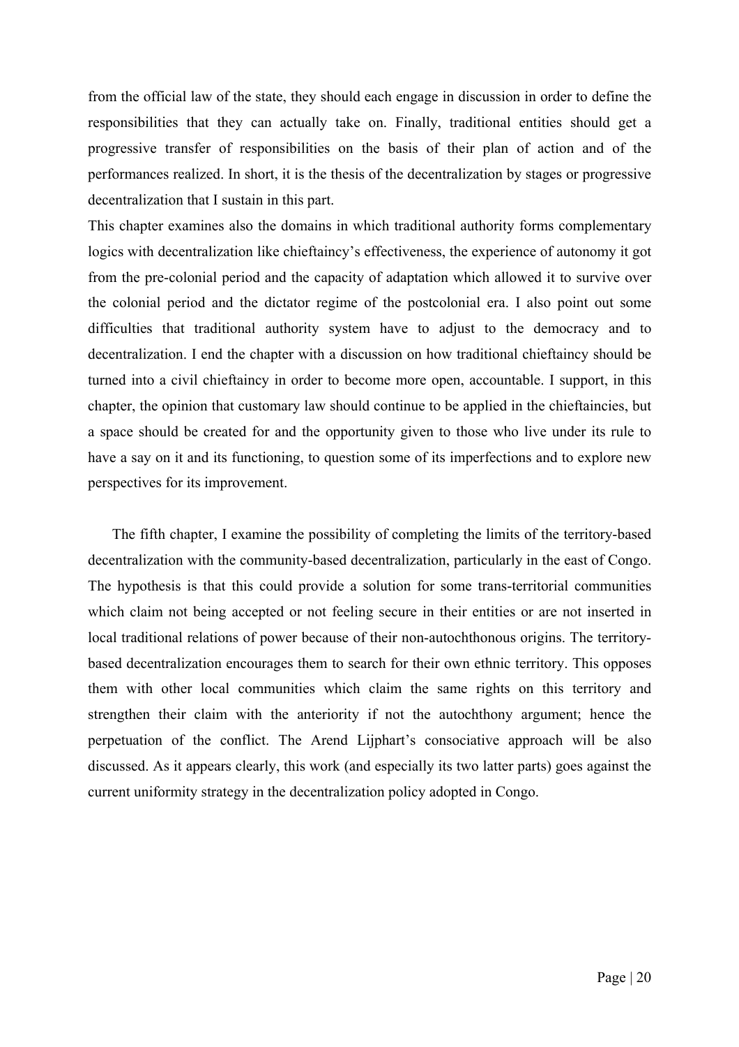from the official law of the state, they should each engage in discussion in order to define the responsibilities that they can actually take on. Finally, traditional entities should get a progressive transfer of responsibilities on the basis of their plan of action and of the performances realized. In short, it is the thesis of the decentralization by stages or progressive decentralization that I sustain in this part.

This chapter examines also the domains in which traditional authority forms complementary logics with decentralization like chieftaincy's effectiveness, the experience of autonomy it got from the pre-colonial period and the capacity of adaptation which allowed it to survive over the colonial period and the dictator regime of the postcolonial era. I also point out some difficulties that traditional authority system have to adjust to the democracy and to decentralization. I end the chapter with a discussion on how traditional chieftaincy should be turned into a civil chieftaincy in order to become more open, accountable. I support, in this chapter, the opinion that customary law should continue to be applied in the chieftaincies, but a space should be created for and the opportunity given to those who live under its rule to have a say on it and its functioning, to question some of its imperfections and to explore new perspectives for its improvement.

The fifth chapter, I examine the possibility of completing the limits of the territory-based decentralization with the community-based decentralization, particularly in the east of Congo. The hypothesis is that this could provide a solution for some trans-territorial communities which claim not being accepted or not feeling secure in their entities or are not inserted in local traditional relations of power because of their non-autochthonous origins. The territory-based decentralization encourages them to search for their own ethnic territory. This opposes them with other local communities which claim the same rights on this territory and strengthen their claim with the anteriority if not the autochthony argument; hence the perpetuation of the conflict. The Arend Lijphart's consociative approach will be also discussed. As it appears clearly, this work (and especially its two latter parts) goes against the current uniformity strategy in the decentralization policy adopted in Congo.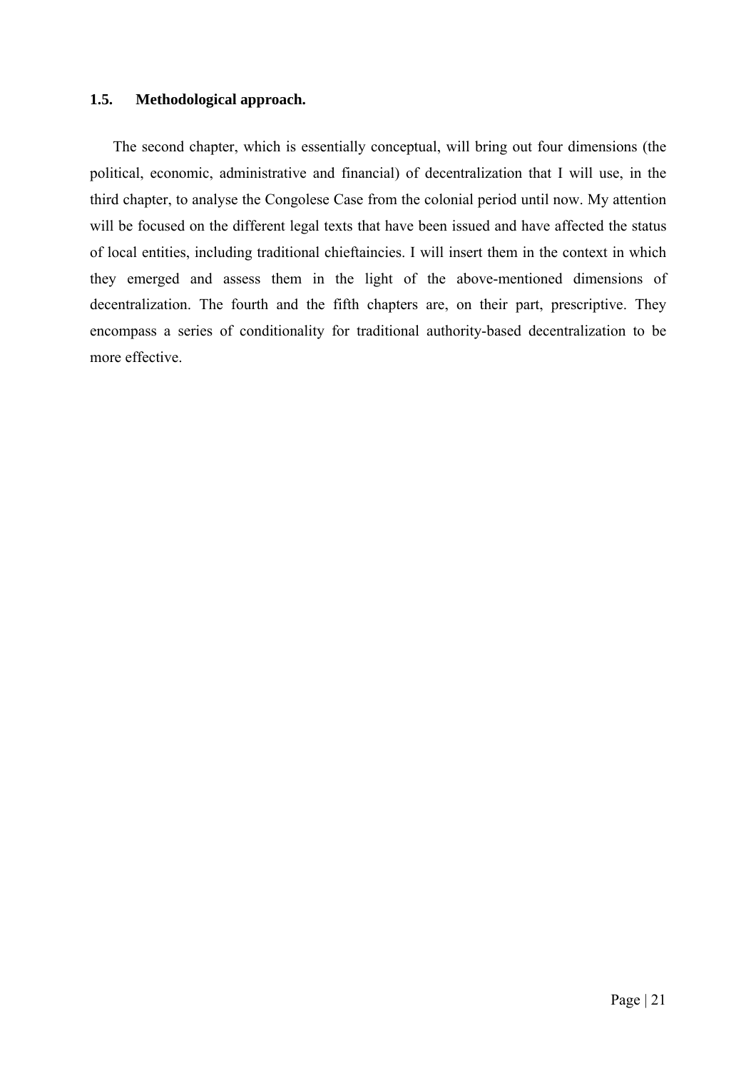### 1.5. Methodological approach.

The second chapter, which is essentially conceptual, will bring out four dimensions (the political, economic, administrative and financial) of decentralization that I will use, in the third chapter, to analyse the Congolese Case from the colonial period until now. My attention will be focused on the different legal texts that have been issued and have affected the status of local entities, including traditional chieftaincies. I will insert them in the context in which they emerged and assess them in the light of the above-mentioned dimensions of decentralization. The fourth and the fifth chapters are, on their part, prescriptive. They encompass a series of conditionality for traditional authority-based decentralization to be more effective.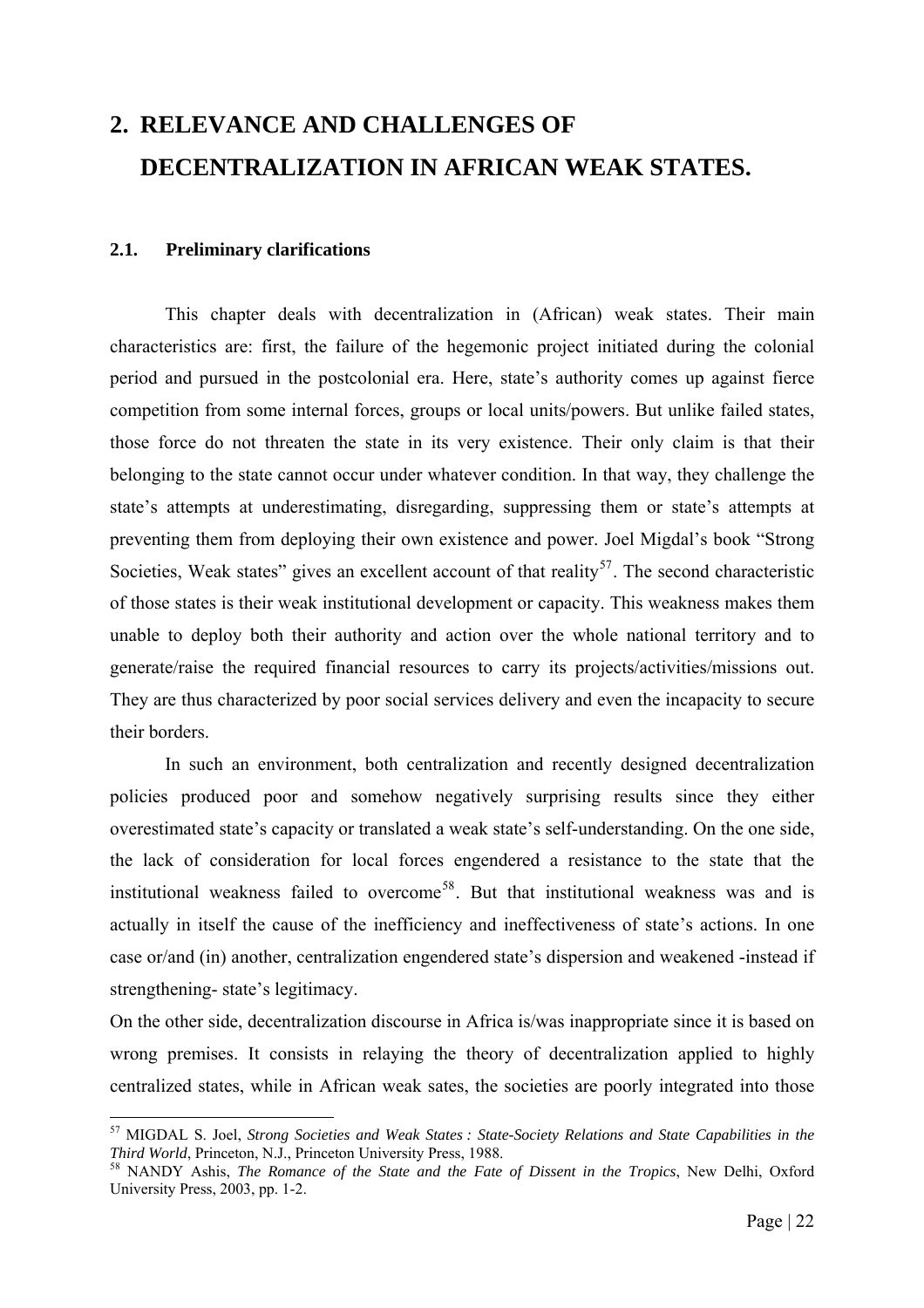# 2. RELEVANCE AND CHALLENGES OF DECENTRALIZATION IN AFRICAN WEAK STATES.

## 2.1. Preliminary clarifications

This chapter deals with decentralization in (African) weak states. Their main characteristics are: first, the failure of the hegemonic project initiated during the colonial period and pursued in the postcolonial era. Here, state's authority comes up against fierce competition from some internal forces, groups or local units/powers. But unlike failed states, those force do not threaten the state in its very existence. Their only claim is that their belonging to the state cannot occur under whatever condition. In that way, they challenge the state's attempts at underestimating, disregarding, suppressing them or state's attempts at preventing them from deploying their own existence and power. Joel Migdal's book "Strong Societies, Weak states" gives an excellent account of that reality[57]. The second characteristic of those states is their weak institutional development or capacity. This weakness makes them unable to deploy both their authority and action over the whole national territory and to generate/raise the required financial resources to carry its projects/activities/missions out. They are thus characterized by poor social services delivery and even the incapacity to secure their borders.

In such an environment, both centralization and recently designed decentralization policies produced poor and somehow negatively surprising results since they either overestimated state's capacity or translated a weak state's self-understanding. On the one side, the lack of consideration for local forces engendered a resistance to the state that the institutional weakness failed to overcome[58]. But that institutional weakness was and is actually in itself the cause of the inefficiency and ineffectiveness of state's actions. In one case or/and (in) another, centralization engendered state's dispersion and weakened -instead if strengthening- state's legitimacy.

On the other side, decentralization discourse in Africa is/was inappropriate since it is based on wrong premises. It consists in relaying the theory of decentralization applied to highly centralized states, while in African weak sates, the societies are poorly integrated into those

---

[57] MIGDAL S. Joel, *Strong Societies and Weak States : State-Society Relations and State Capabilities in the Third World*, Princeton, N.J., Princeton University Press, 1988.

[58] NANDY Ashis, *The Romance of the State and the Fate of Dissent in the Tropics*, New Delhi, Oxford University Press, 2003, pp. 1-2.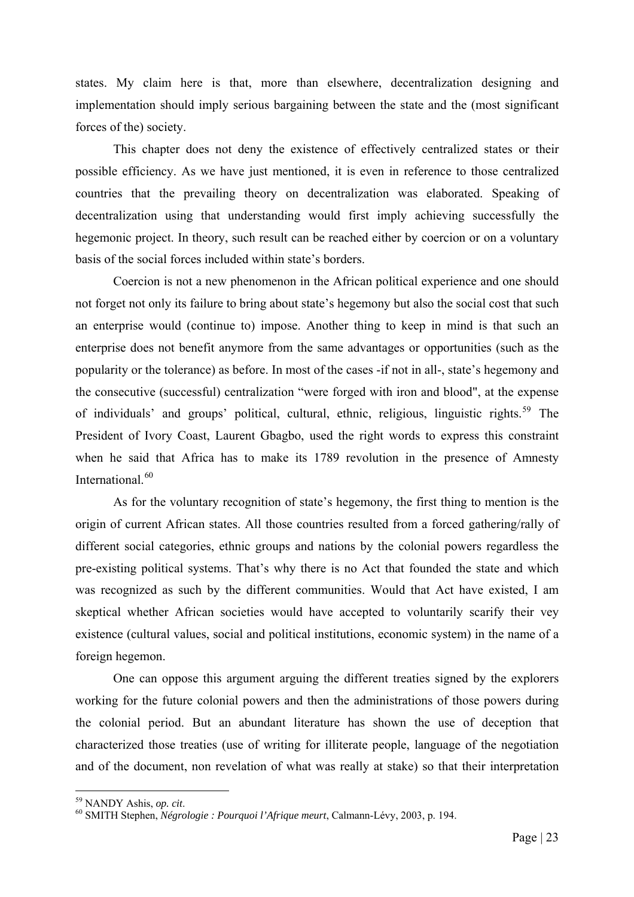states. My claim here is that, more than elsewhere, decentralization designing and implementation should imply serious bargaining between the state and the (most significant forces of the) society.

This chapter does not deny the existence of effectively centralized states or their possible efficiency. As we have just mentioned, it is even in reference to those centralized countries that the prevailing theory on decentralization was elaborated. Speaking of decentralization using that understanding would first imply achieving successfully the hegemonic project. In theory, such result can be reached either by coercion or on a voluntary basis of the social forces included within state's borders.

Coercion is not a new phenomenon in the African political experience and one should not forget not only its failure to bring about state's hegemony but also the social cost that such an enterprise would (continue to) impose. Another thing to keep in mind is that such an enterprise does not benefit anymore from the same advantages or opportunities (such as the popularity or the tolerance) as before. In most of the cases -if not in all-, state's hegemony and the consecutive (successful) centralization "were forged with iron and blood", at the expense of individuals' and groups' political, cultural, ethnic, religious, linguistic rights.[59] The President of Ivory Coast, Laurent Gbagbo, used the right words to express this constraint when he said that Africa has to make its 1789 revolution in the presence of Amnesty International.[60]

As for the voluntary recognition of state's hegemony, the first thing to mention is the origin of current African states. All those countries resulted from a forced gathering/rally of different social categories, ethnic groups and nations by the colonial powers regardless the pre-existing political systems. That's why there is no Act that founded the state and which was recognized as such by the different communities. Would that Act have existed, I am skeptical whether African societies would have accepted to voluntarily scarify their vey existence (cultural values, social and political institutions, economic system) in the name of a foreign hegemon.

One can oppose this argument arguing the different treaties signed by the explorers working for the future colonial powers and then the administrations of those powers during the colonial period. But an abundant literature has shown the use of deception that characterized those treaties (use of writing for illiterate people, language of the negotiation and of the document, non revelation of what was really at stake) so that their interpretation

---

[59] NANDY Ashis, *op. cit*.

[60] SMITH Stephen, *Négrologie : Pourquoi l'Afrique meurt*, Calmann-Lévy, 2003, p. 194.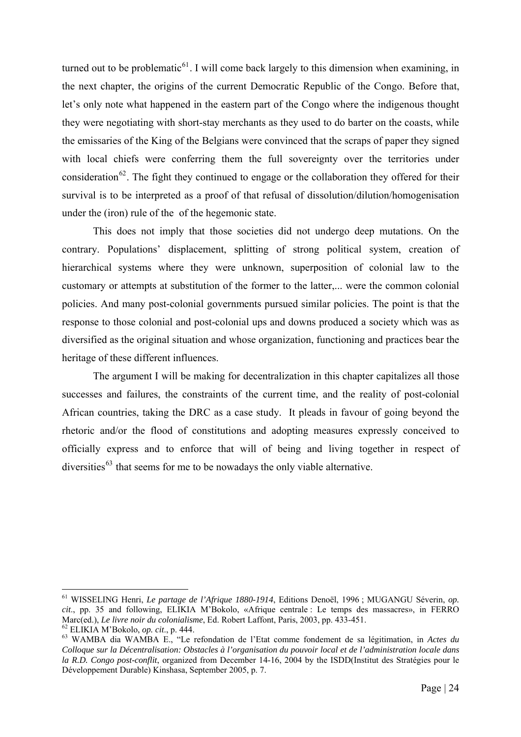turned out to be problematic[61]. I will come back largely to this dimension when examining, in the next chapter, the origins of the current Democratic Republic of the Congo. Before that, let's only note what happened in the eastern part of the Congo where the indigenous thought they were negotiating with short-stay merchants as they used to do barter on the coasts, while the emissaries of the King of the Belgians were convinced that the scraps of paper they signed with local chiefs were conferring them the full sovereignty over the territories under consideration[62]. The fight they continued to engage or the collaboration they offered for their survival is to be interpreted as a proof of that refusal of dissolution/dilution/homogenisation under the (iron) rule of the  of the hegemonic state.

This does not imply that those societies did not undergo deep mutations. On the contrary. Populations' displacement, splitting of strong political system, creation of hierarchical systems where they were unknown, superposition of colonial law to the customary or attempts at substitution of the former to the latter,... were the common colonial policies. And many post-colonial governments pursued similar policies. The point is that the response to those colonial and post-colonial ups and downs produced a society which was as diversified as the original situation and whose organization, functioning and practices bear the heritage of these different influences.

The argument I will be making for decentralization in this chapter capitalizes all those successes and failures, the constraints of the current time, and the reality of post-colonial African countries, taking the DRC as a case study.  It pleads in favour of going beyond the rhetoric and/or the flood of constitutions and adopting measures expressly conceived to officially express and to enforce that will of being and living together in respect of diversities[63] that seems for me to be nowadays the only viable alternative.

---

[61] WISSELING Henri, *Le partage de l'Afrique 1880-1914*, Editions Denoël, 1996 ; MUGANGU Séverin, *op. cit.*, pp. 35 and following, ELIKIA M'Bokolo, «Afrique centrale : Le temps des massacres», in FERRO Marc(ed.), *Le livre noir du colonialisme*, Ed. Robert Laffont, Paris, 2003, pp. 433-451.

[62] ELIKIA M'Bokolo, *op. cit.*, p. 444.

[63] WAMBA dia WAMBA E., "Le refondation de l'Etat comme fondement de sa légitimation, in *Actes du Colloque sur la Décentralisation: Obstacles à l'organisation du pouvoir local et de l'administration locale dans la R.D. Congo post-conflit*, organized from December 14-16, 2004 by the ISDD(Institut des Stratégies pour le Développement Durable) Kinshasa, September 2005, p. 7.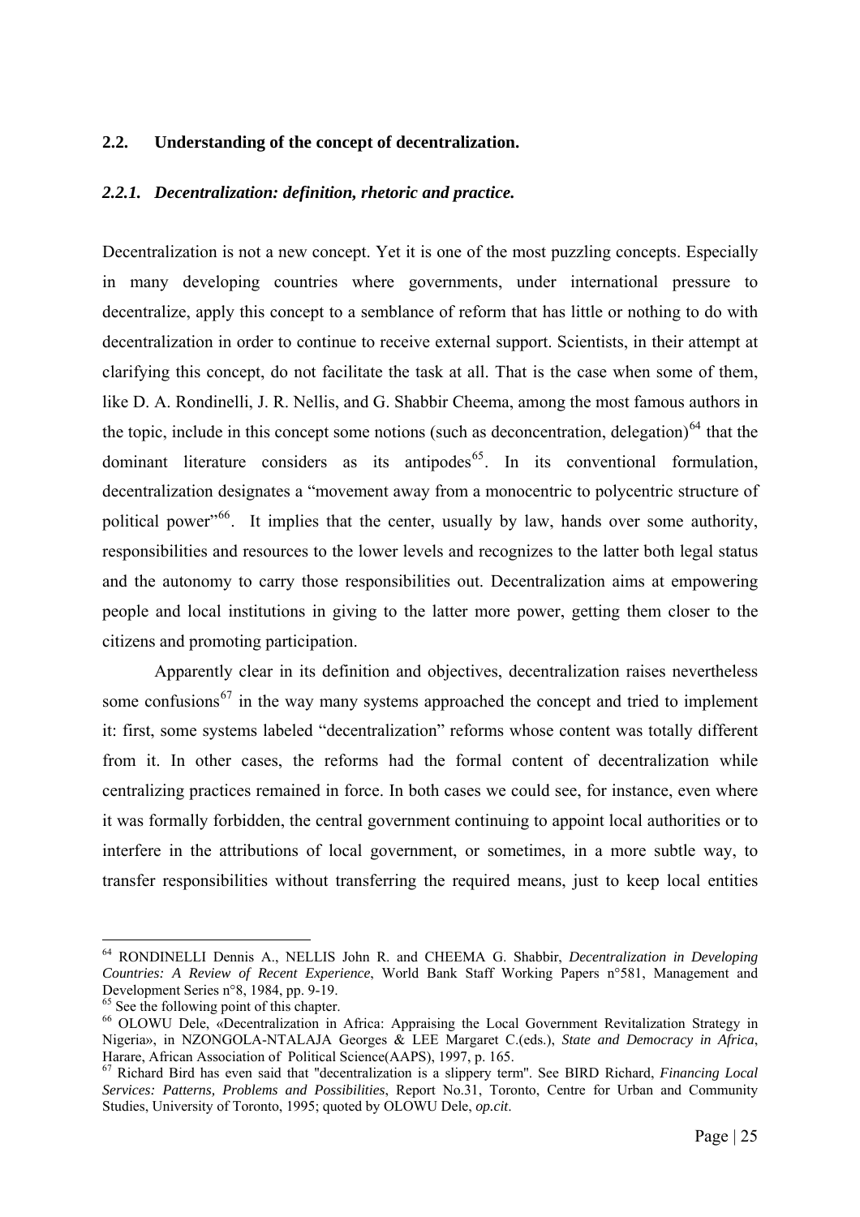## 2.2. Understanding of the concept of decentralization.

### *2.2.1. Decentralization: definition, rhetoric and practice.*

Decentralization is not a new concept. Yet it is one of the most puzzling concepts. Especially in many developing countries where governments, under international pressure to decentralize, apply this concept to a semblance of reform that has little or nothing to do with decentralization in order to continue to receive external support. Scientists, in their attempt at clarifying this concept, do not facilitate the task at all. That is the case when some of them, like D. A. Rondinelli, J. R. Nellis, and G. Shabbir Cheema, among the most famous authors in the topic, include in this concept some notions (such as deconcentration, delegation)[64] that the dominant literature considers as its antipodes[65]. In its conventional formulation, decentralization designates a "movement away from a monocentric to polycentric structure of political power"[66]. It implies that the center, usually by law, hands over some authority, responsibilities and resources to the lower levels and recognizes to the latter both legal status and the autonomy to carry those responsibilities out. Decentralization aims at empowering people and local institutions in giving to the latter more power, getting them closer to the citizens and promoting participation.

Apparently clear in its definition and objectives, decentralization raises nevertheless some confusions[67] in the way many systems approached the concept and tried to implement it: first, some systems labeled "decentralization" reforms whose content was totally different from it. In other cases, the reforms had the formal content of decentralization while centralizing practices remained in force. In both cases we could see, for instance, even where it was formally forbidden, the central government continuing to appoint local authorities or to interfere in the attributions of local government, or sometimes, in a more subtle way, to transfer responsibilities without transferring the required means, just to keep local entities

---

[64] RONDINELLI Dennis A., NELLIS John R. and CHEEMA G. Shabbir, *Decentralization in Developing Countries: A Review of Recent Experience*, World Bank Staff Working Papers n°581, Management and Development Series n°8, 1984, pp. 9-19.

[65] See the following point of this chapter.

[66] OLOWU Dele, «Decentralization in Africa: Appraising the Local Government Revitalization Strategy in Nigeria», in NZONGOLA-NTALAJA Georges & LEE Margaret C.(eds.), *State and Democracy in Africa*, Harare, African Association of Political Science(AAPS), 1997, p. 165.

[67] Richard Bird has even said that "decentralization is a slippery term". See BIRD Richard, *Financing Local Services: Patterns, Problems and Possibilities*, Report No.31, Toronto, Centre for Urban and Community Studies, University of Toronto, 1995; quoted by OLOWU Dele, *op.cit*.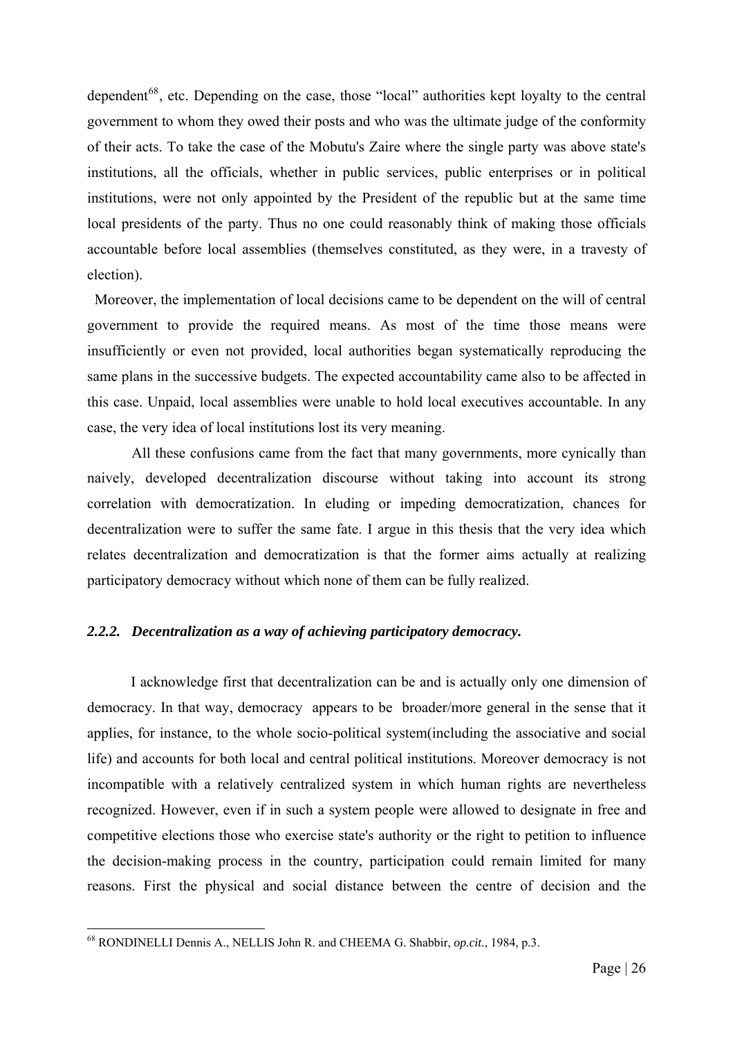dependent[68], etc. Depending on the case, those "local" authorities kept loyalty to the central government to whom they owed their posts and who was the ultimate judge of the conformity of their acts. To take the case of the Mobutu's Zaire where the single party was above state's institutions, all the officials, whether in public services, public enterprises or in political institutions, were not only appointed by the President of the republic but at the same time local presidents of the party. Thus no one could reasonably think of making those officials accountable before local assemblies (themselves constituted, as they were, in a travesty of election).

Moreover, the implementation of local decisions came to be dependent on the will of central government to provide the required means. As most of the time those means were insufficiently or even not provided, local authorities began systematically reproducing the same plans in the successive budgets. The expected accountability came also to be affected in this case. Unpaid, local assemblies were unable to hold local executives accountable. In any case, the very idea of local institutions lost its very meaning.

All these confusions came from the fact that many governments, more cynically than naively, developed decentralization discourse without taking into account its strong correlation with democratization. In eluding or impeding democratization, chances for decentralization were to suffer the same fate. I argue in this thesis that the very idea which relates decentralization and democratization is that the former aims actually at realizing participatory democracy without which none of them can be fully realized.

### *2.2.2. Decentralization as a way of achieving participatory democracy.*

I acknowledge first that decentralization can be and is actually only one dimension of democracy. In that way, democracy appears to be broader/more general in the sense that it applies, for instance, to the whole socio-political system(including the associative and social life) and accounts for both local and central political institutions. Moreover democracy is not incompatible with a relatively centralized system in which human rights are nevertheless recognized. However, even if in such a system people were allowed to designate in free and competitive elections those who exercise state's authority or the right to petition to influence the decision-making process in the country, participation could remain limited for many reasons. First the physical and social distance between the centre of decision and the

---

[68] RONDINELLI Dennis A., NELLIS John R. and CHEEMA G. Shabbir, *op.cit.*, 1984, p.3.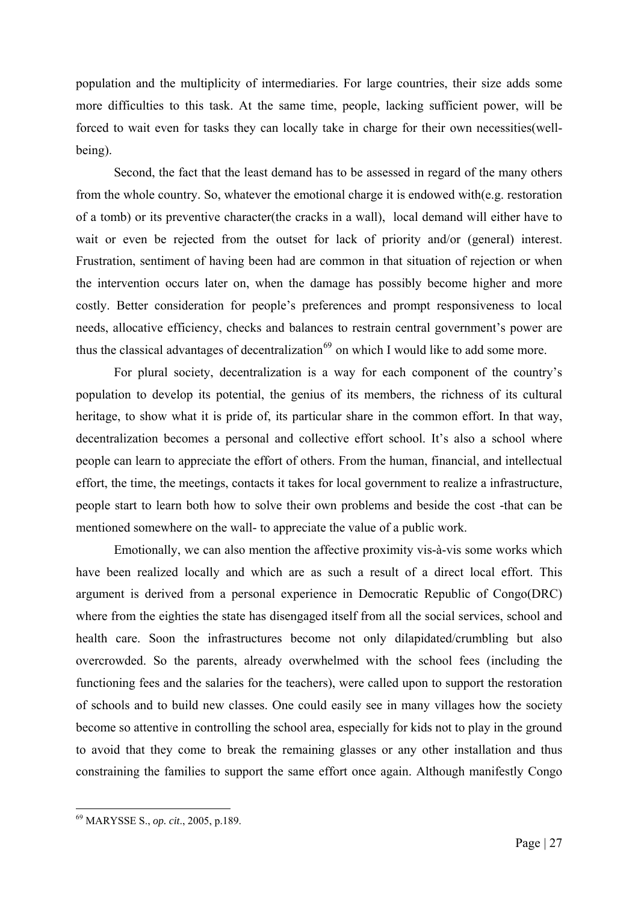population and the multiplicity of intermediaries. For large countries, their size adds some more difficulties to this task. At the same time, people, lacking sufficient power, will be forced to wait even for tasks they can locally take in charge for their own necessities(well-being).

Second, the fact that the least demand has to be assessed in regard of the many others from the whole country. So, whatever the emotional charge it is endowed with(e.g. restoration of a tomb) or its preventive character(the cracks in a wall), local demand will either have to wait or even be rejected from the outset for lack of priority and/or (general) interest. Frustration, sentiment of having been had are common in that situation of rejection or when the intervention occurs later on, when the damage has possibly become higher and more costly. Better consideration for people's preferences and prompt responsiveness to local needs, allocative efficiency, checks and balances to restrain central government's power are thus the classical advantages of decentralization[69] on which I would like to add some more.

For plural society, decentralization is a way for each component of the country's population to develop its potential, the genius of its members, the richness of its cultural heritage, to show what it is pride of, its particular share in the common effort. In that way, decentralization becomes a personal and collective effort school. It's also a school where people can learn to appreciate the effort of others. From the human, financial, and intellectual effort, the time, the meetings, contacts it takes for local government to realize a infrastructure, people start to learn both how to solve their own problems and beside the cost -that can be mentioned somewhere on the wall- to appreciate the value of a public work.

Emotionally, we can also mention the affective proximity vis-à-vis some works which have been realized locally and which are as such a result of a direct local effort. This argument is derived from a personal experience in Democratic Republic of Congo(DRC) where from the eighties the state has disengaged itself from all the social services, school and health care. Soon the infrastructures become not only dilapidated/crumbling but also overcrowded. So the parents, already overwhelmed with the school fees (including the functioning fees and the salaries for the teachers), were called upon to support the restoration of schools and to build new classes. One could easily see in many villages how the society become so attentive in controlling the school area, especially for kids not to play in the ground to avoid that they come to break the remaining glasses or any other installation and thus constraining the families to support the same effort once again. Although manifestly Congo

---

[69] MARYSSE S., *op. cit*., 2005, p.189.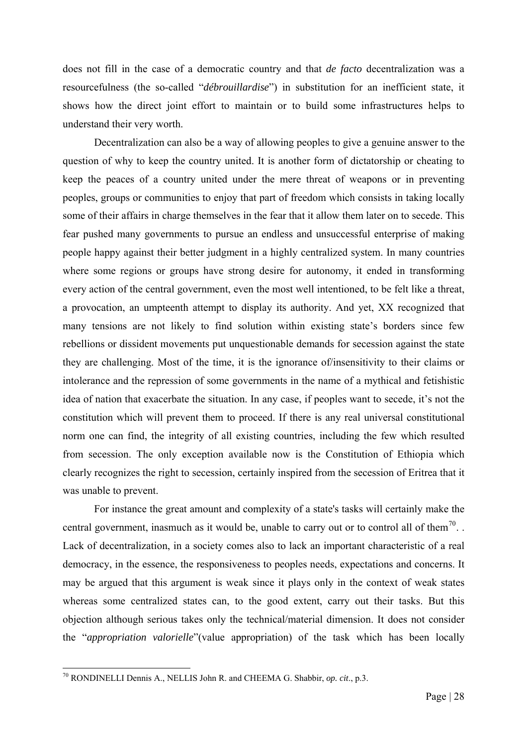does not fill in the case of a democratic country and that *de facto* decentralization was a resourcefulness (the so-called "*débrouillardise*") in substitution for an inefficient state, it shows how the direct joint effort to maintain or to build some infrastructures helps to understand their very worth.

Decentralization can also be a way of allowing peoples to give a genuine answer to the question of why to keep the country united. It is another form of dictatorship or cheating to keep the peaces of a country united under the mere threat of weapons or in preventing peoples, groups or communities to enjoy that part of freedom which consists in taking locally some of their affairs in charge themselves in the fear that it allow them later on to secede. This fear pushed many governments to pursue an endless and unsuccessful enterprise of making people happy against their better judgment in a highly centralized system. In many countries where some regions or groups have strong desire for autonomy, it ended in transforming every action of the central government, even the most well intentioned, to be felt like a threat, a provocation, an umpteenth attempt to display its authority. And yet, XX recognized that many tensions are not likely to find solution within existing state's borders since few rebellions or dissident movements put unquestionable demands for secession against the state they are challenging. Most of the time, it is the ignorance of/insensitivity to their claims or intolerance and the repression of some governments in the name of a mythical and fetishistic idea of nation that exacerbate the situation. In any case, if peoples want to secede, it's not the constitution which will prevent them to proceed. If there is any real universal constitutional norm one can find, the integrity of all existing countries, including the few which resulted from secession. The only exception available now is the Constitution of Ethiopia which clearly recognizes the right to secession, certainly inspired from the secession of Eritrea that it was unable to prevent.

For instance the great amount and complexity of a state's tasks will certainly make the central government, inasmuch as it would be, unable to carry out or to control all of them[70]. . Lack of decentralization, in a society comes also to lack an important characteristic of a real democracy, in the essence, the responsiveness to peoples needs, expectations and concerns. It may be argued that this argument is weak since it plays only in the context of weak states whereas some centralized states can, to the good extent, carry out their tasks. But this objection although serious takes only the technical/material dimension. It does not consider the "*appropriation valorielle*"(value appropriation) of the task which has been locally

[70] RONDINELLI Dennis A., NELLIS John R. and CHEEMA G. Shabbir, *op. cit*., p.3.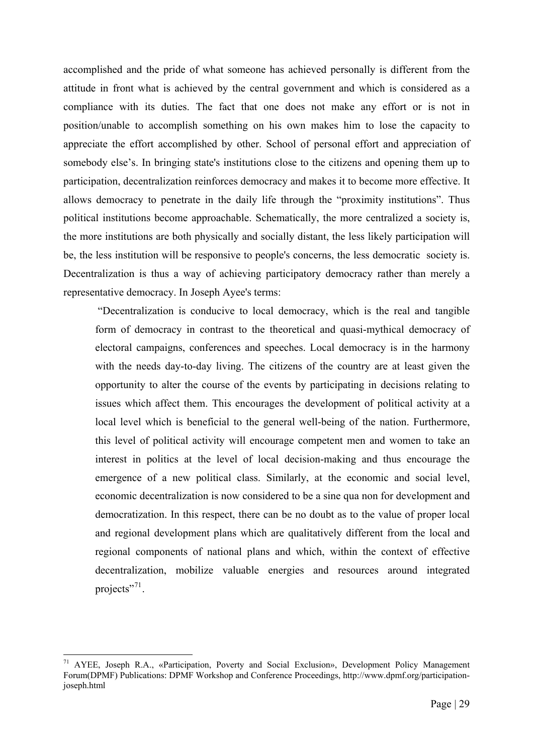accomplished and the pride of what someone has achieved personally is different from the attitude in front what is achieved by the central government and which is considered as a compliance with its duties. The fact that one does not make any effort or is not in position/unable to accomplish something on his own makes him to lose the capacity to appreciate the effort accomplished by other. School of personal effort and appreciation of somebody else's. In bringing state's institutions close to the citizens and opening them up to participation, decentralization reinforces democracy and makes it to become more effective. It allows democracy to penetrate in the daily life through the "proximity institutions". Thus political institutions become approachable. Schematically, the more centralized a society is, the more institutions are both physically and socially distant, the less likely participation will be, the less institution will be responsive to people's concerns, the less democratic society is. Decentralization is thus a way of achieving participatory democracy rather than merely a representative democracy. In Joseph Ayee's terms:

> "Decentralization is conducive to local democracy, which is the real and tangible form of democracy in contrast to the theoretical and quasi-mythical democracy of electoral campaigns, conferences and speeches. Local democracy is in the harmony with the needs day-to-day living. The citizens of the country are at least given the opportunity to alter the course of the events by participating in decisions relating to issues which affect them. This encourages the development of political activity at a local level which is beneficial to the general well-being of the nation. Furthermore, this level of political activity will encourage competent men and women to take an interest in politics at the level of local decision-making and thus encourage the emergence of a new political class. Similarly, at the economic and social level, economic decentralization is now considered to be a sine qua non for development and democratization. In this respect, there can be no doubt as to the value of proper local and regional development plans which are qualitatively different from the local and regional components of national plans and which, within the context of effective decentralization, mobilize valuable energies and resources around integrated projects"[71].

---

[71] AYEE, Joseph R.A., «Participation, Poverty and Social Exclusion», Development Policy Management Forum(DPMF) Publications: DPMF Workshop and Conference Proceedings, http://www.dpmf.org/participation-joseph.html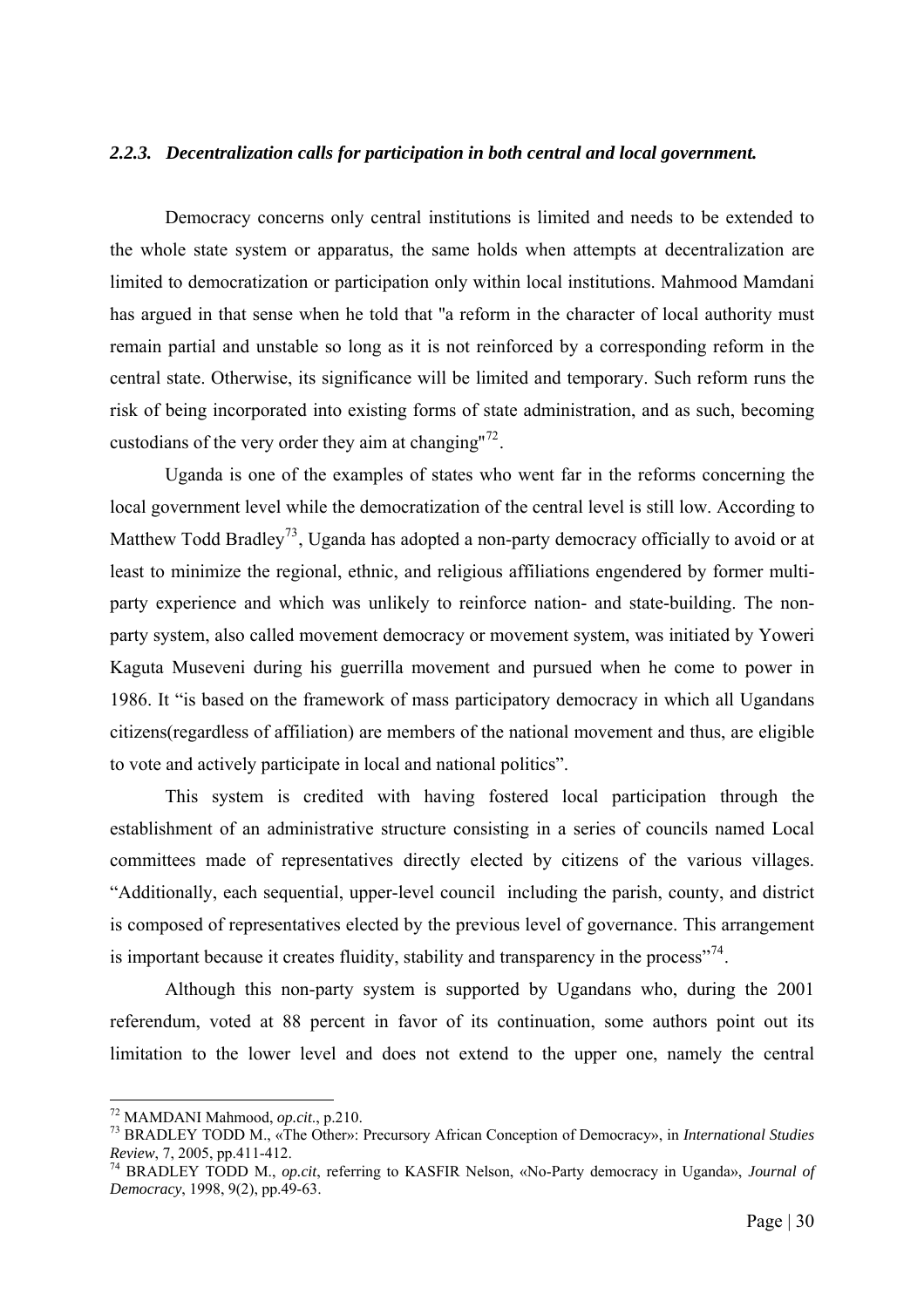### *2.2.3. Decentralization calls for participation in both central and local government.*

Democracy concerns only central institutions is limited and needs to be extended to the whole state system or apparatus, the same holds when attempts at decentralization are limited to democratization or participation only within local institutions. Mahmood Mamdani has argued in that sense when he told that "a reform in the character of local authority must remain partial and unstable so long as it is not reinforced by a corresponding reform in the central state. Otherwise, its significance will be limited and temporary. Such reform runs the risk of being incorporated into existing forms of state administration, and as such, becoming custodians of the very order they aim at changing"[72].

Uganda is one of the examples of states who went far in the reforms concerning the local government level while the democratization of the central level is still low. According to Matthew Todd Bradley[73], Uganda has adopted a non-party democracy officially to avoid or at least to minimize the regional, ethnic, and religious affiliations engendered by former multi-party experience and which was unlikely to reinforce nation- and state-building. The non-party system, also called movement democracy or movement system, was initiated by Yoweri Kaguta Museveni during his guerrilla movement and pursued when he come to power in 1986. It "is based on the framework of mass participatory democracy in which all Ugandans citizens(regardless of affiliation) are members of the national movement and thus, are eligible to vote and actively participate in local and national politics".

This system is credited with having fostered local participation through the establishment of an administrative structure consisting in a series of councils named Local committees made of representatives directly elected by citizens of the various villages. "Additionally, each sequential, upper-level council including the parish, county, and district is composed of representatives elected by the previous level of governance. This arrangement is important because it creates fluidity, stability and transparency in the process"[74].

Although this non-party system is supported by Ugandans who, during the 2001 referendum, voted at 88 percent in favor of its continuation, some authors point out its limitation to the lower level and does not extend to the upper one, namely the central

---

[72] MAMDANI Mahmood, *op.cit*., p.210.

[73] BRADLEY TODD M., «The Other»: Precursory African Conception of Democracy», in *International Studies Review*, 7, 2005, pp.411-412.

[74] BRADLEY TODD M., *op.cit*, referring to KASFIR Nelson, «No-Party democracy in Uganda», *Journal of Democracy*, 1998, 9(2), pp.49-63.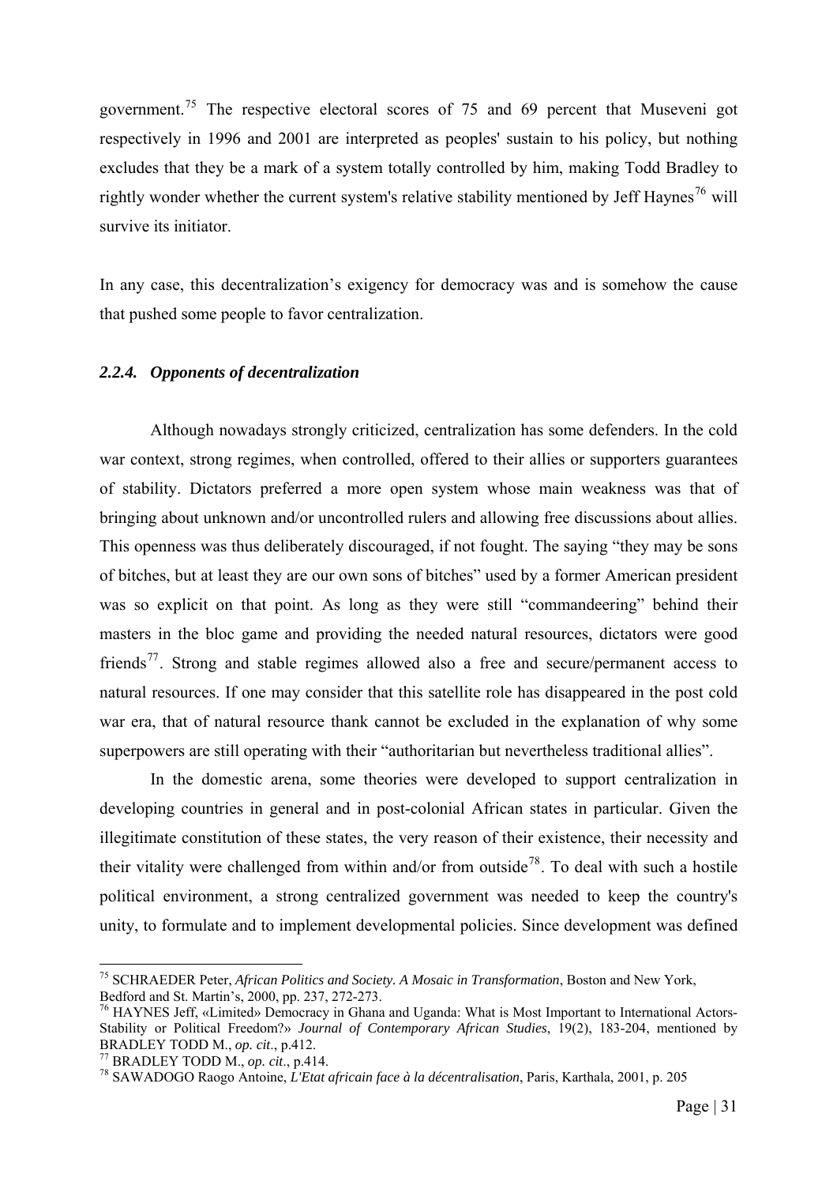government.[75] The respective electoral scores of 75 and 69 percent that Museveni got respectively in 1996 and 2001 are interpreted as peoples' sustain to his policy, but nothing excludes that they be a mark of a system totally controlled by him, making Todd Bradley to rightly wonder whether the current system's relative stability mentioned by Jeff Haynes[76] will survive its initiator.

In any case, this decentralization's exigency for democracy was and is somehow the cause that pushed some people to favor centralization.

### *2.2.4. Opponents of decentralization*

Although nowadays strongly criticized, centralization has some defenders. In the cold war context, strong regimes, when controlled, offered to their allies or supporters guarantees of stability. Dictators preferred a more open system whose main weakness was that of bringing about unknown and/or uncontrolled rulers and allowing free discussions about allies. This openness was thus deliberately discouraged, if not fought. The saying "they may be sons of bitches, but at least they are our own sons of bitches" used by a former American president was so explicit on that point. As long as they were still "commandeering" behind their masters in the bloc game and providing the needed natural resources, dictators were good friends[77]. Strong and stable regimes allowed also a free and secure/permanent access to natural resources. If one may consider that this satellite role has disappeared in the post cold war era, that of natural resource thank cannot be excluded in the explanation of why some superpowers are still operating with their "authoritarian but nevertheless traditional allies".

In the domestic arena, some theories were developed to support centralization in developing countries in general and in post-colonial African states in particular. Given the illegitimate constitution of these states, the very reason of their existence, their necessity and their vitality were challenged from within and/or from outside[78]. To deal with such a hostile political environment, a strong centralized government was needed to keep the country's unity, to formulate and to implement developmental policies. Since development was defined

---

[75] SCHRAEDER Peter, *African Politics and Society. A Mosaic in Transformation*, Boston and New York, Bedford and St. Martin's, 2000, pp. 237, 272-273.

[76] HAYNES Jeff, «Limited» Democracy in Ghana and Uganda: What is Most Important to International Actors-Stability or Political Freedom?» *Journal of Contemporary African Studies*, 19(2), 183-204, mentioned by BRADLEY TODD M., *op. cit.*, p.412.

[77] BRADLEY TODD M., *op. cit*., p.414.

[78] SAWADOGO Raogo Antoine, *L'Etat africain face à la décentralisation*, Paris, Karthala, 2001, p. 205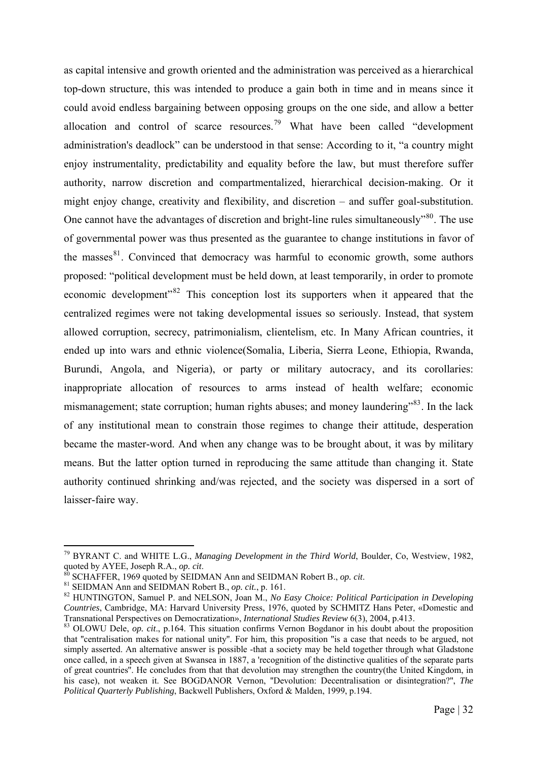as capital intensive and growth oriented and the administration was perceived as a hierarchical top-down structure, this was intended to produce a gain both in time and in means since it could avoid endless bargaining between opposing groups on the one side, and allow a better allocation and control of scarce resources.[79] What have been called "development administration's deadlock" can be understood in that sense: According to it, "a country might enjoy instrumentality, predictability and equality before the law, but must therefore suffer authority, narrow discretion and compartmentalized, hierarchical decision-making. Or it might enjoy change, creativity and flexibility, and discretion – and suffer goal-substitution. One cannot have the advantages of discretion and bright-line rules simultaneously"[80]. The use of governmental power was thus presented as the guarantee to change institutions in favor of the masses[81]. Convinced that democracy was harmful to economic growth, some authors proposed: "political development must be held down, at least temporarily, in order to promote economic development"[82] This conception lost its supporters when it appeared that the centralized regimes were not taking developmental issues so seriously. Instead, that system allowed corruption, secrecy, patrimonialism, clientelism, etc. In Many African countries, it ended up into wars and ethnic violence(Somalia, Liberia, Sierra Leone, Ethiopia, Rwanda, Burundi, Angola, and Nigeria), or party or military autocracy, and its corollaries: inappropriate allocation of resources to arms instead of health welfare; economic mismanagement; state corruption; human rights abuses; and money laundering"[83]. In the lack of any institutional mean to constrain those regimes to change their attitude, desperation became the master-word. And when any change was to be brought about, it was by military means. But the latter option turned in reproducing the same attitude than changing it. State authority continued shrinking and/was rejected, and the society was dispersed in a sort of laisser-faire way.

---

[79] BYRANT C. and WHITE L.G., *Managing Development in the Third World*, Boulder, Co, Westview, 1982, quoted by AYEE, Joseph R.A., *op. cit*.

[80] SCHAFFER, 1969 quoted by SEIDMAN Ann and SEIDMAN Robert B., *op. cit*.

[81] SEIDMAN Ann and SEIDMAN Robert B., *op. cit.*, p. 161.

[82] HUNTINGTON, Samuel P. and NELSON, Joan M., *No Easy Choice: Political Participation in Developing Countries*, Cambridge, MA: Harvard University Press, 1976, quoted by SCHMITZ Hans Peter, «Domestic and Transnational Perspectives on Democratization», *International Studies Review* 6(3), 2004, p.413.

[83] OLOWU Dele, *op. cit*., p.164. This situation confirms Vernon Bogdanor in his doubt about the proposition that "centralisation makes for national unity". For him, this proposition "is a case that needs to be argued, not simply asserted. An alternative answer is possible -that a society may be held together through what Gladstone once called, in a speech given at Swansea in 1887, a 'recognition of the distinctive qualities of the separate parts of great countries". He concludes from that that devolution may strengthen the country(the United Kingdom, in his case), not weaken it. See BOGDANOR Vernon, "Devolution: Decentralisation or disintegration?", *The Political Quarterly Publishing*, Backwell Publishers, Oxford & Malden, 1999, p.194.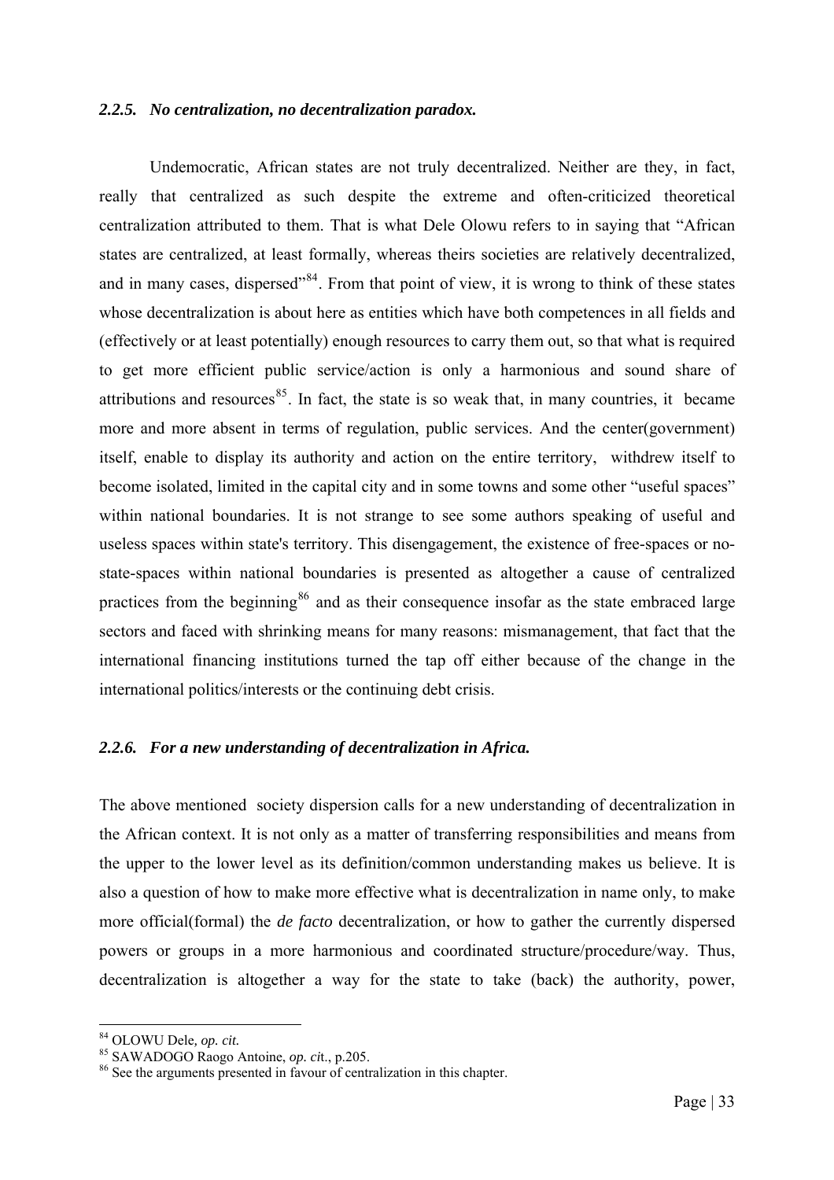### *2.2.5. No centralization, no decentralization paradox.*

Undemocratic, African states are not truly decentralized. Neither are they, in fact, really that centralized as such despite the extreme and often-criticized theoretical centralization attributed to them. That is what Dele Olowu refers to in saying that "African states are centralized, at least formally, whereas theirs societies are relatively decentralized, and in many cases, dispersed"[84]. From that point of view, it is wrong to think of these states whose decentralization is about here as entities which have both competences in all fields and (effectively or at least potentially) enough resources to carry them out, so that what is required to get more efficient public service/action is only a harmonious and sound share of attributions and resources[85]. In fact, the state is so weak that, in many countries, it became more and more absent in terms of regulation, public services. And the center(government) itself, enable to display its authority and action on the entire territory, withdrew itself to become isolated, limited in the capital city and in some towns and some other "useful spaces" within national boundaries. It is not strange to see some authors speaking of useful and useless spaces within state's territory. This disengagement, the existence of free-spaces or no-state-spaces within national boundaries is presented as altogether a cause of centralized practices from the beginning[86] and as their consequence insofar as the state embraced large sectors and faced with shrinking means for many reasons: mismanagement, that fact that the international financing institutions turned the tap off either because of the change in the international politics/interests or the continuing debt crisis.

### *2.2.6. For a new understanding of decentralization in Africa.*

The above mentioned society dispersion calls for a new understanding of decentralization in the African context. It is not only as a matter of transferring responsibilities and means from the upper to the lower level as its definition/common understanding makes us believe. It is also a question of how to make more effective what is decentralization in name only, to make more official(formal) the *de facto* decentralization, or how to gather the currently dispersed powers or groups in a more harmonious and coordinated structure/procedure/way. Thus, decentralization is altogether a way for the state to take (back) the authority, power,

---

[84] OLOWU Dele*, op. cit.*

[85] SAWADOGO Raogo Antoine, *op. ci*t., p.205.

[86] See the arguments presented in favour of centralization in this chapter.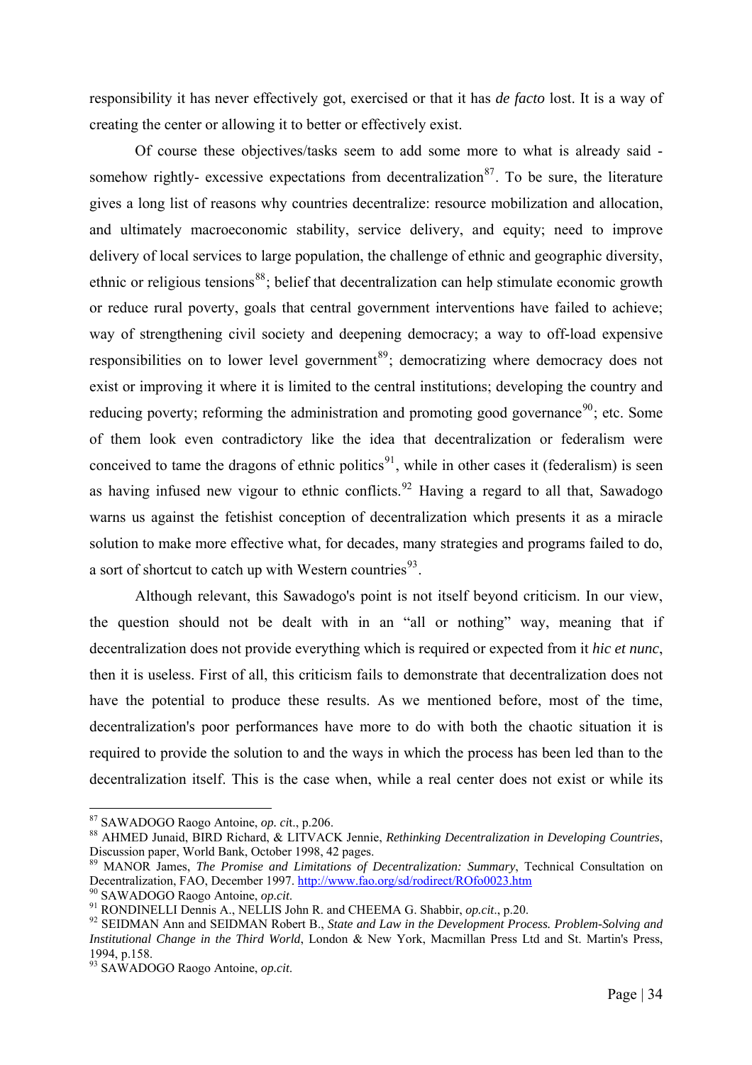responsibility it has never effectively got, exercised or that it has *de facto* lost. It is a way of creating the center or allowing it to better or effectively exist.

Of course these objectives/tasks seem to add some more to what is already said - somehow rightly- excessive expectations from decentralization[87]. To be sure, the literature gives a long list of reasons why countries decentralize: resource mobilization and allocation, and ultimately macroeconomic stability, service delivery, and equity; need to improve delivery of local services to large population, the challenge of ethnic and geographic diversity, ethnic or religious tensions[88]; belief that decentralization can help stimulate economic growth or reduce rural poverty, goals that central government interventions have failed to achieve; way of strengthening civil society and deepening democracy; a way to off-load expensive responsibilities on to lower level government[89]; democratizing where democracy does not exist or improving it where it is limited to the central institutions; developing the country and reducing poverty; reforming the administration and promoting good governance[90]; etc. Some of them look even contradictory like the idea that decentralization or federalism were conceived to tame the dragons of ethnic politics[91], while in other cases it (federalism) is seen as having infused new vigour to ethnic conflicts.[92] Having a regard to all that, Sawadogo warns us against the fetishist conception of decentralization which presents it as a miracle solution to make more effective what, for decades, many strategies and programs failed to do, a sort of shortcut to catch up with Western countries[93].

Although relevant, this Sawadogo's point is not itself beyond criticism. In our view, the question should not be dealt with in an "all or nothing" way, meaning that if decentralization does not provide everything which is required or expected from it *hic et nunc*, then it is useless. First of all, this criticism fails to demonstrate that decentralization does not have the potential to produce these results. As we mentioned before, most of the time, decentralization's poor performances have more to do with both the chaotic situation it is required to provide the solution to and the ways in which the process has been led than to the decentralization itself. This is the case when, while a real center does not exist or while its

---

[87] SAWADOGO Raogo Antoine, *op. cit*., p.206.

[88] AHMED Junaid, BIRD Richard, & LITVACK Jennie, *Rethinking Decentralization in Developing Countries*, Discussion paper, World Bank, October 1998, 42 pages.

[89] MANOR James, *The Promise and Limitations of Decentralization: Summary*, Technical Consultation on Decentralization, FAO, December 1997. http://www.fao.org/sd/rodirect/ROfo0023.htm

[90] SAWADOGO Raogo Antoine, *op.cit*.

[91] RONDINELLI Dennis A., NELLIS John R. and CHEEMA G. Shabbir, *op.cit*., p.20.

[92] SEIDMAN Ann and SEIDMAN Robert B., *State and Law in the Development Process. Problem-Solving and Institutional Change in the Third World*, London & New York, Macmillan Press Ltd and St. Martin's Press, 1994, p.158.

[93] SAWADOGO Raogo Antoine, *op.cit*.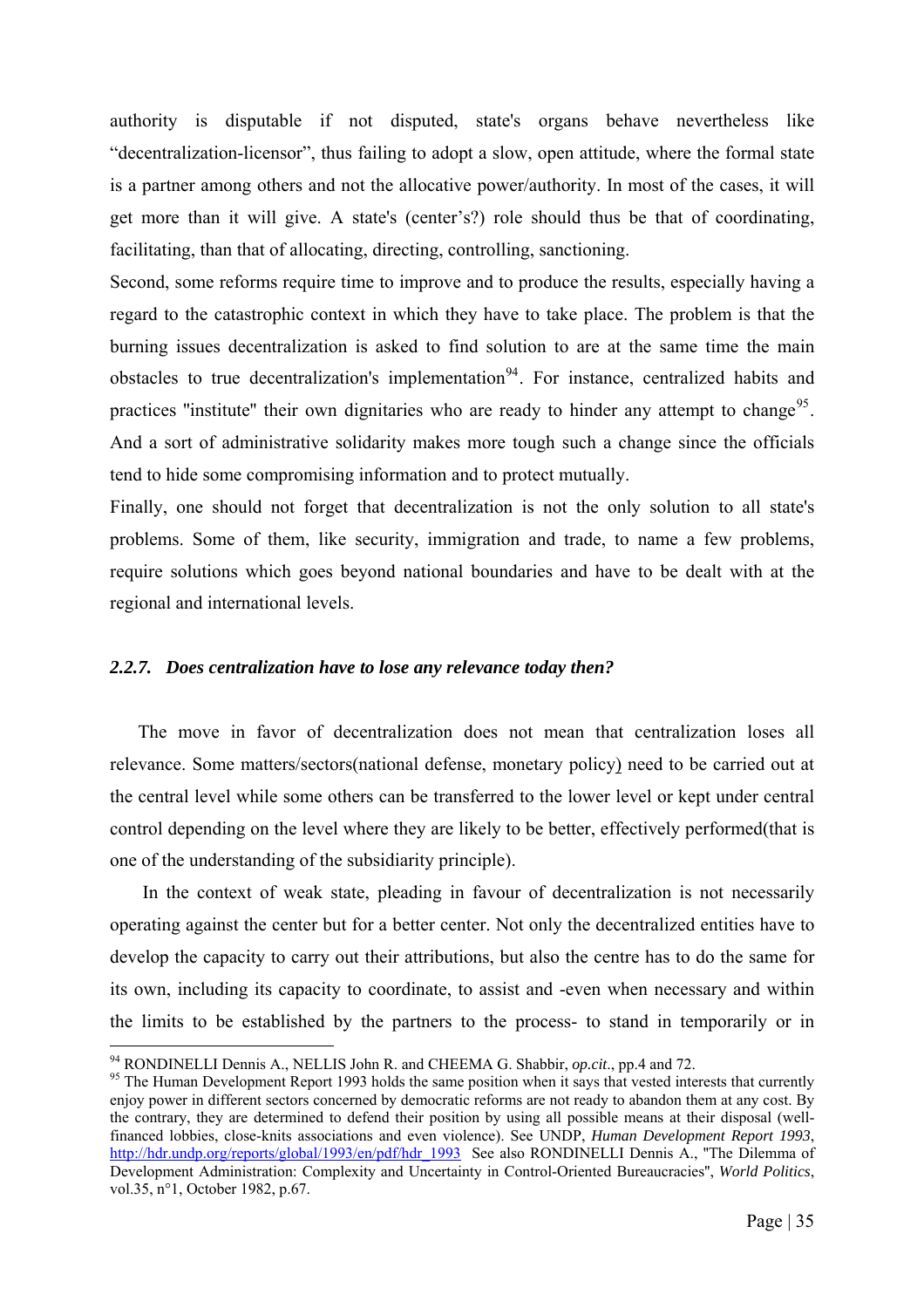authority is disputable if not disputed, state's organs behave nevertheless like "decentralization-licensor", thus failing to adopt a slow, open attitude, where the formal state is a partner among others and not the allocative power/authority. In most of the cases, it will get more than it will give. A state's (center's?) role should thus be that of coordinating, facilitating, than that of allocating, directing, controlling, sanctioning.

Second, some reforms require time to improve and to produce the results, especially having a regard to the catastrophic context in which they have to take place. The problem is that the burning issues decentralization is asked to find solution to are at the same time the main obstacles to true decentralization's implementation[94]. For instance, centralized habits and practices "institute" their own dignitaries who are ready to hinder any attempt to change[95]. And a sort of administrative solidarity makes more tough such a change since the officials tend to hide some compromising information and to protect mutually.

Finally, one should not forget that decentralization is not the only solution to all state's problems. Some of them, like security, immigration and trade, to name a few problems, require solutions which goes beyond national boundaries and have to be dealt with at the regional and international levels.

### *2.2.7. Does centralization have to lose any relevance today then?*

The move in favor of decentralization does not mean that centralization loses all relevance. Some matters/sectors(national defense, monetary policy) need to be carried out at the central level while some others can be transferred to the lower level or kept under central control depending on the level where they are likely to be better, effectively performed(that is one of the understanding of the subsidiarity principle).

In the context of weak state, pleading in favour of decentralization is not necessarily operating against the center but for a better center. Not only the decentralized entities have to develop the capacity to carry out their attributions, but also the centre has to do the same for its own, including its capacity to coordinate, to assist and -even when necessary and within the limits to be established by the partners to the process- to stand in temporarily or in

---

[94] RONDINELLI Dennis A., NELLIS John R. and CHEEMA G. Shabbir, *op.cit*., pp.4 and 72.

[95] The Human Development Report 1993 holds the same position when it says that vested interests that currently enjoy power in different sectors concerned by democratic reforms are not ready to abandon them at any cost. By the contrary, they are determined to defend their position by using all possible means at their disposal (well-financed lobbies, close-knits associations and even violence). See UNDP, *Human Development Report 1993*, http://hdr.undp.org/reports/global/1993/en/pdf/hdr_1993 See also RONDINELLI Dennis A., "The Dilemma of Development Administration: Complexity and Uncertainty in Control-Oriented Bureaucracies", *World Politics*, vol.35, n°1, October 1982, p.67.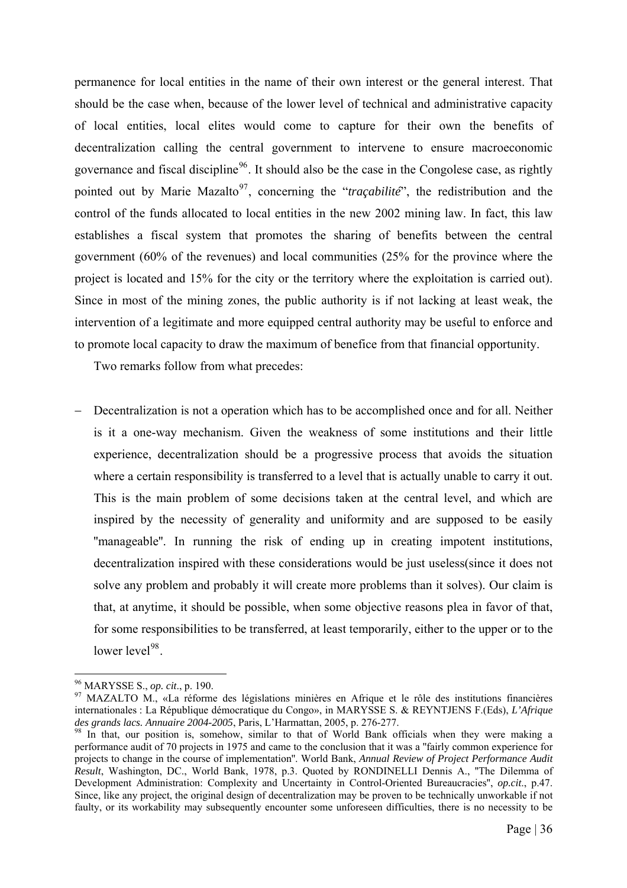permanence for local entities in the name of their own interest or the general interest. That should be the case when, because of the lower level of technical and administrative capacity of local entities, local elites would come to capture for their own the benefits of decentralization calling the central government to intervene to ensure macroeconomic governance and fiscal discipline[96]. It should also be the case in the Congolese case, as rightly pointed out by Marie Mazalto[97], concerning the "*traçabilité*", the redistribution and the control of the funds allocated to local entities in the new 2002 mining law. In fact, this law establishes a fiscal system that promotes the sharing of benefits between the central government (60% of the revenues) and local communities (25% for the province where the project is located and 15% for the city or the territory where the exploitation is carried out). Since in most of the mining zones, the public authority is if not lacking at least weak, the intervention of a legitimate and more equipped central authority may be useful to enforce and to promote local capacity to draw the maximum of benefice from that financial opportunity.

Two remarks follow from what precedes:

- Decentralization is not a operation which has to be accomplished once and for all. Neither is it a one-way mechanism. Given the weakness of some institutions and their little experience, decentralization should be a progressive process that avoids the situation where a certain responsibility is transferred to a level that is actually unable to carry it out. This is the main problem of some decisions taken at the central level, and which are inspired by the necessity of generality and uniformity and are supposed to be easily "manageable". In running the risk of ending up in creating impotent institutions, decentralization inspired with these considerations would be just useless(since it does not solve any problem and probably it will create more problems than it solves). Our claim is that, at anytime, it should be possible, when some objective reasons plea in favor of that, for some responsibilities to be transferred, at least temporarily, either to the upper or to the lower level[98].

---

[96] MARYSSE S., *op. cit*., p. 190.

[97] MAZALTO M., «La réforme des législations minières en Afrique et le rôle des institutions financières internationales : La République démocratique du Congo», in MARYSSE S. & REYNTJENS F.(Eds), *L'Afrique des grands lacs. Annuaire 2004-2005*, Paris, L'Harmattan, 2005, p. 276-277.

[98] In that, our position is, somehow, similar to that of World Bank officials when they were making a performance audit of 70 projects in 1975 and came to the conclusion that it was a "fairly common experience for projects to change in the course of implementation". World Bank, *Annual Review of Project Performance Audit Result*, Washington, DC., World Bank, 1978, p.3. Quoted by RONDINELLI Dennis A., "The Dilemma of Development Administration: Complexity and Uncertainty in Control-Oriented Bureaucracies", *op.cit*., p.47. Since, like any project, the original design of decentralization may be proven to be technically unworkable if not faulty, or its workability may subsequently encounter some unforeseen difficulties, there is no necessity to be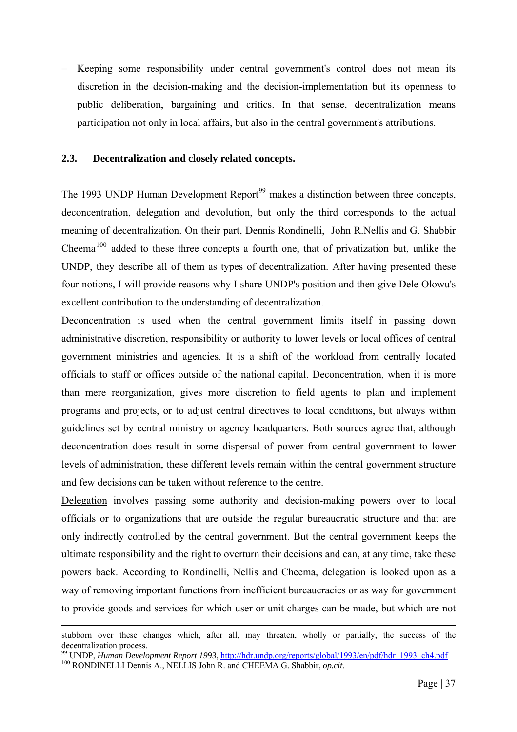– Keeping some responsibility under central government's control does not mean its discretion in the decision-making and the decision-implementation but its openness to public deliberation, bargaining and critics. In that sense, decentralization means participation not only in local affairs, but also in the central government's attributions.

### 2.3. Decentralization and closely related concepts.

The 1993 UNDP Human Development Report[99] makes a distinction between three concepts, deconcentration, delegation and devolution, but only the third corresponds to the actual meaning of decentralization. On their part, Dennis Rondinelli, John R.Nellis and G. Shabbir Cheema[100] added to these three concepts a fourth one, that of privatization but, unlike the UNDP, they describe all of them as types of decentralization. After having presented these four notions, I will provide reasons why I share UNDP's position and then give Dele Olowu's excellent contribution to the understanding of decentralization.

Deconcentration is used when the central government limits itself in passing down administrative discretion, responsibility or authority to lower levels or local offices of central government ministries and agencies. It is a shift of the workload from centrally located officials to staff or offices outside of the national capital. Deconcentration, when it is more than mere reorganization, gives more discretion to field agents to plan and implement programs and projects, or to adjust central directives to local conditions, but always within guidelines set by central ministry or agency headquarters. Both sources agree that, although deconcentration does result in some dispersal of power from central government to lower levels of administration, these different levels remain within the central government structure and few decisions can be taken without reference to the centre.

Delegation involves passing some authority and decision-making powers over to local officials or to organizations that are outside the regular bureaucratic structure and that are only indirectly controlled by the central government. But the central government keeps the ultimate responsibility and the right to overturn their decisions and can, at any time, take these powers back. According to Rondinelli, Nellis and Cheema, delegation is looked upon as a way of removing important functions from inefficient bureaucracies or as way for government to provide goods and services for which user or unit charges can be made, but which are not

---

stubborn over these changes which, after all, may threaten, wholly or partially, the success of the decentralization process.

[99] UNDP, *Human Development Report 1993*, http://hdr.undp.org/reports/global/1993/en/pdf/hdr_1993_ch4.pdf

[100] RONDINELLI Dennis A., NELLIS John R. and CHEEMA G. Shabbir, *op.cit.*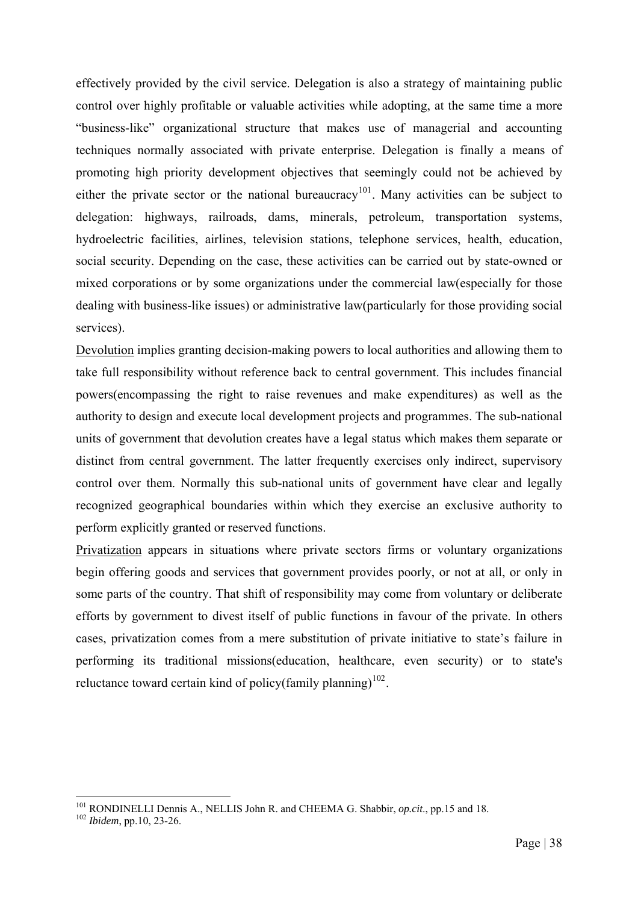effectively provided by the civil service. Delegation is also a strategy of maintaining public control over highly profitable or valuable activities while adopting, at the same time a more "business-like" organizational structure that makes use of managerial and accounting techniques normally associated with private enterprise. Delegation is finally a means of promoting high priority development objectives that seemingly could not be achieved by either the private sector or the national bureaucracy[101]. Many activities can be subject to delegation: highways, railroads, dams, minerals, petroleum, transportation systems, hydroelectric facilities, airlines, television stations, telephone services, health, education, social security. Depending on the case, these activities can be carried out by state-owned or mixed corporations or by some organizations under the commercial law(especially for those dealing with business-like issues) or administrative law(particularly for those providing social services).

<u>Devolution</u> implies granting decision-making powers to local authorities and allowing them to take full responsibility without reference back to central government. This includes financial powers(encompassing the right to raise revenues and make expenditures) as well as the authority to design and execute local development projects and programmes. The sub-national units of government that devolution creates have a legal status which makes them separate or distinct from central government. The latter frequently exercises only indirect, supervisory control over them. Normally this sub-national units of government have clear and legally recognized geographical boundaries within which they exercise an exclusive authority to perform explicitly granted or reserved functions.

<u>Privatization</u> appears in situations where private sectors firms or voluntary organizations begin offering goods and services that government provides poorly, or not at all, or only in some parts of the country. That shift of responsibility may come from voluntary or deliberate efforts by government to divest itself of public functions in favour of the private. In others cases, privatization comes from a mere substitution of private initiative to state's failure in performing its traditional missions(education, healthcare, even security) or to state's reluctance toward certain kind of policy(family planning)[102].

---

[101] RONDINELLI Dennis A., NELLIS John R. and CHEEMA G. Shabbir, *op.cit.*, pp.15 and 18.

[102] *Ibidem*, pp.10, 23-26.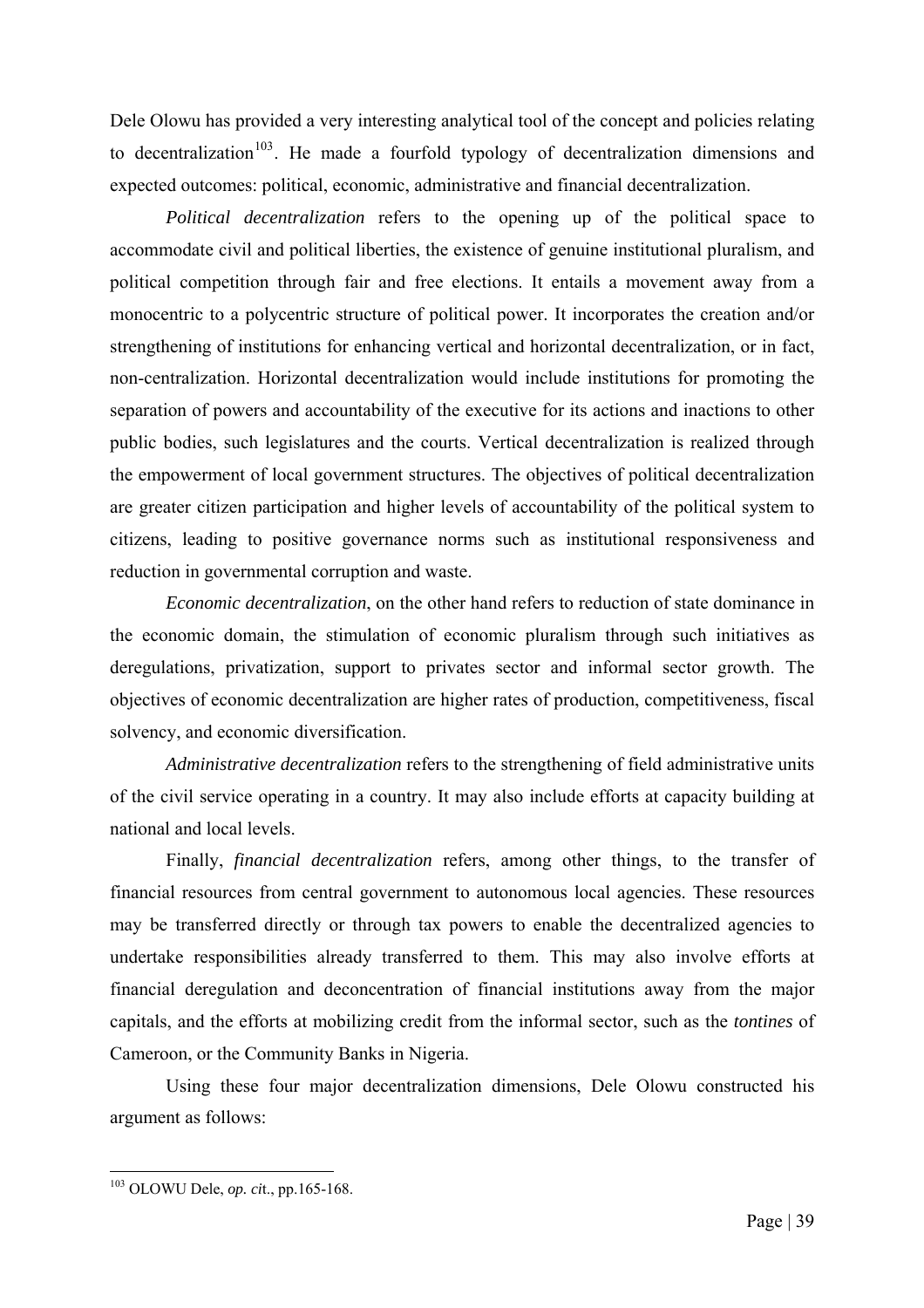Dele Olowu has provided a very interesting analytical tool of the concept and policies relating to decentralization[103]. He made a fourfold typology of decentralization dimensions and expected outcomes: political, economic, administrative and financial decentralization.

*Political decentralization* refers to the opening up of the political space to accommodate civil and political liberties, the existence of genuine institutional pluralism, and political competition through fair and free elections. It entails a movement away from a monocentric to a polycentric structure of political power. It incorporates the creation and/or strengthening of institutions for enhancing vertical and horizontal decentralization, or in fact, non-centralization. Horizontal decentralization would include institutions for promoting the separation of powers and accountability of the executive for its actions and inactions to other public bodies, such legislatures and the courts. Vertical decentralization is realized through the empowerment of local government structures. The objectives of political decentralization are greater citizen participation and higher levels of accountability of the political system to citizens, leading to positive governance norms such as institutional responsiveness and reduction in governmental corruption and waste.

*Economic decentralization*, on the other hand refers to reduction of state dominance in the economic domain, the stimulation of economic pluralism through such initiatives as deregulations, privatization, support to privates sector and informal sector growth. The objectives of economic decentralization are higher rates of production, competitiveness, fiscal solvency, and economic diversification.

*Administrative decentralization* refers to the strengthening of field administrative units of the civil service operating in a country. It may also include efforts at capacity building at national and local levels.

Finally, *financial decentralization* refers, among other things, to the transfer of financial resources from central government to autonomous local agencies. These resources may be transferred directly or through tax powers to enable the decentralized agencies to undertake responsibilities already transferred to them. This may also involve efforts at financial deregulation and deconcentration of financial institutions away from the major capitals, and the efforts at mobilizing credit from the informal sector, such as the *tontines* of Cameroon, or the Community Banks in Nigeria.

Using these four major decentralization dimensions, Dele Olowu constructed his argument as follows:

---

[103] OLOWU Dele, *op. cit*., pp.165-168.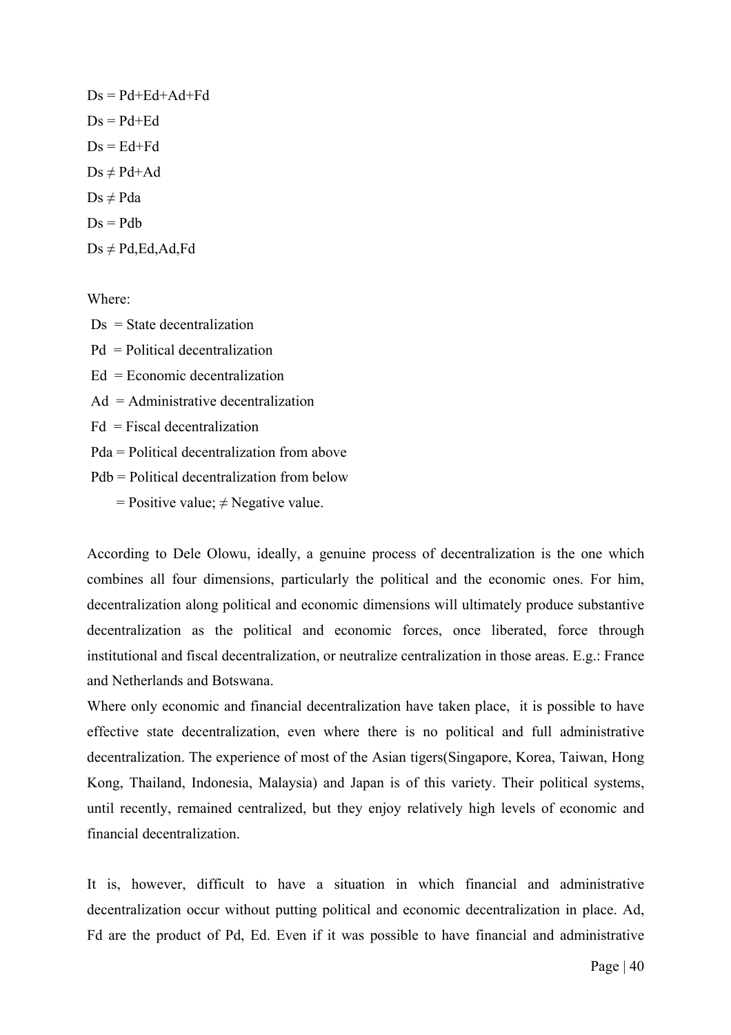$Ds = Pd+Ed+Ad+Fd$

$Ds = Pd+Ed$

$Ds = Ed+Fd$

$Ds \neq Pd+Ad$

$Ds \neq Pda$

$Ds = Pdb$

$Ds \neq Pd,Ed,Ad,Fd$

Where:

Ds = State decentralization

Pd = Political decentralization

Ed = Economic decentralization

Ad = Administrative decentralization

Fd = Fiscal decentralization

Pda = Political decentralization from above

Pdb = Political decentralization from below

= Positive value; ≠ Negative value.

According to Dele Olowu, ideally, a genuine process of decentralization is the one which combines all four dimensions, particularly the political and the economic ones. For him, decentralization along political and economic dimensions will ultimately produce substantive decentralization as the political and economic forces, once liberated, force through institutional and fiscal decentralization, or neutralize centralization in those areas. E.g.: France and Netherlands and Botswana.

Where only economic and financial decentralization have taken place, it is possible to have effective state decentralization, even where there is no political and full administrative decentralization. The experience of most of the Asian tigers(Singapore, Korea, Taiwan, Hong Kong, Thailand, Indonesia, Malaysia) and Japan is of this variety. Their political systems, until recently, remained centralized, but they enjoy relatively high levels of economic and financial decentralization.

It is, however, difficult to have a situation in which financial and administrative decentralization occur without putting political and economic decentralization in place. Ad, Fd are the product of Pd, Ed. Even if it was possible to have financial and administrative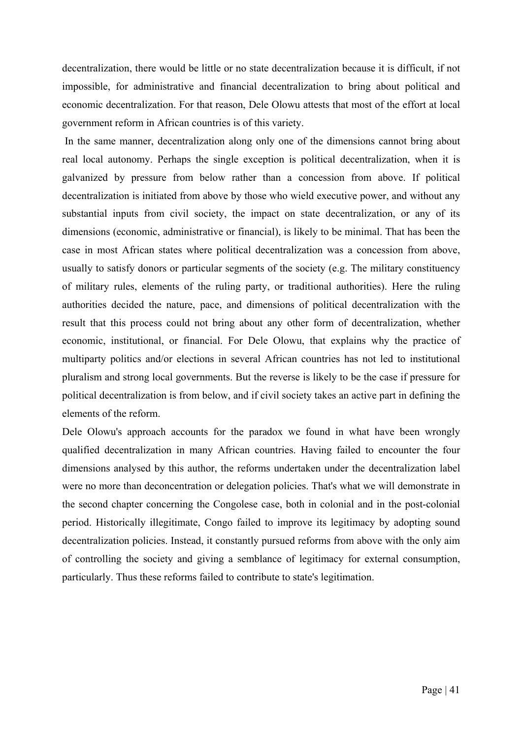decentralization, there would be little or no state decentralization because it is difficult, if not impossible, for administrative and financial decentralization to bring about political and economic decentralization. For that reason, Dele Olowu attests that most of the effort at local government reform in African countries is of this variety.

In the same manner, decentralization along only one of the dimensions cannot bring about real local autonomy. Perhaps the single exception is political decentralization, when it is galvanized by pressure from below rather than a concession from above. If political decentralization is initiated from above by those who wield executive power, and without any substantial inputs from civil society, the impact on state decentralization, or any of its dimensions (economic, administrative or financial), is likely to be minimal. That has been the case in most African states where political decentralization was a concession from above, usually to satisfy donors or particular segments of the society (e.g. The military constituency of military rules, elements of the ruling party, or traditional authorities). Here the ruling authorities decided the nature, pace, and dimensions of political decentralization with the result that this process could not bring about any other form of decentralization, whether economic, institutional, or financial. For Dele Olowu, that explains why the practice of multiparty politics and/or elections in several African countries has not led to institutional pluralism and strong local governments. But the reverse is likely to be the case if pressure for political decentralization is from below, and if civil society takes an active part in defining the elements of the reform.

Dele Olowu's approach accounts for the paradox we found in what have been wrongly qualified decentralization in many African countries. Having failed to encounter the four dimensions analysed by this author, the reforms undertaken under the decentralization label were no more than deconcentration or delegation policies. That's what we will demonstrate in the second chapter concerning the Congolese case, both in colonial and in the post-colonial period. Historically illegitimate, Congo failed to improve its legitimacy by adopting sound decentralization policies. Instead, it constantly pursued reforms from above with the only aim of controlling the society and giving a semblance of legitimacy for external consumption, particularly. Thus these reforms failed to contribute to state's legitimation.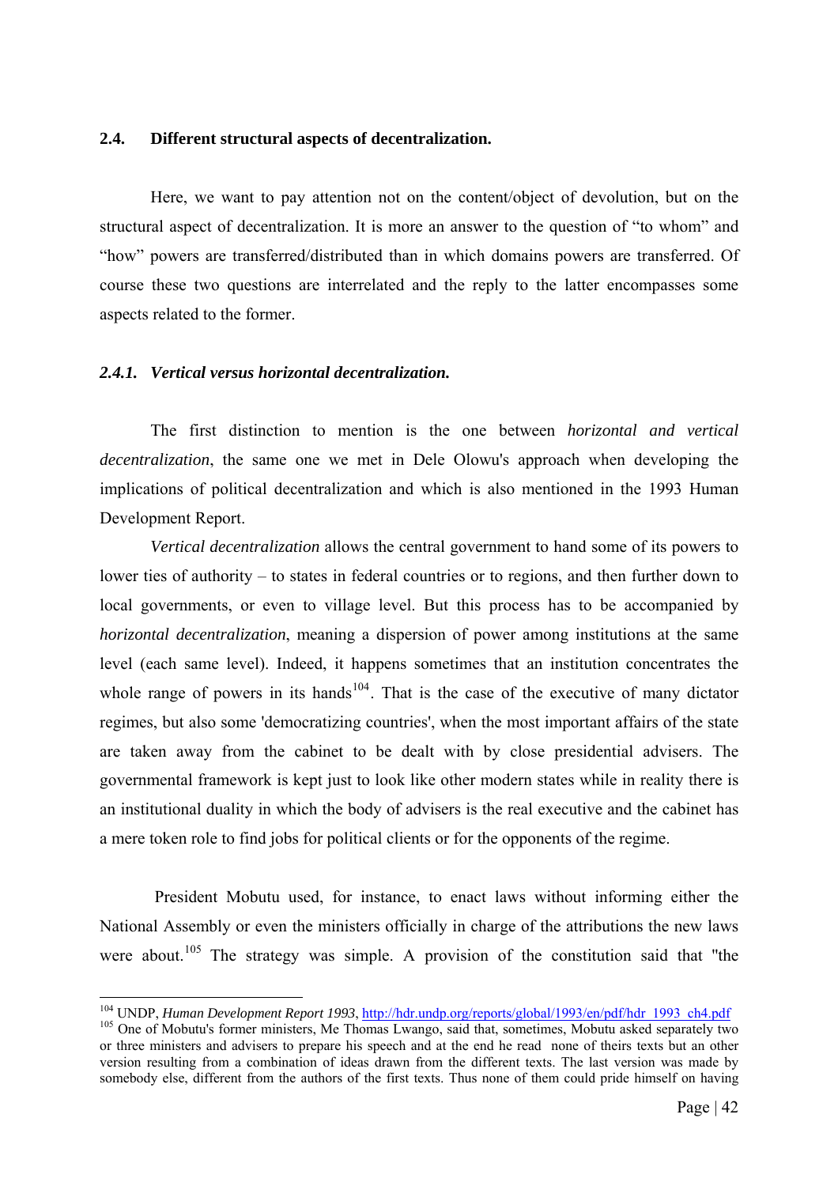### 2.4. Different structural aspects of decentralization.

Here, we want to pay attention not on the content/object of devolution, but on the structural aspect of decentralization. It is more an answer to the question of "to whom" and "how" powers are transferred/distributed than in which domains powers are transferred. Of course these two questions are interrelated and the reply to the latter encompasses some aspects related to the former.

#### *2.4.1. Vertical versus horizontal decentralization.*

The first distinction to mention is the one between *horizontal and vertical decentralization*, the same one we met in Dele Olowu's approach when developing the implications of political decentralization and which is also mentioned in the 1993 Human Development Report.

*Vertical decentralization* allows the central government to hand some of its powers to lower ties of authority – to states in federal countries or to regions, and then further down to local governments, or even to village level. But this process has to be accompanied by *horizontal decentralization*, meaning a dispersion of power among institutions at the same level (each same level). Indeed, it happens sometimes that an institution concentrates the whole range of powers in its hands[104]. That is the case of the executive of many dictator regimes, but also some 'democratizing countries', when the most important affairs of the state are taken away from the cabinet to be dealt with by close presidential advisers. The governmental framework is kept just to look like other modern states while in reality there is an institutional duality in which the body of advisers is the real executive and the cabinet has a mere token role to find jobs for political clients or for the opponents of the regime.

President Mobutu used, for instance, to enact laws without informing either the National Assembly or even the ministers officially in charge of the attributions the new laws were about.[105] The strategy was simple. A provision of the constitution said that "the

---

[104] UNDP, *Human Development Report 1993*, http://hdr.undp.org/reports/global/1993/en/pdf/hdr_1993_ch4.pdf

[105] One of Mobutu's former ministers, Me Thomas Lwango, said that, sometimes, Mobutu asked separately two or three ministers and advisers to prepare his speech and at the end he read none of theirs texts but an other version resulting from a combination of ideas drawn from the different texts. The last version was made by somebody else, different from the authors of the first texts. Thus none of them could pride himself on having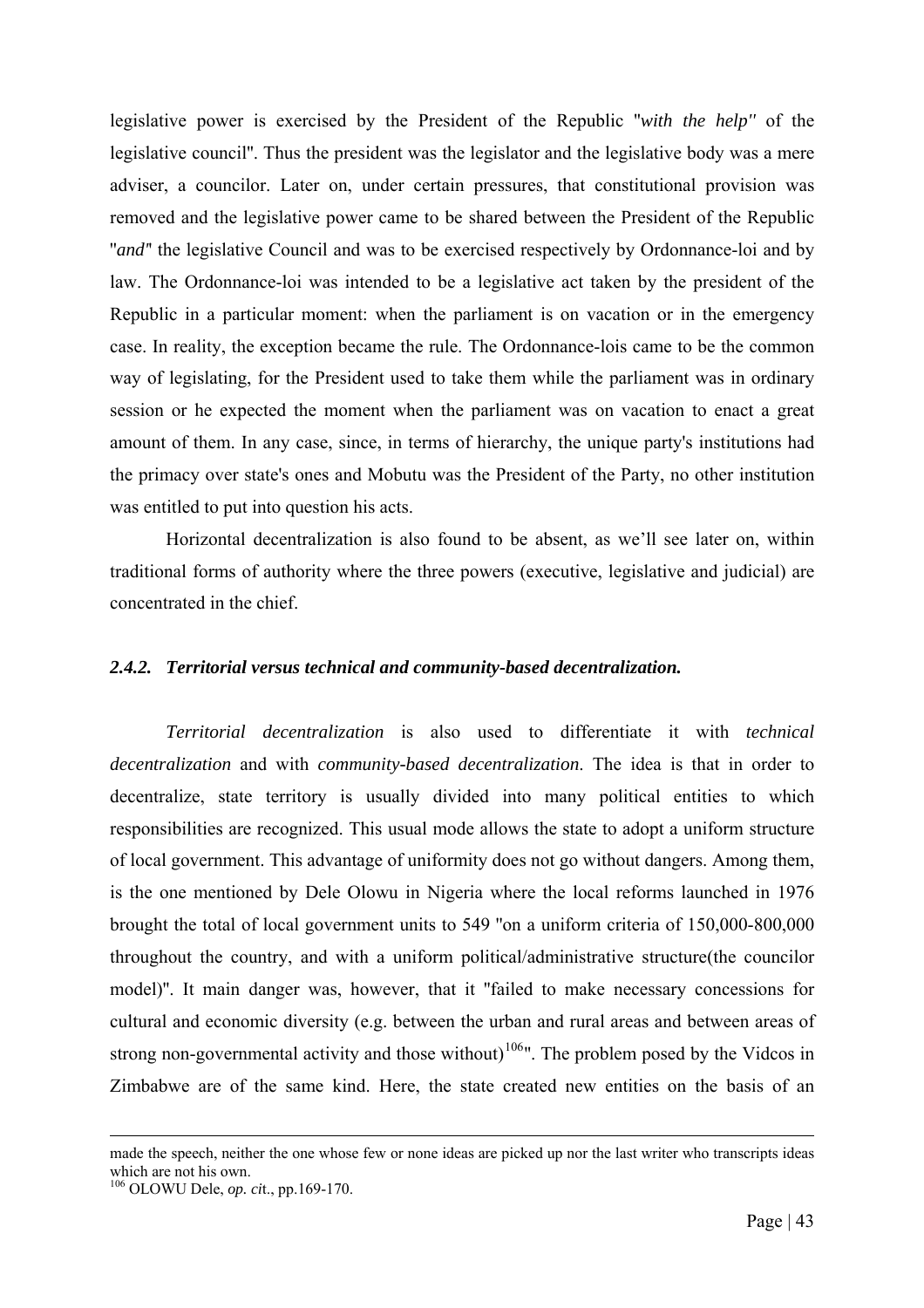legislative power is exercised by the President of the Republic "*with the help"* of the legislative council". Thus the president was the legislator and the legislative body was a mere adviser, a councilor. Later on, under certain pressures, that constitutional provision was removed and the legislative power came to be shared between the President of the Republic "*and*" the legislative Council and was to be exercised respectively by Ordonnance-loi and by law. The Ordonnance-loi was intended to be a legislative act taken by the president of the Republic in a particular moment: when the parliament is on vacation or in the emergency case. In reality, the exception became the rule. The Ordonnance-lois came to be the common way of legislating, for the President used to take them while the parliament was in ordinary session or he expected the moment when the parliament was on vacation to enact a great amount of them. In any case, since, in terms of hierarchy, the unique party's institutions had the primacy over state's ones and Mobutu was the President of the Party, no other institution was entitled to put into question his acts.

Horizontal decentralization is also found to be absent, as we'll see later on, within traditional forms of authority where the three powers (executive, legislative and judicial) are concentrated in the chief.

### *2.4.2. Territorial versus technical and community-based decentralization.*

*Territorial decentralization* is also used to differentiate it with *technical decentralization* and with *community-based decentralization*. The idea is that in order to decentralize, state territory is usually divided into many political entities to which responsibilities are recognized. This usual mode allows the state to adopt a uniform structure of local government. This advantage of uniformity does not go without dangers. Among them, is the one mentioned by Dele Olowu in Nigeria where the local reforms launched in 1976 brought the total of local government units to 549 "on a uniform criteria of 150,000-800,000 throughout the country, and with a uniform political/administrative structure(the councilor model)". It main danger was, however, that it "failed to make necessary concessions for cultural and economic diversity (e.g. between the urban and rural areas and between areas of strong non-governmental activity and those without)[106]". The problem posed by the Vidcos in Zimbabwe are of the same kind. Here, the state created new entities on the basis of an

---

made the speech, neither the one whose few or none ideas are picked up nor the last writer who transcripts ideas which are not his own.

[106] OLOWU Dele, *op. cit*., pp.169-170.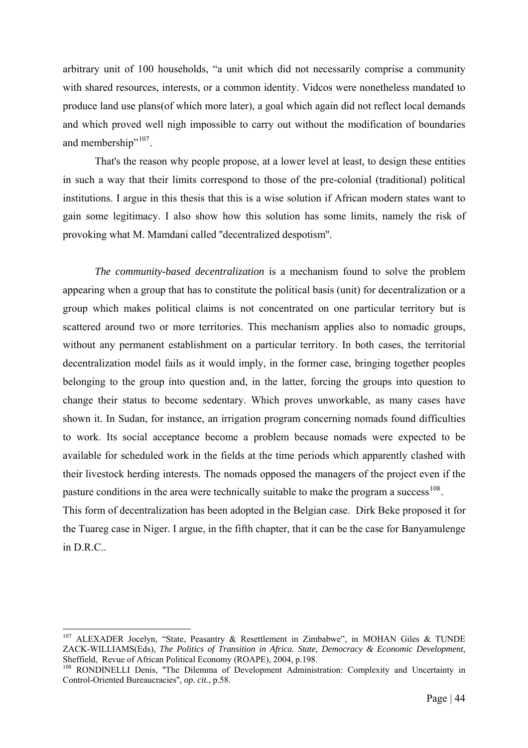arbitrary unit of 100 households, "a unit which did not necessarily comprise a community with shared resources, interests, or a common identity. Vidcos were nonetheless mandated to produce land use plans(of which more later), a goal which again did not reflect local demands and which proved well nigh impossible to carry out without the modification of boundaries and membership"[107].

That's the reason why people propose, at a lower level at least, to design these entities in such a way that their limits correspond to those of the pre-colonial (traditional) political institutions. I argue in this thesis that this is a wise solution if African modern states want to gain some legitimacy. I also show how this solution has some limits, namely the risk of provoking what M. Mamdani called "decentralized despotism".

*The community-based decentralization* is a mechanism found to solve the problem appearing when a group that has to constitute the political basis (unit) for decentralization or a group which makes political claims is not concentrated on one particular territory but is scattered around two or more territories. This mechanism applies also to nomadic groups, without any permanent establishment on a particular territory. In both cases, the territorial decentralization model fails as it would imply, in the former case, bringing together peoples belonging to the group into question and, in the latter, forcing the groups into question to change their status to become sedentary. Which proves unworkable, as many cases have shown it. In Sudan, for instance, an irrigation program concerning nomads found difficulties to work. Its social acceptance become a problem because nomads were expected to be available for scheduled work in the fields at the time periods which apparently clashed with their livestock herding interests. The nomads opposed the managers of the project even if the pasture conditions in the area were technically suitable to make the program a success[108].
This form of decentralization has been adopted in the Belgian case. Dirk Beke proposed it for the Tuareg case in Niger. I argue, in the fifth chapter, that it can be the case for Banyamulenge in D.R.C..

---

[107] ALEXADER Jocelyn, "State, Peasantry & Resettlement in Zimbabwe", in MOHAN Giles & TUNDE ZACK-WILLIAMS(Eds), *The Politics of Transition in Africa. State, Democracy & Economic Development*, Sheffield, Revue of African Political Economy (ROAPE), 2004, p.198.

[108] RONDINELLI Denis, "The Dilemma of Development Administration: Complexity and Uncertainty in Control-Oriented Bureaucracies", *op. cit.*, p.58.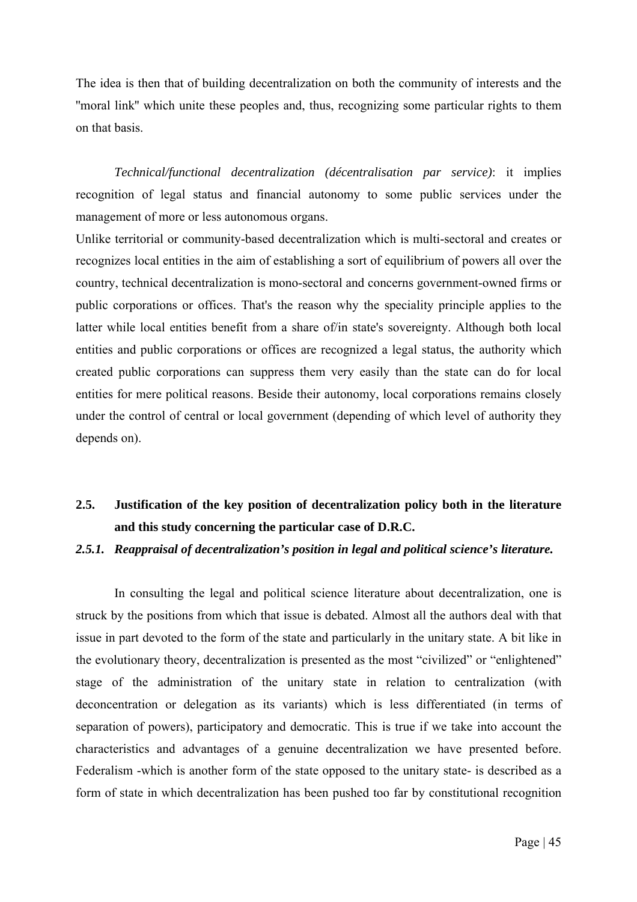The idea is then that of building decentralization on both the community of interests and the "moral link" which unite these peoples and, thus, recognizing some particular rights to them on that basis.

*Technical/functional decentralization (décentralisation par service)*: it implies recognition of legal status and financial autonomy to some public services under the management of more or less autonomous organs.

Unlike territorial or community-based decentralization which is multi-sectoral and creates or recognizes local entities in the aim of establishing a sort of equilibrium of powers all over the country, technical decentralization is mono-sectoral and concerns government-owned firms or public corporations or offices. That's the reason why the speciality principle applies to the latter while local entities benefit from a share of/in state's sovereignty. Although both local entities and public corporations or offices are recognized a legal status, the authority which created public corporations can suppress them very easily than the state can do for local entities for mere political reasons. Beside their autonomy, local corporations remains closely under the control of central or local government (depending of which level of authority they depends on).

## 2.5. Justification of the key position of decentralization policy both in the literature and this study concerning the particular case of D.R.C.

### *2.5.1. Reappraisal of decentralization's position in legal and political science's literature.*

In consulting the legal and political science literature about decentralization, one is struck by the positions from which that issue is debated. Almost all the authors deal with that issue in part devoted to the form of the state and particularly in the unitary state. A bit like in the evolutionary theory, decentralization is presented as the most "civilized" or "enlightened" stage of the administration of the unitary state in relation to centralization (with deconcentration or delegation as its variants) which is less differentiated (in terms of separation of powers), participatory and democratic. This is true if we take into account the characteristics and advantages of a genuine decentralization we have presented before. Federalism -which is another form of the state opposed to the unitary state- is described as a form of state in which decentralization has been pushed too far by constitutional recognition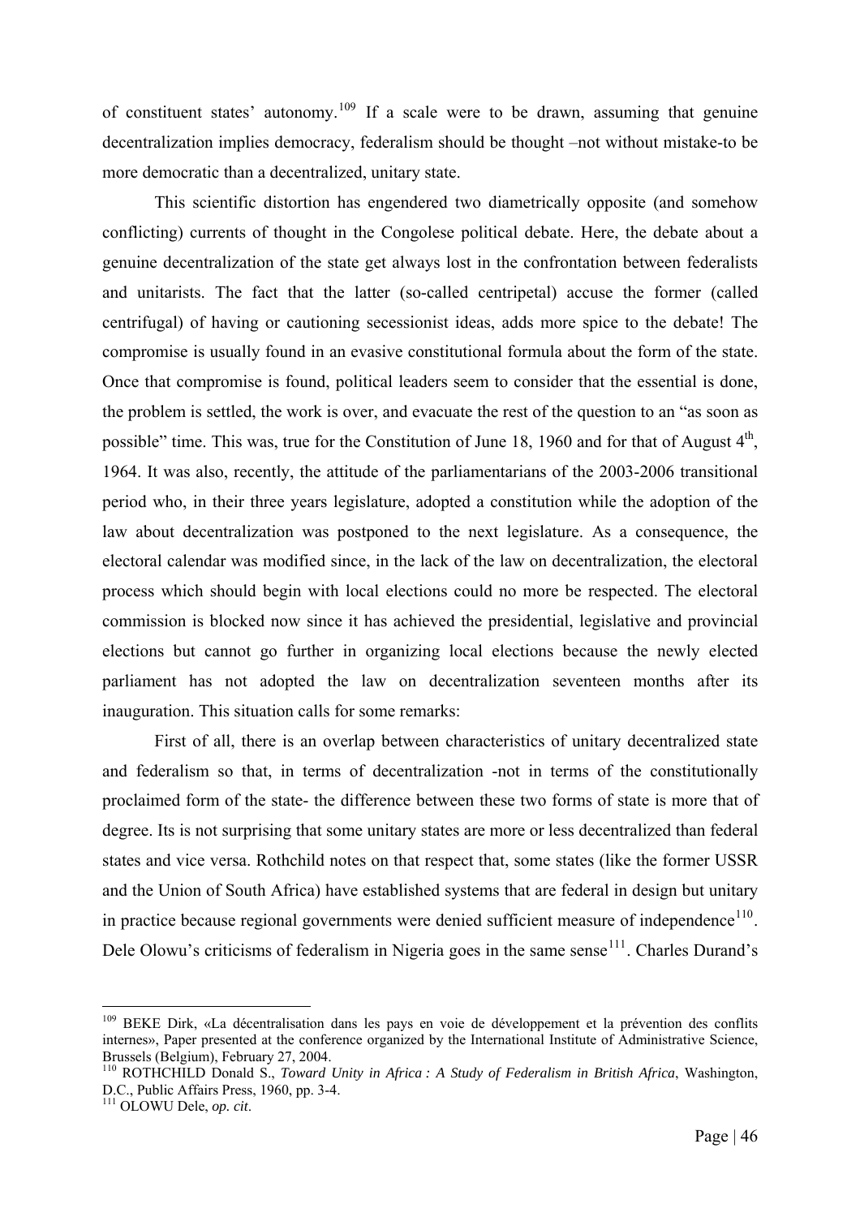of constituent states' autonomy.[109] If a scale were to be drawn, assuming that genuine decentralization implies democracy, federalism should be thought –not without mistake-to be more democratic than a decentralized, unitary state.

This scientific distortion has engendered two diametrically opposite (and somehow conflicting) currents of thought in the Congolese political debate. Here, the debate about a genuine decentralization of the state get always lost in the confrontation between federalists and unitarists. The fact that the latter (so-called centripetal) accuse the former (called centrifugal) of having or cautioning secessionist ideas, adds more spice to the debate! The compromise is usually found in an evasive constitutional formula about the form of the state. Once that compromise is found, political leaders seem to consider that the essential is done, the problem is settled, the work is over, and evacuate the rest of the question to an "as soon as possible" time. This was, true for the Constitution of June 18, 1960 and for that of August 4th, 1964. It was also, recently, the attitude of the parliamentarians of the 2003-2006 transitional period who, in their three years legislature, adopted a constitution while the adoption of the law about decentralization was postponed to the next legislature. As a consequence, the electoral calendar was modified since, in the lack of the law on decentralization, the electoral process which should begin with local elections could no more be respected. The electoral commission is blocked now since it has achieved the presidential, legislative and provincial elections but cannot go further in organizing local elections because the newly elected parliament has not adopted the law on decentralization seventeen months after its inauguration. This situation calls for some remarks:

First of all, there is an overlap between characteristics of unitary decentralized state and federalism so that, in terms of decentralization -not in terms of the constitutionally proclaimed form of the state- the difference between these two forms of state is more that of degree. Its is not surprising that some unitary states are more or less decentralized than federal states and vice versa. Rothchild notes on that respect that, some states (like the former USSR and the Union of South Africa) have established systems that are federal in design but unitary in practice because regional governments were denied sufficient measure of independence[110]. Dele Olowu's criticisms of federalism in Nigeria goes in the same sense[111]. Charles Durand's

---

[109] BEKE Dirk, «La décentralisation dans les pays en voie de développement et la prévention des conflits internes», Paper presented at the conference organized by the International Institute of Administrative Science, Brussels (Belgium), February 27, 2004.

[110] ROTHCHILD Donald S., *Toward Unity in Africa : A Study of Federalism in British Africa*, Washington, D.C., Public Affairs Press, 1960, pp. 3-4.

[111] OLOWU Dele, *op. cit*.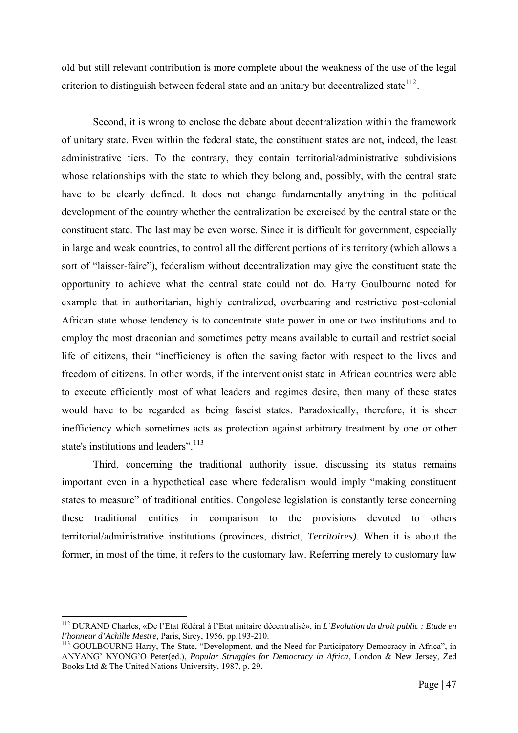old but still relevant contribution is more complete about the weakness of the use of the legal criterion to distinguish between federal state and an unitary but decentralized state[112].

Second, it is wrong to enclose the debate about decentralization within the framework of unitary state. Even within the federal state, the constituent states are not, indeed, the least administrative tiers. To the contrary, they contain territorial/administrative subdivisions whose relationships with the state to which they belong and, possibly, with the central state have to be clearly defined. It does not change fundamentally anything in the political development of the country whether the centralization be exercised by the central state or the constituent state. The last may be even worse. Since it is difficult for government, especially in large and weak countries, to control all the different portions of its territory (which allows a sort of "laisser-faire"), federalism without decentralization may give the constituent state the opportunity to achieve what the central state could not do. Harry Goulbourne noted for example that in authoritarian, highly centralized, overbearing and restrictive post-colonial African state whose tendency is to concentrate state power in one or two institutions and to employ the most draconian and sometimes petty means available to curtail and restrict social life of citizens, their "inefficiency is often the saving factor with respect to the lives and freedom of citizens. In other words, if the interventionist state in African countries were able to execute efficiently most of what leaders and regimes desire, then many of these states would have to be regarded as being fascist states. Paradoxically, therefore, it is sheer inefficiency which sometimes acts as protection against arbitrary treatment by one or other state's institutions and leaders".[113]

Third, concerning the traditional authority issue, discussing its status remains important even in a hypothetical case where federalism would imply "making constituent states to measure" of traditional entities. Congolese legislation is constantly terse concerning these traditional entities in comparison to the provisions devoted to others territorial/administrative institutions (provinces, district, *Territoires)*. When it is about the former, in most of the time, it refers to the customary law. Referring merely to customary law

---

[112] DURAND Charles, «De l'Etat fédéral à l'Etat unitaire décentralisé», in *L'Evolution du droit public : Etude en l'honneur d'Achille Mestre*, Paris, Sirey, 1956, pp.193-210.

[113] GOULBOURNE Harry, The State, "Development, and the Need for Participatory Democracy in Africa", in ANYANG' NYONG'O Peter(ed.), *Popular Struggles for Democracy in Africa*, London & New Jersey, Zed Books Ltd & The United Nations University, 1987, p. 29.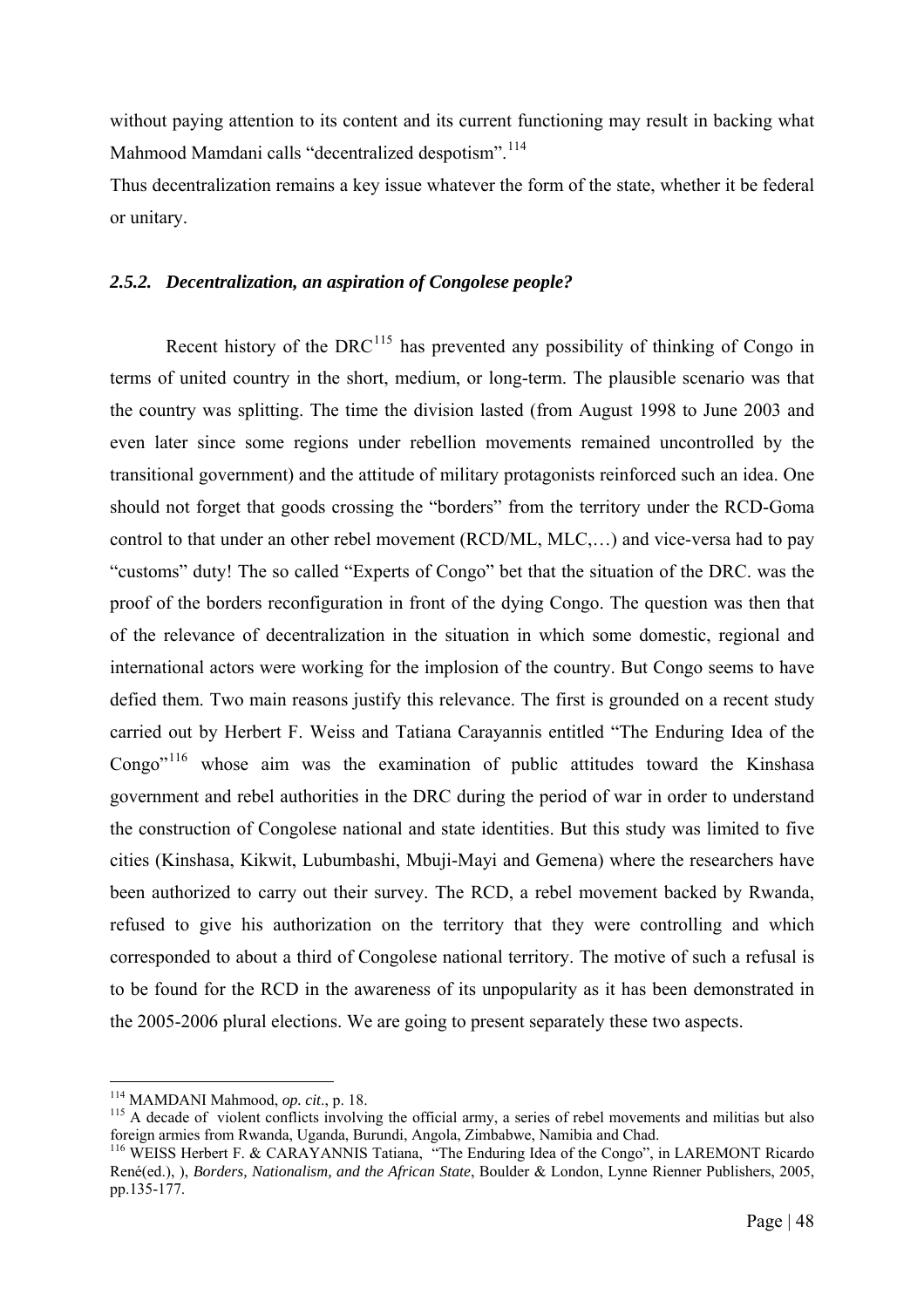without paying attention to its content and its current functioning may result in backing what Mahmood Mamdani calls "decentralized despotism".[114]

Thus decentralization remains a key issue whatever the form of the state, whether it be federal or unitary.

### *2.5.2. Decentralization, an aspiration of Congolese people?*

Recent history of the DRC[115] has prevented any possibility of thinking of Congo in terms of united country in the short, medium, or long-term. The plausible scenario was that the country was splitting. The time the division lasted (from August 1998 to June 2003 and even later since some regions under rebellion movements remained uncontrolled by the transitional government) and the attitude of military protagonists reinforced such an idea. One should not forget that goods crossing the "borders" from the territory under the RCD-Goma control to that under an other rebel movement (RCD/ML, MLC,…) and vice-versa had to pay "customs" duty! The so called "Experts of Congo" bet that the situation of the DRC. was the proof of the borders reconfiguration in front of the dying Congo. The question was then that of the relevance of decentralization in the situation in which some domestic, regional and international actors were working for the implosion of the country. But Congo seems to have defied them. Two main reasons justify this relevance. The first is grounded on a recent study carried out by Herbert F. Weiss and Tatiana Carayannis entitled "The Enduring Idea of the Congo"[116] whose aim was the examination of public attitudes toward the Kinshasa government and rebel authorities in the DRC during the period of war in order to understand the construction of Congolese national and state identities. But this study was limited to five cities (Kinshasa, Kikwit, Lubumbashi, Mbuji-Mayi and Gemena) where the researchers have been authorized to carry out their survey. The RCD, a rebel movement backed by Rwanda, refused to give his authorization on the territory that they were controlling and which corresponded to about a third of Congolese national territory. The motive of such a refusal is to be found for the RCD in the awareness of its unpopularity as it has been demonstrated in the 2005-2006 plural elections. We are going to present separately these two aspects.

---

[114] MAMDANI Mahmood, *op. cit*., p. 18.

[115] A decade of violent conflicts involving the official army, a series of rebel movements and militias but also foreign armies from Rwanda, Uganda, Burundi, Angola, Zimbabwe, Namibia and Chad.

[116] WEISS Herbert F. & CARAYANNIS Tatiana, "The Enduring Idea of the Congo", in LAREMONT Ricardo René(ed.), ), *Borders, Nationalism, and the African State*, Boulder & London, Lynne Rienner Publishers, 2005, pp.135-177.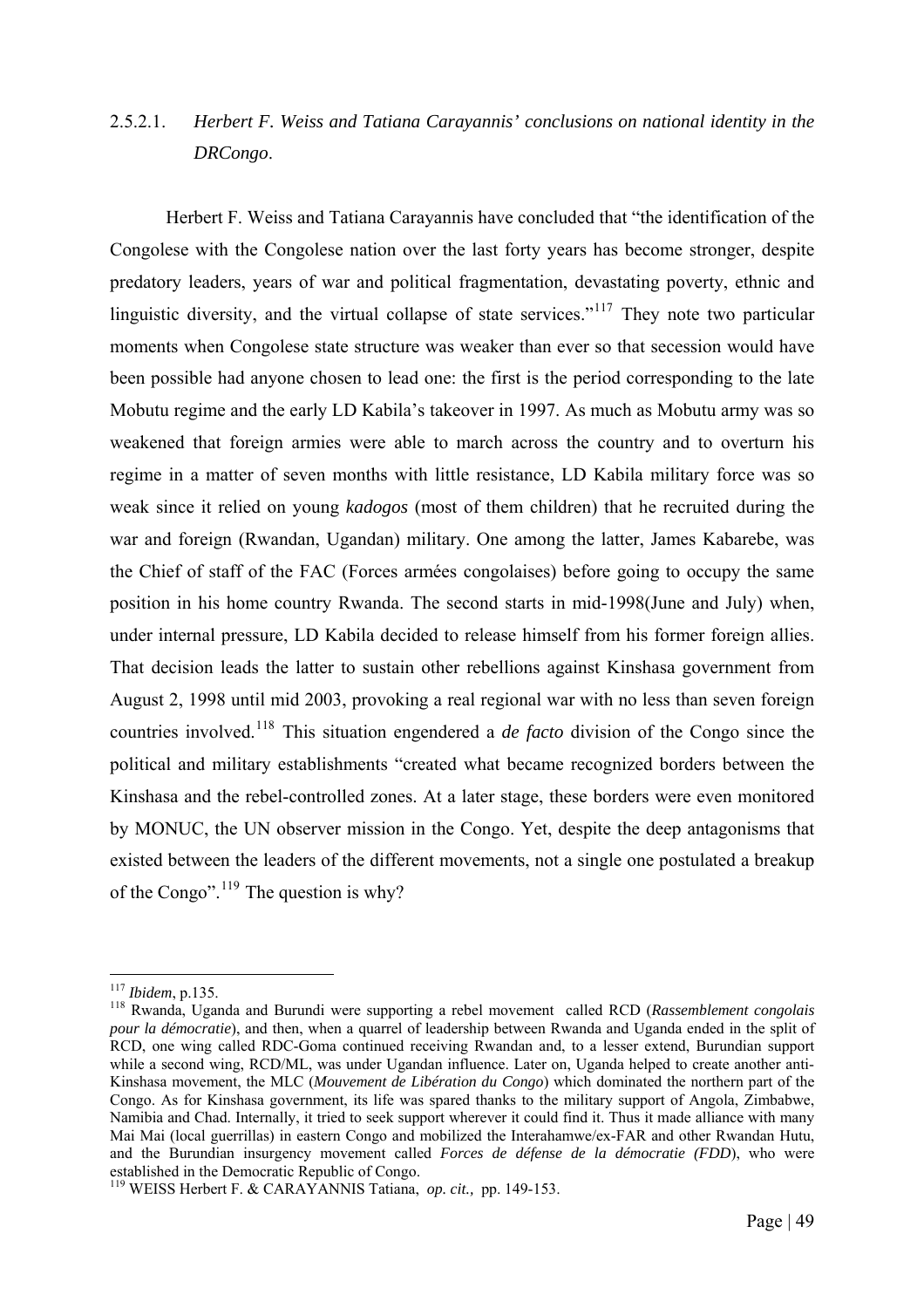#### 2.5.2.1. *Herbert F. Weiss and Tatiana Carayannis' conclusions on national identity in the DRCongo.*

Herbert F. Weiss and Tatiana Carayannis have concluded that "the identification of the Congolese with the Congolese nation over the last forty years has become stronger, despite predatory leaders, years of war and political fragmentation, devastating poverty, ethnic and linguistic diversity, and the virtual collapse of state services."[117] They note two particular moments when Congolese state structure was weaker than ever so that secession would have been possible had anyone chosen to lead one: the first is the period corresponding to the late Mobutu regime and the early LD Kabila's takeover in 1997. As much as Mobutu army was so weakened that foreign armies were able to march across the country and to overturn his regime in a matter of seven months with little resistance, LD Kabila military force was so weak since it relied on young *kadogos* (most of them children) that he recruited during the war and foreign (Rwandan, Ugandan) military. One among the latter, James Kabarebe, was the Chief of staff of the FAC (Forces armées congolaises) before going to occupy the same position in his home country Rwanda. The second starts in mid-1998(June and July) when, under internal pressure, LD Kabila decided to release himself from his former foreign allies. That decision leads the latter to sustain other rebellions against Kinshasa government from August 2, 1998 until mid 2003, provoking a real regional war with no less than seven foreign countries involved.[118] This situation engendered a *de facto* division of the Congo since the political and military establishments "created what became recognized borders between the Kinshasa and the rebel-controlled zones. At a later stage, these borders were even monitored by MONUC, the UN observer mission in the Congo. Yet, despite the deep antagonisms that existed between the leaders of the different movements, not a single one postulated a breakup of the Congo".[119] The question is why?

---

[117] *Ibidem*, p.135.

[118] Rwanda, Uganda and Burundi were supporting a rebel movement called RCD (*Rassemblement congolais pour la démocratie*), and then, when a quarrel of leadership between Rwanda and Uganda ended in the split of RCD, one wing called RDC-Goma continued receiving Rwandan and, to a lesser extend, Burundian support while a second wing, RCD/ML, was under Ugandan influence. Later on, Uganda helped to create another anti-Kinshasa movement, the MLC (*Mouvement de Libération du Congo*) which dominated the northern part of the Congo. As for Kinshasa government, its life was spared thanks to the military support of Angola, Zimbabwe, Namibia and Chad. Internally, it tried to seek support wherever it could find it. Thus it made alliance with many Mai Mai (local guerrillas) in eastern Congo and mobilized the Interahamwe/ex-FAR and other Rwandan Hutu, and the Burundian insurgency movement called *Forces de défense de la démocratie (FDD*), who were established in the Democratic Republic of Congo.

[119] WEISS Herbert F. & CARAYANNIS Tatiana, *op. cit.,* pp. 149-153.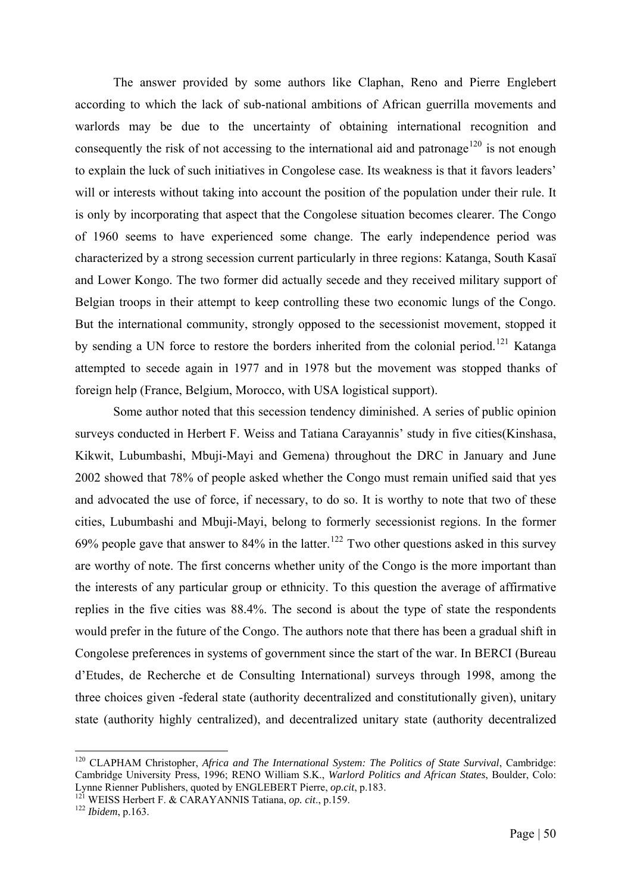The answer provided by some authors like Claphan, Reno and Pierre Englebert according to which the lack of sub-national ambitions of African guerrilla movements and warlords may be due to the uncertainty of obtaining international recognition and consequently the risk of not accessing to the international aid and patronage[120] is not enough to explain the luck of such initiatives in Congolese case. Its weakness is that it favors leaders' will or interests without taking into account the position of the population under their rule. It is only by incorporating that aspect that the Congolese situation becomes clearer. The Congo of 1960 seems to have experienced some change. The early independence period was characterized by a strong secession current particularly in three regions: Katanga, South Kasaï and Lower Kongo. The two former did actually secede and they received military support of Belgian troops in their attempt to keep controlling these two economic lungs of the Congo. But the international community, strongly opposed to the secessionist movement, stopped it by sending a UN force to restore the borders inherited from the colonial period.[121] Katanga attempted to secede again in 1977 and in 1978 but the movement was stopped thanks of foreign help (France, Belgium, Morocco, with USA logistical support).

Some author noted that this secession tendency diminished. A series of public opinion surveys conducted in Herbert F. Weiss and Tatiana Carayannis' study in five cities(Kinshasa, Kikwit, Lubumbashi, Mbuji-Mayi and Gemena) throughout the DRC in January and June 2002 showed that 78% of people asked whether the Congo must remain unified said that yes and advocated the use of force, if necessary, to do so. It is worthy to note that two of these cities, Lubumbashi and Mbuji-Mayi, belong to formerly secessionist regions. In the former 69% people gave that answer to 84% in the latter.[122] Two other questions asked in this survey are worthy of note. The first concerns whether unity of the Congo is the more important than the interests of any particular group or ethnicity. To this question the average of affirmative replies in the five cities was 88.4%. The second is about the type of state the respondents would prefer in the future of the Congo. The authors note that there has been a gradual shift in Congolese preferences in systems of government since the start of the war. In BERCI (Bureau d'Etudes, de Recherche et de Consulting International) surveys through 1998, among the three choices given -federal state (authority decentralized and constitutionally given), unitary state (authority highly centralized), and decentralized unitary state (authority decentralized

---

[120] CLAPHAM Christopher, *Africa and The International System: The Politics of State Survival*, Cambridge: Cambridge University Press, 1996; RENO William S.K., *Warlord Politics and African States*, Boulder, Colo: Lynne Rienner Publishers, quoted by ENGLEBERT Pierre, *op.cit*, p.183.

[121] WEISS Herbert F. & CARAYANNIS Tatiana, *op. cit*., p.159.

[122] *Ibidem*, p.163.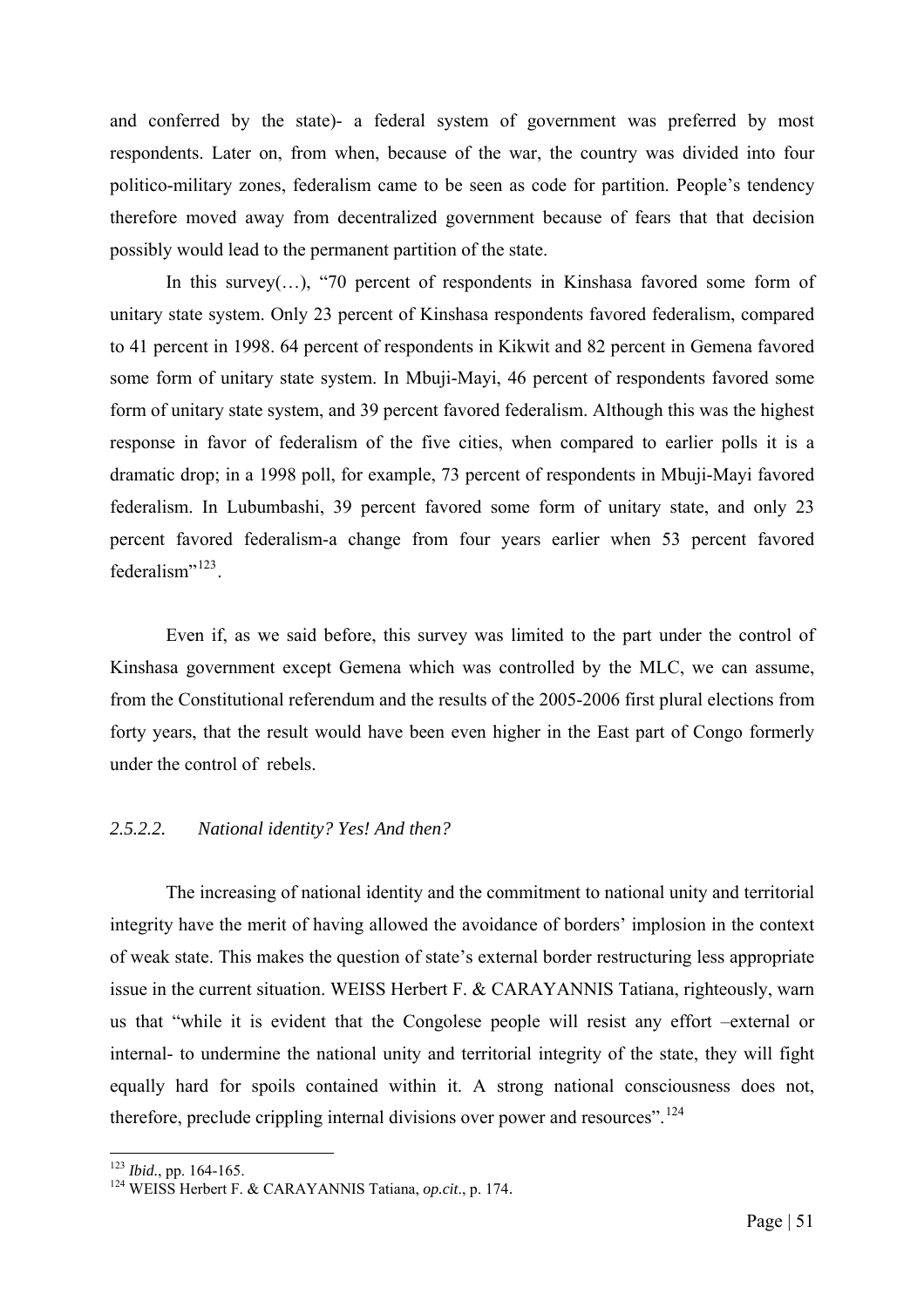and conferred by the state)- a federal system of government was preferred by most respondents. Later on, from when, because of the war, the country was divided into four politico-military zones, federalism came to be seen as code for partition. People's tendency therefore moved away from decentralized government because of fears that that decision possibly would lead to the permanent partition of the state.

In this survey(…), "70 percent of respondents in Kinshasa favored some form of unitary state system. Only 23 percent of Kinshasa respondents favored federalism, compared to 41 percent in 1998. 64 percent of respondents in Kikwit and 82 percent in Gemena favored some form of unitary state system. In Mbuji-Mayi, 46 percent of respondents favored some form of unitary state system, and 39 percent favored federalism. Although this was the highest response in favor of federalism of the five cities, when compared to earlier polls it is a dramatic drop; in a 1998 poll, for example, 73 percent of respondents in Mbuji-Mayi favored federalism. In Lubumbashi, 39 percent favored some form of unitary state, and only 23 percent favored federalism-a change from four years earlier when 53 percent favored federalism"[123].

Even if, as we said before, this survey was limited to the part under the control of Kinshasa government except Gemena which was controlled by the MLC, we can assume, from the Constitutional referendum and the results of the 2005-2006 first plural elections from forty years, that the result would have been even higher in the East part of Congo formerly under the control of rebels.

#### *2.5.2.2. National identity? Yes! And then?*

The increasing of national identity and the commitment to national unity and territorial integrity have the merit of having allowed the avoidance of borders' implosion in the context of weak state. This makes the question of state's external border restructuring less appropriate issue in the current situation. WEISS Herbert F. & CARAYANNIS Tatiana, righteously, warn us that "while it is evident that the Congolese people will resist any effort –external or internal- to undermine the national unity and territorial integrity of the state, they will fight equally hard for spoils contained within it. A strong national consciousness does not, therefore, preclude crippling internal divisions over power and resources".[124]

---

[123] *Ibid.*, pp. 164-165.

[124] WEISS Herbert F. & CARAYANNIS Tatiana, *op.cit*., p. 174.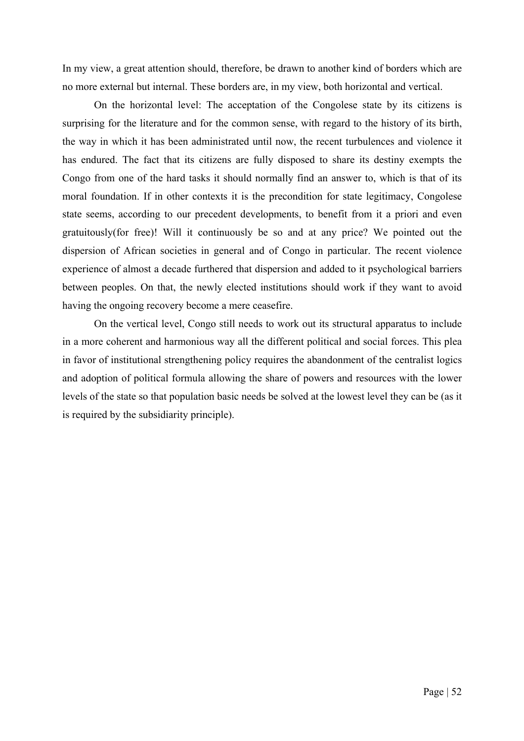In my view, a great attention should, therefore, be drawn to another kind of borders which are no more external but internal. These borders are, in my view, both horizontal and vertical.

On the horizontal level: The acceptation of the Congolese state by its citizens is surprising for the literature and for the common sense, with regard to the history of its birth, the way in which it has been administrated until now, the recent turbulences and violence it has endured. The fact that its citizens are fully disposed to share its destiny exempts the Congo from one of the hard tasks it should normally find an answer to, which is that of its moral foundation. If in other contexts it is the precondition for state legitimacy, Congolese state seems, according to our precedent developments, to benefit from it a priori and even gratuitously(for free)! Will it continuously be so and at any price? We pointed out the dispersion of African societies in general and of Congo in particular. The recent violence experience of almost a decade furthered that dispersion and added to it psychological barriers between peoples. On that, the newly elected institutions should work if they want to avoid having the ongoing recovery become a mere ceasefire.

On the vertical level, Congo still needs to work out its structural apparatus to include in a more coherent and harmonious way all the different political and social forces. This plea in favor of institutional strengthening policy requires the abandonment of the centralist logics and adoption of political formula allowing the share of powers and resources with the lower levels of the state so that population basic needs be solved at the lowest level they can be (as it is required by the subsidiarity principle).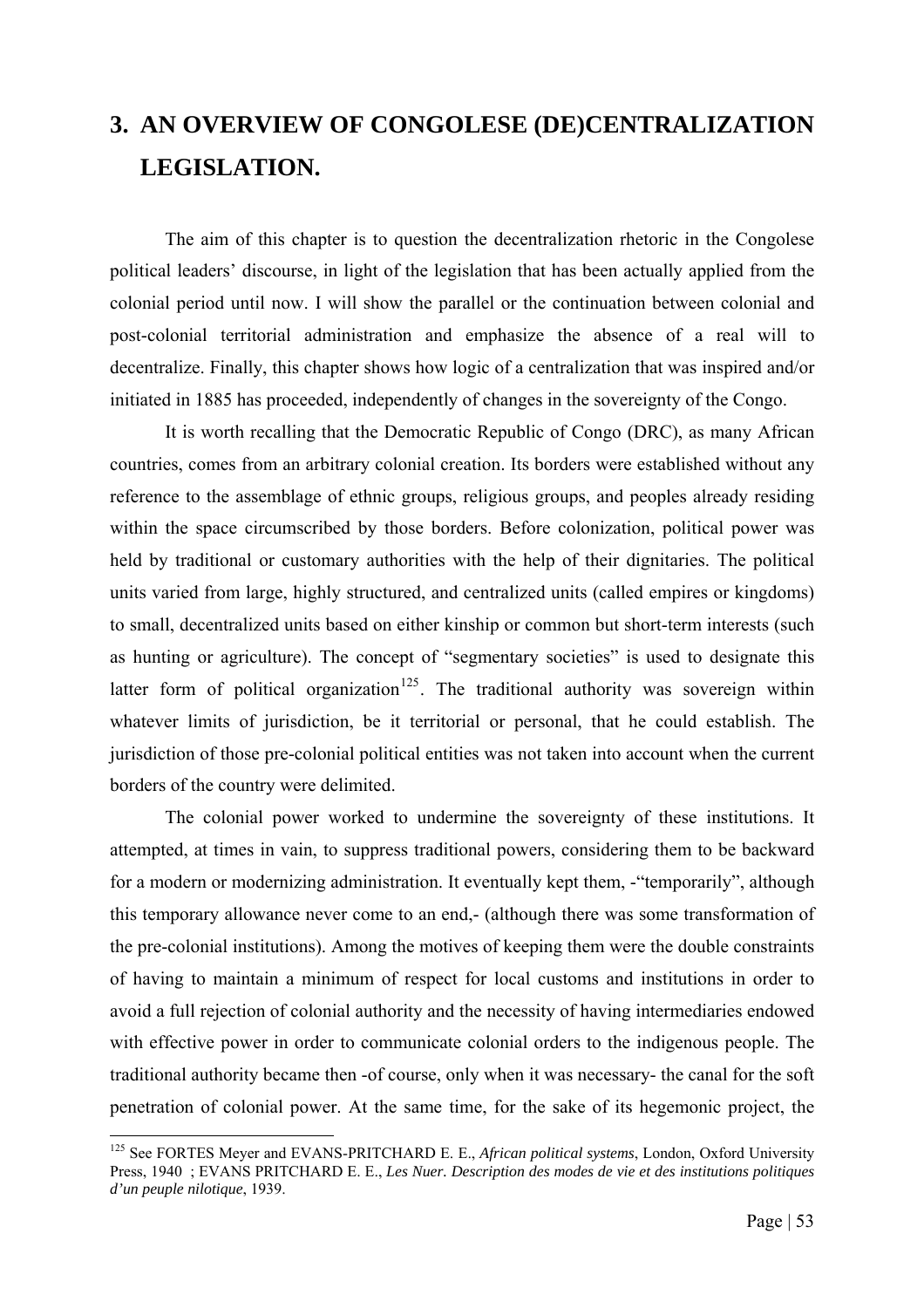# 3. AN OVERVIEW OF CONGOLESE (DE)CENTRALIZATION LEGISLATION.

The aim of this chapter is to question the decentralization rhetoric in the Congolese political leaders' discourse, in light of the legislation that has been actually applied from the colonial period until now. I will show the parallel or the continuation between colonial and post-colonial territorial administration and emphasize the absence of a real will to decentralize. Finally, this chapter shows how logic of a centralization that was inspired and/or initiated in 1885 has proceeded, independently of changes in the sovereignty of the Congo.

It is worth recalling that the Democratic Republic of Congo (DRC), as many African countries, comes from an arbitrary colonial creation. Its borders were established without any reference to the assemblage of ethnic groups, religious groups, and peoples already residing within the space circumscribed by those borders. Before colonization, political power was held by traditional or customary authorities with the help of their dignitaries. The political units varied from large, highly structured, and centralized units (called empires or kingdoms) to small, decentralized units based on either kinship or common but short-term interests (such as hunting or agriculture). The concept of "segmentary societies" is used to designate this latter form of political organization[125]. The traditional authority was sovereign within whatever limits of jurisdiction, be it territorial or personal, that he could establish. The jurisdiction of those pre-colonial political entities was not taken into account when the current borders of the country were delimited.

The colonial power worked to undermine the sovereignty of these institutions. It attempted, at times in vain, to suppress traditional powers, considering them to be backward for a modern or modernizing administration. It eventually kept them, -"temporarily", although this temporary allowance never come to an end,- (although there was some transformation of the pre-colonial institutions). Among the motives of keeping them were the double constraints of having to maintain a minimum of respect for local customs and institutions in order to avoid a full rejection of colonial authority and the necessity of having intermediaries endowed with effective power in order to communicate colonial orders to the indigenous people. The traditional authority became then -of course, only when it was necessary- the canal for the soft penetration of colonial power. At the same time, for the sake of its hegemonic project, the

[125] See FORTES Meyer and EVANS-PRITCHARD E. E., *African political systems*, London, Oxford University Press, 1940 ; EVANS PRITCHARD E. E., *Les Nuer. Description des modes de vie et des institutions politiques d'un peuple nilotique*, 1939.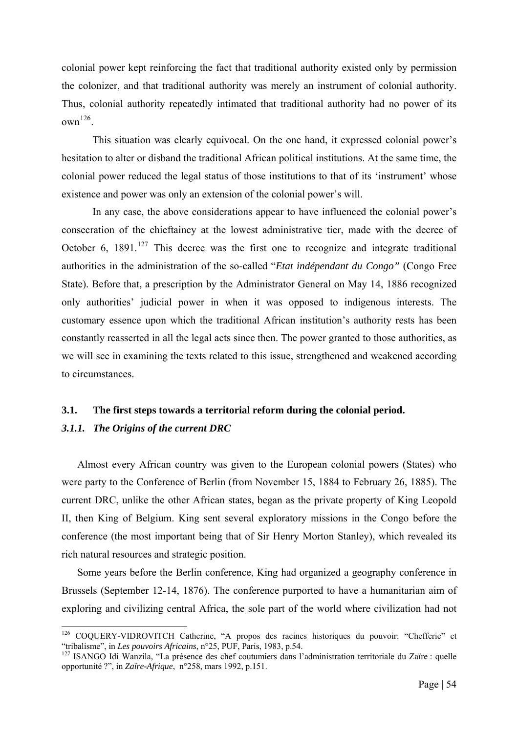colonial power kept reinforcing the fact that traditional authority existed only by permission the colonizer, and that traditional authority was merely an instrument of colonial authority. Thus, colonial authority repeatedly intimated that traditional authority had no power of its own[126].

This situation was clearly equivocal. On the one hand, it expressed colonial power's hesitation to alter or disband the traditional African political institutions. At the same time, the colonial power reduced the legal status of those institutions to that of its 'instrument' whose existence and power was only an extension of the colonial power's will.

In any case, the above considerations appear to have influenced the colonial power's consecration of the chieftaincy at the lowest administrative tier, made with the decree of October 6, 1891.[127] This decree was the first one to recognize and integrate traditional authorities in the administration of the so-called "*Etat indépendant du Congo"* (Congo Free State). Before that, a prescription by the Administrator General on May 14, 1886 recognized only authorities' judicial power in when it was opposed to indigenous interests. The customary essence upon which the traditional African institution's authority rests has been constantly reasserted in all the legal acts since then. The power granted to those authorities, as we will see in examining the texts related to this issue, strengthened and weakened according to circumstances.

### 3.1. The first steps towards a territorial reform during the colonial period.

#### *3.1.1. The Origins of the current DRC*

Almost every African country was given to the European colonial powers (States) who were party to the Conference of Berlin (from November 15, 1884 to February 26, 1885). The current DRC, unlike the other African states, began as the private property of King Leopold II, then King of Belgium. King sent several exploratory missions in the Congo before the conference (the most important being that of Sir Henry Morton Stanley), which revealed its rich natural resources and strategic position.

Some years before the Berlin conference, King had organized a geography conference in Brussels (September 12-14, 1876). The conference purported to have a humanitarian aim of exploring and civilizing central Africa, the sole part of the world where civilization had not

---

[126] COQUERY-VIDROVITCH Catherine, "A propos des racines historiques du pouvoir: "Chefferie" et "tribalisme", in *Les pouvoirs Africains*, n°25, PUF, Paris, 1983, p.54.

[127] ISANGO Idi Wanzila, "La présence des chef coutumiers dans l'administration territoriale du Zaïre : quelle opportunité ?", in *Zaïre-Afrique*, n°258, mars 1992, p.151.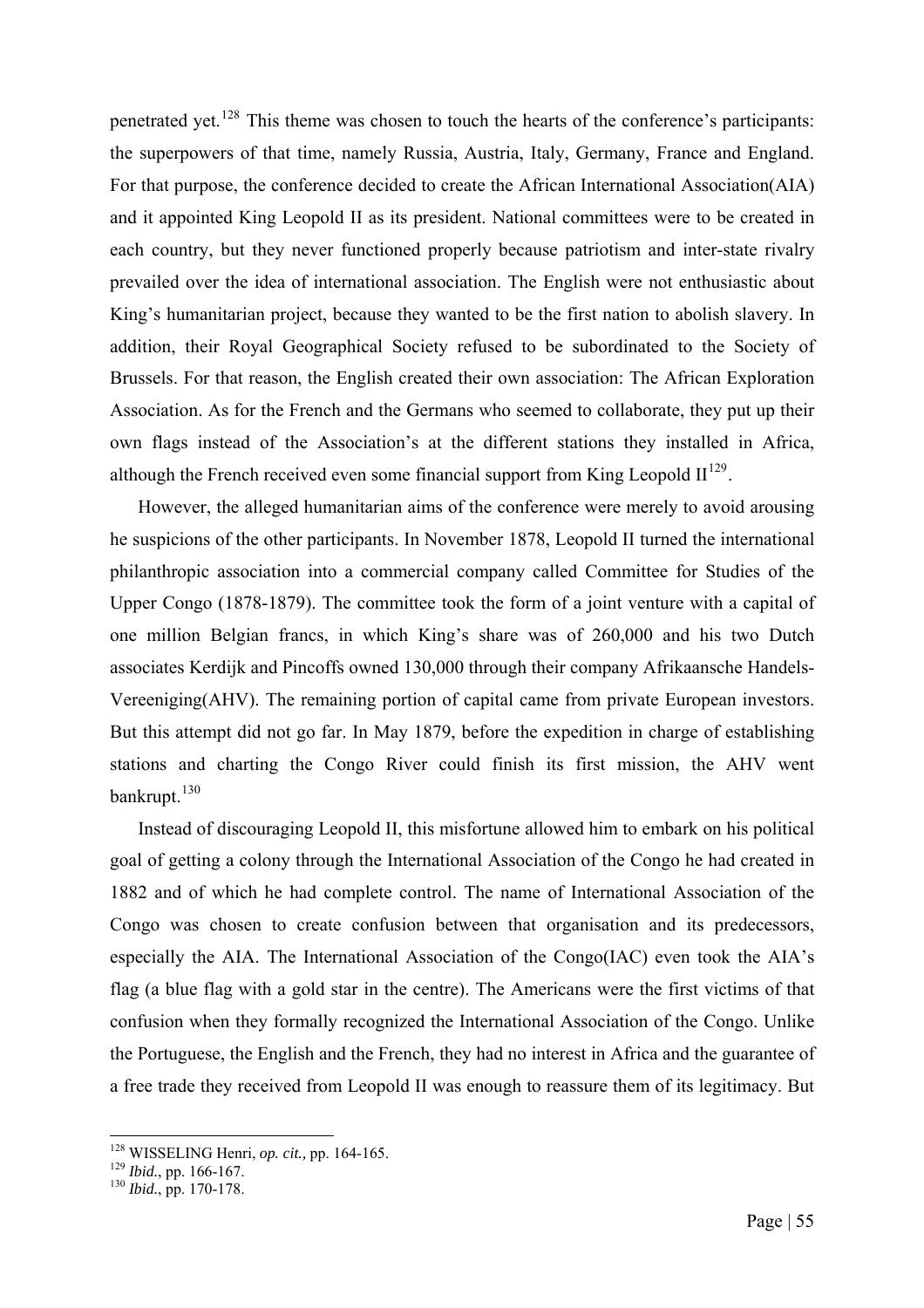penetrated yet.[128] This theme was chosen to touch the hearts of the conference's participants: the superpowers of that time, namely Russia, Austria, Italy, Germany, France and England. For that purpose, the conference decided to create the African International Association(AIA) and it appointed King Leopold II as its president. National committees were to be created in each country, but they never functioned properly because patriotism and inter-state rivalry prevailed over the idea of international association. The English were not enthusiastic about King's humanitarian project, because they wanted to be the first nation to abolish slavery. In addition, their Royal Geographical Society refused to be subordinated to the Society of Brussels. For that reason, the English created their own association: The African Exploration Association. As for the French and the Germans who seemed to collaborate, they put up their own flags instead of the Association's at the different stations they installed in Africa, although the French received even some financial support from King Leopold II[129].

However, the alleged humanitarian aims of the conference were merely to avoid arousing he suspicions of the other participants. In November 1878, Leopold II turned the international philanthropic association into a commercial company called Committee for Studies of the Upper Congo (1878-1879). The committee took the form of a joint venture with a capital of one million Belgian francs, in which King's share was of 260,000 and his two Dutch associates Kerdijk and Pincoffs owned 130,000 through their company Afrikaansche Handels-Vereeniging(AHV). The remaining portion of capital came from private European investors. But this attempt did not go far. In May 1879, before the expedition in charge of establishing stations and charting the Congo River could finish its first mission, the AHV went bankrupt.[130]

Instead of discouraging Leopold II, this misfortune allowed him to embark on his political goal of getting a colony through the International Association of the Congo he had created in 1882 and of which he had complete control. The name of International Association of the Congo was chosen to create confusion between that organisation and its predecessors, especially the AIA. The International Association of the Congo(IAC) even took the AIA's flag (a blue flag with a gold star in the centre). The Americans were the first victims of that confusion when they formally recognized the International Association of the Congo. Unlike the Portuguese, the English and the French, they had no interest in Africa and the guarantee of a free trade they received from Leopold II was enough to reassure them of its legitimacy. But

---

[128] WISSELING Henri, *op. cit.,* pp. 164-165.

[129] *Ibid.*, pp. 166-167.

[130] *Ibid.*, pp. 170-178.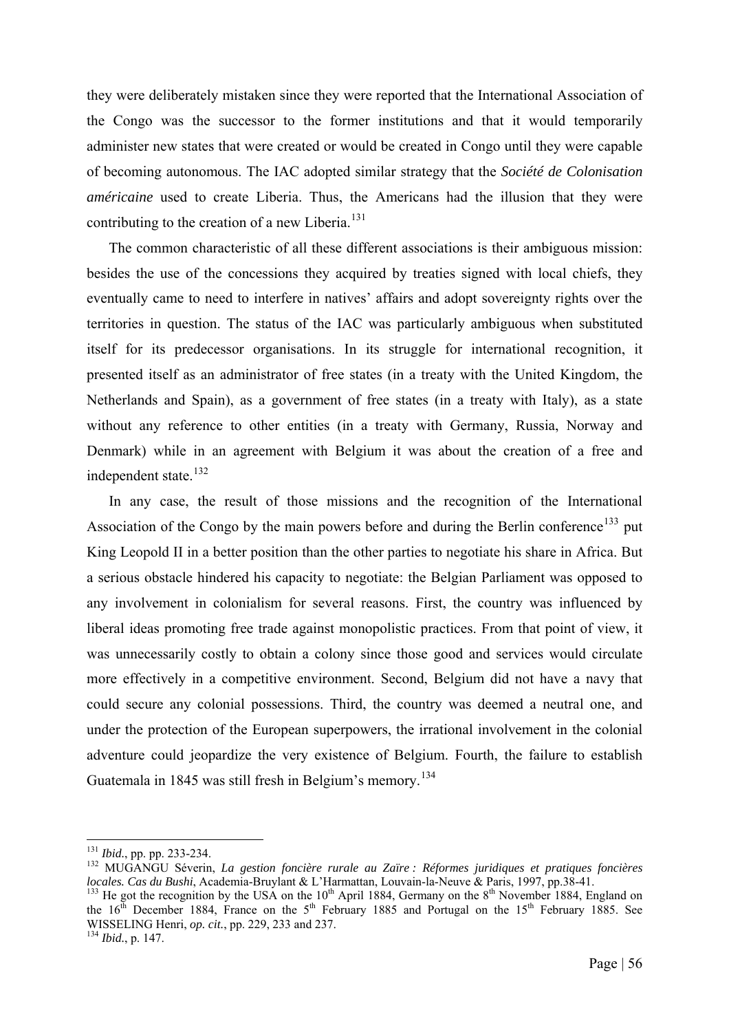they were deliberately mistaken since they were reported that the International Association of the Congo was the successor to the former institutions and that it would temporarily administer new states that were created or would be created in Congo until they were capable of becoming autonomous. The IAC adopted similar strategy that the ***Société de Colonisation américaine*** used to create Liberia. Thus, the Americans had the illusion that they were contributing to the creation of a new Liberia.[131]

The common characteristic of all these different associations is their ambiguous mission: besides the use of the concessions they acquired by treaties signed with local chiefs, they eventually came to need to interfere in natives' affairs and adopt sovereignty rights over the territories in question. The status of the IAC was particularly ambiguous when substituted itself for its predecessor organisations. In its struggle for international recognition, it presented itself as an administrator of free states (in a treaty with the United Kingdom, the Netherlands and Spain), as a government of free states (in a treaty with Italy), as a state without any reference to other entities (in a treaty with Germany, Russia, Norway and Denmark) while in an agreement with Belgium it was about the creation of a free and independent state.[132]

In any case, the result of those missions and the recognition of the International Association of the Congo by the main powers before and during the Berlin conference[133] put King Leopold II in a better position than the other parties to negotiate his share in Africa. But a serious obstacle hindered his capacity to negotiate: the Belgian Parliament was opposed to any involvement in colonialism for several reasons. First, the country was influenced by liberal ideas promoting free trade against monopolistic practices. From that point of view, it was unnecessarily costly to obtain a colony since those good and services would circulate more effectively in a competitive environment. Second, Belgium did not have a navy that could secure any colonial possessions. Third, the country was deemed a neutral one, and under the protection of the European superpowers, the irrational involvement in the colonial adventure could jeopardize the very existence of Belgium. Fourth, the failure to establish Guatemala in 1845 was still fresh in Belgium's memory.[134]

---

[131] *Ibid.*, pp. pp. 233-234.

[132] MUGANGU Séverin, *La gestion foncière rurale au Zaïre : Réformes juridiques et pratiques foncières locales. Cas du Bushi*, Academia-Bruylant & L'Harmattan, Louvain-la-Neuve & Paris, 1997, pp.38-41.

[133] He got the recognition by the USA on the 10th April 1884, Germany on the 8th November 1884, England on the 16th December 1884, France on the 5th February 1885 and Portugal on the 15th February 1885. See WISSELING Henri, *op. cit.*, pp. 229, 233 and 237.

[134] *Ibid.*, p. 147.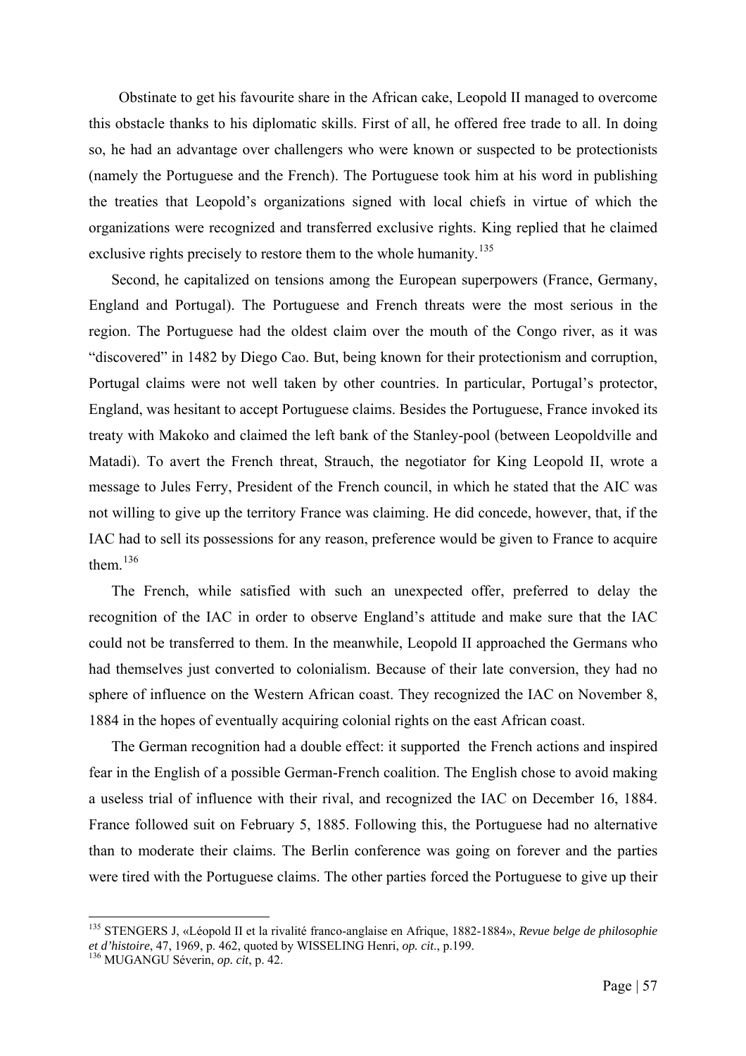Obstinate to get his favourite share in the African cake, Leopold II managed to overcome this obstacle thanks to his diplomatic skills. First of all, he offered free trade to all. In doing so, he had an advantage over challengers who were known or suspected to be protectionists (namely the Portuguese and the French). The Portuguese took him at his word in publishing the treaties that Leopold's organizations signed with local chiefs in virtue of which the organizations were recognized and transferred exclusive rights. King replied that he claimed exclusive rights precisely to restore them to the whole humanity.[135]

Second, he capitalized on tensions among the European superpowers (France, Germany, England and Portugal). The Portuguese and French threats were the most serious in the region. The Portuguese had the oldest claim over the mouth of the Congo river, as it was "discovered" in 1482 by Diego Cao. But, being known for their protectionism and corruption, Portugal claims were not well taken by other countries. In particular, Portugal's protector, England, was hesitant to accept Portuguese claims. Besides the Portuguese, France invoked its treaty with Makoko and claimed the left bank of the Stanley-pool (between Leopoldville and Matadi). To avert the French threat, Strauch, the negotiator for King Leopold II, wrote a message to Jules Ferry, President of the French council, in which he stated that the AIC was not willing to give up the territory France was claiming. He did concede, however, that, if the IAC had to sell its possessions for any reason, preference would be given to France to acquire them.[136]

The French, while satisfied with such an unexpected offer, preferred to delay the recognition of the IAC in order to observe England's attitude and make sure that the IAC could not be transferred to them. In the meanwhile, Leopold II approached the Germans who had themselves just converted to colonialism. Because of their late conversion, they had no sphere of influence on the Western African coast. They recognized the IAC on November 8, 1884 in the hopes of eventually acquiring colonial rights on the east African coast.

The German recognition had a double effect: it supported the French actions and inspired fear in the English of a possible German-French coalition. The English chose to avoid making a useless trial of influence with their rival, and recognized the IAC on December 16, 1884. France followed suit on February 5, 1885. Following this, the Portuguese had no alternative than to moderate their claims. The Berlin conference was going on forever and the parties were tired with the Portuguese claims. The other parties forced the Portuguese to give up their

---

[135] STENGERS J, «Léopold II et la rivalité franco-anglaise en Afrique, 1882-1884», *Revue belge de philosophie et d'histoire*, 47, 1969, p. 462, quoted by WISSELING Henri, *op. cit*., p.199.

[136] MUGANGU Séverin, *op. cit*, p. 42.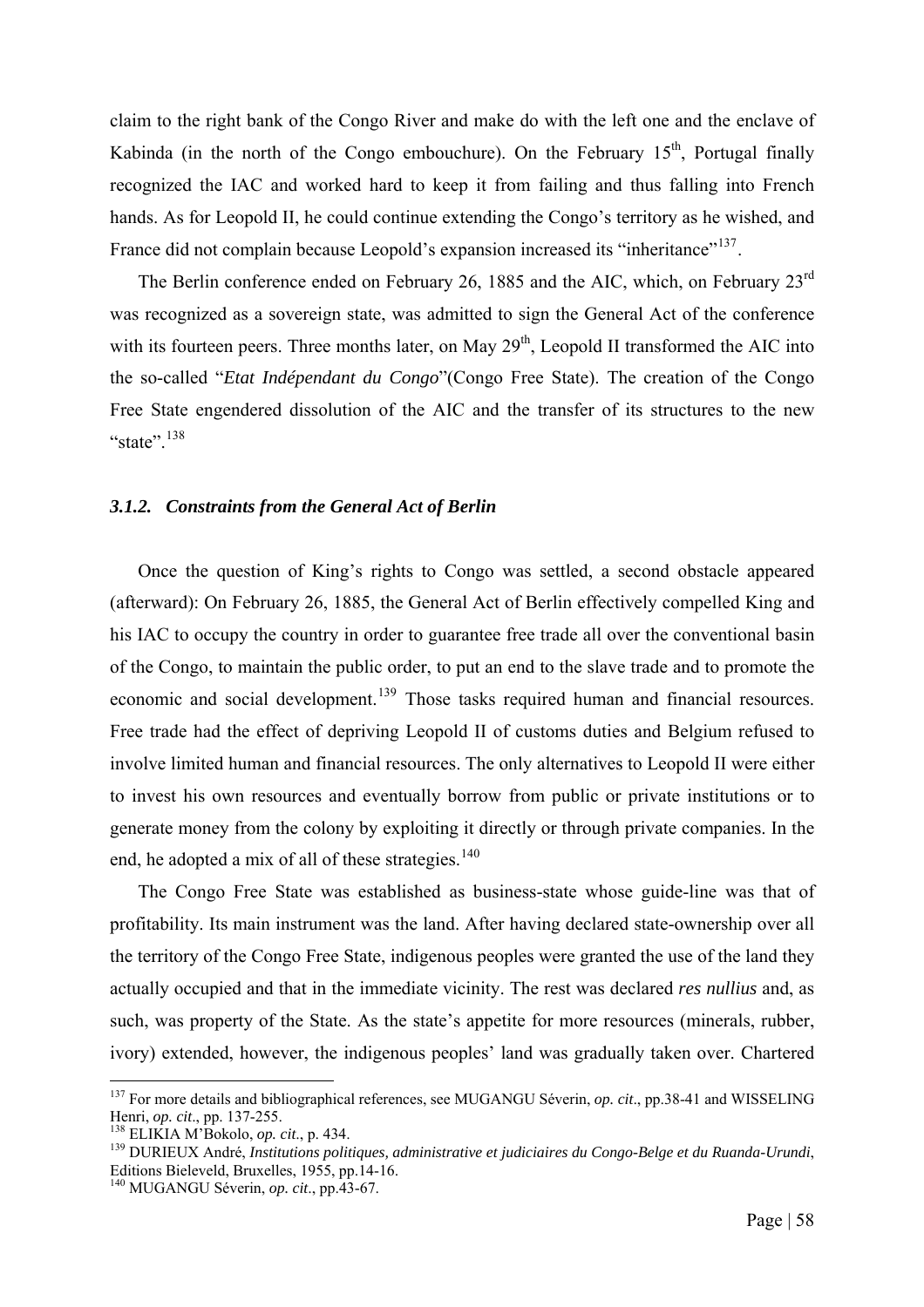claim to the right bank of the Congo River and make do with the left one and the enclave of Kabinda (in the north of the Congo embouchure). On the February 15th, Portugal finally recognized the IAC and worked hard to keep it from failing and thus falling into French hands. As for Leopold II, he could continue extending the Congo's territory as he wished, and France did not complain because Leopold's expansion increased its "inheritance"[137].

The Berlin conference ended on February 26, 1885 and the AIC, which, on February 23rd was recognized as a sovereign state, was admitted to sign the General Act of the conference with its fourteen peers. Three months later, on May 29th, Leopold II transformed the AIC into the so-called "*Etat Indépendant du Congo*"(Congo Free State). The creation of the Congo Free State engendered dissolution of the AIC and the transfer of its structures to the new "state".[138]

### *3.1.2. Constraints from the General Act of Berlin*

Once the question of King's rights to Congo was settled, a second obstacle appeared (afterward): On February 26, 1885, the General Act of Berlin effectively compelled King and his IAC to occupy the country in order to guarantee free trade all over the conventional basin of the Congo, to maintain the public order, to put an end to the slave trade and to promote the economic and social development.[139] Those tasks required human and financial resources. Free trade had the effect of depriving Leopold II of customs duties and Belgium refused to involve limited human and financial resources. The only alternatives to Leopold II were either to invest his own resources and eventually borrow from public or private institutions or to generate money from the colony by exploiting it directly or through private companies. In the end, he adopted a mix of all of these strategies.[140]

The Congo Free State was established as business-state whose guide-line was that of profitability. Its main instrument was the land. After having declared state-ownership over all the territory of the Congo Free State, indigenous peoples were granted the use of the land they actually occupied and that in the immediate vicinity. The rest was declared *res nullius* and, as such, was property of the State. As the state's appetite for more resources (minerals, rubber, ivory) extended, however, the indigenous peoples' land was gradually taken over. Chartered

---

[137] For more details and bibliographical references, see MUGANGU Séverin, *op. cit*., pp.38-41 and WISSELING Henri, *op. cit*., pp. 137-255.

[138] ELIKIA M'Bokolo, *op. cit.*, p. 434.

[139] DURIEUX André, *Institutions politiques, administrative et judiciaires du Congo-Belge et du Ruanda-Urundi*, Editions Bieleveld, Bruxelles, 1955, pp.14-16.

[140] MUGANGU Séverin, *op. cit*., pp.43-67.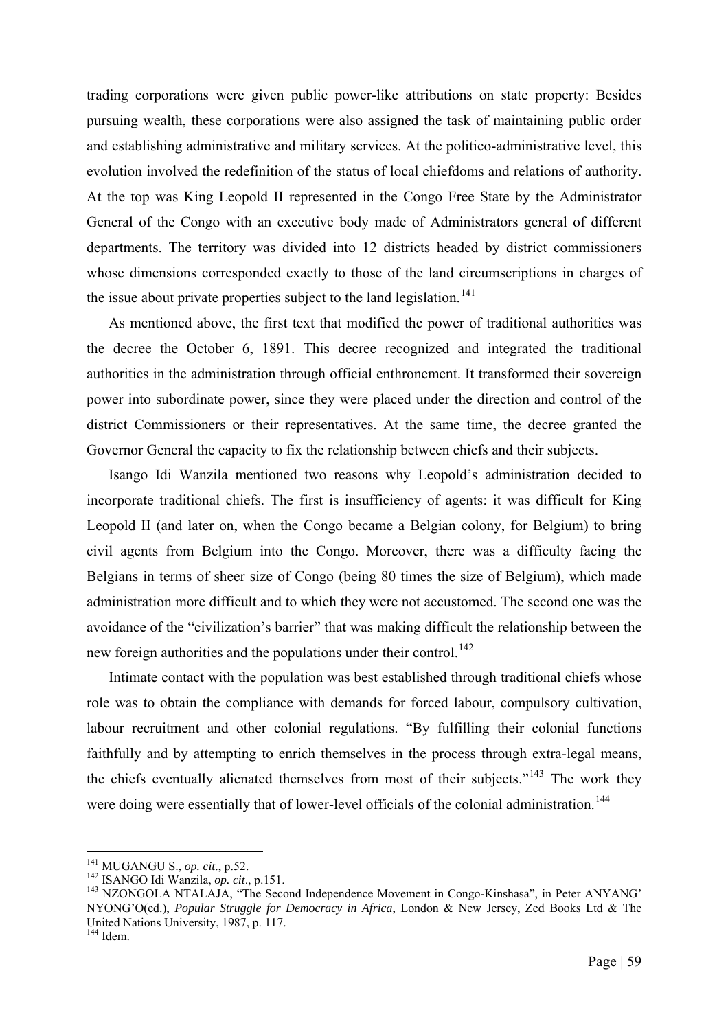trading corporations were given public power-like attributions on state property: Besides pursuing wealth, these corporations were also assigned the task of maintaining public order and establishing administrative and military services. At the politico-administrative level, this evolution involved the redefinition of the status of local chiefdoms and relations of authority. At the top was King Leopold II represented in the Congo Free State by the Administrator General of the Congo with an executive body made of Administrators general of different departments. The territory was divided into 12 districts headed by district commissioners whose dimensions corresponded exactly to those of the land circumscriptions in charges of the issue about private properties subject to the land legislation.[141]

As mentioned above, the first text that modified the power of traditional authorities was the decree the October 6, 1891. This decree recognized and integrated the traditional authorities in the administration through official enthronement. It transformed their sovereign power into subordinate power, since they were placed under the direction and control of the district Commissioners or their representatives. At the same time, the decree granted the Governor General the capacity to fix the relationship between chiefs and their subjects.

Isango Idi Wanzila mentioned two reasons why Leopold's administration decided to incorporate traditional chiefs. The first is insufficiency of agents: it was difficult for King Leopold II (and later on, when the Congo became a Belgian colony, for Belgium) to bring civil agents from Belgium into the Congo. Moreover, there was a difficulty facing the Belgians in terms of sheer size of Congo (being 80 times the size of Belgium), which made administration more difficult and to which they were not accustomed. The second one was the avoidance of the "civilization's barrier" that was making difficult the relationship between the new foreign authorities and the populations under their control.[142]

Intimate contact with the population was best established through traditional chiefs whose role was to obtain the compliance with demands for forced labour, compulsory cultivation, labour recruitment and other colonial regulations. "By fulfilling their colonial functions faithfully and by attempting to enrich themselves in the process through extra-legal means, the chiefs eventually alienated themselves from most of their subjects."[143] The work they were doing were essentially that of lower-level officials of the colonial administration.[144]

---

[141] MUGANGU S., *op. cit*., p.52.

[142] ISANGO Idi Wanzila, *op. cit*., p.151.

[143] NZONGOLA NTALAJA, "The Second Independence Movement in Congo-Kinshasa", in Peter ANYANG' NYONG'O(ed.), *Popular Struggle for Democracy in Africa*, London & New Jersey, Zed Books Ltd & The United Nations University, 1987, p. 117.

[144] Idem.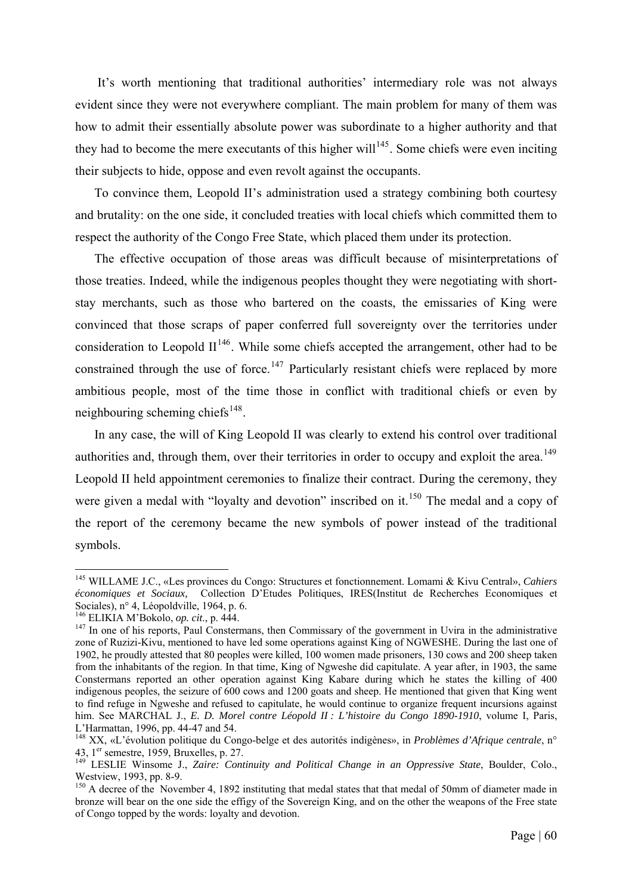It's worth mentioning that traditional authorities' intermediary role was not always evident since they were not everywhere compliant. The main problem for many of them was how to admit their essentially absolute power was subordinate to a higher authority and that they had to become the mere executants of this higher will[145]. Some chiefs were even inciting their subjects to hide, oppose and even revolt against the occupants.

To convince them, Leopold II's administration used a strategy combining both courtesy and brutality: on the one side, it concluded treaties with local chiefs which committed them to respect the authority of the Congo Free State, which placed them under its protection.

The effective occupation of those areas was difficult because of misinterpretations of those treaties. Indeed, while the indigenous peoples thought they were negotiating with short-stay merchants, such as those who bartered on the coasts, the emissaries of King were convinced that those scraps of paper conferred full sovereignty over the territories under consideration to Leopold II[146]. While some chiefs accepted the arrangement, other had to be constrained through the use of force.[147] Particularly resistant chiefs were replaced by more ambitious people, most of the time those in conflict with traditional chiefs or even by neighbouring scheming chiefs[148].

In any case, the will of King Leopold II was clearly to extend his control over traditional authorities and, through them, over their territories in order to occupy and exploit the area.[149] Leopold II held appointment ceremonies to finalize their contract. During the ceremony, they were given a medal with "loyalty and devotion" inscribed on it.[150] The medal and a copy of the report of the ceremony became the new symbols of power instead of the traditional symbols.

---

[145] WILLAME J.C., «Les provinces du Congo: Structures et fonctionnement. Lomami & Kivu Central», *Cahiers économiques et Sociaux,* Collection D'Etudes Politiques, IRES(Institut de Recherches Economiques et Sociales), n° 4, Léopoldville, 1964, p. 6.

[146] ELIKIA M'Bokolo, *op. cit.*, p. 444.

[147] In one of his reports, Paul Constermans, then Commissary of the government in Uvira in the administrative zone of Ruzizi-Kivu, mentioned to have led some operations against King of NGWESHE. During the last one of 1902, he proudly attested that 80 peoples were killed, 100 women made prisoners, 130 cows and 200 sheep taken from the inhabitants of the region. In that time, King of Ngweshe did capitulate. A year after, in 1903, the same Constermans reported an other operation against King Kabare during which he states the killing of 400 indigenous peoples, the seizure of 600 cows and 1200 goats and sheep. He mentioned that given that King went to find refuge in Ngweshe and refused to capitulate, he would continue to organize frequent incursions against him. See MARCHAL J., *E. D. Morel contre Léopold II : L'histoire du Congo 1890-1910*, volume I, Paris, L'Harmattan, 1996, pp. 44-47 and 54.

[148] XX, «L'évolution politique du Congo-belge et des autorités indigènes», in *Problèmes d'Afrique centrale*, n° 43, 1er semestre, 1959, Bruxelles, p. 27.

[149] LESLIE Winsome J., *Zaire: Continuity and Political Change in an Oppressive State*, Boulder, Colo., Westview, 1993, pp. 8-9.

[150] A decree of the November 4, 1892 instituting that medal states that that medal of 50mm of diameter made in bronze will bear on the one side the effigy of the Sovereign King, and on the other the weapons of the Free state of Congo topped by the words: loyalty and devotion.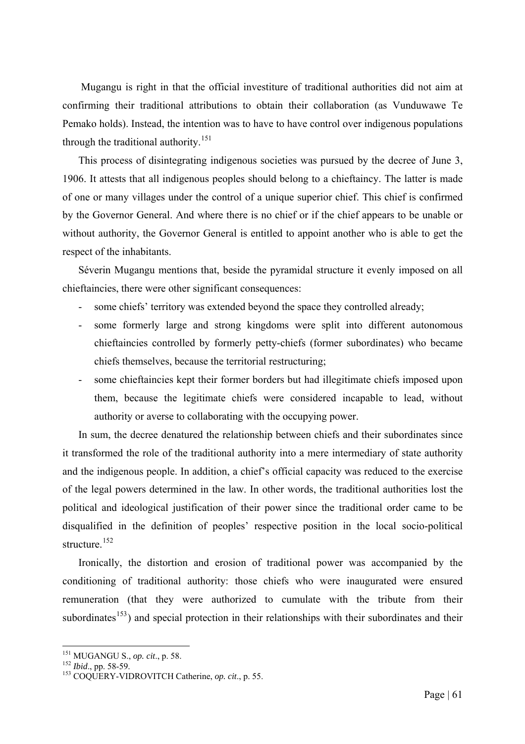Mugangu is right in that the official investiture of traditional authorities did not aim at confirming their traditional attributions to obtain their collaboration (as Vunduwawe Te Pemako holds). Instead, the intention was to have to have control over indigenous populations through the traditional authority.[151]

This process of disintegrating indigenous societies was pursued by the decree of June 3, 1906. It attests that all indigenous peoples should belong to a chieftaincy. The latter is made of one or many villages under the control of a unique superior chief. This chief is confirmed by the Governor General. And where there is no chief or if the chief appears to be unable or without authority, the Governor General is entitled to appoint another who is able to get the respect of the inhabitants.

Séverin Mugangu mentions that, beside the pyramidal structure it evenly imposed on all chieftaincies, there were other significant consequences:

- some chiefs' territory was extended beyond the space they controlled already;
- some formerly large and strong kingdoms were split into different autonomous chieftaincies controlled by formerly petty-chiefs (former subordinates) who became chiefs themselves, because the territorial restructuring;
- some chieftaincies kept their former borders but had illegitimate chiefs imposed upon them, because the legitimate chiefs were considered incapable to lead, without authority or averse to collaborating with the occupying power.

In sum, the decree denatured the relationship between chiefs and their subordinates since it transformed the role of the traditional authority into a mere intermediary of state authority and the indigenous people. In addition, a chief's official capacity was reduced to the exercise of the legal powers determined in the law. In other words, the traditional authorities lost the political and ideological justification of their power since the traditional order came to be disqualified in the definition of peoples' respective position in the local socio-political structure.[152]

Ironically, the distortion and erosion of traditional power was accompanied by the conditioning of traditional authority: those chiefs who were inaugurated were ensured remuneration (that they were authorized to cumulate with the tribute from their subordinates[153]) and special protection in their relationships with their subordinates and their

---

[151] MUGANGU S., *op. cit*., p. 58.

[152] *Ibid*., pp. 58-59.

[153] COQUERY-VIDROVITCH Catherine, *op. cit*., p. 55.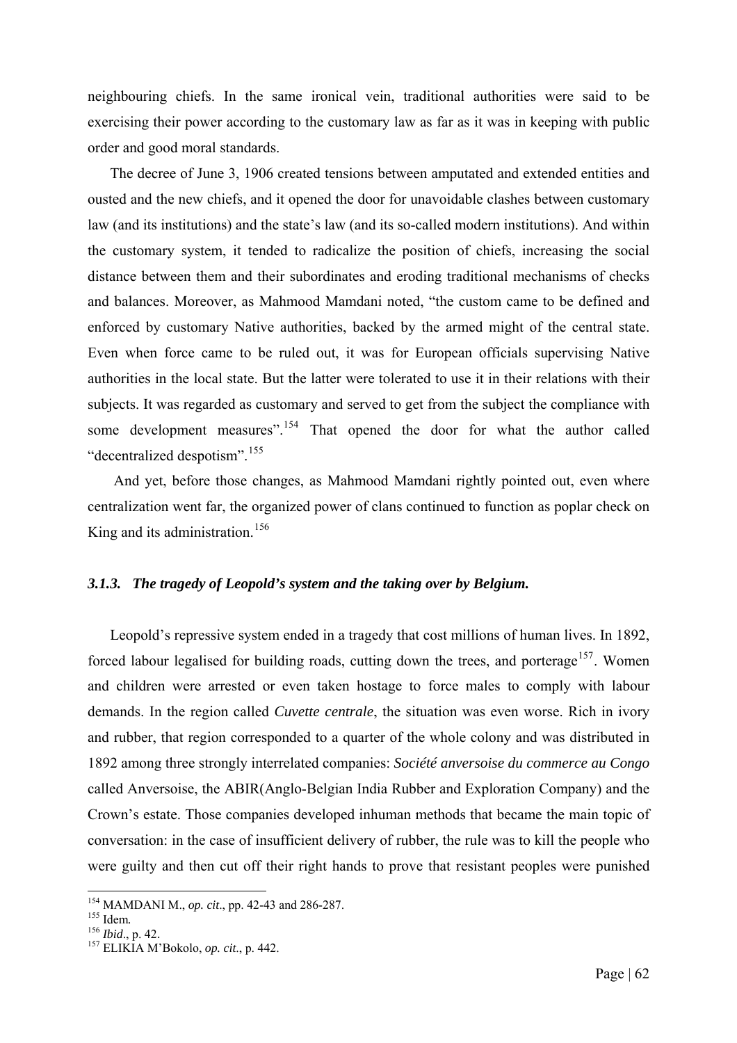neighbouring chiefs. In the same ironical vein, traditional authorities were said to be exercising their power according to the customary law as far as it was in keeping with public order and good moral standards.

The decree of June 3, 1906 created tensions between amputated and extended entities and ousted and the new chiefs, and it opened the door for unavoidable clashes between customary law (and its institutions) and the state's law (and its so-called modern institutions). And within the customary system, it tended to radicalize the position of chiefs, increasing the social distance between them and their subordinates and eroding traditional mechanisms of checks and balances. Moreover, as Mahmood Mamdani noted, "the custom came to be defined and enforced by customary Native authorities, backed by the armed might of the central state. Even when force came to be ruled out, it was for European officials supervising Native authorities in the local state. But the latter were tolerated to use it in their relations with their subjects. It was regarded as customary and served to get from the subject the compliance with some development measures".[154] That opened the door for what the author called "decentralized despotism".[155]

And yet, before those changes, as Mahmood Mamdani rightly pointed out, even where centralization went far, the organized power of clans continued to function as poplar check on King and its administration.[156]

### *3.1.3. The tragedy of Leopold's system and the taking over by Belgium.*

Leopold's repressive system ended in a tragedy that cost millions of human lives. In 1892, forced labour legalised for building roads, cutting down the trees, and porterage[157]. Women and children were arrested or even taken hostage to force males to comply with labour demands. In the region called *Cuvette centrale*, the situation was even worse. Rich in ivory and rubber, that region corresponded to a quarter of the whole colony and was distributed in 1892 among three strongly interrelated companies: *Société anversoise du commerce au Congo* called Anversoise, the ABIR(Anglo-Belgian India Rubber and Exploration Company) and the Crown's estate. Those companies developed inhuman methods that became the main topic of conversation: in the case of insufficient delivery of rubber, the rule was to kill the people who were guilty and then cut off their right hands to prove that resistant peoples were punished

---

[154] MAMDANI M., *op. cit*., pp. 42-43 and 286-287.

[155] Idem*.*

[156] *Ibid*., p. 42.

[157] ELIKIA M'Bokolo, *op. cit*., p. 442.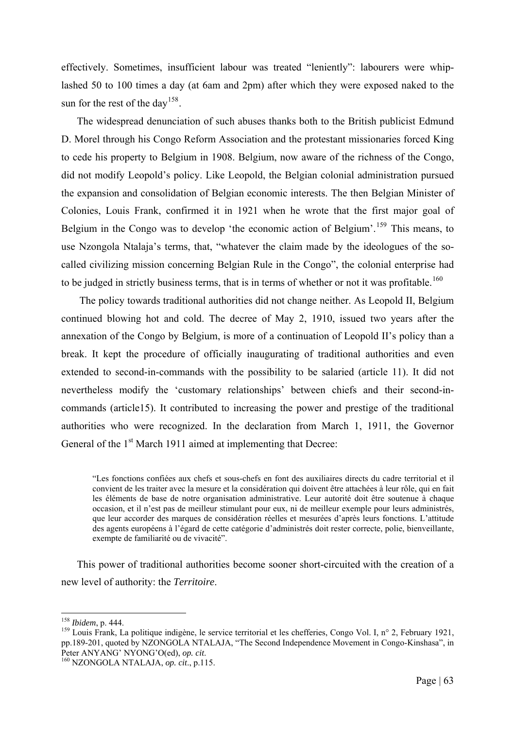effectively. Sometimes, insufficient labour was treated "leniently": labourers were whip-lashed 50 to 100 times a day (at 6am and 2pm) after which they were exposed naked to the sun for the rest of the day[158].

The widespread denunciation of such abuses thanks both to the British publicist Edmund D. Morel through his Congo Reform Association and the protestant missionaries forced King to cede his property to Belgium in 1908. Belgium, now aware of the richness of the Congo, did not modify Leopold's policy. Like Leopold, the Belgian colonial administration pursued the expansion and consolidation of Belgian economic interests. The then Belgian Minister of Colonies, Louis Frank, confirmed it in 1921 when he wrote that the first major goal of Belgium in the Congo was to develop 'the economic action of Belgium'.[159] This means, to use Nzongola Ntalaja's terms, that, "whatever the claim made by the ideologues of the so-called civilizing mission concerning Belgian Rule in the Congo", the colonial enterprise had to be judged in strictly business terms, that is in terms of whether or not it was profitable.[160]

The policy towards traditional authorities did not change neither. As Leopold II, Belgium continued blowing hot and cold. The decree of May 2, 1910, issued two years after the annexation of the Congo by Belgium, is more of a continuation of Leopold II's policy than a break. It kept the procedure of officially inaugurating of traditional authorities and even extended to second-in-commands with the possibility to be salaried (article 11). It did not nevertheless modify the 'customary relationships' between chiefs and their second-in-commands (article15). It contributed to increasing the power and prestige of the traditional authorities who were recognized. In the declaration from March 1, 1911, the Governor General of the 1st March 1911 aimed at implementing that Decree:

> "Les fonctions confiées aux chefs et sous-chefs en font des auxiliaires directs du cadre territorial et il convient de les traiter avec la mesure et la considération qui doivent être attachées à leur rôle, qui en fait les éléments de base de notre organisation administrative. Leur autorité doit être soutenue à chaque occasion, et il n'est pas de meilleur stimulant pour eux, ni de meilleur exemple pour leurs administrés, que leur accorder des marques de considération réelles et mesurées d'après leurs fonctions. L'attitude des agents européens à l'égard de cette catégorie d'administrés doit rester correcte, polie, bienveillante, exempte de familiarité ou de vivacité".

This power of traditional authorities become sooner short-circuited with the creation of a new level of authority: the *Territoire*.

---

[158] *Ibidem*, p. 444.

[159] Louis Frank, La politique indigène, le service territorial et les chefferies, Congo Vol. I, n° 2, February 1921, pp.189-201, quoted by NZONGOLA NTALAJA, "The Second Independence Movement in Congo-Kinshasa", in Peter ANYANG' NYONG'O(ed), *op. cit.*

[160] NZONGOLA NTALAJA, *op. cit*., p.115.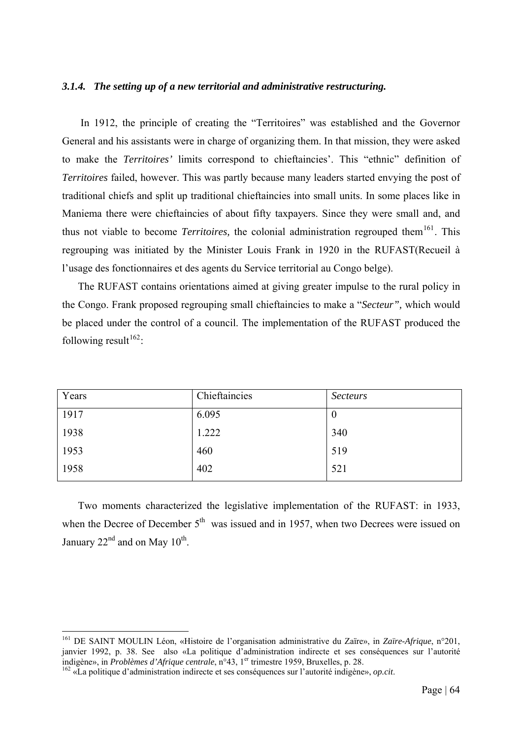### *3.1.4. The setting up of a new territorial and administrative restructuring.*

In 1912, the principle of creating the "Territoires" was established and the Governor General and his assistants were in charge of organizing them. In that mission, they were asked to make the ***Territoires'*** limits correspond to chieftaincies'. This "ethnic" definition of *Territoires* failed, however. This was partly because many leaders started envying the post of traditional chiefs and split up traditional chieftaincies into small units. In some places like in Maniema there were chieftaincies of about fifty taxpayers. Since they were small and, and thus not viable to become *Territoires,* the colonial administration regrouped them[161]. This regrouping was initiated by the Minister Louis Frank in 1920 in the RUFAST(Recueil à l'usage des fonctionnaires et des agents du Service territorial au Congo belge).

The RUFAST contains orientations aimed at giving greater impulse to the rural policy in the Congo. Frank proposed regrouping small chieftaincies to make a "*Secteur",* which would be placed under the control of a council. The implementation of the RUFAST produced the following result[162]:

| Years | Chieftaincies | *Secteurs* |
|---|---|---|
| 1917 | 6.095 | 0 |
| 1938 | 1.222 | 340 |
| 1953 | 460 | 519 |
| 1958 | 402 | 521 |

Two moments characterized the legislative implementation of the RUFAST: in 1933, when the Decree of December 5th was issued and in 1957, when two Decrees were issued on January 22nd and on May 10th.

---

[161] DE SAINT MOULIN Léon, «Histoire de l'organisation administrative du Zaïre», in *Zaïre-Afrique*, n°201, janvier 1992, p. 38. See also «La politique d'administration indirecte et ses conséquences sur l'autorité indigène», in *Problèmes d'Afrique centrale*, n°43, 1er trimestre 1959, Bruxelles, p. 28.

[162] «La politique d'administration indirecte et ses conséquences sur l'autorité indigène», *op.cit*.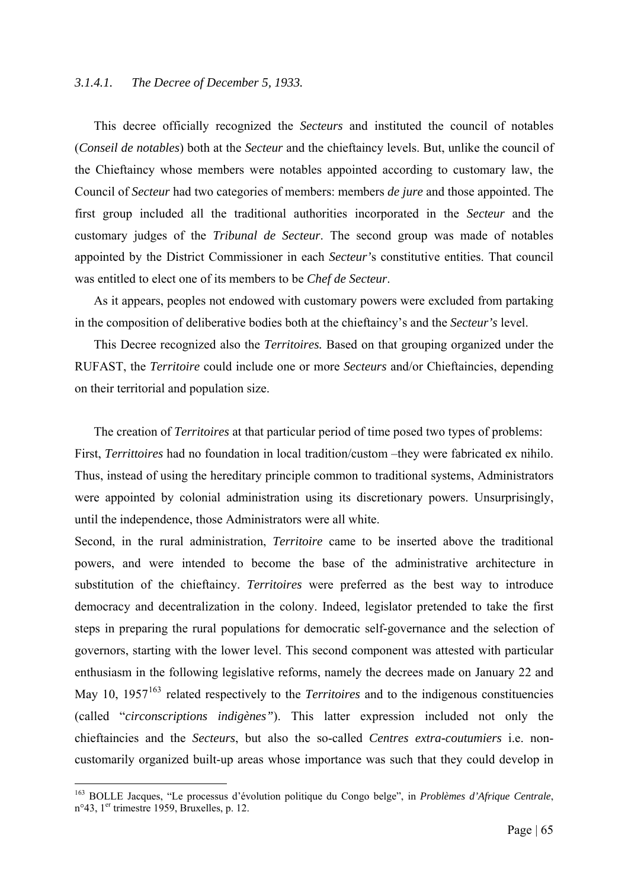#### *3.1.4.1. The Decree of December 5, 1933.*

This decree officially recognized the *Secteurs* and instituted the council of notables (*Conseil de notables*) both at the *Secteur* and the chieftaincy levels. But, unlike the council of the Chieftaincy whose members were notables appointed according to customary law, the Council of *Secteur* had two categories of members: members *de jure* and those appointed. The first group included all the traditional authorities incorporated in the *Secteur* and the customary judges of the *Tribunal de Secteur*. The second group was made of notables appointed by the District Commissioner in each *Secteur'*s constitutive entities. That council was entitled to elect one of its members to be *Chef de Secteur*.

As it appears, peoples not endowed with customary powers were excluded from partaking in the composition of deliberative bodies both at the chieftaincy's and the *Secteur's* level.

This Decree recognized also the *Territoires.* Based on that grouping organized under the RUFAST, the *Territoire* could include one or more *Secteurs* and/or Chieftaincies, depending on their territorial and population size.

The creation of *Territoires* at that particular period of time posed two types of problems: First, *Territtoires* had no foundation in local tradition/custom –they were fabricated ex nihilo. Thus, instead of using the hereditary principle common to traditional systems, Administrators were appointed by colonial administration using its discretionary powers. Unsurprisingly, until the independence, those Administrators were all white.

Second, in the rural administration, *Territoire* came to be inserted above the traditional powers, and were intended to become the base of the administrative architecture in substitution of the chieftaincy. *Territoires* were preferred as the best way to introduce democracy and decentralization in the colony. Indeed, legislator pretended to take the first steps in preparing the rural populations for democratic self-governance and the selection of governors, starting with the lower level. This second component was attested with particular enthusiasm in the following legislative reforms, namely the decrees made on January 22 and May 10, 1957[163] related respectively to the *Territoires* and to the indigenous constituencies (called "*circonscriptions indigènes"*). This latter expression included not only the chieftaincies and the *Secteurs*, but also the so-called *Centres extra-coutumiers* i.e. non-customarily organized built-up areas whose importance was such that they could develop in

---

[163] BOLLE Jacques, "Le processus d'évolution politique du Congo belge", in *Problèmes d'Afrique Centrale*, n°43, 1er trimestre 1959, Bruxelles, p. 12.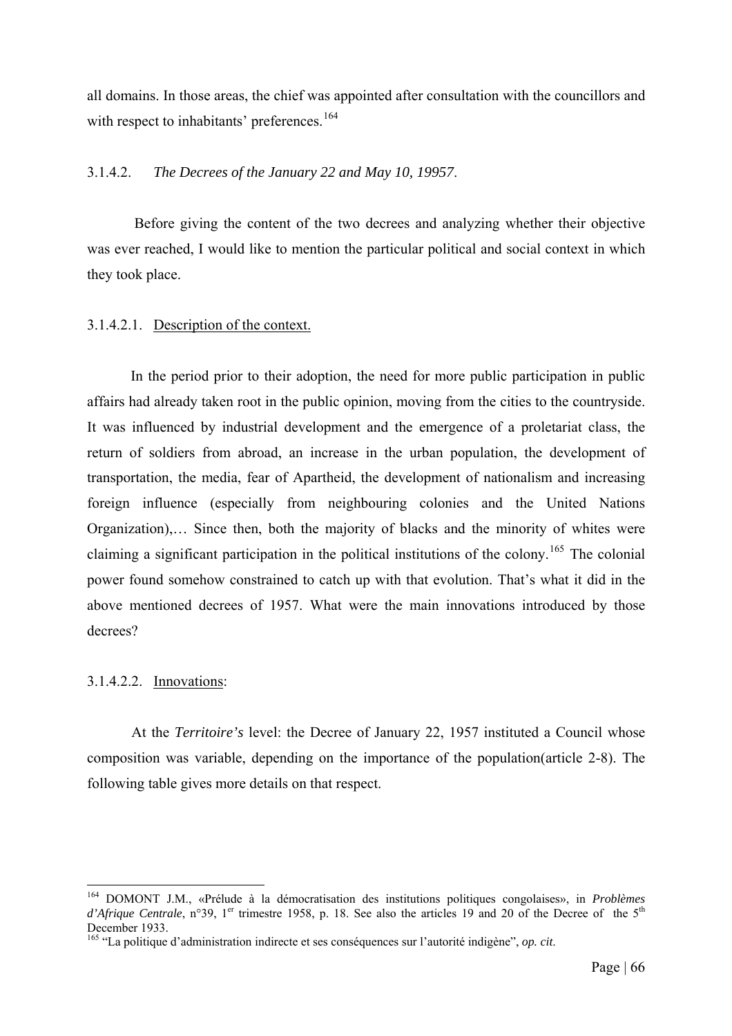all domains. In those areas, the chief was appointed after consultation with the councillors and with respect to inhabitants' preferences.[164]

#### 3.1.4.2. *The Decrees of the January 22 and May 10, 19957*.

Before giving the content of the two decrees and analyzing whether their objective was ever reached, I would like to mention the particular political and social context in which they took place.

##### 3.1.4.2.1. Description of the context.

In the period prior to their adoption, the need for more public participation in public affairs had already taken root in the public opinion, moving from the cities to the countryside. It was influenced by industrial development and the emergence of a proletariat class, the return of soldiers from abroad, an increase in the urban population, the development of transportation, the media, fear of Apartheid, the development of nationalism and increasing foreign influence (especially from neighbouring colonies and the United Nations Organization),… Since then, both the majority of blacks and the minority of whites were claiming a significant participation in the political institutions of the colony.[165] The colonial power found somehow constrained to catch up with that evolution. That's what it did in the above mentioned decrees of 1957. What were the main innovations introduced by those decrees?

##### 3.1.4.2.2. Innovations:

At the ***Territoire's*** level: the Decree of January 22, 1957 instituted a Council whose composition was variable, depending on the importance of the population(article 2-8). The following table gives more details on that respect.

---

[164] DOMONT J.M., «Prélude à la démocratisation des institutions politiques congolaises», in *Problèmes d'Afrique Centrale*, n°39, 1[er] trimestre 1958, p. 18. See also the articles 19 and 20 of the Decree of the 5[th] December 1933.

[165] "La politique d'administration indirecte et ses conséquences sur l'autorité indigène", *op. cit*.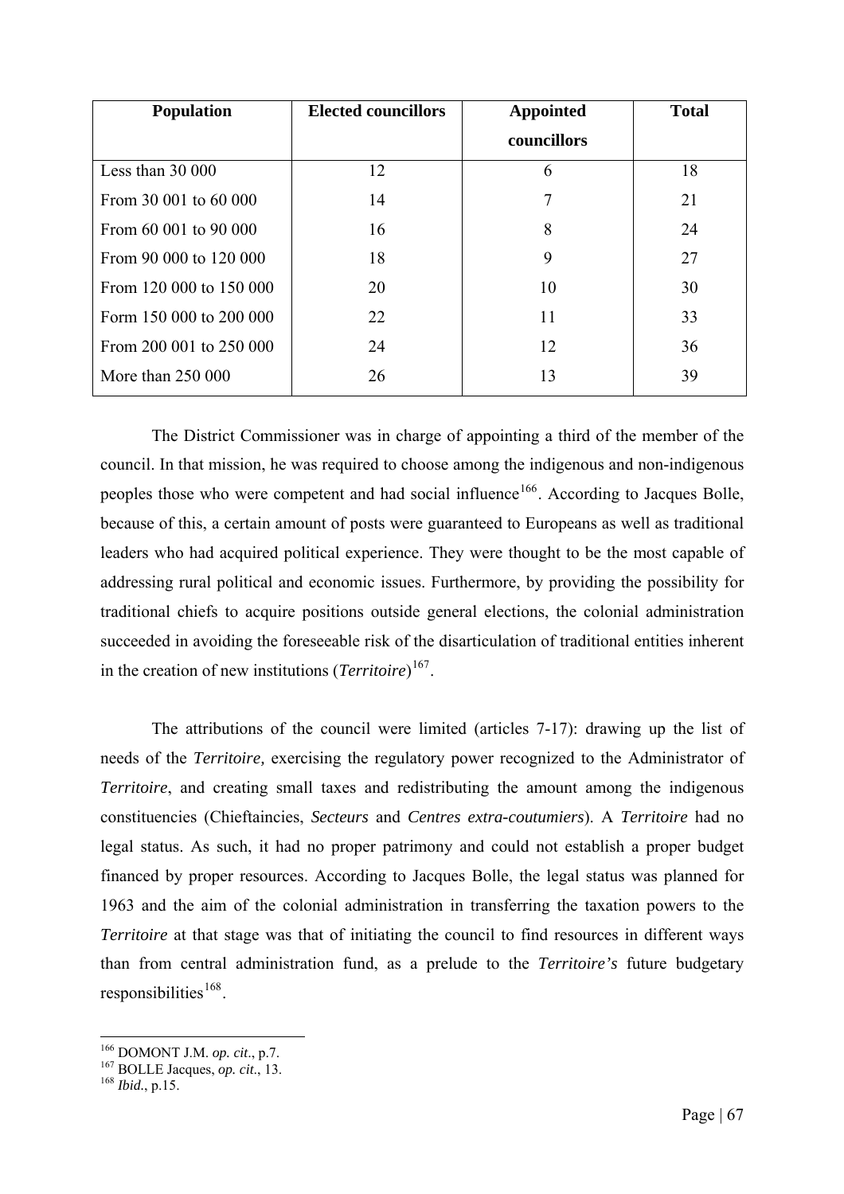| Population | Elected councillors | Appointed councillors | Total |
|---|---|---|---|
| Less than 30 000 | 12 | 6 | 18 |
| From 30 001 to 60 000 | 14 | 7 | 21 |
| From 60 001 to 90 000 | 16 | 8 | 24 |
| From 90 000 to 120 000 | 18 | 9 | 27 |
| From 120 000 to 150 000 | 20 | 10 | 30 |
| Form 150 000 to 200 000 | 22 | 11 | 33 |
| From 200 001 to 250 000 | 24 | 12 | 36 |
| More than 250 000 | 26 | 13 | 39 |

The District Commissioner was in charge of appointing a third of the member of the council. In that mission, he was required to choose among the indigenous and non-indigenous peoples those who were competent and had social influence[166]. According to Jacques Bolle, because of this, a certain amount of posts were guaranteed to Europeans as well as traditional leaders who had acquired political experience. They were thought to be the most capable of addressing rural political and economic issues. Furthermore, by providing the possibility for traditional chiefs to acquire positions outside general elections, the colonial administration succeeded in avoiding the foreseeable risk of the disarticulation of traditional entities inherent in the creation of new institutions (*Territoire*)[167].

The attributions of the council were limited (articles 7-17): drawing up the list of needs of the *Territoire,* exercising the regulatory power recognized to the Administrator of *Territoire*, and creating small taxes and redistributing the amount among the indigenous constituencies (Chieftaincies, *Secteurs* and *Centres extra-coutumiers*). A *Territoire* had no legal status. As such, it had no proper patrimony and could not establish a proper budget financed by proper resources. According to Jacques Bolle, the legal status was planned for 1963 and the aim of the colonial administration in transferring the taxation powers to the *Territoire* at that stage was that of initiating the council to find resources in different ways than from central administration fund, as a prelude to the *Territoire's* future budgetary responsibilities[168].

---

[166] DOMONT J.M. *op. cit*., p.7.
[167] BOLLE Jacques, *op. cit*., 13.
[168] *Ibid*., p.15.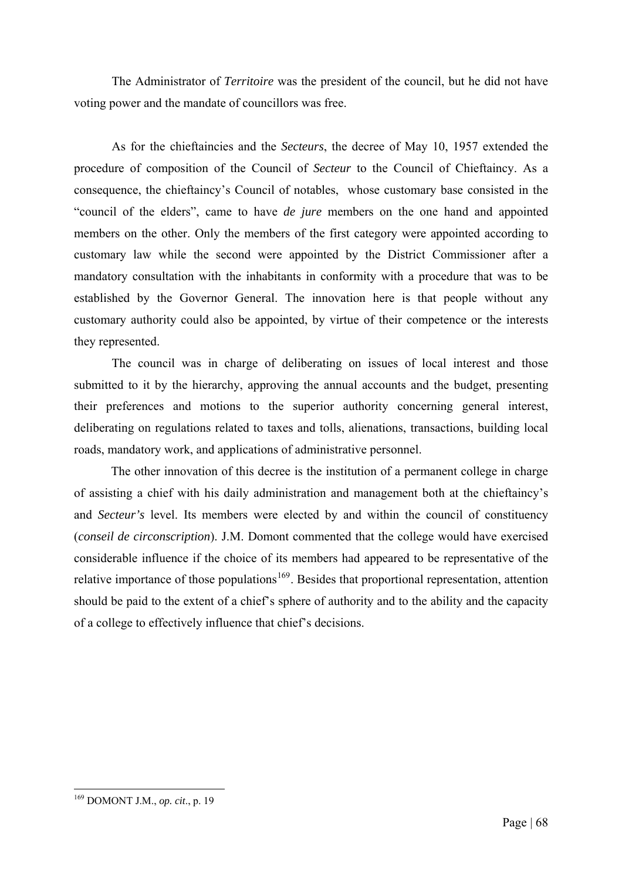The Administrator of *Territoire* was the president of the council, but he did not have voting power and the mandate of councillors was free.

As for the chieftaincies and the *Secteurs*, the decree of May 10, 1957 extended the procedure of composition of the Council of *Secteur* to the Council of Chieftaincy. As a consequence, the chieftaincy's Council of notables, whose customary base consisted in the "council of the elders", came to have *de jure* members on the one hand and appointed members on the other. Only the members of the first category were appointed according to customary law while the second were appointed by the District Commissioner after a mandatory consultation with the inhabitants in conformity with a procedure that was to be established by the Governor General. The innovation here is that people without any customary authority could also be appointed, by virtue of their competence or the interests they represented.

The council was in charge of deliberating on issues of local interest and those submitted to it by the hierarchy, approving the annual accounts and the budget, presenting their preferences and motions to the superior authority concerning general interest, deliberating on regulations related to taxes and tolls, alienations, transactions, building local roads, mandatory work, and applications of administrative personnel.

The other innovation of this decree is the institution of a permanent college in charge of assisting a chief with his daily administration and management both at the chieftaincy's and *Secteur's* level. Its members were elected by and within the council of constituency (*conseil de circonscription*). J.M. Domont commented that the college would have exercised considerable influence if the choice of its members had appeared to be representative of the relative importance of those populations[169]. Besides that proportional representation, attention should be paid to the extent of a chief's sphere of authority and to the ability and the capacity of a college to effectively influence that chief's decisions.

---

[169] DOMONT J.M., *op. cit*., p. 19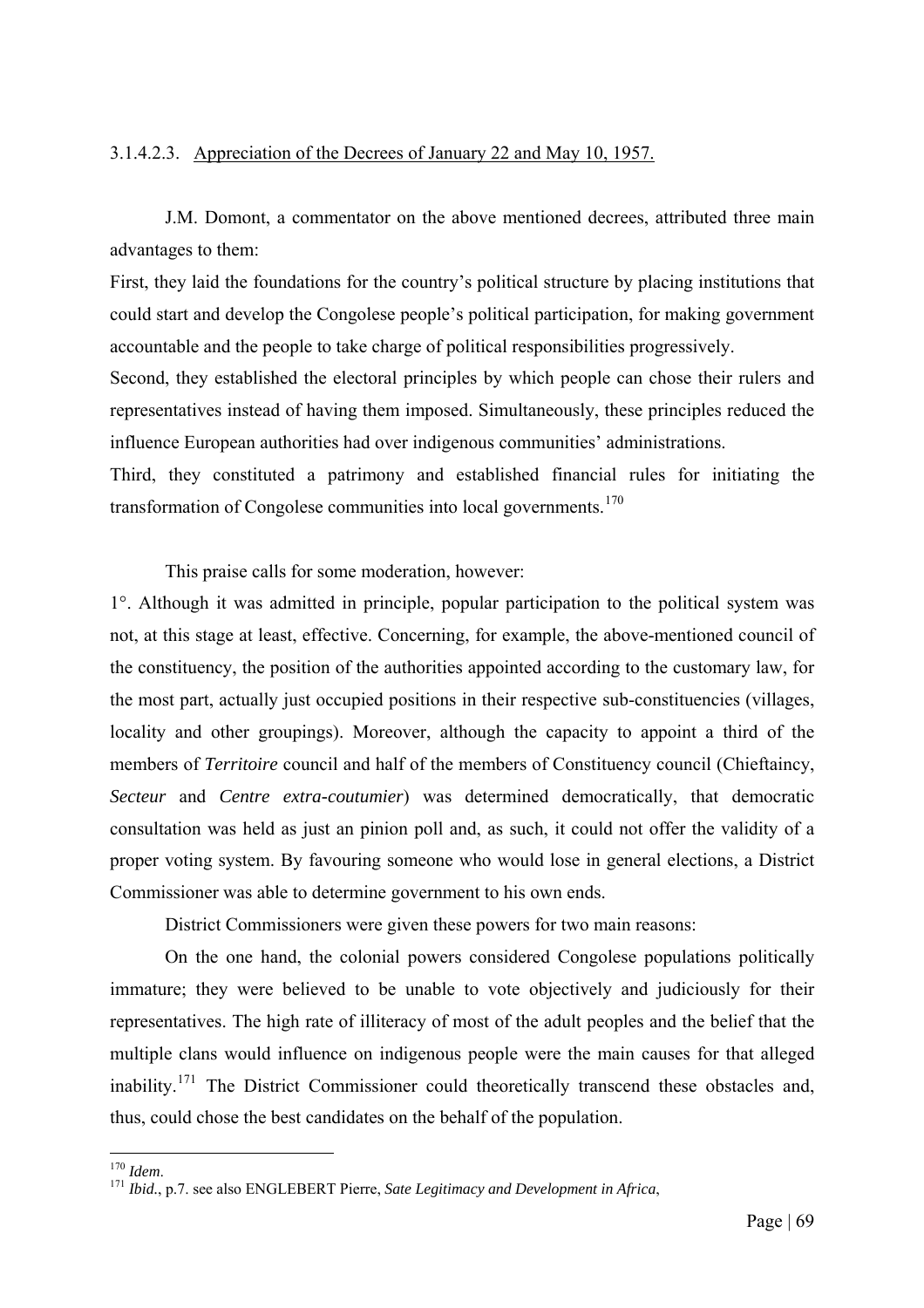#### 3.1.4.2.3. Appreciation of the Decrees of January 22 and May 10, 1957.

J.M. Domont, a commentator on the above mentioned decrees, attributed three main advantages to them:

First, they laid the foundations for the country's political structure by placing institutions that could start and develop the Congolese people's political participation, for making government accountable and the people to take charge of political responsibilities progressively.

Second, they established the electoral principles by which people can chose their rulers and representatives instead of having them imposed. Simultaneously, these principles reduced the influence European authorities had over indigenous communities' administrations.

Third, they constituted a patrimony and established financial rules for initiating the transformation of Congolese communities into local governments.[170]

This praise calls for some moderation, however:

1°. Although it was admitted in principle, popular participation to the political system was not, at this stage at least, effective. Concerning, for example, the above-mentioned council of the constituency, the position of the authorities appointed according to the customary law, for the most part, actually just occupied positions in their respective sub-constituencies (villages, locality and other groupings). Moreover, although the capacity to appoint a third of the members of *Territoire* council and half of the members of Constituency council (Chieftaincy, *Secteur* and *Centre extra-coutumier*) was determined democratically, that democratic consultation was held as just an pinion poll and, as such, it could not offer the validity of a proper voting system. By favouring someone who would lose in general elections, a District Commissioner was able to determine government to his own ends.

District Commissioners were given these powers for two main reasons:

On the one hand, the colonial powers considered Congolese populations politically immature; they were believed to be unable to vote objectively and judiciously for their representatives. The high rate of illiteracy of most of the adult peoples and the belief that the multiple clans would influence on indigenous people were the main causes for that alleged inability.[171] The District Commissioner could theoretically transcend these obstacles and, thus, could chose the best candidates on the behalf of the population.

---

[170] *Idem*.

[171] *Ibid*., p.7. see also ENGLEBERT Pierre, *Sate Legitimacy and Development in Africa*,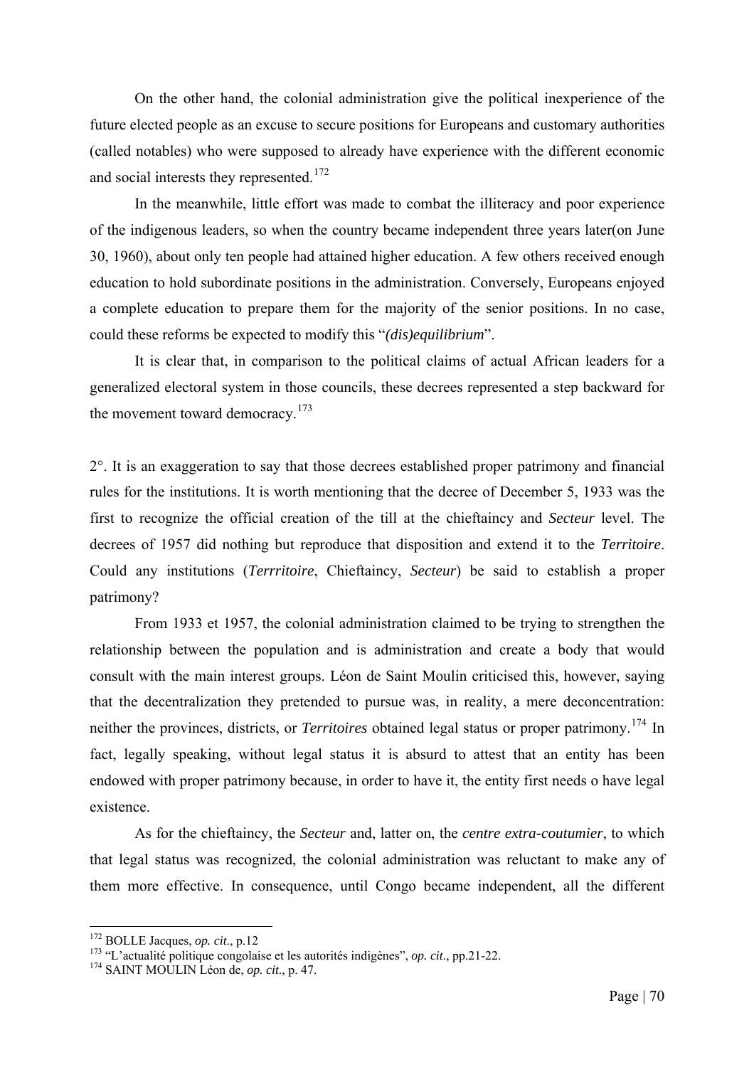On the other hand, the colonial administration give the political inexperience of the future elected people as an excuse to secure positions for Europeans and customary authorities (called notables) who were supposed to already have experience with the different economic and social interests they represented.[172]

In the meanwhile, little effort was made to combat the illiteracy and poor experience of the indigenous leaders, so when the country became independent three years later(on June 30, 1960), about only ten people had attained higher education. A few others received enough education to hold subordinate positions in the administration. Conversely, Europeans enjoyed a complete education to prepare them for the majority of the senior positions. In no case, could these reforms be expected to modify this "*(dis)equilibrium*".

It is clear that, in comparison to the political claims of actual African leaders for a generalized electoral system in those councils, these decrees represented a step backward for the movement toward democracy.[173]

2°. It is an exaggeration to say that those decrees established proper patrimony and financial rules for the institutions. It is worth mentioning that the decree of December 5, 1933 was the first to recognize the official creation of the till at the chieftaincy and *Secteur* level. The decrees of 1957 did nothing but reproduce that disposition and extend it to the *Territoire*. Could any institutions (*Terrritoire*, Chieftaincy, *Secteur*) be said to establish a proper patrimony?

From 1933 et 1957, the colonial administration claimed to be trying to strengthen the relationship between the population and is administration and create a body that would consult with the main interest groups. Léon de Saint Moulin criticised this, however, saying that the decentralization they pretended to pursue was, in reality, a mere deconcentration: neither the provinces, districts, or *Territoires* obtained legal status or proper patrimony.[174] In fact, legally speaking, without legal status it is absurd to attest that an entity has been endowed with proper patrimony because, in order to have it, the entity first needs o have legal existence.

As for the chieftaincy, the *Secteur* and, latter on, the *centre extra-coutumier*, to which that legal status was recognized, the colonial administration was reluctant to make any of them more effective. In consequence, until Congo became independent, all the different

---

[172] BOLLE Jacques, *op. cit.*, p.12

[173] "L'actualité politique congolaise et les autorités indigènes", *op. cit.*, pp.21-22.

[174] SAINT MOULIN Léon de, *op. cit.*, p. 47.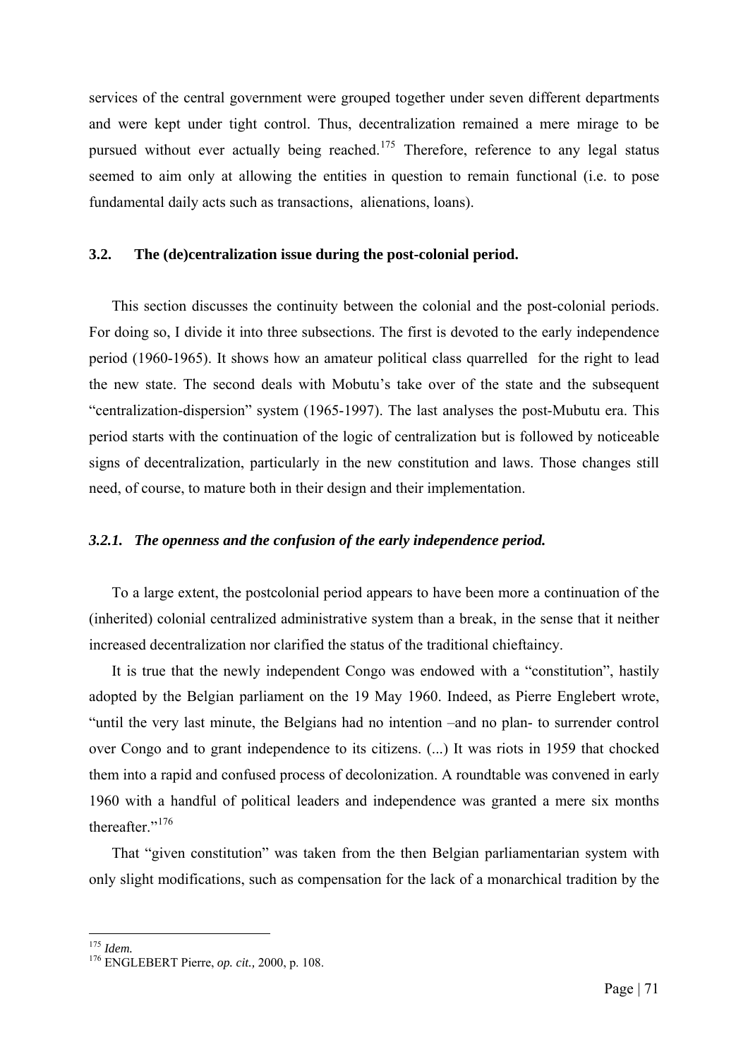services of the central government were grouped together under seven different departments and were kept under tight control. Thus, decentralization remained a mere mirage to be pursued without ever actually being reached.[175] Therefore, reference to any legal status seemed to aim only at allowing the entities in question to remain functional (i.e. to pose fundamental daily acts such as transactions, alienations, loans).

### 3.2. The (de)centralization issue during the post-colonial period.

This section discusses the continuity between the colonial and the post-colonial periods. For doing so, I divide it into three subsections. The first is devoted to the early independence period (1960-1965). It shows how an amateur political class quarrelled for the right to lead the new state. The second deals with Mobutu's take over of the state and the subsequent "centralization-dispersion" system (1965-1997). The last analyses the post-Mubutu era. This period starts with the continuation of the logic of centralization but is followed by noticeable signs of decentralization, particularly in the new constitution and laws. Those changes still need, of course, to mature both in their design and their implementation.

#### *3.2.1. The openness and the confusion of the early independence period.*

To a large extent, the postcolonial period appears to have been more a continuation of the (inherited) colonial centralized administrative system than a break, in the sense that it neither increased decentralization nor clarified the status of the traditional chieftaincy.

It is true that the newly independent Congo was endowed with a "constitution", hastily adopted by the Belgian parliament on the 19 May 1960. Indeed, as Pierre Englebert wrote, "until the very last minute, the Belgians had no intention –and no plan- to surrender control over Congo and to grant independence to its citizens. (...) It was riots in 1959 that chocked them into a rapid and confused process of decolonization. A roundtable was convened in early 1960 with a handful of political leaders and independence was granted a mere six months thereafter."[176]

That "given constitution" was taken from the then Belgian parliamentarian system with only slight modifications, such as compensation for the lack of a monarchical tradition by the

---

[175] *Idem.*

[176] ENGLEBERT Pierre, *op. cit.,* 2000, p. 108.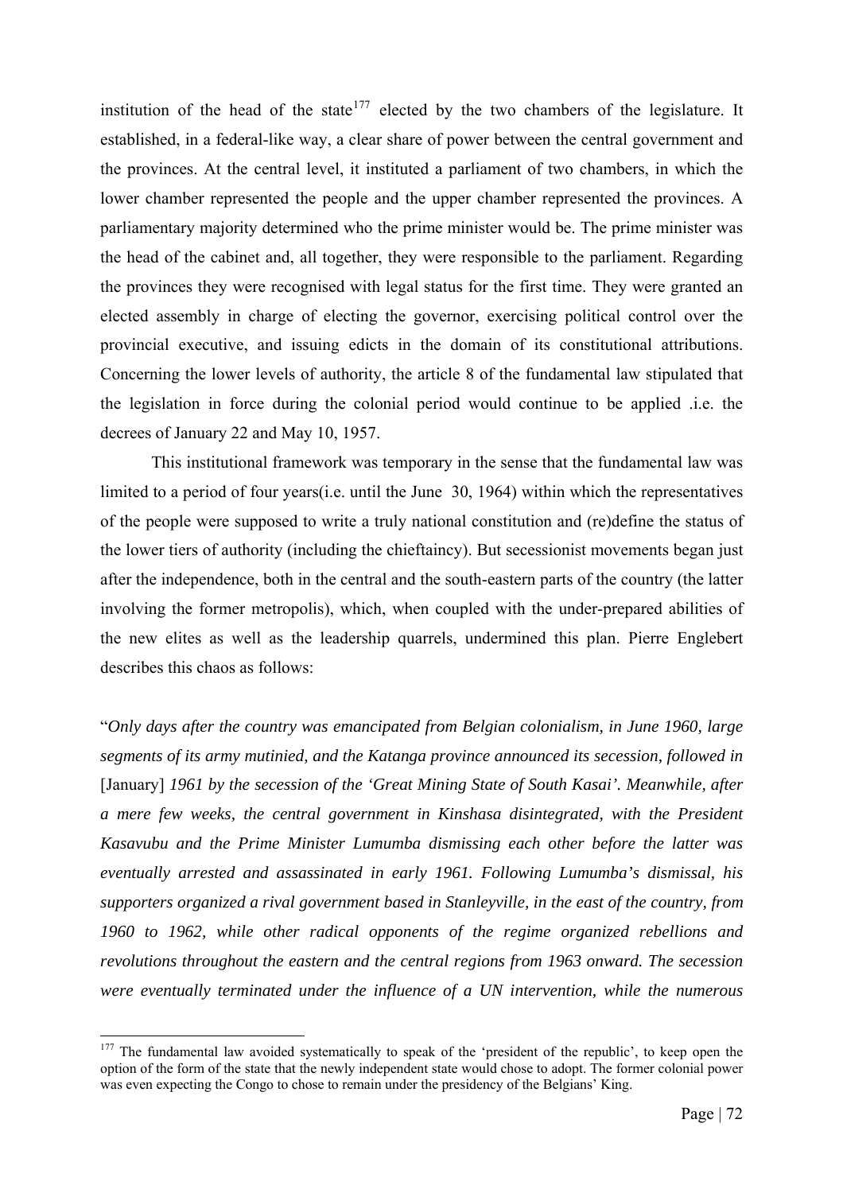institution of the head of the state[177] elected by the two chambers of the legislature. It established, in a federal-like way, a clear share of power between the central government and the provinces. At the central level, it instituted a parliament of two chambers, in which the lower chamber represented the people and the upper chamber represented the provinces. A parliamentary majority determined who the prime minister would be. The prime minister was the head of the cabinet and, all together, they were responsible to the parliament. Regarding the provinces they were recognised with legal status for the first time. They were granted an elected assembly in charge of electing the governor, exercising political control over the provincial executive, and issuing edicts in the domain of its constitutional attributions. Concerning the lower levels of authority, the article 8 of the fundamental law stipulated that the legislation in force during the colonial period would continue to be applied .i.e. the decrees of January 22 and May 10, 1957.

This institutional framework was temporary in the sense that the fundamental law was limited to a period of four years(i.e. until the June 30, 1964) within which the representatives of the people were supposed to write a truly national constitution and (re)define the status of the lower tiers of authority (including the chieftaincy). But secessionist movements began just after the independence, both in the central and the south-eastern parts of the country (the latter involving the former metropolis), which, when coupled with the under-prepared abilities of the new elites as well as the leadership quarrels, undermined this plan. Pierre Englebert describes this chaos as follows:

"*Only days after the country was emancipated from Belgian colonialism, in June 1960, large segments of its army mutinied, and the Katanga province announced its secession, followed in* [January] *1961 by the secession of the 'Great Mining State of South Kasai'. Meanwhile, after a mere few weeks, the central government in Kinshasa disintegrated, with the President Kasavubu and the Prime Minister Lumumba dismissing each other before the latter was eventually arrested and assassinated in early 1961. Following Lumumba's dismissal, his supporters organized a rival government based in Stanleyville, in the east of the country, from 1960 to 1962, while other radical opponents of the regime organized rebellions and revolutions throughout the eastern and the central regions from 1963 onward. The secession were eventually terminated under the influence of a UN intervention, while the numerous*

[177] The fundamental law avoided systematically to speak of the 'president of the republic', to keep open the option of the form of the state that the newly independent state would chose to adopt. The former colonial power was even expecting the Congo to chose to remain under the presidency of the Belgians' King.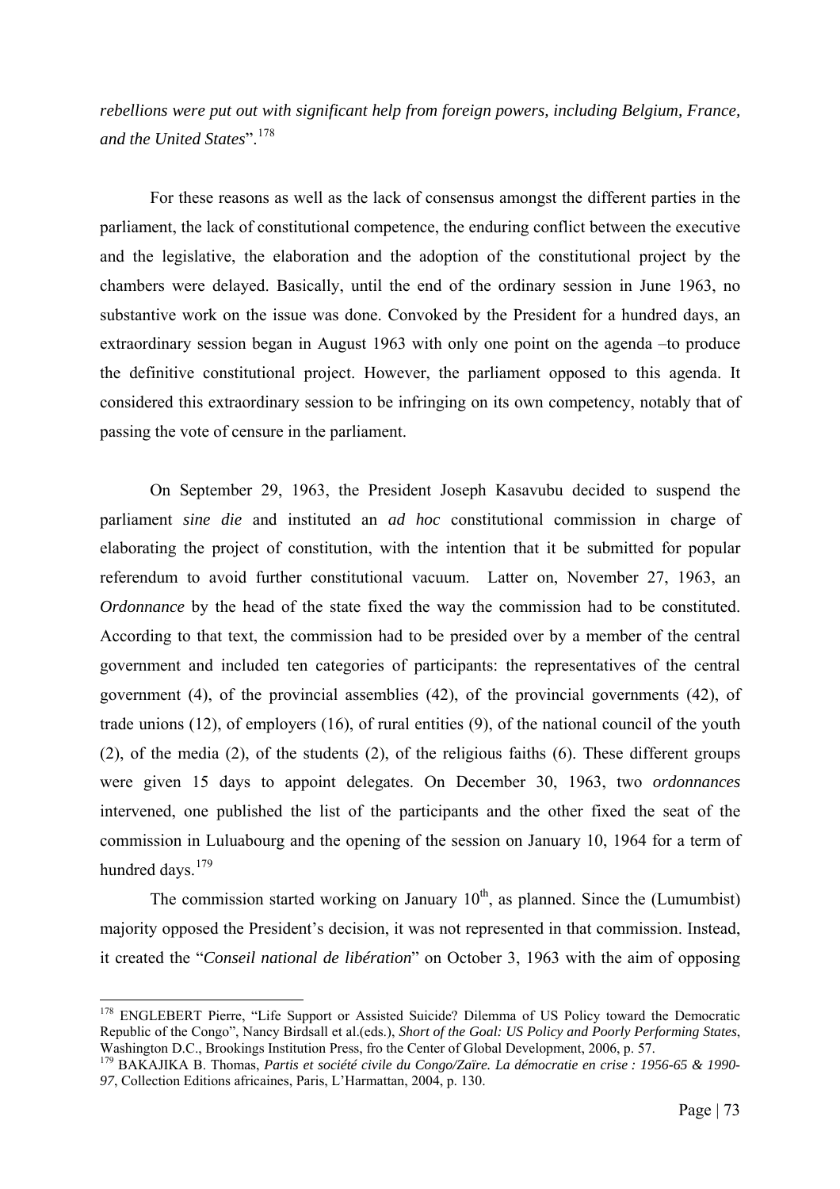*rebellions were put out with significant help from foreign powers, including Belgium, France, and the United States*".[178]

For these reasons as well as the lack of consensus amongst the different parties in the parliament, the lack of constitutional competence, the enduring conflict between the executive and the legislative, the elaboration and the adoption of the constitutional project by the chambers were delayed. Basically, until the end of the ordinary session in June 1963, no substantive work on the issue was done. Convoked by the President for a hundred days, an extraordinary session began in August 1963 with only one point on the agenda –to produce the definitive constitutional project. However, the parliament opposed to this agenda. It considered this extraordinary session to be infringing on its own competency, notably that of passing the vote of censure in the parliament.

On September 29, 1963, the President Joseph Kasavubu decided to suspend the parliament *sine die* and instituted an *ad hoc* constitutional commission in charge of elaborating the project of constitution, with the intention that it be submitted for popular referendum to avoid further constitutional vacuum. Latter on, November 27, 1963, an *Ordonnance* by the head of the state fixed the way the commission had to be constituted. According to that text, the commission had to be presided over by a member of the central government and included ten categories of participants: the representatives of the central government (4), of the provincial assemblies (42), of the provincial governments (42), of trade unions (12), of employers (16), of rural entities (9), of the national council of the youth (2), of the media (2), of the students (2), of the religious faiths (6). These different groups were given 15 days to appoint delegates. On December 30, 1963, two *ordonnances* intervened, one published the list of the participants and the other fixed the seat of the commission in Luluabourg and the opening of the session on January 10, 1964 for a term of hundred days.[179]

The commission started working on January 10th, as planned. Since the (Lumumbist) majority opposed the President's decision, it was not represented in that commission. Instead, it created the "*Conseil national de libération*" on October 3, 1963 with the aim of opposing

---

[178] ENGLEBERT Pierre, "Life Support or Assisted Suicide? Dilemma of US Policy toward the Democratic Republic of the Congo", Nancy Birdsall et al.(eds.), *Short of the Goal: US Policy and Poorly Performing States*, Washington D.C., Brookings Institution Press, fro the Center of Global Development, 2006, p. 57.

[179] BAKAJIKA B. Thomas, *Partis et société civile du Congo/Zaïre. La démocratie en crise : 1956-65 & 1990-97*, Collection Editions africaines, Paris, L'Harmattan, 2004, p. 130.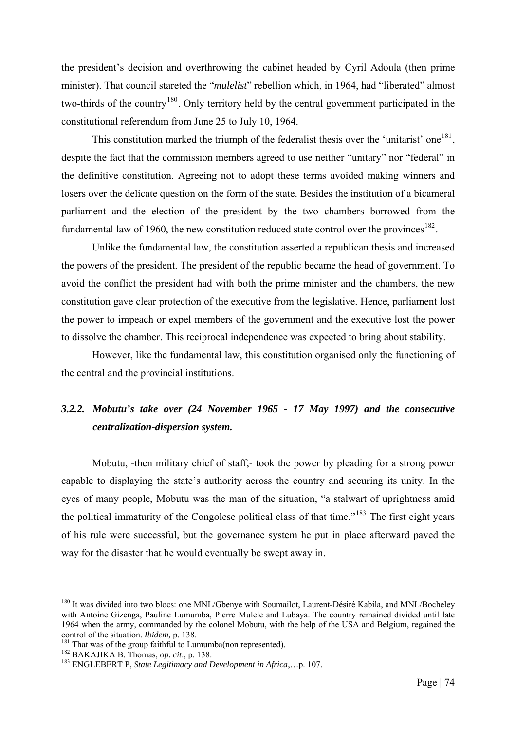the president's decision and overthrowing the cabinet headed by Cyril Adoula (then prime minister). That council stareted the "*mulelist*" rebellion which, in 1964, had "liberated" almost two-thirds of the country[180]. Only territory held by the central government participated in the constitutional referendum from June 25 to July 10, 1964.

This constitution marked the triumph of the federalist thesis over the 'unitarist' one[181], despite the fact that the commission members agreed to use neither "unitary" nor "federal" in the definitive constitution. Agreeing not to adopt these terms avoided making winners and losers over the delicate question on the form of the state. Besides the institution of a bicameral parliament and the election of the president by the two chambers borrowed from the fundamental law of 1960, the new constitution reduced state control over the provinces[182].

Unlike the fundamental law, the constitution asserted a republican thesis and increased the powers of the president. The president of the republic became the head of government. To avoid the conflict the president had with both the prime minister and the chambers, the new constitution gave clear protection of the executive from the legislative. Hence, parliament lost the power to impeach or expel members of the government and the executive lost the power to dissolve the chamber. This reciprocal independence was expected to bring about stability.

However, like the fundamental law, this constitution organised only the functioning of the central and the provincial institutions.

### *3.2.2. Mobutu's take over (24 November 1965 - 17 May 1997) and the consecutive centralization-dispersion system.*

Mobutu, -then military chief of staff,- took the power by pleading for a strong power capable to displaying the state's authority across the country and securing its unity. In the eyes of many people, Mobutu was the man of the situation, "a stalwart of uprightness amid the political immaturity of the Congolese political class of that time."[183] The first eight years of his rule were successful, but the governance system he put in place afterward paved the way for the disaster that he would eventually be swept away in.

---

[180] It was divided into two blocs: one MNL/Gbenye with Soumailot, Laurent-Désiré Kabila, and MNL/Bocheley with Antoine Gizenga, Pauline Lumumba, Pierre Mulele and Lubaya. The country remained divided until late 1964 when the army, commanded by the colonel Mobutu, with the help of the USA and Belgium, regained the control of the situation. *Ibidem,* p. 138.

[181] That was of the group faithful to Lumumba(non represented).

[182] BAKAJIKA B. Thomas, *op. cit*., p. 138.

[183] ENGLEBERT P, *State Legitimacy and Development in Africa*,…p. 107.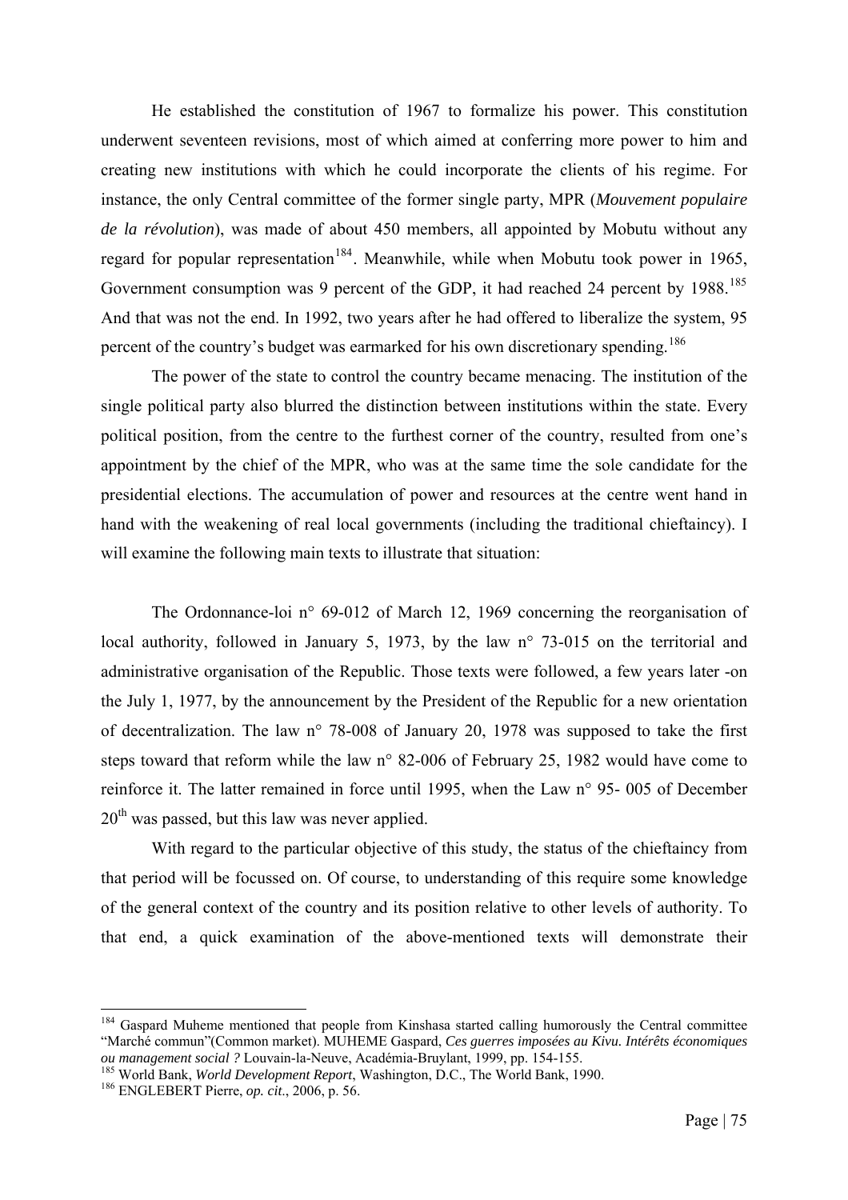He established the constitution of 1967 to formalize his power. This constitution underwent seventeen revisions, most of which aimed at conferring more power to him and creating new institutions with which he could incorporate the clients of his regime. For instance, the only Central committee of the former single party, MPR (*Mouvement populaire de la révolution*), was made of about 450 members, all appointed by Mobutu without any regard for popular representation[184]. Meanwhile, while when Mobutu took power in 1965, Government consumption was 9 percent of the GDP, it had reached 24 percent by 1988.[185] And that was not the end. In 1992, two years after he had offered to liberalize the system, 95 percent of the country's budget was earmarked for his own discretionary spending.[186]

The power of the state to control the country became menacing. The institution of the single political party also blurred the distinction between institutions within the state. Every political position, from the centre to the furthest corner of the country, resulted from one's appointment by the chief of the MPR, who was at the same time the sole candidate for the presidential elections. The accumulation of power and resources at the centre went hand in hand with the weakening of real local governments (including the traditional chieftaincy). I will examine the following main texts to illustrate that situation:

The Ordonnance-loi n° 69-012 of March 12, 1969 concerning the reorganisation of local authority, followed in January 5, 1973, by the law n° 73-015 on the territorial and administrative organisation of the Republic. Those texts were followed, a few years later -on the July 1, 1977, by the announcement by the President of the Republic for a new orientation of decentralization. The law n° 78-008 of January 20, 1978 was supposed to take the first steps toward that reform while the law n° 82-006 of February 25, 1982 would have come to reinforce it. The latter remained in force until 1995, when the Law n° 95- 005 of December 20$^{th}$ was passed, but this law was never applied.

With regard to the particular objective of this study, the status of the chieftaincy from that period will be focussed on. Of course, to understanding of this require some knowledge of the general context of the country and its position relative to other levels of authority. To that end, a quick examination of the above-mentioned texts will demonstrate their

---

[184] Gaspard Muheme mentioned that people from Kinshasa started calling humorously the Central committee "Marché commun"(Common market). MUHEME Gaspard, *Ces guerres imposées au Kivu. Intérêts économiques ou management social ?* Louvain-la-Neuve, Académia-Bruylant, 1999, pp. 154-155.

[185] World Bank, *World Development Report*, Washington, D.C., The World Bank, 1990.

[186] ENGLEBERT Pierre, *op. cit*., 2006, p. 56.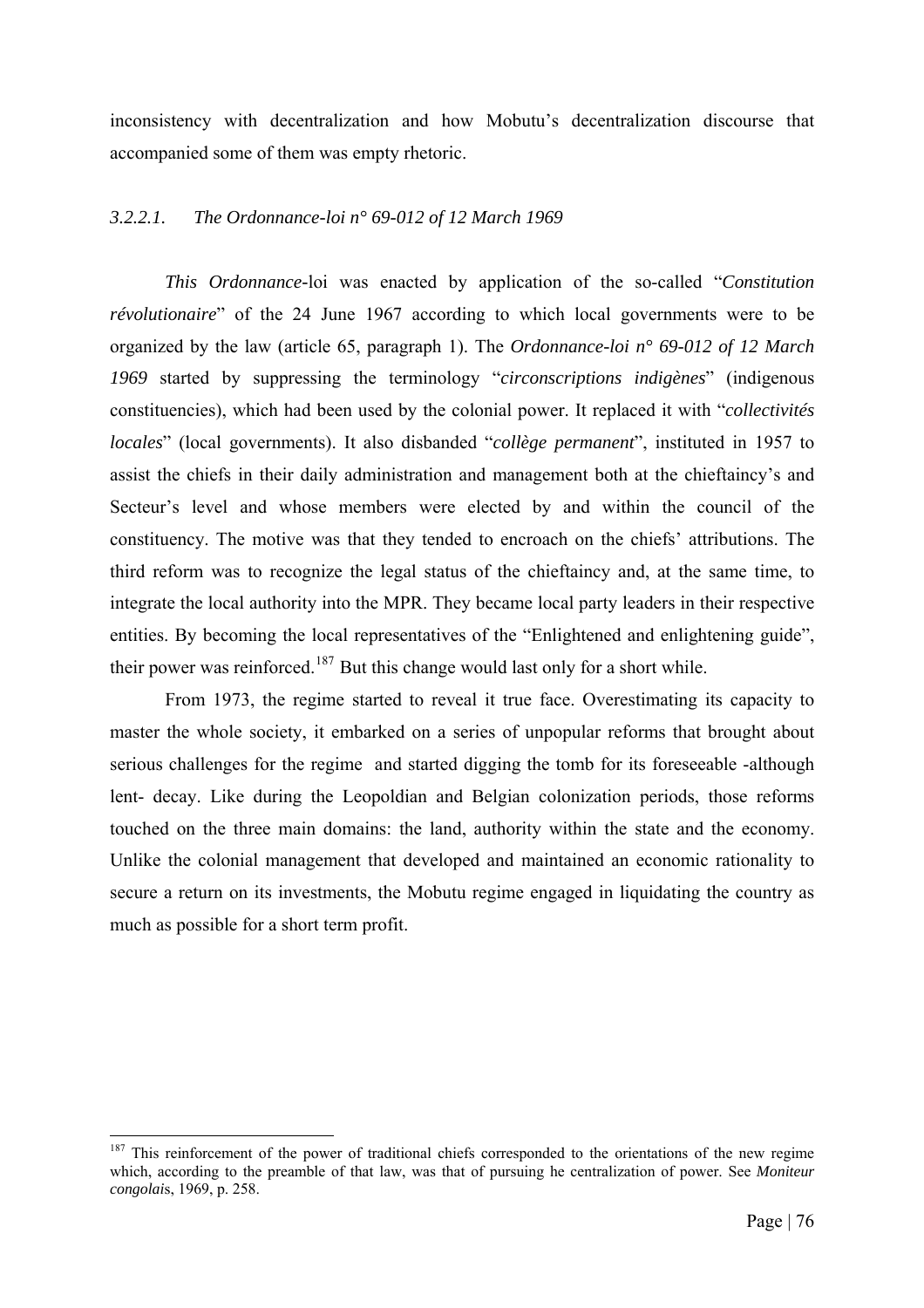inconsistency with decentralization and how Mobutu's decentralization discourse that accompanied some of them was empty rhetoric.

#### *3.2.2.1. The Ordonnance-loi n° 69-012 of 12 March 1969*

*This Ordonnance*-loi was enacted by application of the so-called "*Constitution révolutionaire*" of the 24 June 1967 according to which local governments were to be organized by the law (article 65, paragraph 1). The *Ordonnance-loi n° 69-012 of 12 March 1969* started by suppressing the terminology "*circonscriptions indigènes*" (indigenous constituencies), which had been used by the colonial power. It replaced it with "*collectivités locales*" (local governments). It also disbanded "*collège permanent*", instituted in 1957 to assist the chiefs in their daily administration and management both at the chieftaincy's and Secteur's level and whose members were elected by and within the council of the constituency. The motive was that they tended to encroach on the chiefs' attributions. The third reform was to recognize the legal status of the chieftaincy and, at the same time, to integrate the local authority into the MPR. They became local party leaders in their respective entities. By becoming the local representatives of the "Enlightened and enlightening guide", their power was reinforced.[187] But this change would last only for a short while.

From 1973, the regime started to reveal it true face. Overestimating its capacity to master the whole society, it embarked on a series of unpopular reforms that brought about serious challenges for the regime and started digging the tomb for its foreseeable -although lent- decay. Like during the Leopoldian and Belgian colonization periods, those reforms touched on the three main domains: the land, authority within the state and the economy. Unlike the colonial management that developed and maintained an economic rationality to secure a return on its investments, the Mobutu regime engaged in liquidating the country as much as possible for a short term profit.

---

[187] This reinforcement of the power of traditional chiefs corresponded to the orientations of the new regime which, according to the preamble of that law, was that of pursuing he centralization of power. See *Moniteur congolais*, 1969, p. 258.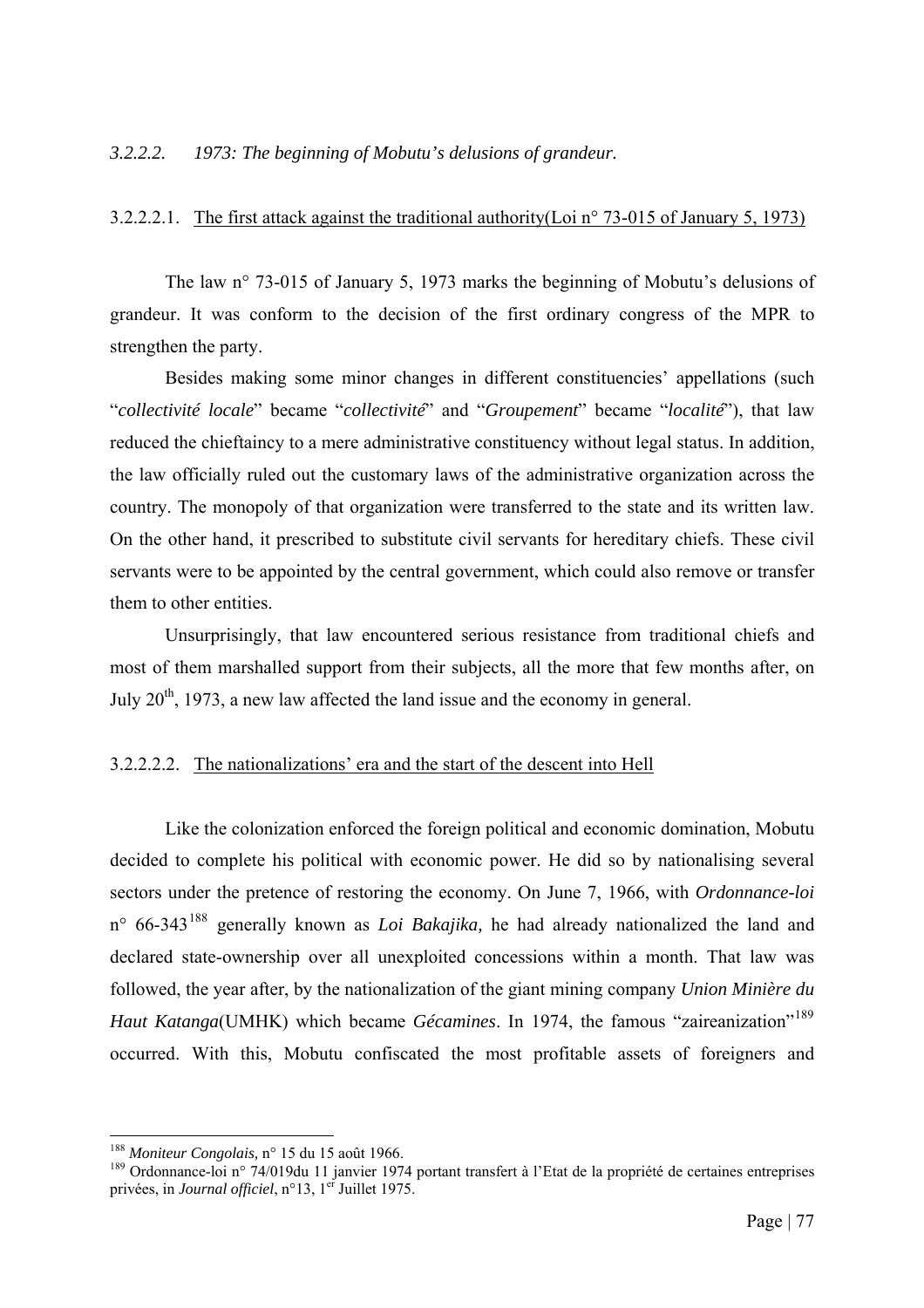#### *3.2.2.2. 1973: The beginning of Mobutu's delusions of grandeur.*

##### 3.2.2.2.1. The first attack against the traditional authority(Loi n° 73-015 of January 5, 1973)

The law n° 73-015 of January 5, 1973 marks the beginning of Mobutu's delusions of grandeur. It was conform to the decision of the first ordinary congress of the MPR to strengthen the party.

Besides making some minor changes in different constituencies' appellations (such "*collectivité locale*" became "*collectivité*" and "*Groupement*" became "*localité*"), that law reduced the chieftaincy to a mere administrative constituency without legal status. In addition, the law officially ruled out the customary laws of the administrative organization across the country. The monopoly of that organization were transferred to the state and its written law. On the other hand, it prescribed to substitute civil servants for hereditary chiefs. These civil servants were to be appointed by the central government, which could also remove or transfer them to other entities.

Unsurprisingly, that law encountered serious resistance from traditional chiefs and most of them marshalled support from their subjects, all the more that few months after, on July 20th, 1973, a new law affected the land issue and the economy in general.

##### 3.2.2.2.2. The nationalizations' era and the start of the descent into Hell

Like the colonization enforced the foreign political and economic domination, Mobutu decided to complete his political with economic power. He did so by nationalising several sectors under the pretence of restoring the economy. On June 7, 1966, with *Ordonnance-loi* n° 66-343[188] generally known as *Loi Bakajika,* he had already nationalized the land and declared state-ownership over all unexploited concessions within a month. That law was followed, the year after, by the nationalization of the giant mining company *Union Minière du Haut Katanga*(UMHK) which became *Gécamines*. In 1974, the famous "zaireanization"[189] occurred. With this, Mobutu confiscated the most profitable assets of foreigners and

---

[188] *Moniteur Congolais,* n° 15 du 15 août 1966.

[189] Ordonnance-loi n° 74/019du 11 janvier 1974 portant transfert à l'Etat de la propriété de certaines entreprises privées, in *Journal officiel*, n°13, 1er Juillet 1975.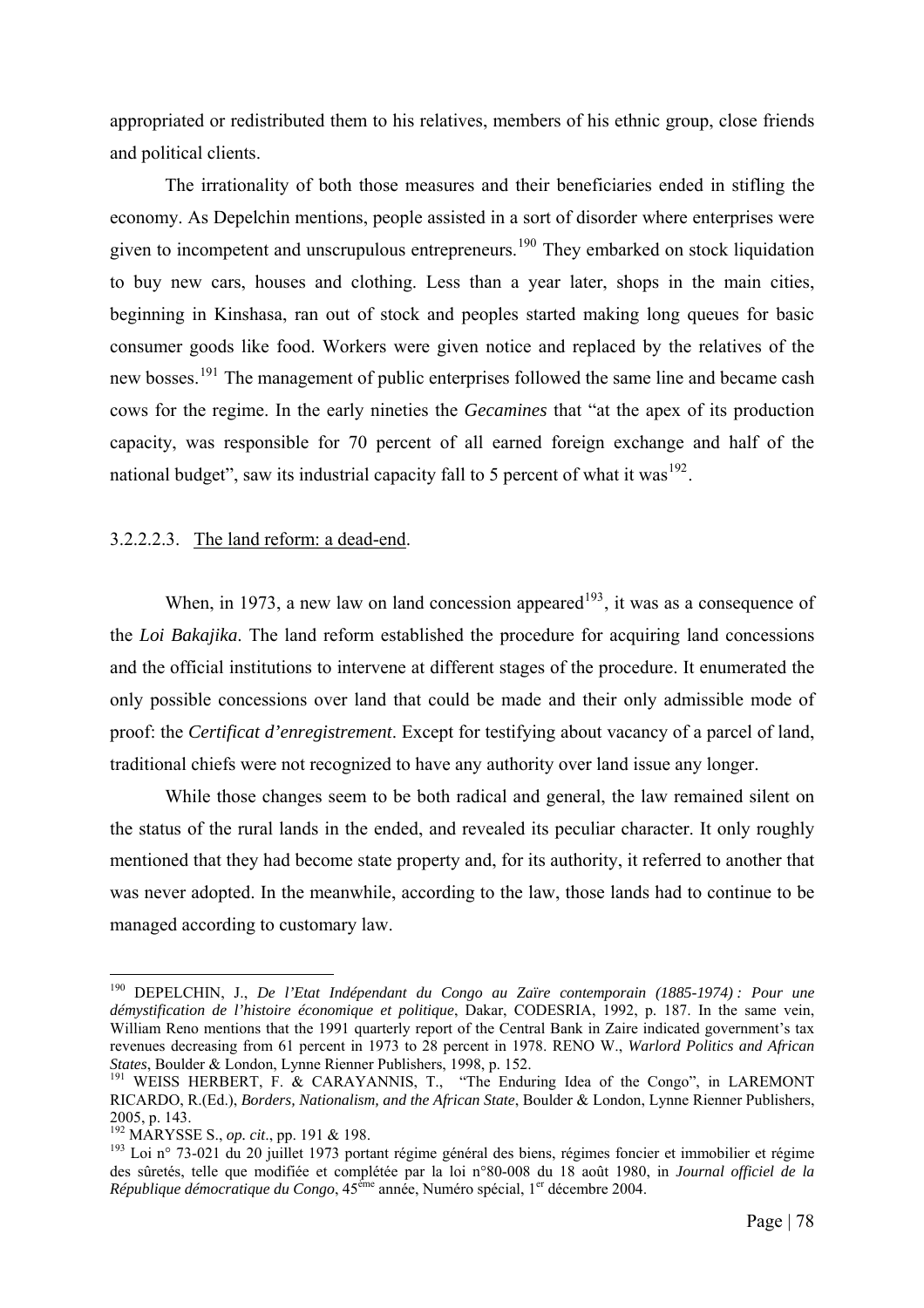appropriated or redistributed them to his relatives, members of his ethnic group, close friends and political clients.

The irrationality of both those measures and their beneficiaries ended in stifling the economy. As Depelchin mentions, people assisted in a sort of disorder where enterprises were given to incompetent and unscrupulous entrepreneurs.[190] They embarked on stock liquidation to buy new cars, houses and clothing. Less than a year later, shops in the main cities, beginning in Kinshasa, ran out of stock and peoples started making long queues for basic consumer goods like food. Workers were given notice and replaced by the relatives of the new bosses.[191] The management of public enterprises followed the same line and became cash cows for the regime. In the early nineties the *Gecamines* that "at the apex of its production capacity, was responsible for 70 percent of all earned foreign exchange and half of the national budget", saw its industrial capacity fall to 5 percent of what it was[192].

#### 3.2.2.2.3. The land reform: a dead-end.

When, in 1973, a new law on land concession appeared[193], it was as a consequence of the *Loi Bakajika*. The land reform established the procedure for acquiring land concessions and the official institutions to intervene at different stages of the procedure. It enumerated the only possible concessions over land that could be made and their only admissible mode of proof: the *Certificat d'enregistrement*. Except for testifying about vacancy of a parcel of land, traditional chiefs were not recognized to have any authority over land issue any longer.

While those changes seem to be both radical and general, the law remained silent on the status of the rural lands in the ended, and revealed its peculiar character. It only roughly mentioned that they had become state property and, for its authority, it referred to another that was never adopted. In the meanwhile, according to the law, those lands had to continue to be managed according to customary law.

---

[190] DEPELCHIN, J., *De l'Etat Indépendant du Congo au Zaïre contemporain (1885-1974) : Pour une démystification de l'histoire économique et politique*, Dakar, CODESRIA, 1992, p. 187. In the same vein, William Reno mentions that the 1991 quarterly report of the Central Bank in Zaire indicated government's tax revenues decreasing from 61 percent in 1973 to 28 percent in 1978. RENO W., *Warlord Politics and African States*, Boulder & London, Lynne Rienner Publishers, 1998, p. 152.

[191] WEISS HERBERT, F. & CARAYANNIS, T., "The Enduring Idea of the Congo", in LAREMONT RICARDO, R.(Ed.), *Borders, Nationalism, and the African State*, Boulder & London, Lynne Rienner Publishers, 2005, p. 143.

[192] MARYSSE S., *op. cit*., pp. 191 & 198.

[193] Loi n° 73-021 du 20 juillet 1973 portant régime général des biens, régimes foncier et immobilier et régime des sûretés, telle que modifiée et complétée par la loi n°80-008 du 18 août 1980, in *Journal officiel de la République démocratique du Congo*, 45ème année, Numéro spécial, 1er décembre 2004.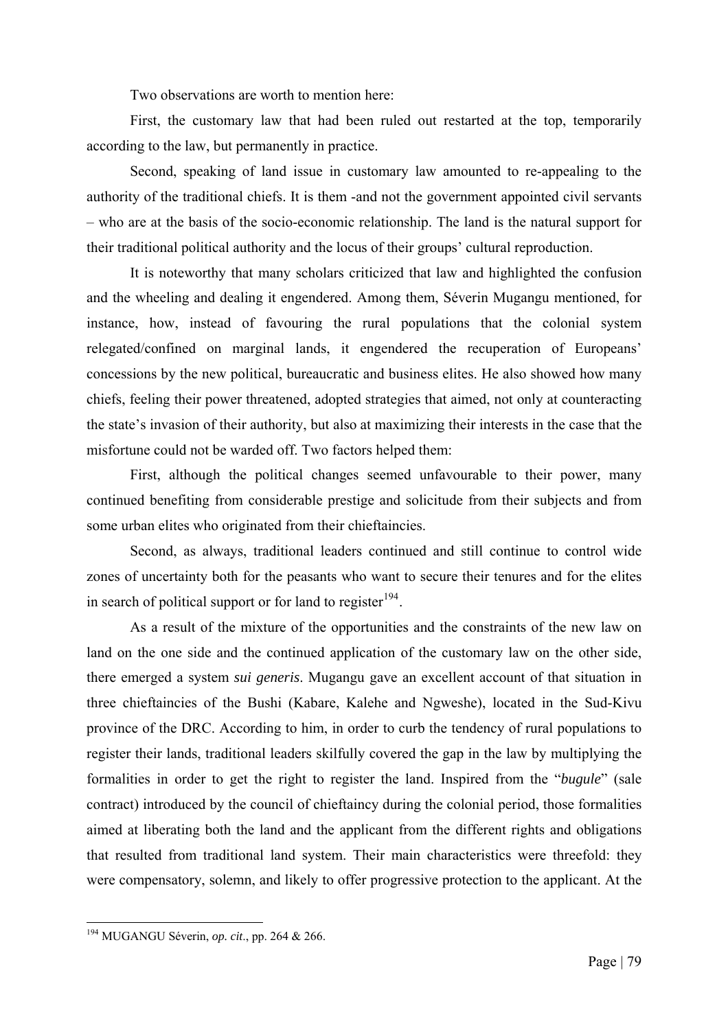Two observations are worth to mention here:

First, the customary law that had been ruled out restarted at the top, temporarily according to the law, but permanently in practice.

Second, speaking of land issue in customary law amounted to re-appealing to the authority of the traditional chiefs. It is them -and not the government appointed civil servants – who are at the basis of the socio-economic relationship. The land is the natural support for their traditional political authority and the locus of their groups' cultural reproduction.

It is noteworthy that many scholars criticized that law and highlighted the confusion and the wheeling and dealing it engendered. Among them, Séverin Mugangu mentioned, for instance, how, instead of favouring the rural populations that the colonial system relegated/confined on marginal lands, it engendered the recuperation of Europeans' concessions by the new political, bureaucratic and business elites. He also showed how many chiefs, feeling their power threatened, adopted strategies that aimed, not only at counteracting the state's invasion of their authority, but also at maximizing their interests in the case that the misfortune could not be warded off. Two factors helped them:

First, although the political changes seemed unfavourable to their power, many continued benefiting from considerable prestige and solicitude from their subjects and from some urban elites who originated from their chieftaincies.

Second, as always, traditional leaders continued and still continue to control wide zones of uncertainty both for the peasants who want to secure their tenures and for the elites in search of political support or for land to register[194].

As a result of the mixture of the opportunities and the constraints of the new law on land on the one side and the continued application of the customary law on the other side, there emerged a system *sui generis*. Mugangu gave an excellent account of that situation in three chieftaincies of the Bushi (Kabare, Kalehe and Ngweshe), located in the Sud-Kivu province of the DRC. According to him, in order to curb the tendency of rural populations to register their lands, traditional leaders skilfully covered the gap in the law by multiplying the formalities in order to get the right to register the land. Inspired from the "*bugule*" (sale contract) introduced by the council of chieftaincy during the colonial period, those formalities aimed at liberating both the land and the applicant from the different rights and obligations that resulted from traditional land system. Their main characteristics were threefold: they were compensatory, solemn, and likely to offer progressive protection to the applicant. At the

---

[194] MUGANGU Séverin, *op. cit*., pp. 264 & 266.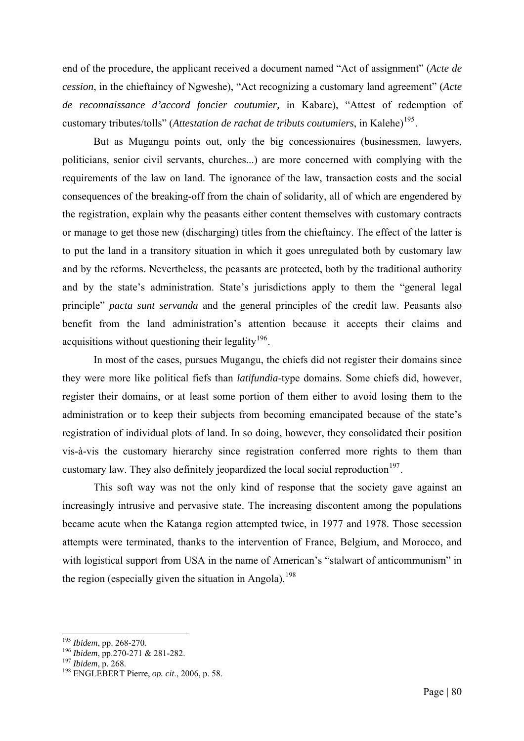end of the procedure, the applicant received a document named "Act of assignment" (*Acte de cession*, in the chieftaincy of Ngweshe), "Act recognizing a customary land agreement" (*Acte de reconnaissance d'accord foncier coutumier,* in Kabare), "Attest of redemption of customary tributes/tolls" (*Attestation de rachat de tributs coutumiers*, in Kalehe)[195].

But as Mugangu points out, only the big concessionaires (businessmen, lawyers, politicians, senior civil servants, churches...) are more concerned with complying with the requirements of the law on land. The ignorance of the law, transaction costs and the social consequences of the breaking-off from the chain of solidarity, all of which are engendered by the registration, explain why the peasants either content themselves with customary contracts or manage to get those new (discharging) titles from the chieftaincy. The effect of the latter is to put the land in a transitory situation in which it goes unregulated both by customary law and by the reforms. Nevertheless, the peasants are protected, both by the traditional authority and by the state's administration. State's jurisdictions apply to them the "general legal principle" *pacta sunt servanda* and the general principles of the credit law. Peasants also benefit from the land administration's attention because it accepts their claims and acquisitions without questioning their legality[196].

In most of the cases, pursues Mugangu, the chiefs did not register their domains since they were more like political fiefs than *latifundia*-type domains. Some chiefs did, however, register their domains, or at least some portion of them either to avoid losing them to the administration or to keep their subjects from becoming emancipated because of the state's registration of individual plots of land. In so doing, however, they consolidated their position vis-à-vis the customary hierarchy since registration conferred more rights to them than customary law. They also definitely jeopardized the local social reproduction[197].

This soft way was not the only kind of response that the society gave against an increasingly intrusive and pervasive state. The increasing discontent among the populations became acute when the Katanga region attempted twice, in 1977 and 1978. Those secession attempts were terminated, thanks to the intervention of France, Belgium, and Morocco, and with logistical support from USA in the name of American's "stalwart of anticommunism" in the region (especially given the situation in Angola).[198]

---

[195] *Ibidem*, pp. 268-270.

[196] *Ibidem*, pp.270-271 & 281-282.

[197] *Ibidem*, p. 268.

[198] ENGLEBERT Pierre, *op. cit*., 2006, p. 58.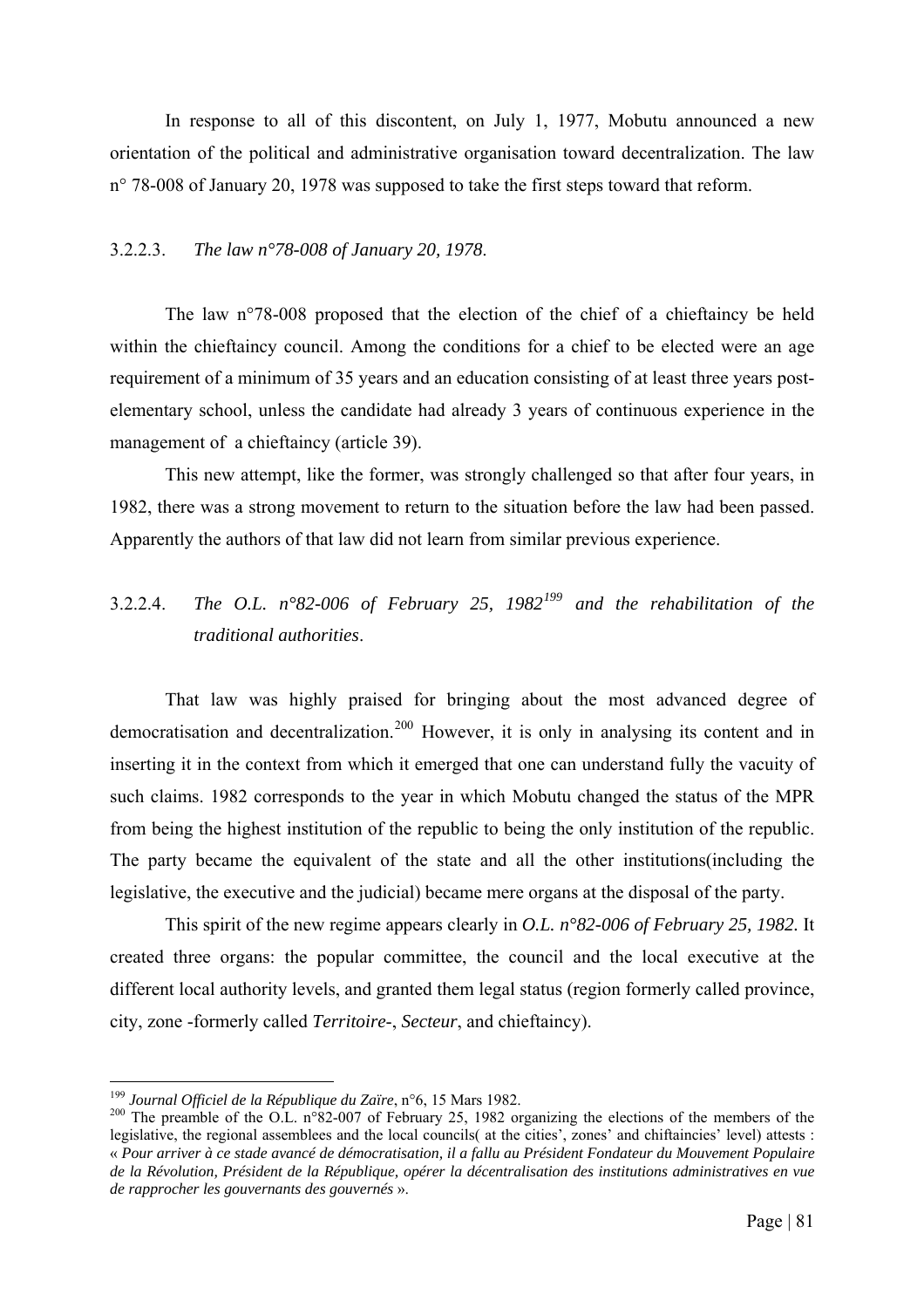In response to all of this discontent, on July 1, 1977, Mobutu announced a new orientation of the political and administrative organisation toward decentralization. The law n° 78-008 of January 20, 1978 was supposed to take the first steps toward that reform.

#### 3.2.2.3. *The law n°78-008 of January 20, 1978.*

The law n°78-008 proposed that the election of the chief of a chieftaincy be held within the chieftaincy council. Among the conditions for a chief to be elected were an age requirement of a minimum of 35 years and an education consisting of at least three years post-elementary school, unless the candidate had already 3 years of continuous experience in the management of a chieftaincy (article 39).

This new attempt, like the former, was strongly challenged so that after four years, in 1982, there was a strong movement to return to the situation before the law had been passed. Apparently the authors of that law did not learn from similar previous experience.

#### 3.2.2.4. *The O.L. n°82-006 of February 25, 1982*[199] *and the rehabilitation of the traditional authorities.*

That law was highly praised for bringing about the most advanced degree of democratisation and decentralization.[200] However, it is only in analysing its content and in inserting it in the context from which it emerged that one can understand fully the vacuity of such claims. 1982 corresponds to the year in which Mobutu changed the status of the MPR from being the highest institution of the republic to being the only institution of the republic. The party became the equivalent of the state and all the other institutions(including the legislative, the executive and the judicial) became mere organs at the disposal of the party.

This spirit of the new regime appears clearly in *O.L. n°82-006 of February 25, 1982*. It created three organs: the popular committee, the council and the local executive at the different local authority levels, and granted them legal status (region formerly called province, city, zone -formerly called *Territoire*-, *Secteur*, and chieftaincy).

---

[199] *Journal Officiel de la République du Zaïre*, n°6, 15 Mars 1982.

[200] The preamble of the O.L. n°82-007 of February 25, 1982 organizing the elections of the members of the legislative, the regional assemblees and the local councils( at the cities', zones' and chiftaincies' level) attests : « *Pour arriver à ce stade avancé de démocratisation, il a fallu au Président Fondateur du Mouvement Populaire de la Révolution, Président de la République, opérer la décentralisation des institutions administratives en vue de rapprocher les gouvernants des gouvernés* ».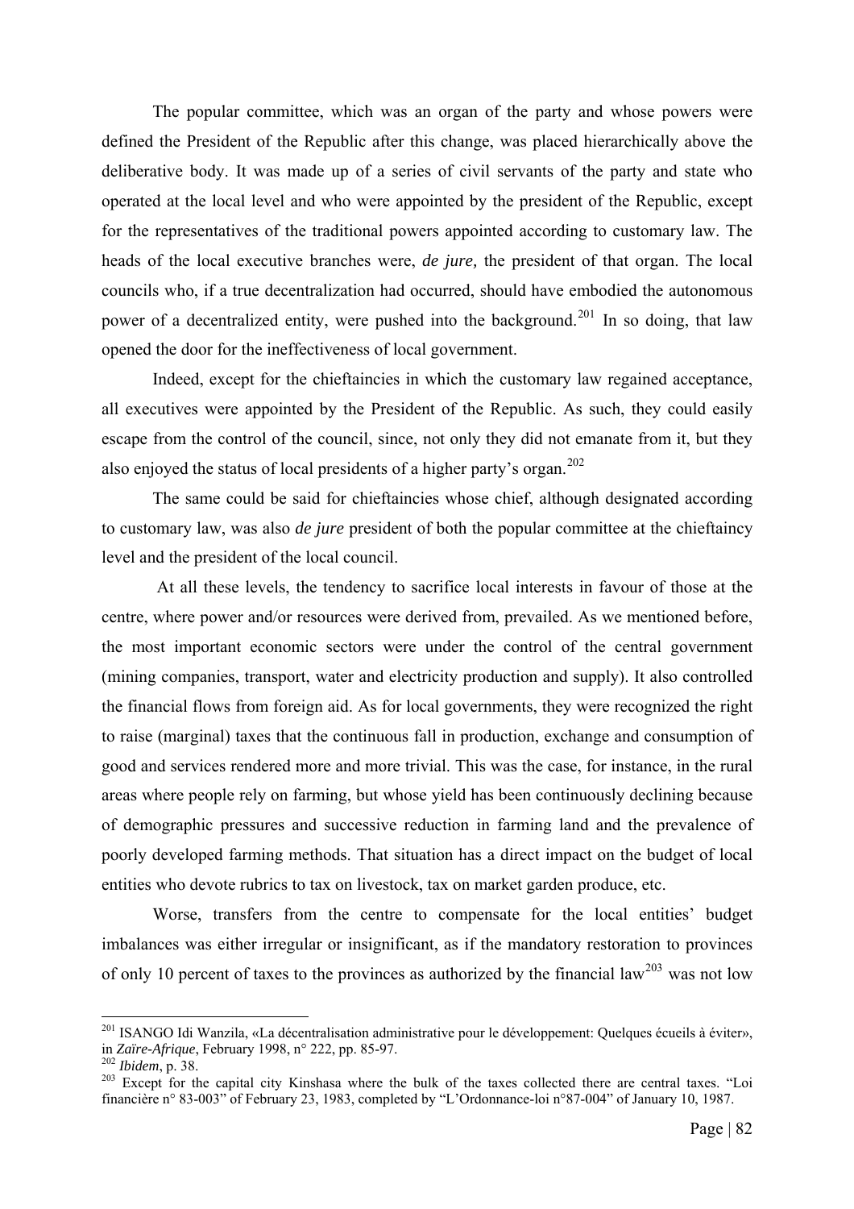The popular committee, which was an organ of the party and whose powers were defined the President of the Republic after this change, was placed hierarchically above the deliberative body. It was made up of a series of civil servants of the party and state who operated at the local level and who were appointed by the president of the Republic, except for the representatives of the traditional powers appointed according to customary law. The heads of the local executive branches were, *de jure,* the president of that organ. The local councils who, if a true decentralization had occurred, should have embodied the autonomous power of a decentralized entity, were pushed into the background.[201] In so doing, that law opened the door for the ineffectiveness of local government.

Indeed, except for the chieftaincies in which the customary law regained acceptance, all executives were appointed by the President of the Republic. As such, they could easily escape from the control of the council, since, not only they did not emanate from it, but they also enjoyed the status of local presidents of a higher party's organ.[202]

The same could be said for chieftaincies whose chief, although designated according to customary law, was also *de jure* president of both the popular committee at the chieftaincy level and the president of the local council.

At all these levels, the tendency to sacrifice local interests in favour of those at the centre, where power and/or resources were derived from, prevailed. As we mentioned before, the most important economic sectors were under the control of the central government (mining companies, transport, water and electricity production and supply). It also controlled the financial flows from foreign aid. As for local governments, they were recognized the right to raise (marginal) taxes that the continuous fall in production, exchange and consumption of good and services rendered more and more trivial. This was the case, for instance, in the rural areas where people rely on farming, but whose yield has been continuously declining because of demographic pressures and successive reduction in farming land and the prevalence of poorly developed farming methods. That situation has a direct impact on the budget of local entities who devote rubrics to tax on livestock, tax on market garden produce, etc.

Worse, transfers from the centre to compensate for the local entities' budget imbalances was either irregular or insignificant, as if the mandatory restoration to provinces of only 10 percent of taxes to the provinces as authorized by the financial law[203] was not low

---

[201] ISANGO Idi Wanzila, «La décentralisation administrative pour le développement: Quelques écueils à éviter», in *Zaïre-Afrique*, February 1998, n° 222, pp. 85-97.

[202] *Ibidem*, p. 38.

[203] Except for the capital city Kinshasa where the bulk of the taxes collected there are central taxes. "Loi financière n° 83-003" of February 23, 1983, completed by "L'Ordonnance-loi n°87-004" of January 10, 1987.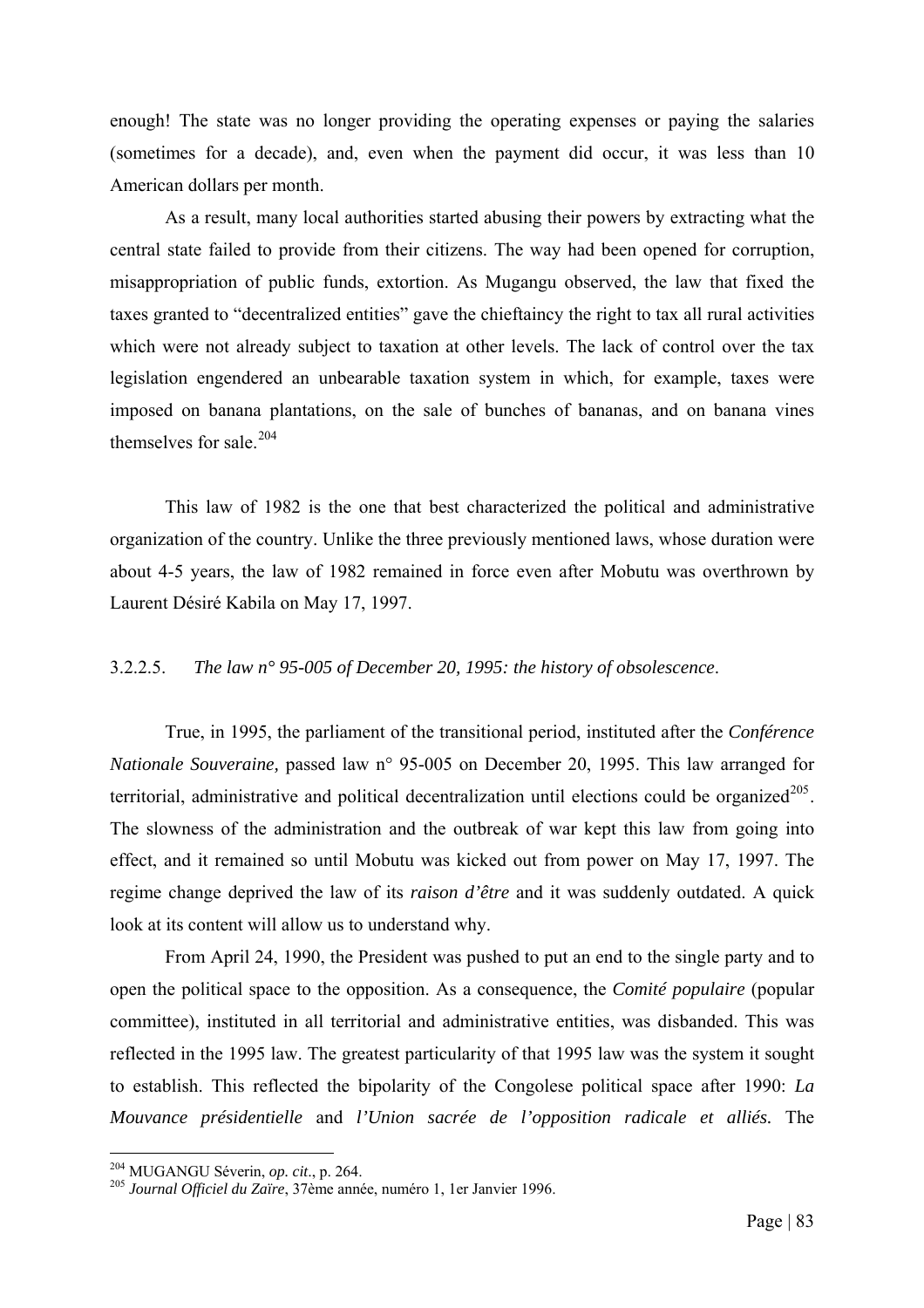enough! The state was no longer providing the operating expenses or paying the salaries (sometimes for a decade), and, even when the payment did occur, it was less than 10 American dollars per month.

As a result, many local authorities started abusing their powers by extracting what the central state failed to provide from their citizens. The way had been opened for corruption, misappropriation of public funds, extortion. As Mugangu observed, the law that fixed the taxes granted to "decentralized entities" gave the chieftaincy the right to tax all rural activities which were not already subject to taxation at other levels. The lack of control over the tax legislation engendered an unbearable taxation system in which, for example, taxes were imposed on banana plantations, on the sale of bunches of bananas, and on banana vines themselves for sale.[204]

This law of 1982 is the one that best characterized the political and administrative organization of the country. Unlike the three previously mentioned laws, whose duration were about 4-5 years, the law of 1982 remained in force even after Mobutu was overthrown by Laurent Désiré Kabila on May 17, 1997.

#### 3.2.2.5. *The law n° 95-005 of December 20, 1995: the history of obsolescence.*

True, in 1995, the parliament of the transitional period, instituted after the *Conférence Nationale Souveraine,* passed law n° 95-005 on December 20, 1995. This law arranged for territorial, administrative and political decentralization until elections could be organized[205]. The slowness of the administration and the outbreak of war kept this law from going into effect, and it remained so until Mobutu was kicked out from power on May 17, 1997. The regime change deprived the law of its ***raison d'être*** and it was suddenly outdated. A quick look at its content will allow us to understand why.

From April 24, 1990, the President was pushed to put an end to the single party and to open the political space to the opposition. As a consequence, the *Comité populaire* (popular committee), instituted in all territorial and administrative entities, was disbanded. This was reflected in the 1995 law. The greatest particularity of that 1995 law was the system it sought to establish. This reflected the bipolarity of the Congolese political space after 1990: ***La Mouvance présidentielle*** and ***l'Union sacrée de l'opposition radicale et alliés.*** The

---

[204] MUGANGU Séverin, *op. cit.*, p. 264.

[205] *Journal Officiel du Zaïre*, 37ème année, numéro 1, 1er Janvier 1996.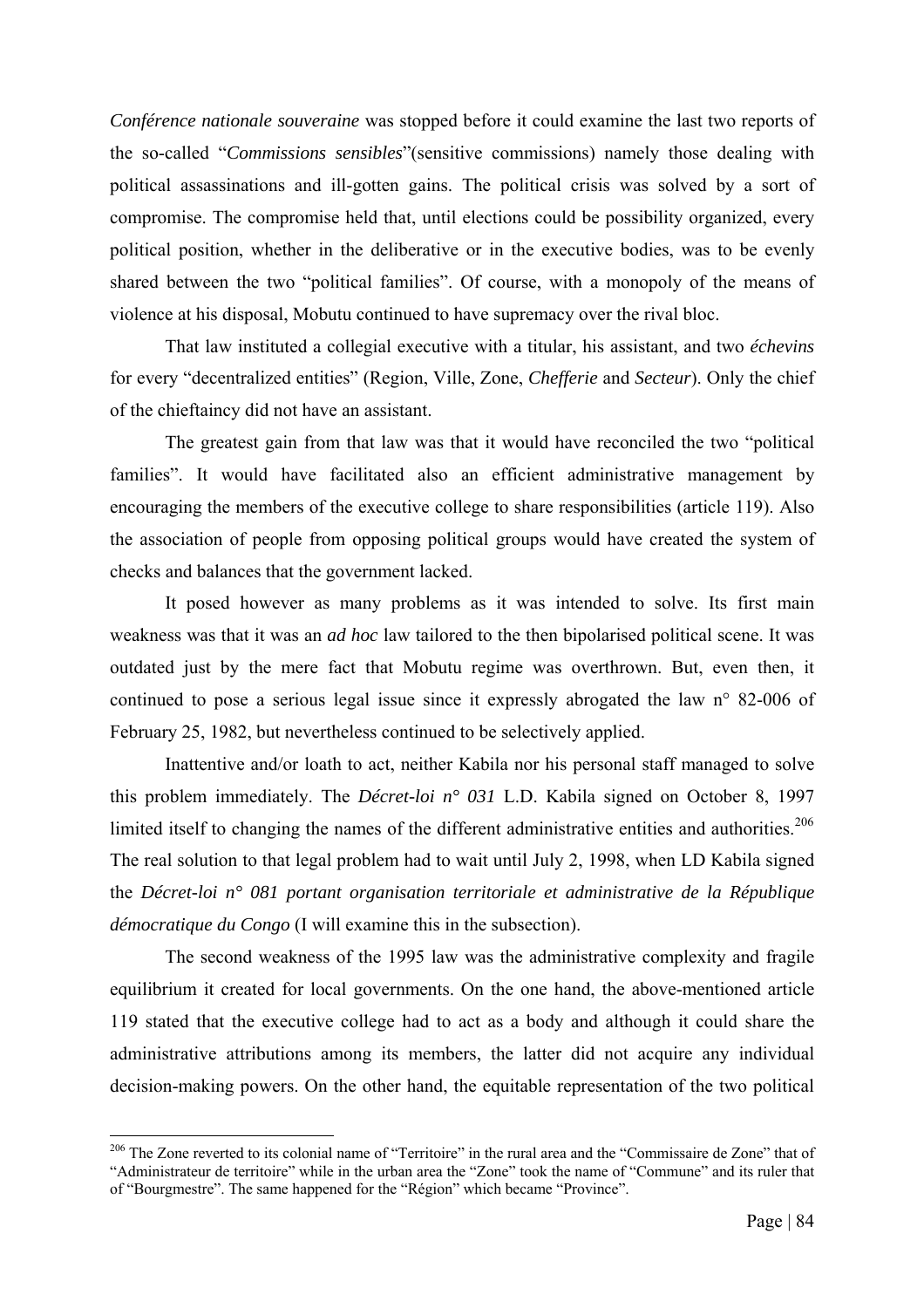*Conférence nationale souveraine* was stopped before it could examine the last two reports of the so-called "*Commissions sensibles*"(sensitive commissions) namely those dealing with political assassinations and ill-gotten gains. The political crisis was solved by a sort of compromise. The compromise held that, until elections could be possibility organized, every political position, whether in the deliberative or in the executive bodies, was to be evenly shared between the two "political families". Of course, with a monopoly of the means of violence at his disposal, Mobutu continued to have supremacy over the rival bloc.

That law instituted a collegial executive with a titular, his assistant, and two *échevins* for every "decentralized entities" (Region, Ville, Zone, *Chefferie* and *Secteur*). Only the chief of the chieftaincy did not have an assistant.

The greatest gain from that law was that it would have reconciled the two "political families". It would have facilitated also an efficient administrative management by encouraging the members of the executive college to share responsibilities (article 119). Also the association of people from opposing political groups would have created the system of checks and balances that the government lacked.

It posed however as many problems as it was intended to solve. Its first main weakness was that it was an *ad hoc* law tailored to the then bipolarised political scene. It was outdated just by the mere fact that Mobutu regime was overthrown. But, even then, it continued to pose a serious legal issue since it expressly abrogated the law n° 82-006 of February 25, 1982, but nevertheless continued to be selectively applied.

Inattentive and/or loath to act, neither Kabila nor his personal staff managed to solve this problem immediately. The *Décret-loi n° 031* L.D. Kabila signed on October 8, 1997 limited itself to changing the names of the different administrative entities and authorities.[206] The real solution to that legal problem had to wait until July 2, 1998, when LD Kabila signed the *Décret-loi n° 081 portant organisation territoriale et administrative de la République démocratique du Congo* (I will examine this in the subsection).

The second weakness of the 1995 law was the administrative complexity and fragile equilibrium it created for local governments. On the one hand, the above-mentioned article 119 stated that the executive college had to act as a body and although it could share the administrative attributions among its members, the latter did not acquire any individual decision-making powers. On the other hand, the equitable representation of the two political

---

[206] The Zone reverted to its colonial name of "Territoire" in the rural area and the "Commissaire de Zone" that of "Administrateur de territoire" while in the urban area the "Zone" took the name of "Commune" and its ruler that of "Bourgmestre". The same happened for the "Région" which became "Province".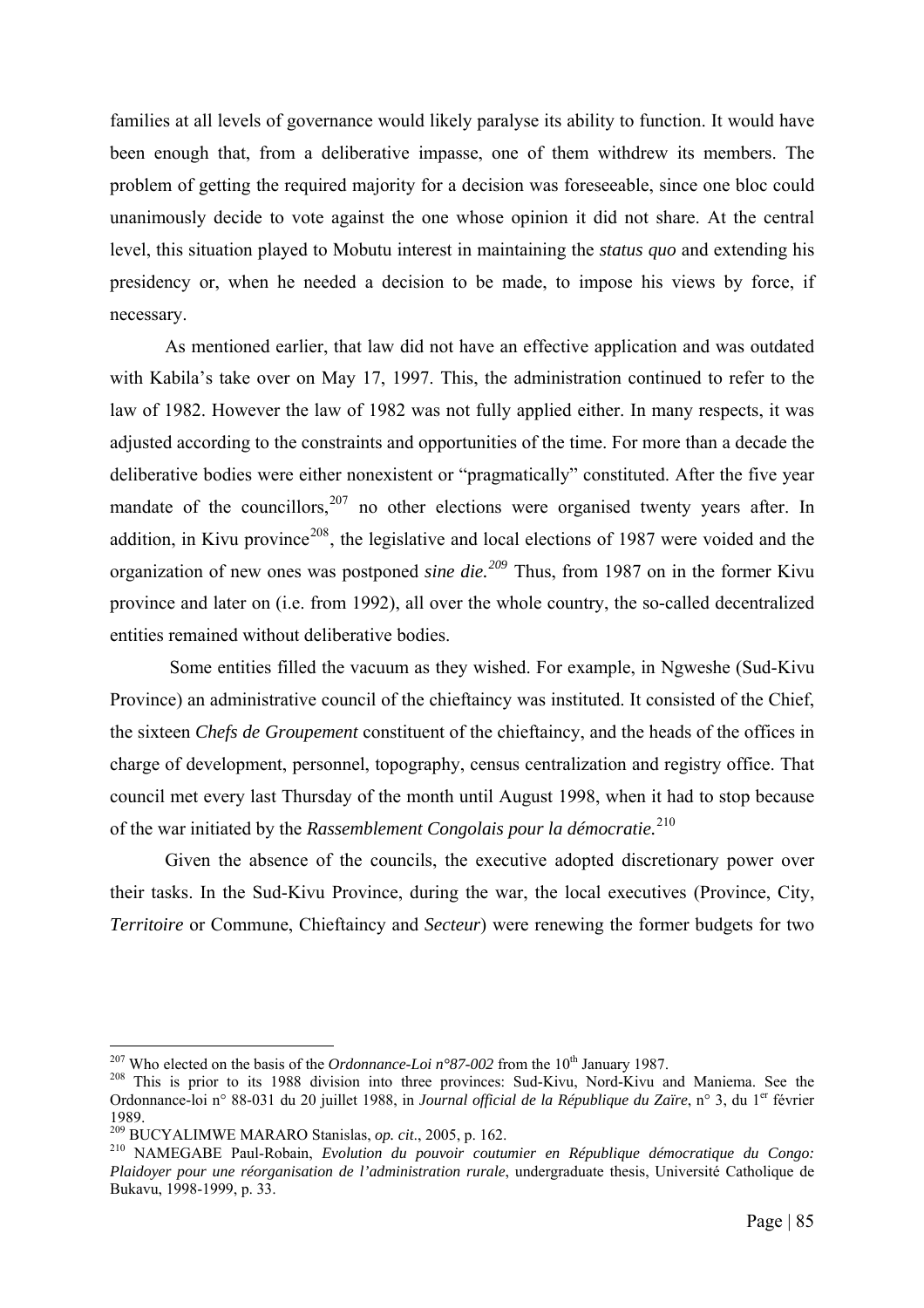families at all levels of governance would likely paralyse its ability to function. It would have been enough that, from a deliberative impasse, one of them withdrew its members. The problem of getting the required majority for a decision was foreseeable, since one bloc could unanimously decide to vote against the one whose opinion it did not share. At the central level, this situation played to Mobutu interest in maintaining the *status quo* and extending his presidency or, when he needed a decision to be made, to impose his views by force, if necessary.

As mentioned earlier, that law did not have an effective application and was outdated with Kabila's take over on May 17, 1997. This, the administration continued to refer to the law of 1982. However the law of 1982 was not fully applied either. In many respects, it was adjusted according to the constraints and opportunities of the time. For more than a decade the deliberative bodies were either nonexistent or "pragmatically" constituted. After the five year mandate of the councillors,[207] no other elections were organised twenty years after. In addition, in Kivu province[208], the legislative and local elections of 1987 were voided and the organization of new ones was postponed *sine die.*[209] Thus, from 1987 on in the former Kivu province and later on (i.e. from 1992), all over the whole country, the so-called decentralized entities remained without deliberative bodies.

Some entities filled the vacuum as they wished. For example, in Ngweshe (Sud-Kivu Province) an administrative council of the chieftaincy was instituted. It consisted of the Chief, the sixteen *Chefs de Groupement* constituent of the chieftaincy, and the heads of the offices in charge of development, personnel, topography, census centralization and registry office. That council met every last Thursday of the month until August 1998, when it had to stop because of the war initiated by the *Rassemblement Congolais pour la démocratie.*[210]

Given the absence of the councils, the executive adopted discretionary power over their tasks. In the Sud-Kivu Province, during the war, the local executives (Province, City, *Territoire* or Commune, Chieftaincy and *Secteur*) were renewing the former budgets for two

---

[207] Who elected on the basis of the *Ordonnance-Loi n°87-002* from the 10th January 1987.

[208] This is prior to its 1988 division into three provinces: Sud-Kivu, Nord-Kivu and Maniema. See the Ordonnance-loi n° 88-031 du 20 juillet 1988, in *Journal official de la République du Zaïre*, n° 3, du 1er février 1989.

[209] BUCYALIMWE MARARO Stanislas, *op. cit*., 2005, p. 162.

[210] NAMEGABE Paul-Robain, *Evolution du pouvoir coutumier en République démocratique du Congo: Plaidoyer pour une réorganisation de l'administration rurale*, undergraduate thesis, Université Catholique de Bukavu, 1998-1999, p. 33.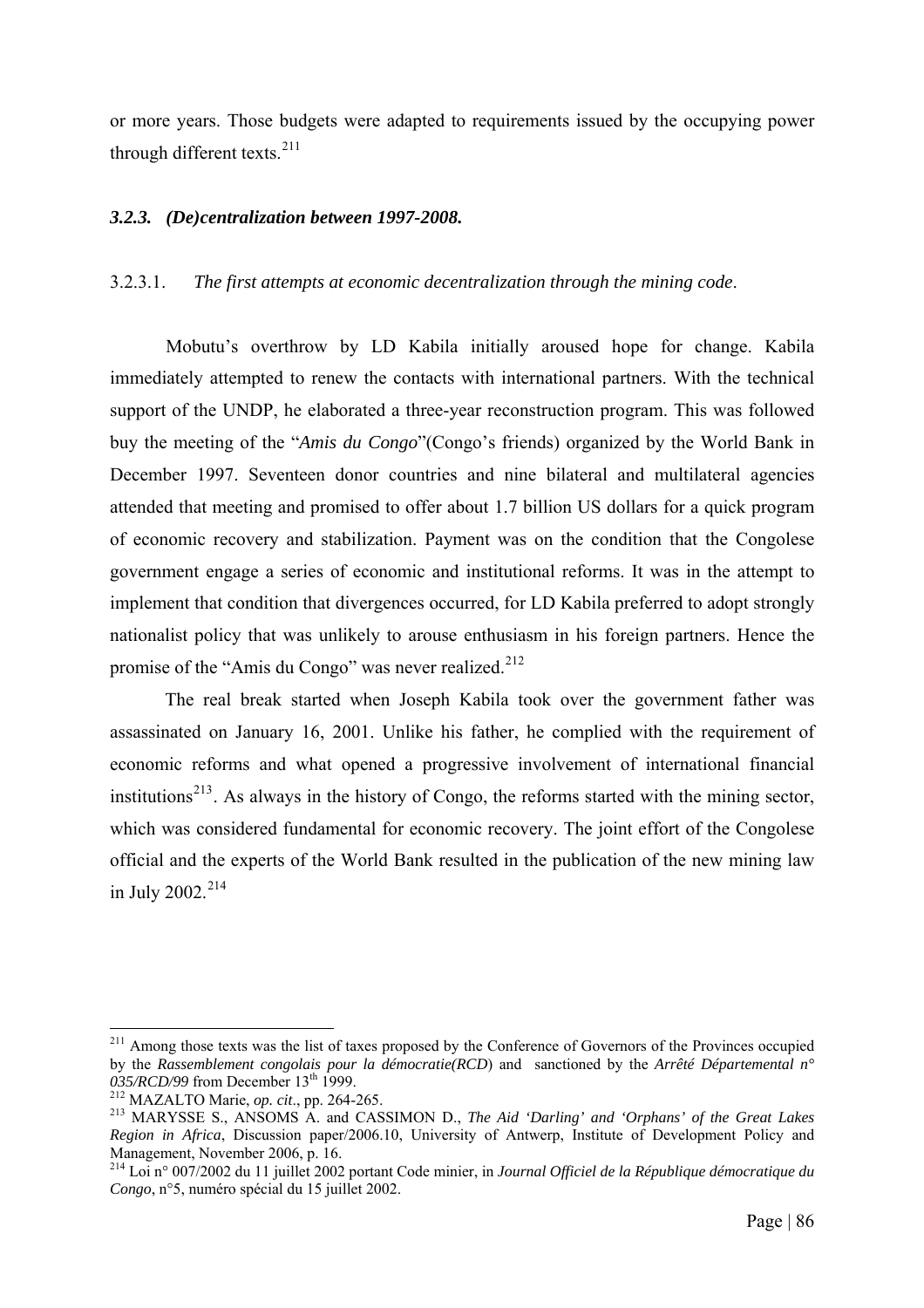or more years. Those budgets were adapted to requirements issued by the occupying power through different texts.[211]

### *3.2.3. (De)centralization between 1997-2008.*

#### 3.2.3.1. *The first attempts at economic decentralization through the mining code*.

Mobutu's overthrow by LD Kabila initially aroused hope for change. Kabila immediately attempted to renew the contacts with international partners. With the technical support of the UNDP, he elaborated a three-year reconstruction program. This was followed buy the meeting of the "*Amis du Congo*"(Congo's friends) organized by the World Bank in December 1997. Seventeen donor countries and nine bilateral and multilateral agencies attended that meeting and promised to offer about 1.7 billion US dollars for a quick program of economic recovery and stabilization. Payment was on the condition that the Congolese government engage a series of economic and institutional reforms. It was in the attempt to implement that condition that divergences occurred, for LD Kabila preferred to adopt strongly nationalist policy that was unlikely to arouse enthusiasm in his foreign partners. Hence the promise of the "Amis du Congo" was never realized.[212]

The real break started when Joseph Kabila took over the government father was assassinated on January 16, 2001. Unlike his father, he complied with the requirement of economic reforms and what opened a progressive involvement of international financial institutions[213]. As always in the history of Congo, the reforms started with the mining sector, which was considered fundamental for economic recovery. The joint effort of the Congolese official and the experts of the World Bank resulted in the publication of the new mining law in July 2002.[214]

---

[211] Among those texts was the list of taxes proposed by the Conference of Governors of the Provinces occupied by the *Rassemblement congolais pour la démocratie(RCD)* and sanctioned by the *Arrêté Départemental n° 035/RCD/99* from December 13th 1999.

[212] MAZALTO Marie, *op. cit*., pp. 264-265.

[213] MARYSSE S., ANSOMS A. and CASSIMON D., *The Aid 'Darling' and 'Orphans' of the Great Lakes Region in Africa*, Discussion paper/2006.10, University of Antwerp, Institute of Development Policy and Management, November 2006, p. 16.

[214] Loi n° 007/2002 du 11 juillet 2002 portant Code minier, in *Journal Officiel de la République démocratique du Congo*, n°5, numéro spécial du 15 juillet 2002.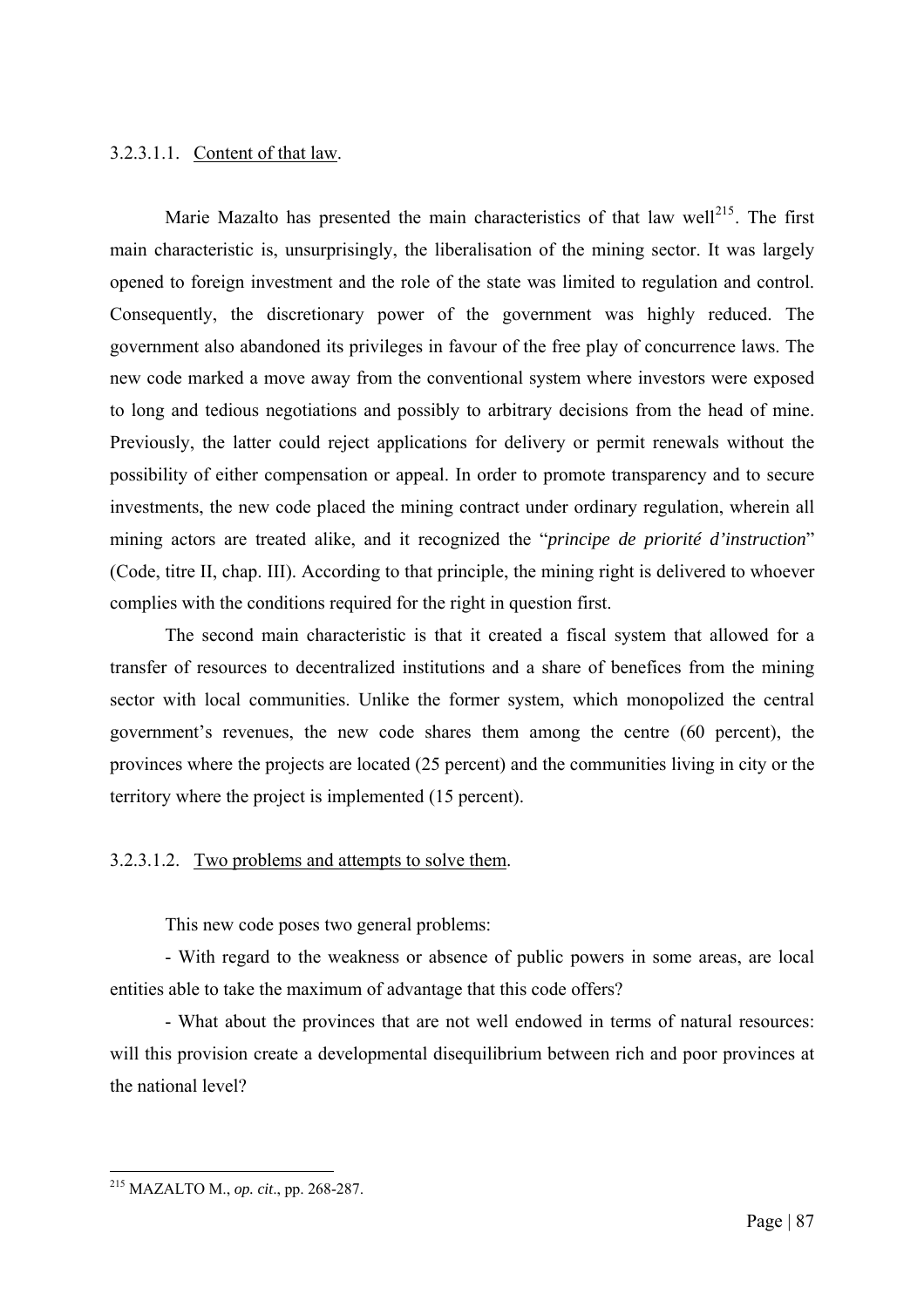#### 3.2.3.1.1. Content of that law.

Marie Mazalto has presented the main characteristics of that law well[215]. The first main characteristic is, unsurprisingly, the liberalisation of the mining sector. It was largely opened to foreign investment and the role of the state was limited to regulation and control. Consequently, the discretionary power of the government was highly reduced. The government also abandoned its privileges in favour of the free play of concurrence laws. The new code marked a move away from the conventional system where investors were exposed to long and tedious negotiations and possibly to arbitrary decisions from the head of mine. Previously, the latter could reject applications for delivery or permit renewals without the possibility of either compensation or appeal. In order to promote transparency and to secure investments, the new code placed the mining contract under ordinary regulation, wherein all mining actors are treated alike, and it recognized the "*principe de priorité d'instruction*" (Code, titre II, chap. III). According to that principle, the mining right is delivered to whoever complies with the conditions required for the right in question first.

The second main characteristic is that it created a fiscal system that allowed for a transfer of resources to decentralized institutions and a share of benefices from the mining sector with local communities. Unlike the former system, which monopolized the central government's revenues, the new code shares them among the centre (60 percent), the provinces where the projects are located (25 percent) and the communities living in city or the territory where the project is implemented (15 percent).

#### 3.2.3.1.2. Two problems and attempts to solve them.

This new code poses two general problems:

- With regard to the weakness or absence of public powers in some areas, are local entities able to take the maximum of advantage that this code offers?

- What about the provinces that are not well endowed in terms of natural resources: will this provision create a developmental disequilibrium between rich and poor provinces at the national level?

---

[215] MAZALTO M., *op. cit*., pp. 268-287.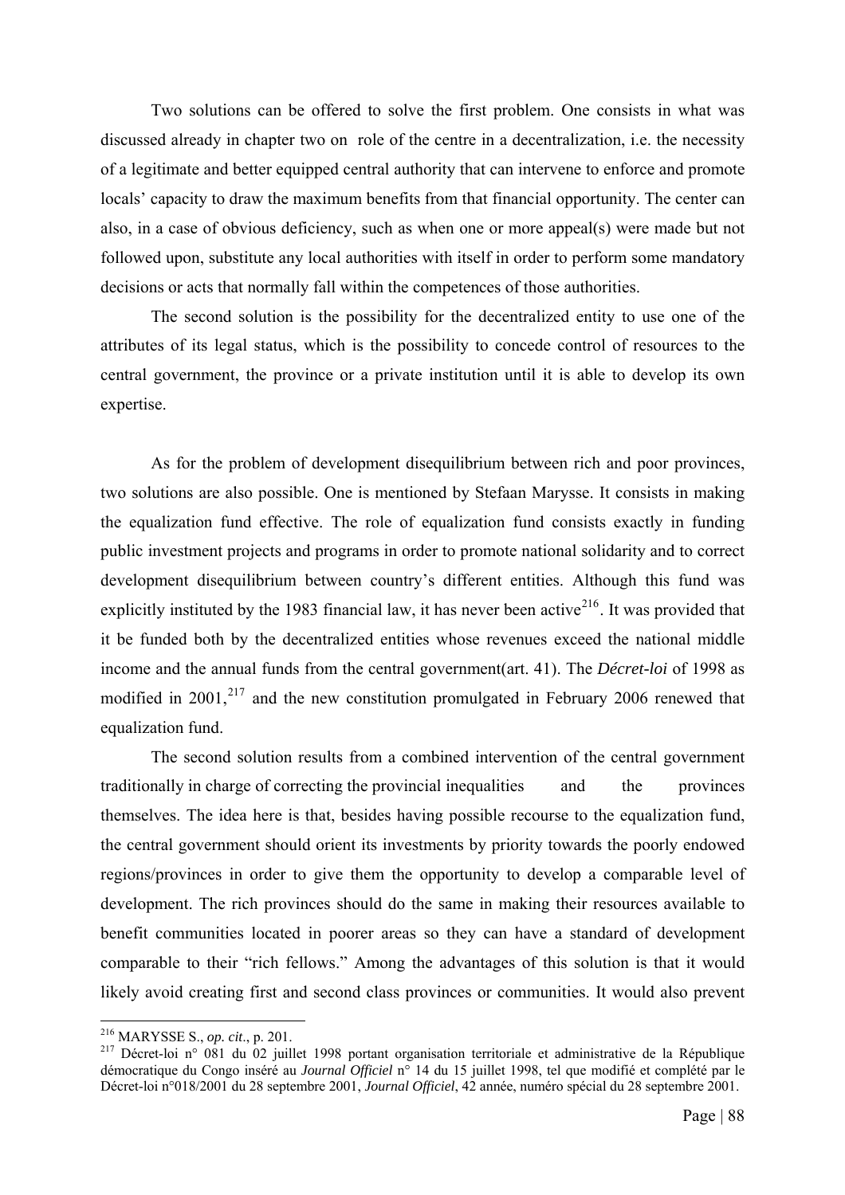Two solutions can be offered to solve the first problem. One consists in what was discussed already in chapter two on role of the centre in a decentralization, i.e. the necessity of a legitimate and better equipped central authority that can intervene to enforce and promote locals' capacity to draw the maximum benefits from that financial opportunity. The center can also, in a case of obvious deficiency, such as when one or more appeal(s) were made but not followed upon, substitute any local authorities with itself in order to perform some mandatory decisions or acts that normally fall within the competences of those authorities.

The second solution is the possibility for the decentralized entity to use one of the attributes of its legal status, which is the possibility to concede control of resources to the central government, the province or a private institution until it is able to develop its own expertise.

As for the problem of development disequilibrium between rich and poor provinces, two solutions are also possible. One is mentioned by Stefaan Marysse. It consists in making the equalization fund effective. The role of equalization fund consists exactly in funding public investment projects and programs in order to promote national solidarity and to correct development disequilibrium between country's different entities. Although this fund was explicitly instituted by the 1983 financial law, it has never been active[216]. It was provided that it be funded both by the decentralized entities whose revenues exceed the national middle income and the annual funds from the central government(art. 41). The ***Décret-loi*** of 1998 as modified in 2001,[217] and the new constitution promulgated in February 2006 renewed that equalization fund.

The second solution results from a combined intervention of the central government traditionally in charge of correcting the provincial inequalities and the provinces themselves. The idea here is that, besides having possible recourse to the equalization fund, the central government should orient its investments by priority towards the poorly endowed regions/provinces in order to give them the opportunity to develop a comparable level of development. The rich provinces should do the same in making their resources available to benefit communities located in poorer areas so they can have a standard of development comparable to their "rich fellows." Among the advantages of this solution is that it would likely avoid creating first and second class provinces or communities. It would also prevent

---

[216] MARYSSE S., *op. cit*., p. 201.

[217] Décret-loi n° 081 du 02 juillet 1998 portant organisation territoriale et administrative de la République démocratique du Congo inséré au *Journal Officiel* n° 14 du 15 juillet 1998, tel que modifié et complété par le Décret-loi n°018/2001 du 28 septembre 2001, *Journal Officiel*, 42 année, numéro spécial du 28 septembre 2001.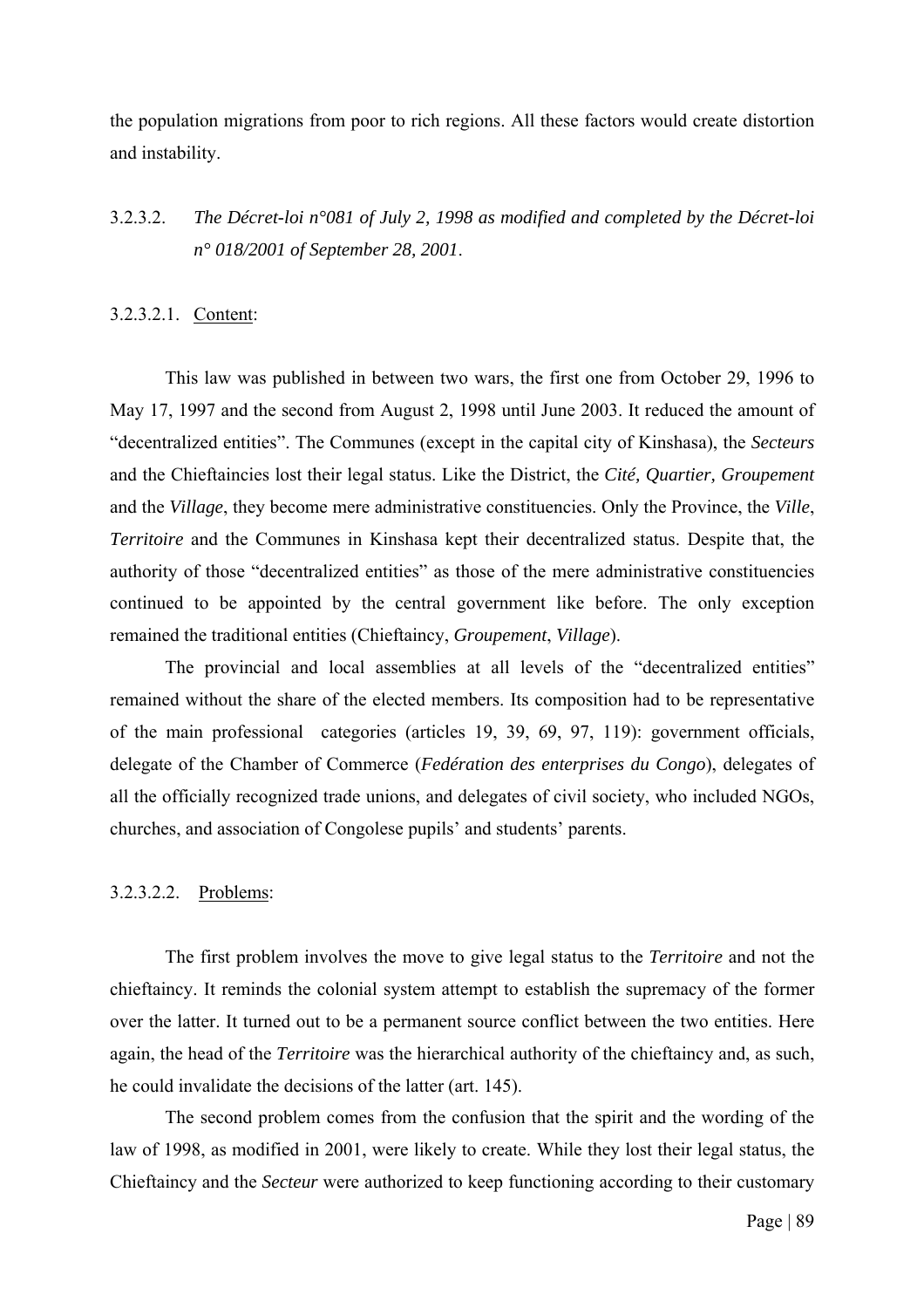the population migrations from poor to rich regions. All these factors would create distortion and instability.

### 3.2.3.2. *The Décret-loi n°081 of July 2, 1998 as modified and completed by the Décret-loi n° 018/2001 of September 28, 2001*.

#### 3.2.3.2.1. Content:

This law was published in between two wars, the first one from October 29, 1996 to May 17, 1997 and the second from August 2, 1998 until June 2003. It reduced the amount of "decentralized entities". The Communes (except in the capital city of Kinshasa), the *Secteurs* and the Chieftaincies lost their legal status. Like the District, the *Cité, Quartier, Groupement* and the *Village*, they become mere administrative constituencies. Only the Province, the *Ville*, *Territoire* and the Communes in Kinshasa kept their decentralized status. Despite that, the authority of those "decentralized entities" as those of the mere administrative constituencies continued to be appointed by the central government like before. The only exception remained the traditional entities (Chieftaincy, *Groupement*, *Village*).

The provincial and local assemblies at all levels of the "decentralized entities" remained without the share of the elected members. Its composition had to be representative of the main professional categories (articles 19, 39, 69, 97, 119): government officials, delegate of the Chamber of Commerce (*Fedération des enterprises du Congo*), delegates of all the officially recognized trade unions, and delegates of civil society, who included NGOs, churches, and association of Congolese pupils' and students' parents.

#### 3.2.3.2.2. Problems:

The first problem involves the move to give legal status to the *Territoire* and not the chieftaincy. It reminds the colonial system attempt to establish the supremacy of the former over the latter. It turned out to be a permanent source conflict between the two entities. Here again, the head of the *Territoire* was the hierarchical authority of the chieftaincy and, as such, he could invalidate the decisions of the latter (art. 145).

The second problem comes from the confusion that the spirit and the wording of the law of 1998, as modified in 2001, were likely to create. While they lost their legal status, the Chieftaincy and the *Secteur* were authorized to keep functioning according to their customary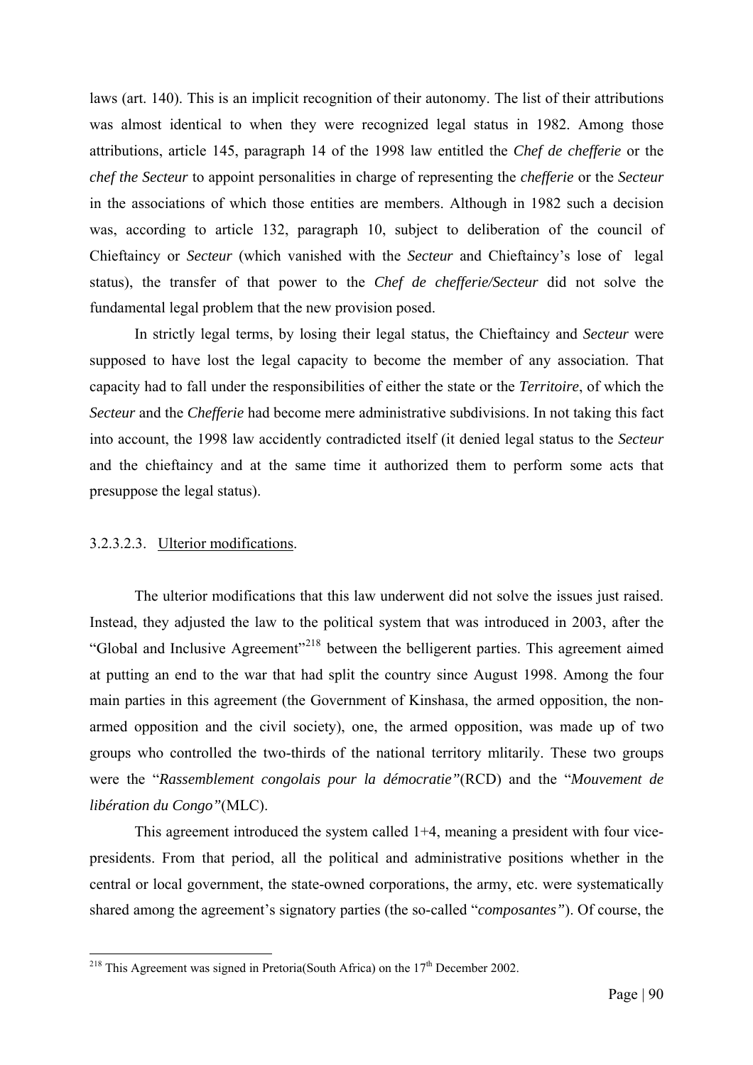laws (art. 140). This is an implicit recognition of their autonomy. The list of their attributions was almost identical to when they were recognized legal status in 1982. Among those attributions, article 145, paragraph 14 of the 1998 law entitled the *Chef de chefferie* or the *chef the Secteur* to appoint personalities in charge of representing the *chefferie* or the *Secteur* in the associations of which those entities are members. Although in 1982 such a decision was, according to article 132, paragraph 10, subject to deliberation of the council of Chieftaincy or *Secteur* (which vanished with the *Secteur* and Chieftaincy's lose of legal status), the transfer of that power to the *Chef de chefferie/Secteur* did not solve the fundamental legal problem that the new provision posed.

In strictly legal terms, by losing their legal status, the Chieftaincy and *Secteur* were supposed to have lost the legal capacity to become the member of any association. That capacity had to fall under the responsibilities of either the state or the ***Territoire***, of which the *Secteur* and the *Chefferie* had become mere administrative subdivisions. In not taking this fact into account, the 1998 law accidently contradicted itself (it denied legal status to the *Secteur* and the chieftaincy and at the same time it authorized them to perform some acts that presuppose the legal status).

#### 3.2.3.2.3. Ulterior modifications.

The ulterior modifications that this law underwent did not solve the issues just raised. Instead, they adjusted the law to the political system that was introduced in 2003, after the "Global and Inclusive Agreement"[218] between the belligerent parties. This agreement aimed at putting an end to the war that had split the country since August 1998. Among the four main parties in this agreement (the Government of Kinshasa, the armed opposition, the non-armed opposition and the civil society), one, the armed opposition, was made up of two groups who controlled the two-thirds of the national territory mlitarily. These two groups were the "***Rassemblement congolais pour la démocratie"***(RCD) and the "***Mouvement de libération du Congo"***(MLC).

This agreement introduced the system called 1+4, meaning a president with four vice-presidents. From that period, all the political and administrative positions whether in the central or local government, the state-owned corporations, the army, etc. were systematically shared among the agreement's signatory parties (the so-called "***composantes"***). Of course, the

---

[218] This Agreement was signed in Pretoria(South Africa) on the 17th December 2002.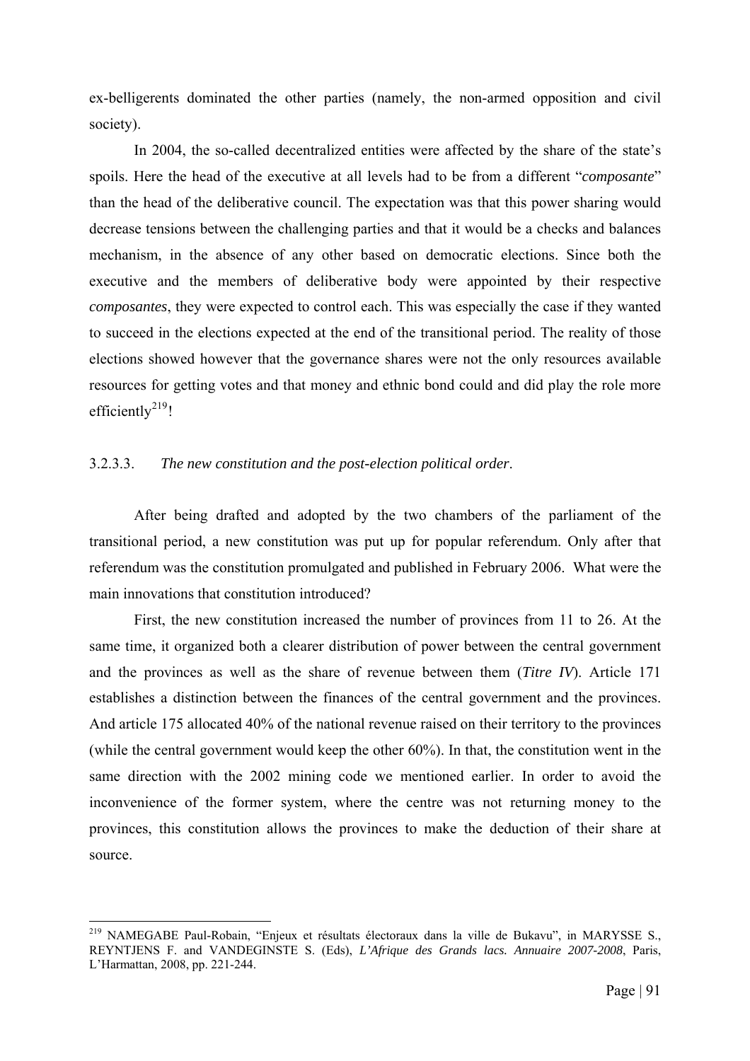ex-belligerents dominated the other parties (namely, the non-armed opposition and civil society).

In 2004, the so-called decentralized entities were affected by the share of the state's spoils. Here the head of the executive at all levels had to be from a different "*composante*" than the head of the deliberative council. The expectation was that this power sharing would decrease tensions between the challenging parties and that it would be a checks and balances mechanism, in the absence of any other based on democratic elections. Since both the executive and the members of deliberative body were appointed by their respective *composantes*, they were expected to control each. This was especially the case if they wanted to succeed in the elections expected at the end of the transitional period. The reality of those elections showed however that the governance shares were not the only resources available resources for getting votes and that money and ethnic bond could and did play the role more efficiently[219]!

#### 3.2.3.3. *The new constitution and the post-election political order*.

After being drafted and adopted by the two chambers of the parliament of the transitional period, a new constitution was put up for popular referendum. Only after that referendum was the constitution promulgated and published in February 2006. What were the main innovations that constitution introduced?

First, the new constitution increased the number of provinces from 11 to 26. At the same time, it organized both a clearer distribution of power between the central government and the provinces as well as the share of revenue between them (*Titre IV*). Article 171 establishes a distinction between the finances of the central government and the provinces. And article 175 allocated 40% of the national revenue raised on their territory to the provinces (while the central government would keep the other 60%). In that, the constitution went in the same direction with the 2002 mining code we mentioned earlier. In order to avoid the inconvenience of the former system, where the centre was not returning money to the provinces, this constitution allows the provinces to make the deduction of their share at source.

---

[219] NAMEGABE Paul-Robain, "Enjeux et résultats électoraux dans la ville de Bukavu", in MARYSSE S., REYNTJENS F. and VANDEGINSTE S. (Eds), *L'Afrique des Grands lacs. Annuaire 2007-2008*, Paris, L'Harmattan, 2008, pp. 221-244.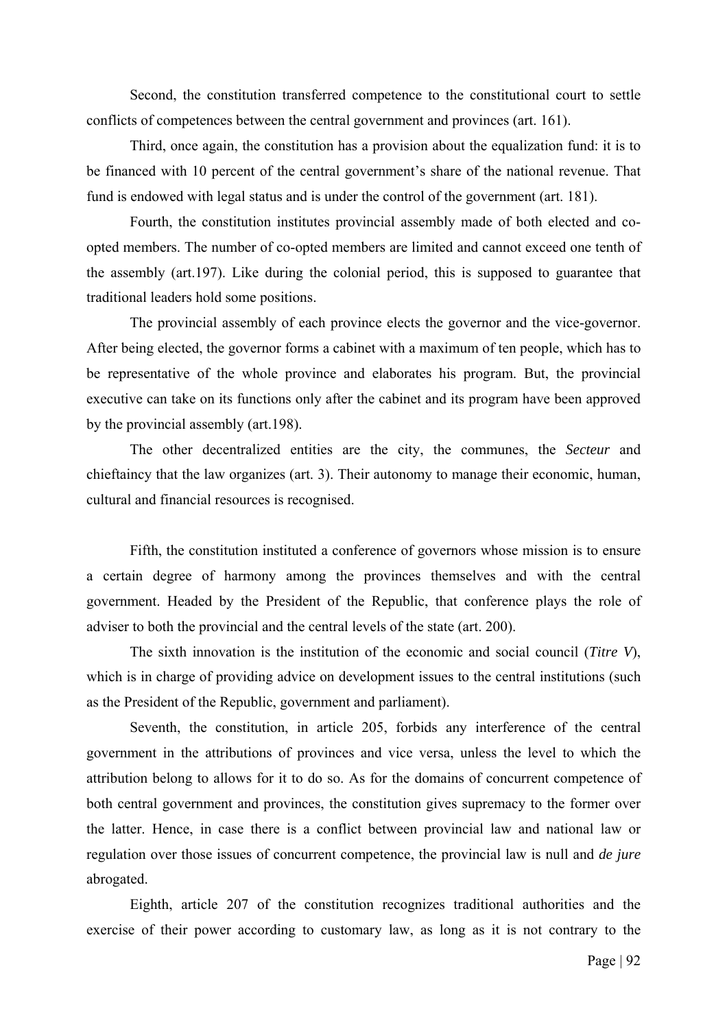Second, the constitution transferred competence to the constitutional court to settle conflicts of competences between the central government and provinces (art. 161).

Third, once again, the constitution has a provision about the equalization fund: it is to be financed with 10 percent of the central government's share of the national revenue. That fund is endowed with legal status and is under the control of the government (art. 181).

Fourth, the constitution institutes provincial assembly made of both elected and co-opted members. The number of co-opted members are limited and cannot exceed one tenth of the assembly (art.197). Like during the colonial period, this is supposed to guarantee that traditional leaders hold some positions.

The provincial assembly of each province elects the governor and the vice-governor. After being elected, the governor forms a cabinet with a maximum of ten people, which has to be representative of the whole province and elaborates his program. But, the provincial executive can take on its functions only after the cabinet and its program have been approved by the provincial assembly (art.198).

The other decentralized entities are the city, the communes, the *Secteur* and chieftaincy that the law organizes (art. 3). Their autonomy to manage their economic, human, cultural and financial resources is recognised.

Fifth, the constitution instituted a conference of governors whose mission is to ensure a certain degree of harmony among the provinces themselves and with the central government. Headed by the President of the Republic, that conference plays the role of adviser to both the provincial and the central levels of the state (art. 200).

The sixth innovation is the institution of the economic and social council (*Titre V*), which is in charge of providing advice on development issues to the central institutions (such as the President of the Republic, government and parliament).

Seventh, the constitution, in article 205, forbids any interference of the central government in the attributions of provinces and vice versa, unless the level to which the attribution belong to allows for it to do so. As for the domains of concurrent competence of both central government and provinces, the constitution gives supremacy to the former over the latter. Hence, in case there is a conflict between provincial law and national law or regulation over those issues of concurrent competence, the provincial law is null and *de jure* abrogated.

Eighth, article 207 of the constitution recognizes traditional authorities and the exercise of their power according to customary law, as long as it is not contrary to the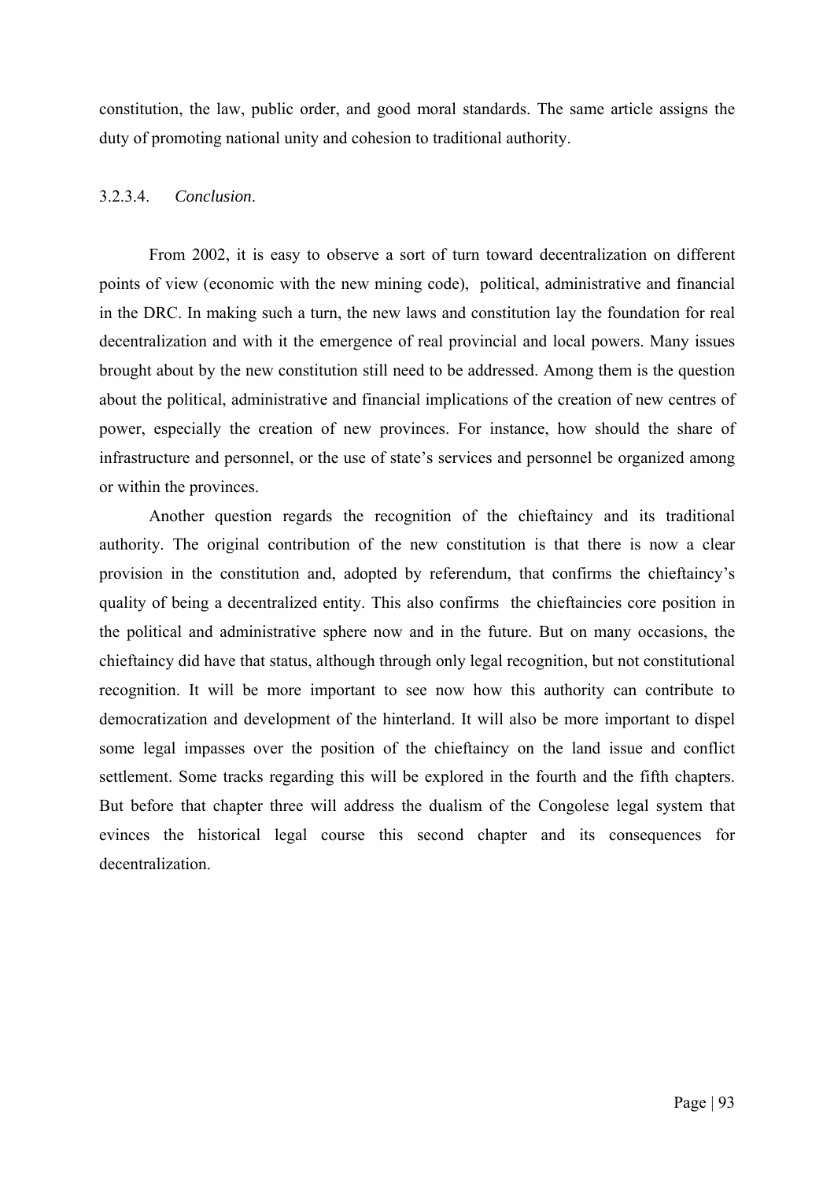constitution, the law, public order, and good moral standards. The same article assigns the duty of promoting national unity and cohesion to traditional authority.

#### 3.2.3.4. *Conclusion*.

From 2002, it is easy to observe a sort of turn toward decentralization on different points of view (economic with the new mining code), political, administrative and financial in the DRC. In making such a turn, the new laws and constitution lay the foundation for real decentralization and with it the emergence of real provincial and local powers. Many issues brought about by the new constitution still need to be addressed. Among them is the question about the political, administrative and financial implications of the creation of new centres of power, especially the creation of new provinces. For instance, how should the share of infrastructure and personnel, or the use of state's services and personnel be organized among or within the provinces.

Another question regards the recognition of the chieftaincy and its traditional authority. The original contribution of the new constitution is that there is now a clear provision in the constitution and, adopted by referendum, that confirms the chieftaincy's quality of being a decentralized entity. This also confirms the chieftaincies core position in the political and administrative sphere now and in the future. But on many occasions, the chieftaincy did have that status, although through only legal recognition, but not constitutional recognition. It will be more important to see now how this authority can contribute to democratization and development of the hinterland. It will also be more important to dispel some legal impasses over the position of the chieftaincy on the land issue and conflict settlement. Some tracks regarding this will be explored in the fourth and the fifth chapters. But before that chapter three will address the dualism of the Congolese legal system that evinces the historical legal course this second chapter and its consequences for decentralization.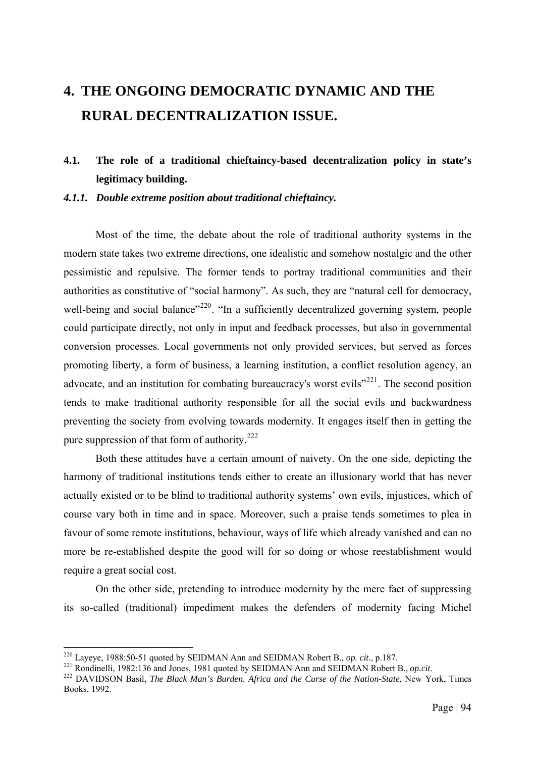# 4. THE ONGOING DEMOCRATIC DYNAMIC AND THE RURAL DECENTRALIZATION ISSUE.

## 4.1. The role of a traditional chieftaincy-based decentralization policy in state's legitimacy building.

### *4.1.1. Double extreme position about traditional chieftaincy.*

Most of the time, the debate about the role of traditional authority systems in the modern state takes two extreme directions, one idealistic and somehow nostalgic and the other pessimistic and repulsive. The former tends to portray traditional communities and their authorities as constitutive of "social harmony". As such, they are "natural cell for democracy, well-being and social balance"[220]. "In a sufficiently decentralized governing system, people could participate directly, not only in input and feedback processes, but also in governmental conversion processes. Local governments not only provided services, but served as forces promoting liberty, a form of business, a learning institution, a conflict resolution agency, an advocate, and an institution for combating bureaucracy's worst evils"[221]. The second position tends to make traditional authority responsible for all the social evils and backwardness preventing the society from evolving towards modernity. It engages itself then in getting the pure suppression of that form of authority.[222]

Both these attitudes have a certain amount of naivety. On the one side, depicting the harmony of traditional institutions tends either to create an illusionary world that has never actually existed or to be blind to traditional authority systems' own evils, injustices, which of course vary both in time and in space. Moreover, such a praise tends sometimes to plea in favour of some remote institutions, behaviour, ways of life which already vanished and can no more be re-established despite the good will for so doing or whose reestablishment would require a great social cost.

On the other side, pretending to introduce modernity by the mere fact of suppressing its so-called (traditional) impediment makes the defenders of modernity facing Michel

---

[220] Layeye, 1988:50-51 quoted by SEIDMAN Ann and SEIDMAN Robert B., *op. cit.*, p.187.

[221] Rondinelli, 1982:136 and Jones, 1981 quoted by SEIDMAN Ann and SEIDMAN Robert B., *op.cit*.

[222] DAVIDSON Basil, *The Black Man's Burden. Africa and the Curse of the Nation-State*, New York, Times Books, 1992.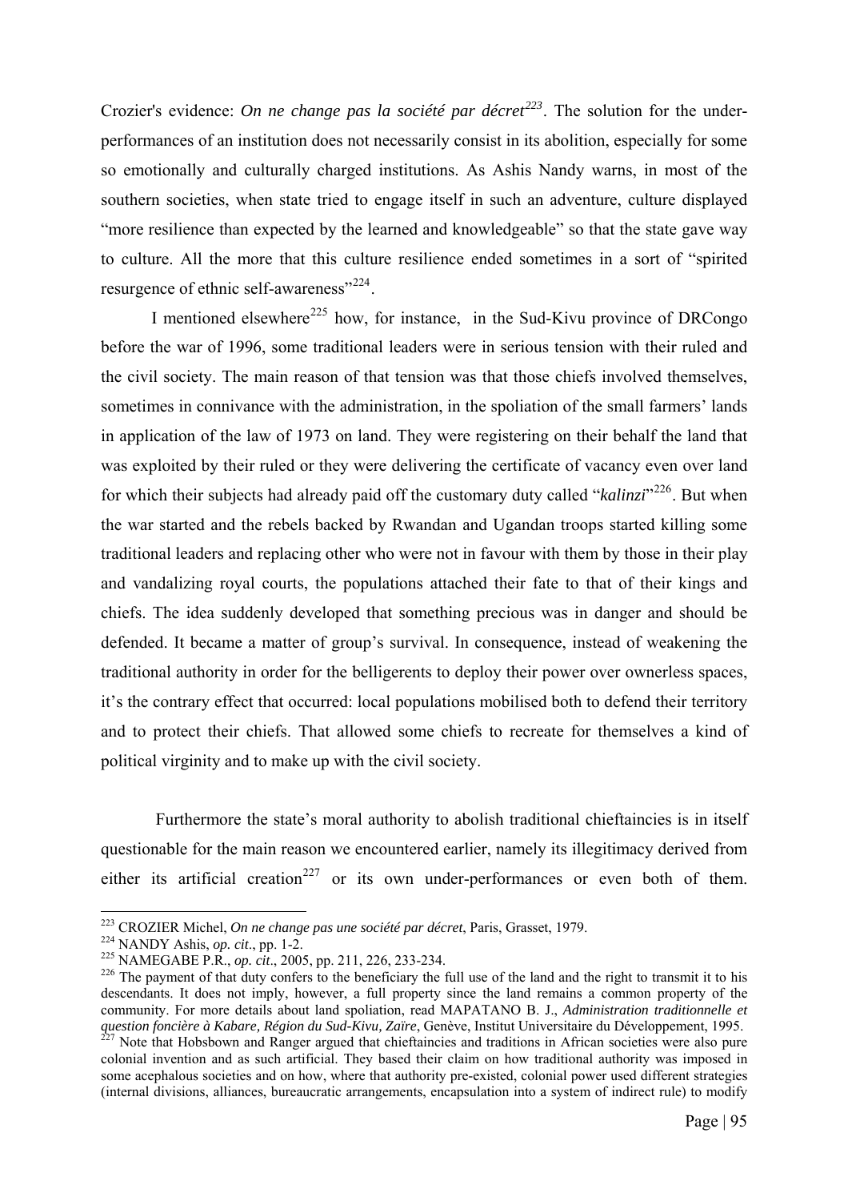Crozier's evidence: *On ne change pas la société par décret*[223]. The solution for the under-performances of an institution does not necessarily consist in its abolition, especially for some so emotionally and culturally charged institutions. As Ashis Nandy warns, in most of the southern societies, when state tried to engage itself in such an adventure, culture displayed "more resilience than expected by the learned and knowledgeable" so that the state gave way to culture. All the more that this culture resilience ended sometimes in a sort of "spirited resurgence of ethnic self-awareness"[224].

I mentioned elsewhere[225] how, for instance, in the Sud-Kivu province of DRCongo before the war of 1996, some traditional leaders were in serious tension with their ruled and the civil society. The main reason of that tension was that those chiefs involved themselves, sometimes in connivance with the administration, in the spoliation of the small farmers' lands in application of the law of 1973 on land. They were registering on their behalf the land that was exploited by their ruled or they were delivering the certificate of vacancy even over land for which their subjects had already paid off the customary duty called "*kalinzi*"[226]. But when the war started and the rebels backed by Rwandan and Ugandan troops started killing some traditional leaders and replacing other who were not in favour with them by those in their play and vandalizing royal courts, the populations attached their fate to that of their kings and chiefs. The idea suddenly developed that something precious was in danger and should be defended. It became a matter of group's survival. In consequence, instead of weakening the traditional authority in order for the belligerents to deploy their power over ownerless spaces, it's the contrary effect that occurred: local populations mobilised both to defend their territory and to protect their chiefs. That allowed some chiefs to recreate for themselves a kind of political virginity and to make up with the civil society.

Furthermore the state's moral authority to abolish traditional chieftaincies is in itself questionable for the main reason we encountered earlier, namely its illegitimacy derived from either its artificial creation[227] or its own under-performances or even both of them.

---

[223] CROZIER Michel, *On ne change pas une société par décret*, Paris, Grasset, 1979.

[224] NANDY Ashis, *op. cit*., pp. 1-2.

[225] NAMEGABE P.R., *op. cit*., 2005, pp. 211, 226, 233-234.

[226] The payment of that duty confers to the beneficiary the full use of the land and the right to transmit it to his descendants. It does not imply, however, a full property since the land remains a common property of the community. For more details about land spoliation, read MAPATANO B. J., *Administration traditionnelle et question foncière à Kabare, Région du Sud-Kivu, Zaïre*, Genève, Institut Universitaire du Développement, 1995.

[227] Note that Hobsbown and Ranger argued that chieftaincies and traditions in African societies were also pure colonial invention and as such artificial. They based their claim on how traditional authority was imposed in some acephalous societies and on how, where that authority pre-existed, colonial power used different strategies (internal divisions, alliances, bureaucratic arrangements, encapsulation into a system of indirect rule) to modify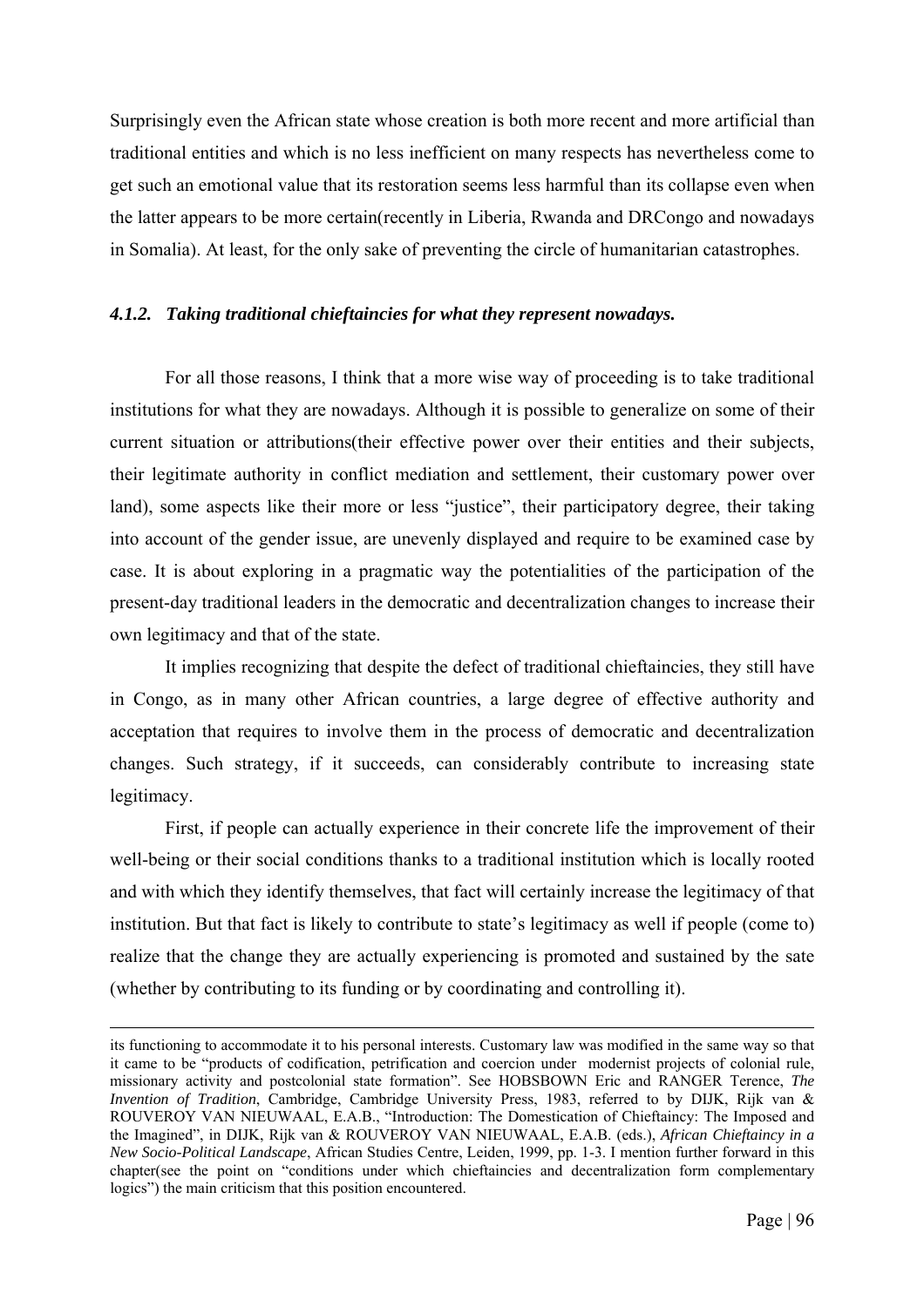Surprisingly even the African state whose creation is both more recent and more artificial than traditional entities and which is no less inefficient on many respects has nevertheless come to get such an emotional value that its restoration seems less harmful than its collapse even when the latter appears to be more certain(recently in Liberia, Rwanda and DRCongo and nowadays in Somalia). At least, for the only sake of preventing the circle of humanitarian catastrophes.

#### *4.1.2. Taking traditional chieftaincies for what they represent nowadays.*

For all those reasons, I think that a more wise way of proceeding is to take traditional institutions for what they are nowadays. Although it is possible to generalize on some of their current situation or attributions(their effective power over their entities and their subjects, their legitimate authority in conflict mediation and settlement, their customary power over land), some aspects like their more or less "justice", their participatory degree, their taking into account of the gender issue, are unevenly displayed and require to be examined case by case. It is about exploring in a pragmatic way the potentialities of the participation of the present-day traditional leaders in the democratic and decentralization changes to increase their own legitimacy and that of the state.

It implies recognizing that despite the defect of traditional chieftaincies, they still have in Congo, as in many other African countries, a large degree of effective authority and acceptation that requires to involve them in the process of democratic and decentralization changes. Such strategy, if it succeeds, can considerably contribute to increasing state legitimacy.

First, if people can actually experience in their concrete life the improvement of their well-being or their social conditions thanks to a traditional institution which is locally rooted and with which they identify themselves, that fact will certainly increase the legitimacy of that institution. But that fact is likely to contribute to state's legitimacy as well if people (come to) realize that the change they are actually experiencing is promoted and sustained by the sate (whether by contributing to its funding or by coordinating and controlling it).

---

its functioning to accommodate it to his personal interests. Customary law was modified in the same way so that it came to be "products of codification, petrification and coercion under modernist projects of colonial rule, missionary activity and postcolonial state formation". See HOBSBOWN Eric and RANGER Terence, *The Invention of Tradition*, Cambridge, Cambridge University Press, 1983, referred to by DIJK, Rijk van & ROUVEROY VAN NIEUWAAL, E.A.B., "Introduction: The Domestication of Chieftaincy: The Imposed and the Imagined", in DIJK, Rijk van & ROUVEROY VAN NIEUWAAL, E.A.B. (eds.), *African Chieftaincy in a New Socio-Political Landscape*, African Studies Centre, Leiden, 1999, pp. 1-3. I mention further forward in this chapter(see the point on "conditions under which chieftaincies and decentralization form complementary logics") the main criticism that this position encountered.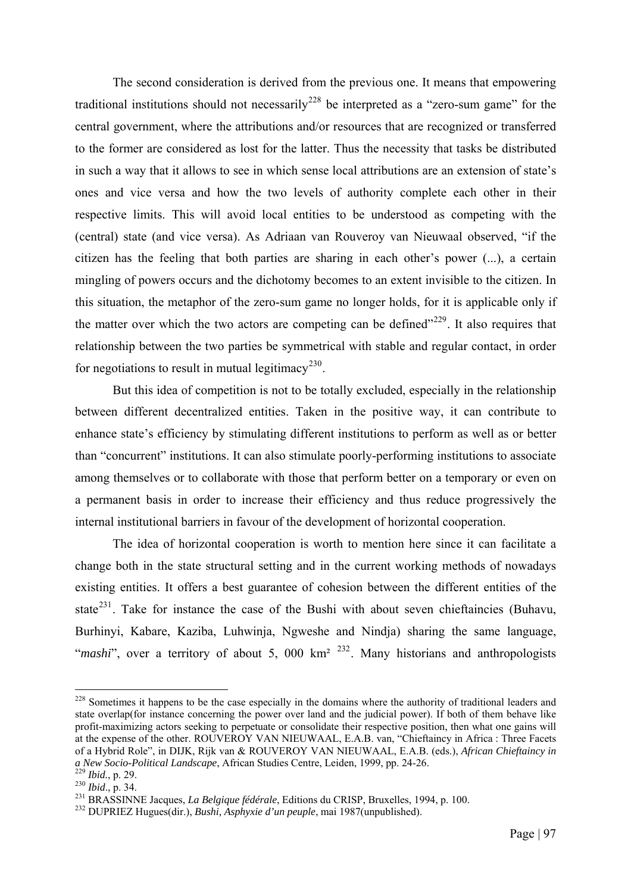The second consideration is derived from the previous one. It means that empowering traditional institutions should not necessarily[228] be interpreted as a "zero-sum game" for the central government, where the attributions and/or resources that are recognized or transferred to the former are considered as lost for the latter. Thus the necessity that tasks be distributed in such a way that it allows to see in which sense local attributions are an extension of state's ones and vice versa and how the two levels of authority complete each other in their respective limits. This will avoid local entities to be understood as competing with the (central) state (and vice versa). As Adriaan van Rouveroy van Nieuwaal observed, "if the citizen has the feeling that both parties are sharing in each other's power (...), a certain mingling of powers occurs and the dichotomy becomes to an extent invisible to the citizen. In this situation, the metaphor of the zero-sum game no longer holds, for it is applicable only if the matter over which the two actors are competing can be defined"[229]. It also requires that relationship between the two parties be symmetrical with stable and regular contact, in order for negotiations to result in mutual legitimacy[230].

But this idea of competition is not to be totally excluded, especially in the relationship between different decentralized entities. Taken in the positive way, it can contribute to enhance state's efficiency by stimulating different institutions to perform as well as or better than "concurrent" institutions. It can also stimulate poorly-performing institutions to associate among themselves or to collaborate with those that perform better on a temporary or even on a permanent basis in order to increase their efficiency and thus reduce progressively the internal institutional barriers in favour of the development of horizontal cooperation.

The idea of horizontal cooperation is worth to mention here since it can facilitate a change both in the state structural setting and in the current working methods of nowadays existing entities. It offers a best guarantee of cohesion between the different entities of the state[231]. Take for instance the case of the Bushi with about seven chieftaincies (Buhavu, Burhinyi, Kabare, Kaziba, Luhwinja, Ngweshe and Nindja) sharing the same language, "*mashi*", over a territory of about 5, 000 km² [232]. Many historians and anthropologists

---

[228] Sometimes it happens to be the case especially in the domains where the authority of traditional leaders and state overlap(for instance concerning the power over land and the judicial power). If both of them behave like profit-maximizing actors seeking to perpetuate or consolidate their respective position, then what one gains will at the expense of the other. ROUVEROY VAN NIEUWAAL, E.A.B. van, "Chieftaincy in Africa : Three Facets of a Hybrid Role", in DIJK, Rijk van & ROUVEROY VAN NIEUWAAL, E.A.B. (eds.), *African Chieftaincy in a New Socio-Political Landscape*, African Studies Centre, Leiden, 1999, pp. 24-26.

[229] *Ibid.*, p. 29.

[230] *Ibid*., p. 34.

[231] BRASSINNE Jacques, *La Belgique fédérale*, Editions du CRISP, Bruxelles, 1994, p. 100.

[232] DUPRIEZ Hugues(dir.), *Bushi, Asphyxie d'un peuple*, mai 1987(unpublished).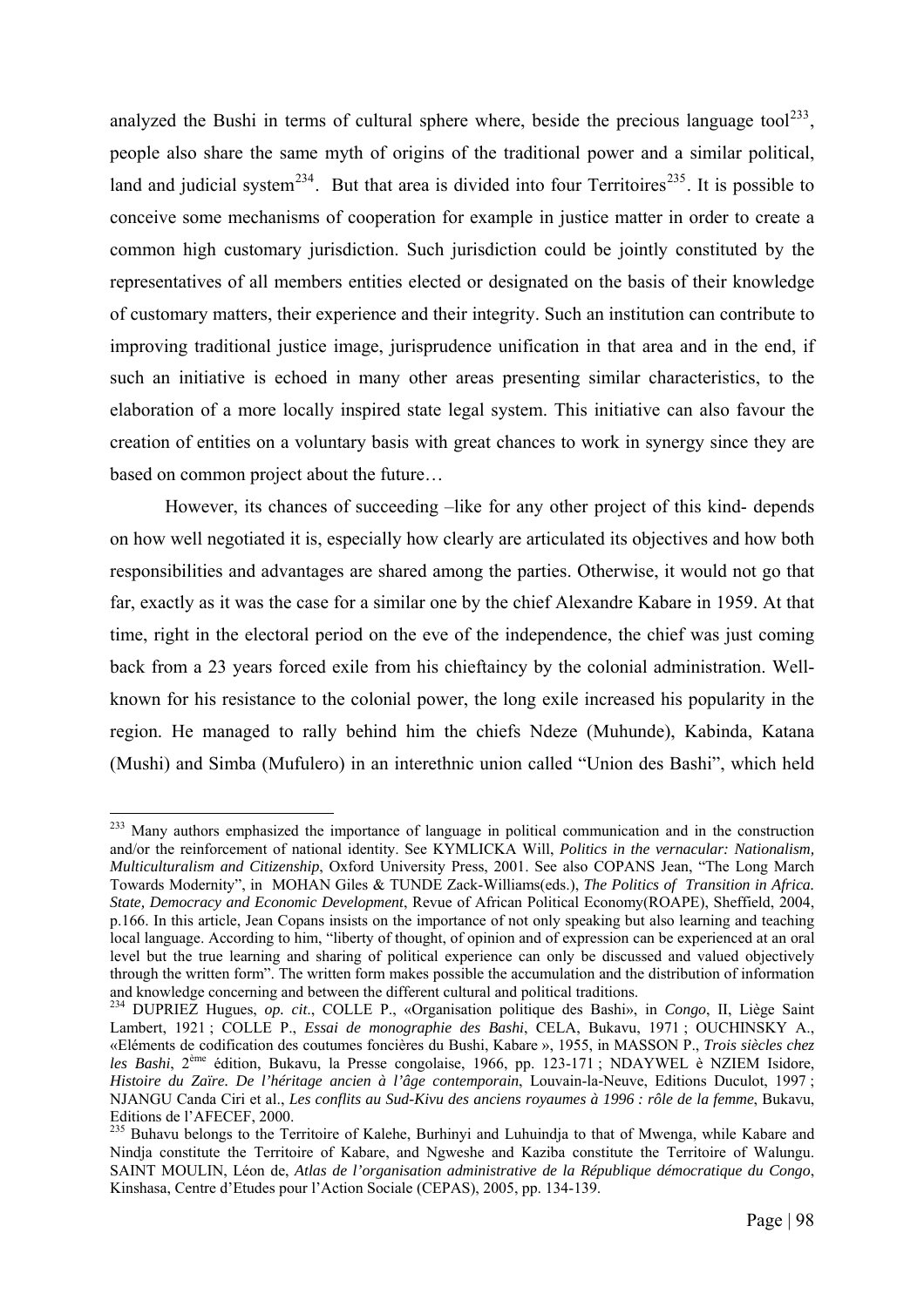analyzed the Bushi in terms of cultural sphere where, beside the precious language tool[233], people also share the same myth of origins of the traditional power and a similar political, land and judicial system[234]. But that area is divided into four Territoires[235]. It is possible to conceive some mechanisms of cooperation for example in justice matter in order to create a common high customary jurisdiction. Such jurisdiction could be jointly constituted by the representatives of all members entities elected or designated on the basis of their knowledge of customary matters, their experience and their integrity. Such an institution can contribute to improving traditional justice image, jurisprudence unification in that area and in the end, if such an initiative is echoed in many other areas presenting similar characteristics, to the elaboration of a more locally inspired state legal system. This initiative can also favour the creation of entities on a voluntary basis with great chances to work in synergy since they are based on common project about the future…

However, its chances of succeeding –like for any other project of this kind- depends on how well negotiated it is, especially how clearly are articulated its objectives and how both responsibilities and advantages are shared among the parties. Otherwise, it would not go that far, exactly as it was the case for a similar one by the chief Alexandre Kabare in 1959. At that time, right in the electoral period on the eve of the independence, the chief was just coming back from a 23 years forced exile from his chieftaincy by the colonial administration. Well-known for his resistance to the colonial power, the long exile increased his popularity in the region. He managed to rally behind him the chiefs Ndeze (Muhunde), Kabinda, Katana (Mushi) and Simba (Mufulero) in an interethnic union called "Union des Bashi", which held

---

[233] Many authors emphasized the importance of language in political communication and in the construction and/or the reinforcement of national identity. See KYMLICKA Will, *Politics in the vernacular: Nationalism, Multiculturalism and Citizenship*, Oxford University Press, 2001. See also COPANS Jean, "The Long March Towards Modernity", in MOHAN Giles & TUNDE Zack-Williams(eds.), *The Politics of Transition in Africa. State, Democracy and Economic Development*, Revue of African Political Economy(ROAPE), Sheffield, 2004, p.166. In this article, Jean Copans insists on the importance of not only speaking but also learning and teaching local language. According to him, "liberty of thought, of opinion and of expression can be experienced at an oral level but the true learning and sharing of political experience can only be discussed and valued objectively through the written form". The written form makes possible the accumulation and the distribution of information and knowledge concerning and between the different cultural and political traditions.

[234] DUPRIEZ Hugues, *op. cit.*, COLLE P., «Organisation politique des Bashi», in *Congo*, II, Liège Saint Lambert, 1921 ; COLLE P., *Essai de monographie des Bashi*, CELA, Bukavu, 1971 ; OUCHINSKY A., «Eléments de codification des coutumes foncières du Bushi, Kabare », 1955, in MASSON P., *Trois siècles chez les Bashi*, 2ème édition, Bukavu, la Presse congolaise, 1966, pp. 123-171 ; NDAYWEL è NZIEM Isidore, *Histoire du Zaïre. De l'héritage ancien à l'âge contemporain*, Louvain-la-Neuve, Editions Duculot, 1997 ; NJANGU Canda Ciri et al., *Les conflits au Sud-Kivu des anciens royaumes à 1996 : rôle de la femme*, Bukavu, Editions de l'AFECEF, 2000.

[235] Buhavu belongs to the Territoire of Kalehe, Burhinyi and Luhuindja to that of Mwenga, while Kabare and Nindja constitute the Territoire of Kabare, and Ngweshe and Kaziba constitute the Territoire of Walungu. SAINT MOULIN, Léon de, *Atlas de l'organisation administrative de la République démocratique du Congo*, Kinshasa, Centre d'Etudes pour l'Action Sociale (CEPAS), 2005, pp. 134-139.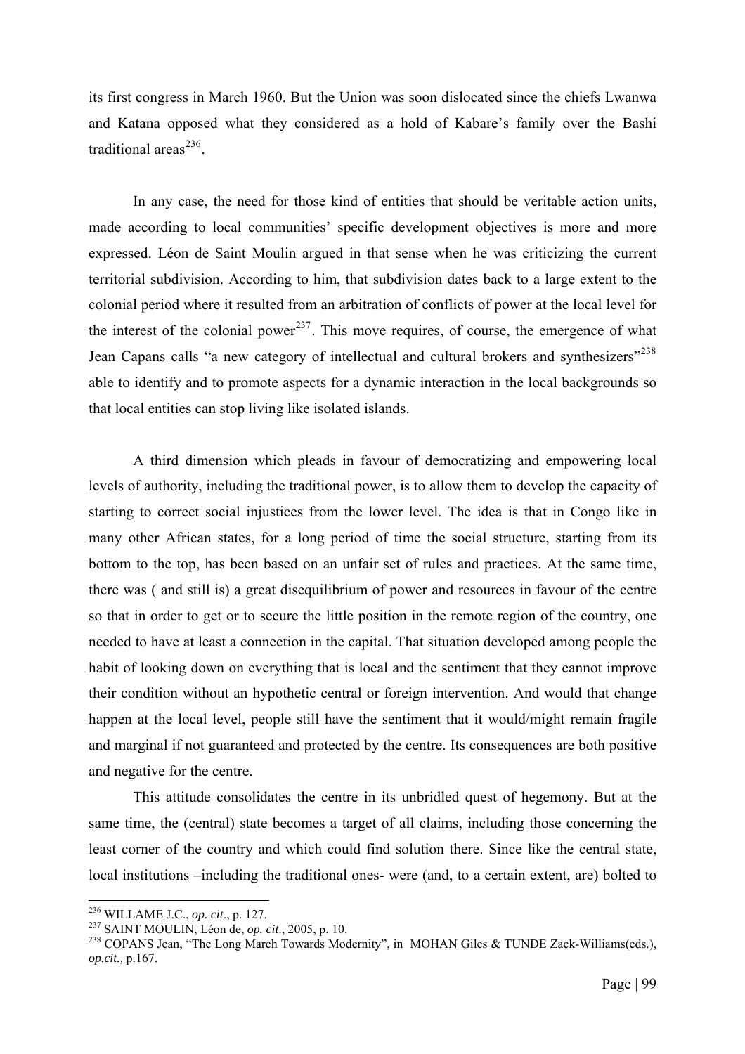its first congress in March 1960. But the Union was soon dislocated since the chiefs Lwanwa and Katana opposed what they considered as a hold of Kabare's family over the Bashi traditional areas[236].

In any case, the need for those kind of entities that should be veritable action units, made according to local communities' specific development objectives is more and more expressed. Léon de Saint Moulin argued in that sense when he was criticizing the current territorial subdivision. According to him, that subdivision dates back to a large extent to the colonial period where it resulted from an arbitration of conflicts of power at the local level for the interest of the colonial power[237]. This move requires, of course, the emergence of what Jean Capans calls "a new category of intellectual and cultural brokers and synthesizers"[238] able to identify and to promote aspects for a dynamic interaction in the local backgrounds so that local entities can stop living like isolated islands.

A third dimension which pleads in favour of democratizing and empowering local levels of authority, including the traditional power, is to allow them to develop the capacity of starting to correct social injustices from the lower level. The idea is that in Congo like in many other African states, for a long period of time the social structure, starting from its bottom to the top, has been based on an unfair set of rules and practices. At the same time, there was ( and still is) a great disequilibrium of power and resources in favour of the centre so that in order to get or to secure the little position in the remote region of the country, one needed to have at least a connection in the capital. That situation developed among people the habit of looking down on everything that is local and the sentiment that they cannot improve their condition without an hypothetic central or foreign intervention. And would that change happen at the local level, people still have the sentiment that it would/might remain fragile and marginal if not guaranteed and protected by the centre. Its consequences are both positive and negative for the centre.

This attitude consolidates the centre in its unbridled quest of hegemony. But at the same time, the (central) state becomes a target of all claims, including those concerning the least corner of the country and which could find solution there. Since like the central state, local institutions –including the traditional ones- were (and, to a certain extent, are) bolted to

---

[236] WILLAME J.C., *op. cit*., p. 127.

[237] SAINT MOULIN, Léon de, *op. cit*., 2005, p. 10.

[238] COPANS Jean, "The Long March Towards Modernity", in MOHAN Giles & TUNDE Zack-Williams(eds.), *op.cit.,* p.167.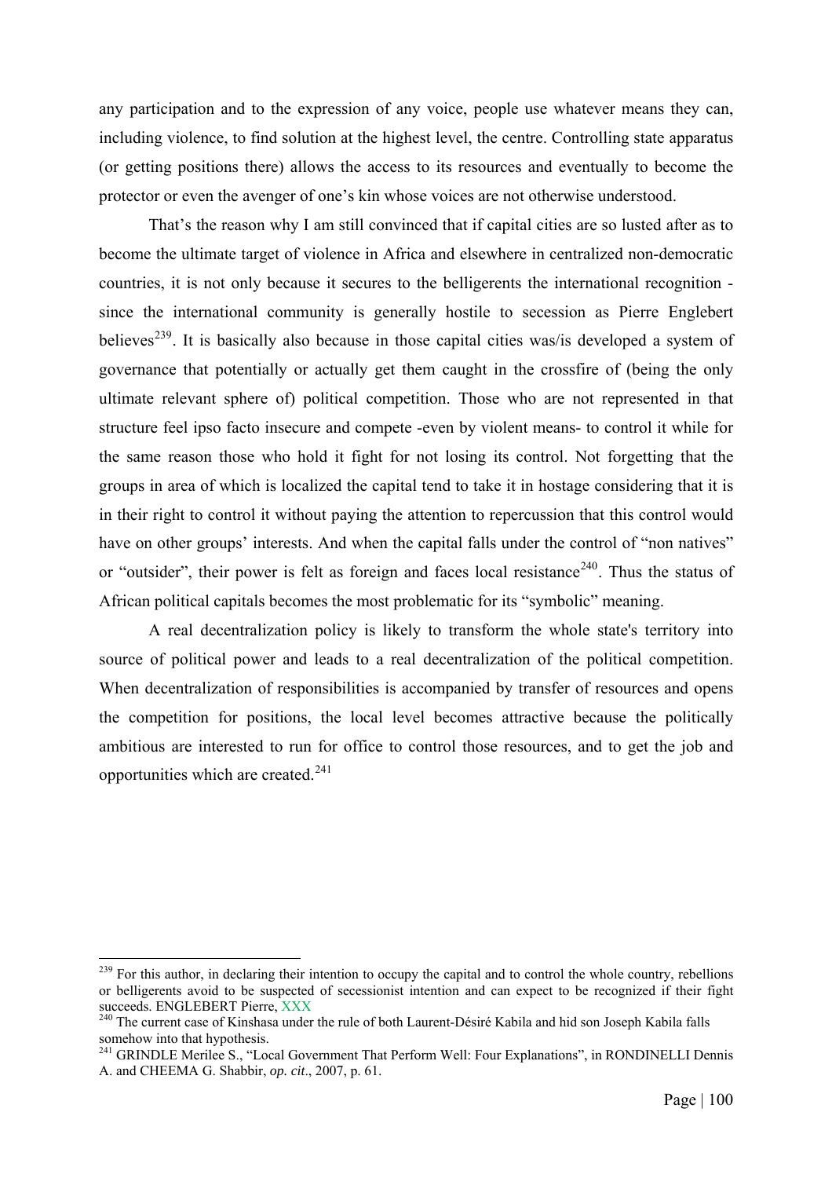any participation and to the expression of any voice, people use whatever means they can, including violence, to find solution at the highest level, the centre. Controlling state apparatus (or getting positions there) allows the access to its resources and eventually to become the protector or even the avenger of one's kin whose voices are not otherwise understood.

That's the reason why I am still convinced that if capital cities are so lusted after as to become the ultimate target of violence in Africa and elsewhere in centralized non-democratic countries, it is not only because it secures to the belligerents the international recognition - since the international community is generally hostile to secession as Pierre Englebert believes[239]. It is basically also because in those capital cities was/is developed a system of governance that potentially or actually get them caught in the crossfire of (being the only ultimate relevant sphere of) political competition. Those who are not represented in that structure feel ipso facto insecure and compete -even by violent means- to control it while for the same reason those who hold it fight for not losing its control. Not forgetting that the groups in area of which is localized the capital tend to take it in hostage considering that it is in their right to control it without paying the attention to repercussion that this control would have on other groups' interests. And when the capital falls under the control of "non natives" or "outsider", their power is felt as foreign and faces local resistance[240]. Thus the status of African political capitals becomes the most problematic for its "symbolic" meaning.

A real decentralization policy is likely to transform the whole state's territory into source of political power and leads to a real decentralization of the political competition. When decentralization of responsibilities is accompanied by transfer of resources and opens the competition for positions, the local level becomes attractive because the politically ambitious are interested to run for office to control those resources, and to get the job and opportunities which are created.[241]

---

[239] For this author, in declaring their intention to occupy the capital and to control the whole country, rebellions or belligerents avoid to be suspected of secessionist intention and can expect to be recognized if their fight succeeds. ENGLEBERT Pierre, XXX

[240] The current case of Kinshasa under the rule of both Laurent-Désiré Kabila and hid son Joseph Kabila falls somehow into that hypothesis.

[241] GRINDLE Merilee S., "Local Government That Perform Well: Four Explanations", in RONDINELLI Dennis A. and CHEEMA G. Shabbir, *op. cit*., 2007, p. 61.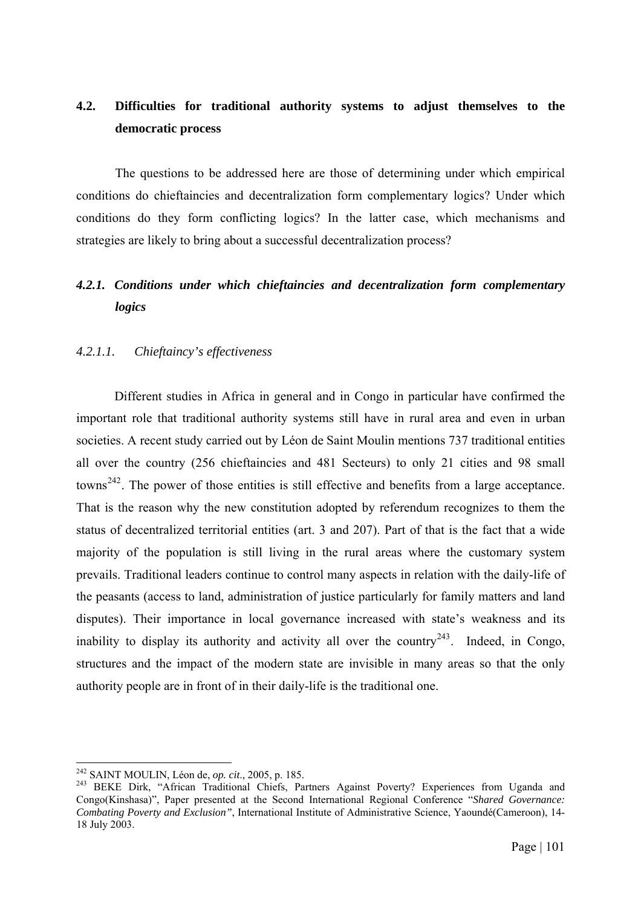## 4.2. Difficulties for traditional authority systems to adjust themselves to the democratic process

The questions to be addressed here are those of determining under which empirical conditions do chieftaincies and decentralization form complementary logics? Under which conditions do they form conflicting logics? In the latter case, which mechanisms and strategies are likely to bring about a successful decentralization process?

### *4.2.1. Conditions under which chieftaincies and decentralization form complementary logics*

#### *4.2.1.1. Chieftaincy's effectiveness*

Different studies in Africa in general and in Congo in particular have confirmed the important role that traditional authority systems still have in rural area and even in urban societies. A recent study carried out by Léon de Saint Moulin mentions 737 traditional entities all over the country (256 chieftaincies and 481 Secteurs) to only 21 cities and 98 small towns[242]. The power of those entities is still effective and benefits from a large acceptance. That is the reason why the new constitution adopted by referendum recognizes to them the status of decentralized territorial entities (art. 3 and 207). Part of that is the fact that a wide majority of the population is still living in the rural areas where the customary system prevails. Traditional leaders continue to control many aspects in relation with the daily-life of the peasants (access to land, administration of justice particularly for family matters and land disputes). Their importance in local governance increased with state's weakness and its inability to display its authority and activity all over the country[243]. Indeed, in Congo, structures and the impact of the modern state are invisible in many areas so that the only authority people are in front of in their daily-life is the traditional one.

---

[242] SAINT MOULIN, Léon de, *op. cit.*, 2005, p. 185.

[243] BEKE Dirk, "African Traditional Chiefs, Partners Against Poverty? Experiences from Uganda and Congo(Kinshasa)", Paper presented at the Second International Regional Conference "*Shared Governance: Combating Poverty and Exclusion"*, International Institute of Administrative Science, Yaoundé(Cameroon), 14-18 July 2003.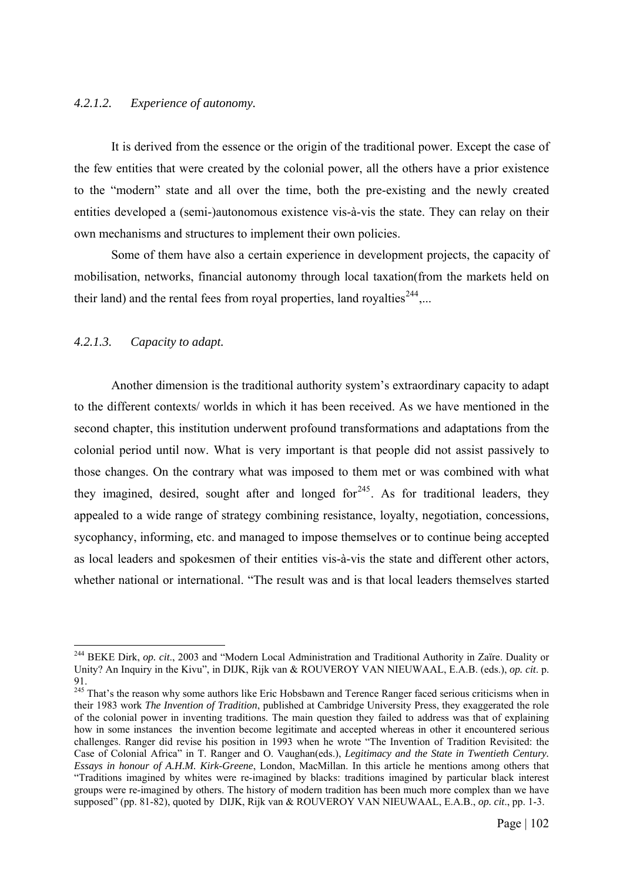#### *4.2.1.2. Experience of autonomy.*

It is derived from the essence or the origin of the traditional power. Except the case of the few entities that were created by the colonial power, all the others have a prior existence to the "modern" state and all over the time, both the pre-existing and the newly created entities developed a (semi-)autonomous existence vis-à-vis the state. They can relay on their own mechanisms and structures to implement their own policies.

Some of them have also a certain experience in development projects, the capacity of mobilisation, networks, financial autonomy through local taxation(from the markets held on their land) and the rental fees from royal properties, land royalties[244],...

#### *4.2.1.3. Capacity to adapt.*

Another dimension is the traditional authority system's extraordinary capacity to adapt to the different contexts/ worlds in which it has been received. As we have mentioned in the second chapter, this institution underwent profound transformations and adaptations from the colonial period until now. What is very important is that people did not assist passively to those changes. On the contrary what was imposed to them met or was combined with what they imagined, desired, sought after and longed for[245]. As for traditional leaders, they appealed to a wide range of strategy combining resistance, loyalty, negotiation, concessions, sycophancy, informing, etc. and managed to impose themselves or to continue being accepted as local leaders and spokesmen of their entities vis-à-vis the state and different other actors, whether national or international. "The result was and is that local leaders themselves started

---

[244] BEKE Dirk, *op. cit*., 2003 and "Modern Local Administration and Traditional Authority in Zaïre. Duality or Unity? An Inquiry in the Kivu", in DIJK, Rijk van & ROUVEROY VAN NIEUWAAL, E.A.B. (eds.), *op. cit*. p. 91.

[245] That's the reason why some authors like Eric Hobsbawn and Terence Ranger faced serious criticisms when in their 1983 work *The Invention of Tradition*, published at Cambridge University Press, they exaggerated the role of the colonial power in inventing traditions. The main question they failed to address was that of explaining how in some instances the invention become legitimate and accepted whereas in other it encountered serious challenges. Ranger did revise his position in 1993 when he wrote "The Invention of Tradition Revisited: the Case of Colonial Africa" in T. Ranger and O. Vaughan(eds.), *Legitimacy and the State in Twentieth Century. Essays in honour of A.H.M. Kirk-Greene*, London, MacMillan. In this article he mentions among others that "Traditions imagined by whites were re-imagined by blacks: traditions imagined by particular black interest groups were re-imagined by others. The history of modern tradition has been much more complex than we have supposed" (pp. 81-82), quoted by DIJK, Rijk van & ROUVEROY VAN NIEUWAAL, E.A.B., *op. cit*., pp. 1-3.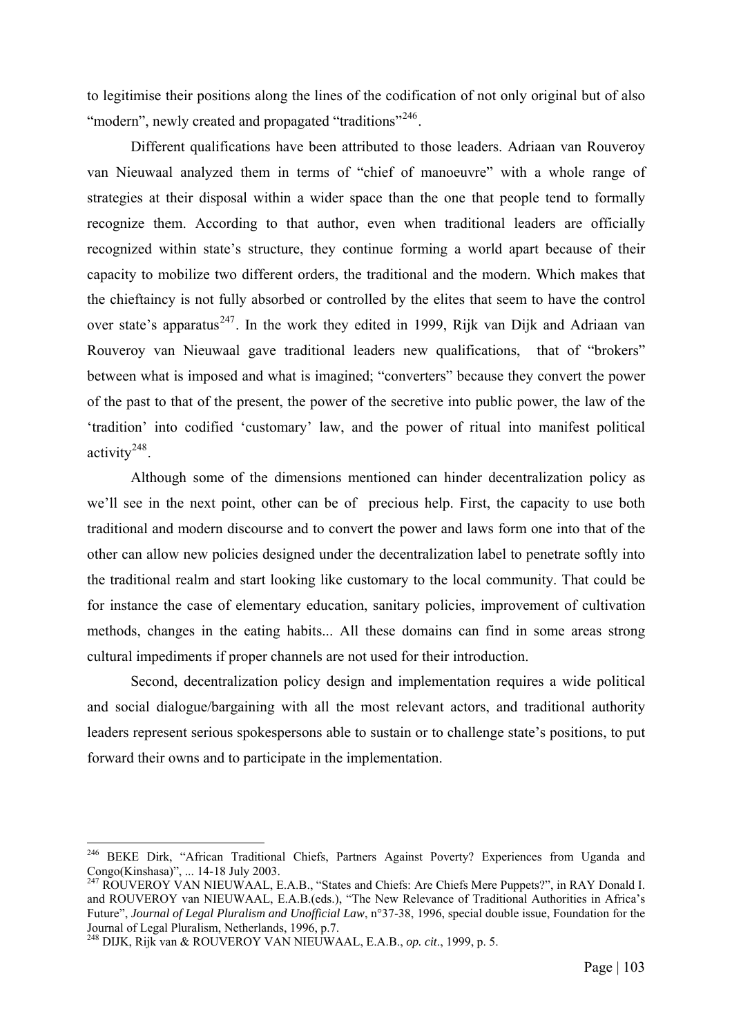to legitimise their positions along the lines of the codification of not only original but of also "modern", newly created and propagated "traditions"[246].

Different qualifications have been attributed to those leaders. Adriaan van Rouveroy van Nieuwaal analyzed them in terms of "chief of manoeuvre" with a whole range of strategies at their disposal within a wider space than the one that people tend to formally recognize them. According to that author, even when traditional leaders are officially recognized within state's structure, they continue forming a world apart because of their capacity to mobilize two different orders, the traditional and the modern. Which makes that the chieftaincy is not fully absorbed or controlled by the elites that seem to have the control over state's apparatus[247]. In the work they edited in 1999, Rijk van Dijk and Adriaan van Rouveroy van Nieuwaal gave traditional leaders new qualifications, that of "brokers" between what is imposed and what is imagined; "converters" because they convert the power of the past to that of the present, the power of the secretive into public power, the law of the 'tradition' into codified 'customary' law, and the power of ritual into manifest political activity[248].

Although some of the dimensions mentioned can hinder decentralization policy as we'll see in the next point, other can be of precious help. First, the capacity to use both traditional and modern discourse and to convert the power and laws form one into that of the other can allow new policies designed under the decentralization label to penetrate softly into the traditional realm and start looking like customary to the local community. That could be for instance the case of elementary education, sanitary policies, improvement of cultivation methods, changes in the eating habits... All these domains can find in some areas strong cultural impediments if proper channels are not used for their introduction.

Second, decentralization policy design and implementation requires a wide political and social dialogue/bargaining with all the most relevant actors, and traditional authority leaders represent serious spokespersons able to sustain or to challenge state's positions, to put forward their owns and to participate in the implementation.

---

[246] BEKE Dirk, "African Traditional Chiefs, Partners Against Poverty? Experiences from Uganda and Congo(Kinshasa)", ... 14-18 July 2003.

[247] ROUVEROY VAN NIEUWAAL, E.A.B., "States and Chiefs: Are Chiefs Mere Puppets?", in RAY Donald I. and ROUVEROY van NIEUWAAL, E.A.B.(eds.), "The New Relevance of Traditional Authorities in Africa's Future", *Journal of Legal Pluralism and Unofficial Law*, n°37-38, 1996, special double issue, Foundation for the Journal of Legal Pluralism, Netherlands, 1996, p.7.

[248] DIJK, Rijk van & ROUVEROY VAN NIEUWAAL, E.A.B., *op. cit*., 1999, p. 5.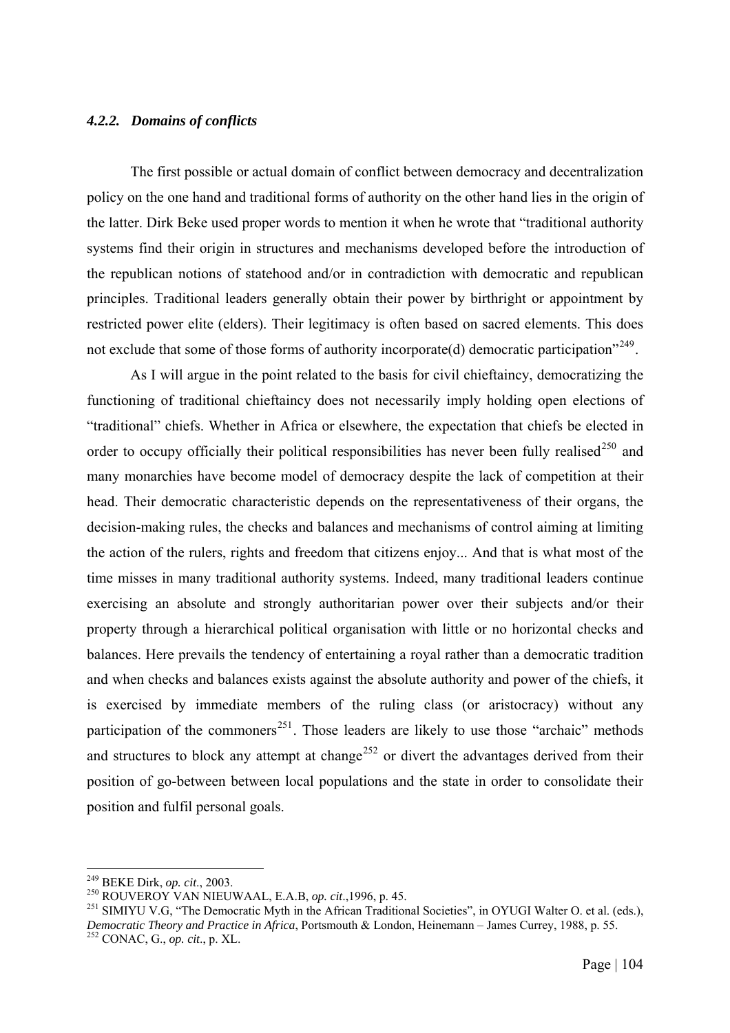#### *4.2.2. Domains of conflicts*

The first possible or actual domain of conflict between democracy and decentralization policy on the one hand and traditional forms of authority on the other hand lies in the origin of the latter. Dirk Beke used proper words to mention it when he wrote that "traditional authority systems find their origin in structures and mechanisms developed before the introduction of the republican notions of statehood and/or in contradiction with democratic and republican principles. Traditional leaders generally obtain their power by birthright or appointment by restricted power elite (elders). Their legitimacy is often based on sacred elements. This does not exclude that some of those forms of authority incorporate(d) democratic participation"[249].

As I will argue in the point related to the basis for civil chieftaincy, democratizing the functioning of traditional chieftaincy does not necessarily imply holding open elections of "traditional" chiefs. Whether in Africa or elsewhere, the expectation that chiefs be elected in order to occupy officially their political responsibilities has never been fully realised[250] and many monarchies have become model of democracy despite the lack of competition at their head. Their democratic characteristic depends on the representativeness of their organs, the decision-making rules, the checks and balances and mechanisms of control aiming at limiting the action of the rulers, rights and freedom that citizens enjoy... And that is what most of the time misses in many traditional authority systems. Indeed, many traditional leaders continue exercising an absolute and strongly authoritarian power over their subjects and/or their property through a hierarchical political organisation with little or no horizontal checks and balances. Here prevails the tendency of entertaining a royal rather than a democratic tradition and when checks and balances exists against the absolute authority and power of the chiefs, it is exercised by immediate members of the ruling class (or aristocracy) without any participation of the commoners[251]. Those leaders are likely to use those "archaic" methods and structures to block any attempt at change[252] or divert the advantages derived from their position of go-between between local populations and the state in order to consolidate their position and fulfil personal goals.

---

[249] BEKE Dirk, *op. cit.*, 2003.

[250] ROUVEROY VAN NIEUWAAL, E.A.B, *op. cit.*,1996, p. 45.

[251] SIMIYU V.G, "The Democratic Myth in the African Traditional Societies", in OYUGI Walter O. et al. (eds.), *Democratic Theory and Practice in Africa*, Portsmouth & London, Heinemann – James Currey, 1988, p. 55.

[252] CONAC, G., *op. cit*., p. XL.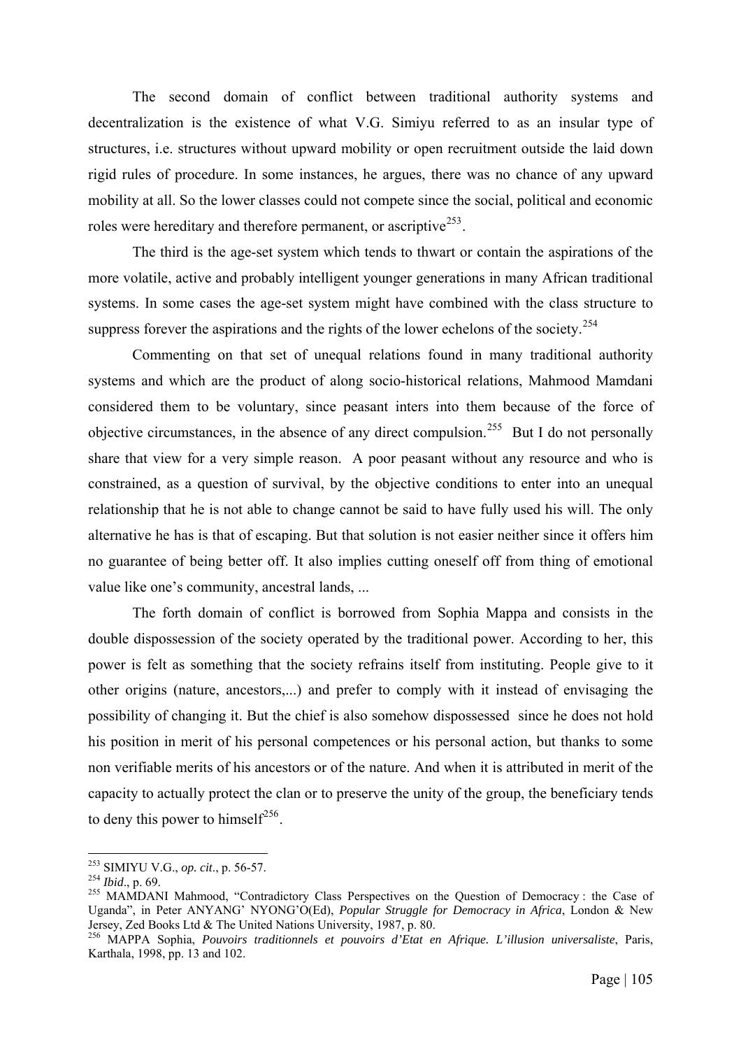The second domain of conflict between traditional authority systems and decentralization is the existence of what V.G. Simiyu referred to as an insular type of structures, i.e. structures without upward mobility or open recruitment outside the laid down rigid rules of procedure. In some instances, he argues, there was no chance of any upward mobility at all. So the lower classes could not compete since the social, political and economic roles were hereditary and therefore permanent, or ascriptive[253].

The third is the age-set system which tends to thwart or contain the aspirations of the more volatile, active and probably intelligent younger generations in many African traditional systems. In some cases the age-set system might have combined with the class structure to suppress forever the aspirations and the rights of the lower echelons of the society.[254]

Commenting on that set of unequal relations found in many traditional authority systems and which are the product of along socio-historical relations, Mahmood Mamdani considered them to be voluntary, since peasant inters into them because of the force of objective circumstances, in the absence of any direct compulsion.[255] But I do not personally share that view for a very simple reason. A poor peasant without any resource and who is constrained, as a question of survival, by the objective conditions to enter into an unequal relationship that he is not able to change cannot be said to have fully used his will. The only alternative he has is that of escaping. But that solution is not easier neither since it offers him no guarantee of being better off. It also implies cutting oneself off from thing of emotional value like one's community, ancestral lands, ...

The forth domain of conflict is borrowed from Sophia Mappa and consists in the double dispossession of the society operated by the traditional power. According to her, this power is felt as something that the society refrains itself from instituting. People give to it other origins (nature, ancestors,...) and prefer to comply with it instead of envisaging the possibility of changing it. But the chief is also somehow dispossessed since he does not hold his position in merit of his personal competences or his personal action, but thanks to some non verifiable merits of his ancestors or of the nature. And when it is attributed in merit of the capacity to actually protect the clan or to preserve the unity of the group, the beneficiary tends to deny this power to himself[256].

---

[253] SIMIYU V.G., *op. cit*., p. 56-57.

[254] *Ibid*., p. 69.

[255] MAMDANI Mahmood, "Contradictory Class Perspectives on the Question of Democracy : the Case of Uganda", in Peter ANYANG' NYONG'O(Ed), *Popular Struggle for Democracy in Africa*, London & New Jersey, Zed Books Ltd & The United Nations University, 1987, p. 80.

[256] MAPPA Sophia, *Pouvoirs traditionnels et pouvoirs d'Etat en Afrique. L'illusion universaliste*, Paris, Karthala, 1998, pp. 13 and 102.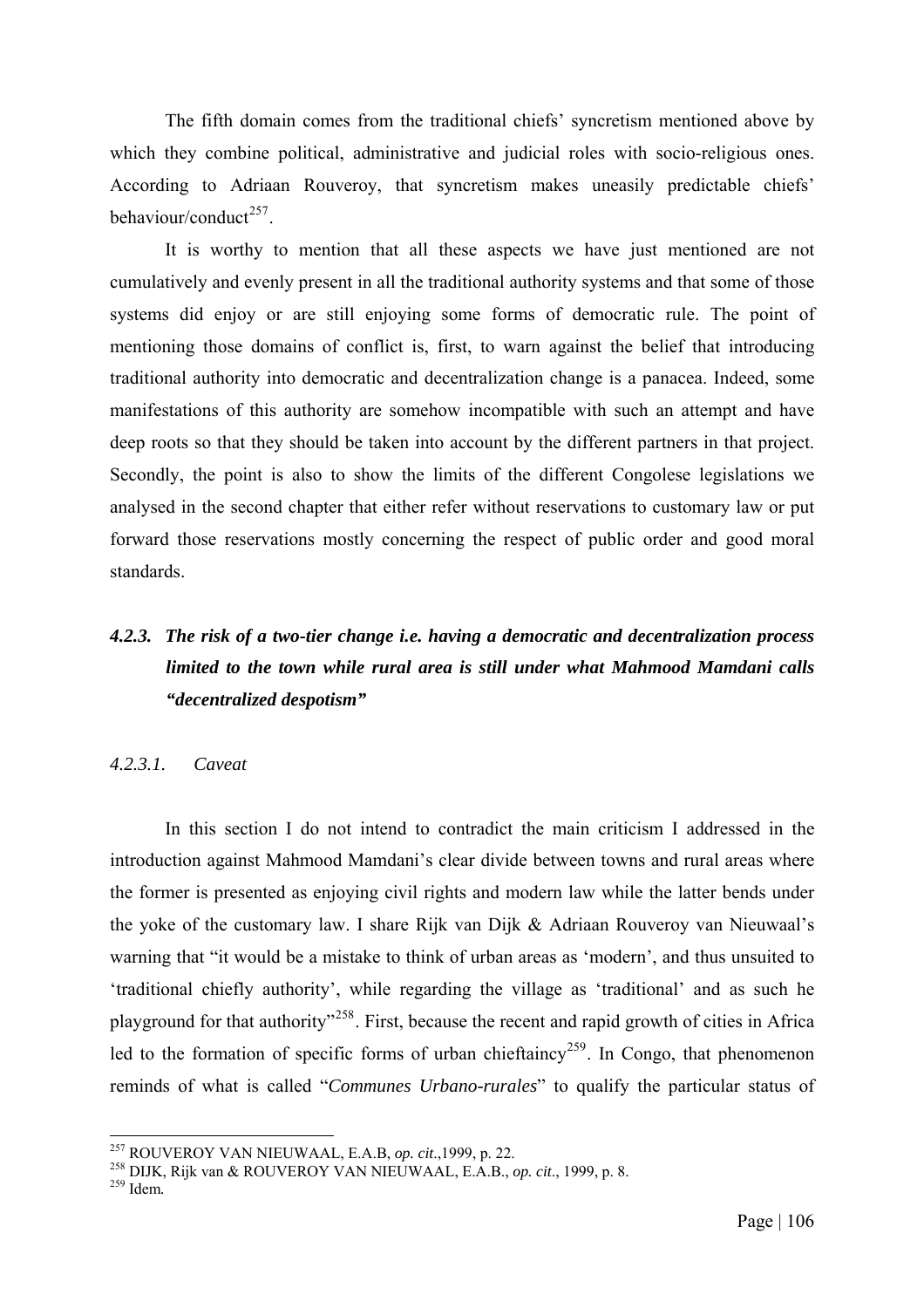The fifth domain comes from the traditional chiefs' syncretism mentioned above by which they combine political, administrative and judicial roles with socio-religious ones. According to Adriaan Rouveroy, that syncretism makes uneasily predictable chiefs' behaviour/conduct[257].

It is worthy to mention that all these aspects we have just mentioned are not cumulatively and evenly present in all the traditional authority systems and that some of those systems did enjoy or are still enjoying some forms of democratic rule. The point of mentioning those domains of conflict is, first, to warn against the belief that introducing traditional authority into democratic and decentralization change is a panacea. Indeed, some manifestations of this authority are somehow incompatible with such an attempt and have deep roots so that they should be taken into account by the different partners in that project. Secondly, the point is also to show the limits of the different Congolese legislations we analysed in the second chapter that either refer without reservations to customary law or put forward those reservations mostly concerning the respect of public order and good moral standards.

### *4.2.3. The risk of a two-tier change i.e. having a democratic and decentralization process limited to the town while rural area is still under what Mahmood Mamdani calls "decentralized despotism"*

#### *4.2.3.1. Caveat*

In this section I do not intend to contradict the main criticism I addressed in the introduction against Mahmood Mamdani's clear divide between towns and rural areas where the former is presented as enjoying civil rights and modern law while the latter bends under the yoke of the customary law. I share Rijk van Dijk & Adriaan Rouveroy van Nieuwaal's warning that "it would be a mistake to think of urban areas as 'modern', and thus unsuited to 'traditional chiefly authority', while regarding the village as 'traditional' and as such he playground for that authority"[258]. First, because the recent and rapid growth of cities in Africa led to the formation of specific forms of urban chieftaincy[259]. In Congo, that phenomenon reminds of what is called "*Communes Urbano-rurales*" to qualify the particular status of

---

[257] ROUVEROY VAN NIEUWAAL, E.A.B, *op. cit*.,1999, p. 22.
[258] DIJK, Rijk van & ROUVEROY VAN NIEUWAAL, E.A.B., *op. cit*., 1999, p. 8.
[259] Idem*.*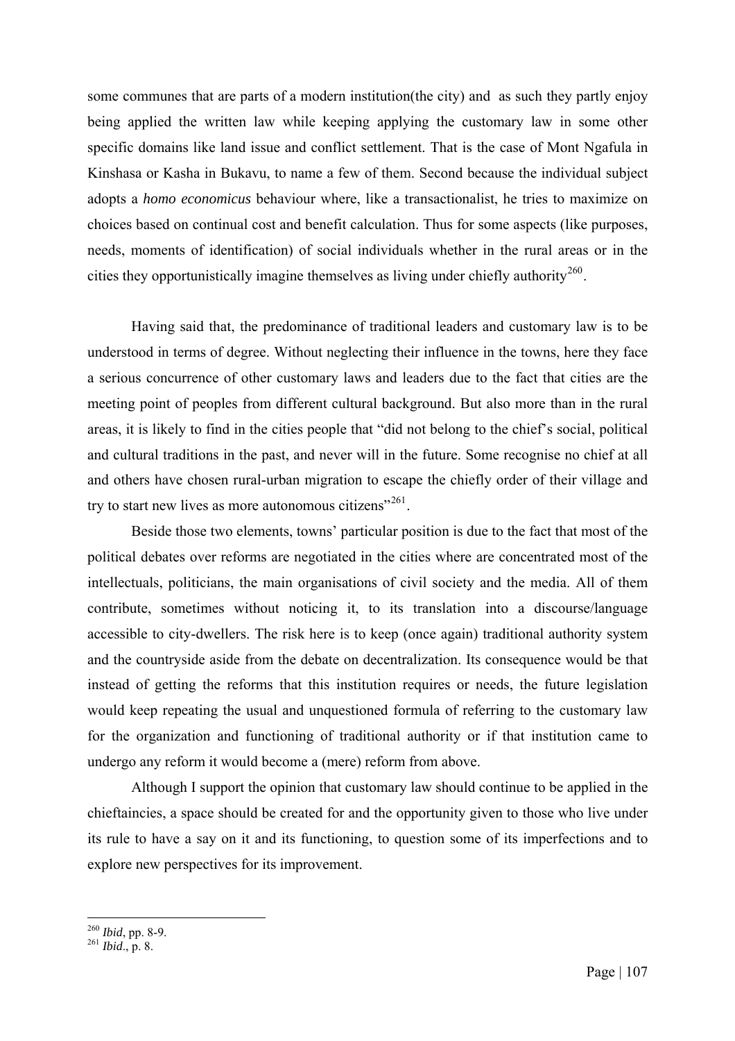some communes that are parts of a modern institution(the city) and as such they partly enjoy being applied the written law while keeping applying the customary law in some other specific domains like land issue and conflict settlement. That is the case of Mont Ngafula in Kinshasa or Kasha in Bukavu, to name a few of them. Second because the individual subject adopts a *homo economicus* behaviour where, like a transactionalist, he tries to maximize on choices based on continual cost and benefit calculation. Thus for some aspects (like purposes, needs, moments of identification) of social individuals whether in the rural areas or in the cities they opportunistically imagine themselves as living under chiefly authority[260].

Having said that, the predominance of traditional leaders and customary law is to be understood in terms of degree. Without neglecting their influence in the towns, here they face a serious concurrence of other customary laws and leaders due to the fact that cities are the meeting point of peoples from different cultural background. But also more than in the rural areas, it is likely to find in the cities people that "did not belong to the chief's social, political and cultural traditions in the past, and never will in the future. Some recognise no chief at all and others have chosen rural-urban migration to escape the chiefly order of their village and try to start new lives as more autonomous citizens"[261].

Beside those two elements, towns' particular position is due to the fact that most of the political debates over reforms are negotiated in the cities where are concentrated most of the intellectuals, politicians, the main organisations of civil society and the media. All of them contribute, sometimes without noticing it, to its translation into a discourse/language accessible to city-dwellers. The risk here is to keep (once again) traditional authority system and the countryside aside from the debate on decentralization. Its consequence would be that instead of getting the reforms that this institution requires or needs, the future legislation would keep repeating the usual and unquestioned formula of referring to the customary law for the organization and functioning of traditional authority or if that institution came to undergo any reform it would become a (mere) reform from above.

Although I support the opinion that customary law should continue to be applied in the chieftaincies, a space should be created for and the opportunity given to those who live under its rule to have a say on it and its functioning, to question some of its imperfections and to explore new perspectives for its improvement.

---

[260] *Ibid*, pp. 8-9.
[261] *Ibid*., p. 8.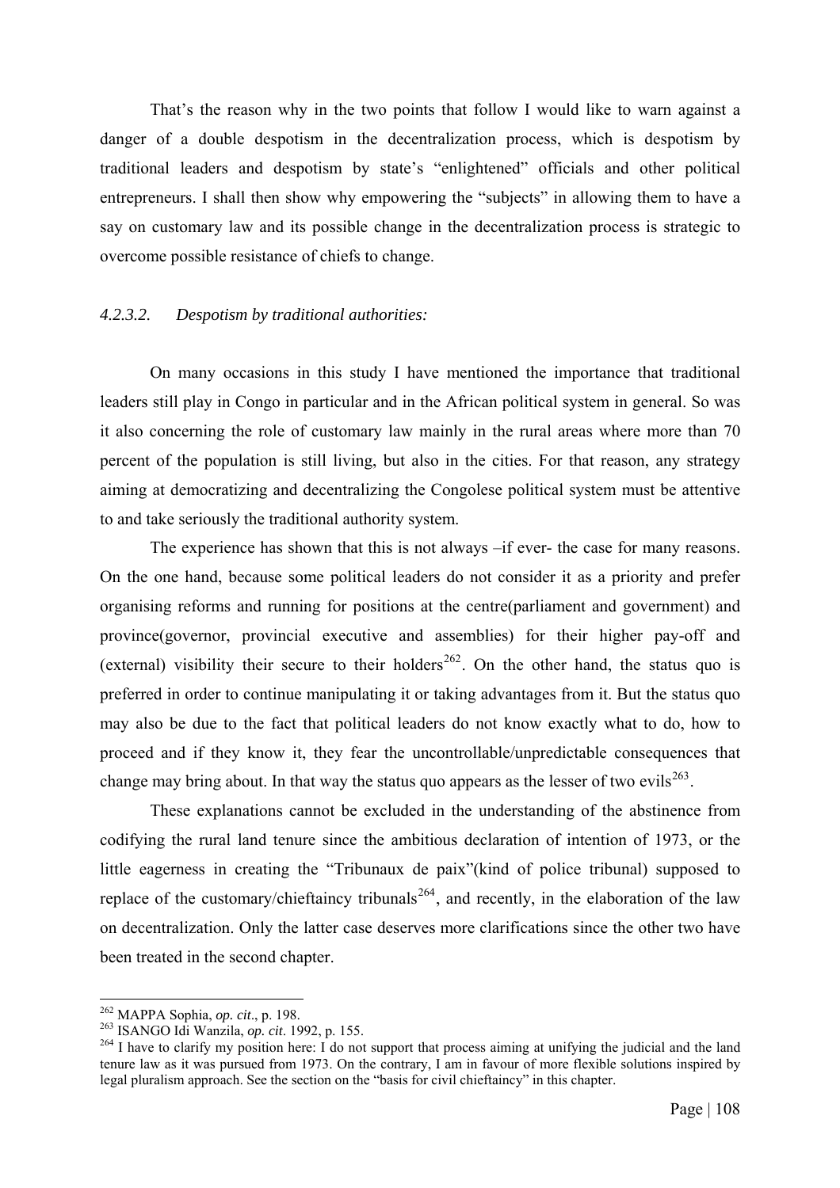That's the reason why in the two points that follow I would like to warn against a danger of a double despotism in the decentralization process, which is despotism by traditional leaders and despotism by state's "enlightened" officials and other political entrepreneurs. I shall then show why empowering the "subjects" in allowing them to have a say on customary law and its possible change in the decentralization process is strategic to overcome possible resistance of chiefs to change.

#### *4.2.3.2. Despotism by traditional authorities:*

On many occasions in this study I have mentioned the importance that traditional leaders still play in Congo in particular and in the African political system in general. So was it also concerning the role of customary law mainly in the rural areas where more than 70 percent of the population is still living, but also in the cities. For that reason, any strategy aiming at democratizing and decentralizing the Congolese political system must be attentive to and take seriously the traditional authority system.

The experience has shown that this is not always –if ever- the case for many reasons. On the one hand, because some political leaders do not consider it as a priority and prefer organising reforms and running for positions at the centre(parliament and government) and province(governor, provincial executive and assemblies) for their higher pay-off and (external) visibility their secure to their holders[262]. On the other hand, the status quo is preferred in order to continue manipulating it or taking advantages from it. But the status quo may also be due to the fact that political leaders do not know exactly what to do, how to proceed and if they know it, they fear the uncontrollable/unpredictable consequences that change may bring about. In that way the status quo appears as the lesser of two evils[263].

These explanations cannot be excluded in the understanding of the abstinence from codifying the rural land tenure since the ambitious declaration of intention of 1973, or the little eagerness in creating the "Tribunaux de paix"(kind of police tribunal) supposed to replace of the customary/chieftaincy tribunals[264], and recently, in the elaboration of the law on decentralization. Only the latter case deserves more clarifications since the other two have been treated in the second chapter.

---

[262] MAPPA Sophia, *op. cit*., p. 198.

[263] ISANGO Idi Wanzila, *op. cit*. 1992, p. 155.

[264] I have to clarify my position here: I do not support that process aiming at unifying the judicial and the land tenure law as it was pursued from 1973. On the contrary, I am in favour of more flexible solutions inspired by legal pluralism approach. See the section on the "basis for civil chieftaincy" in this chapter.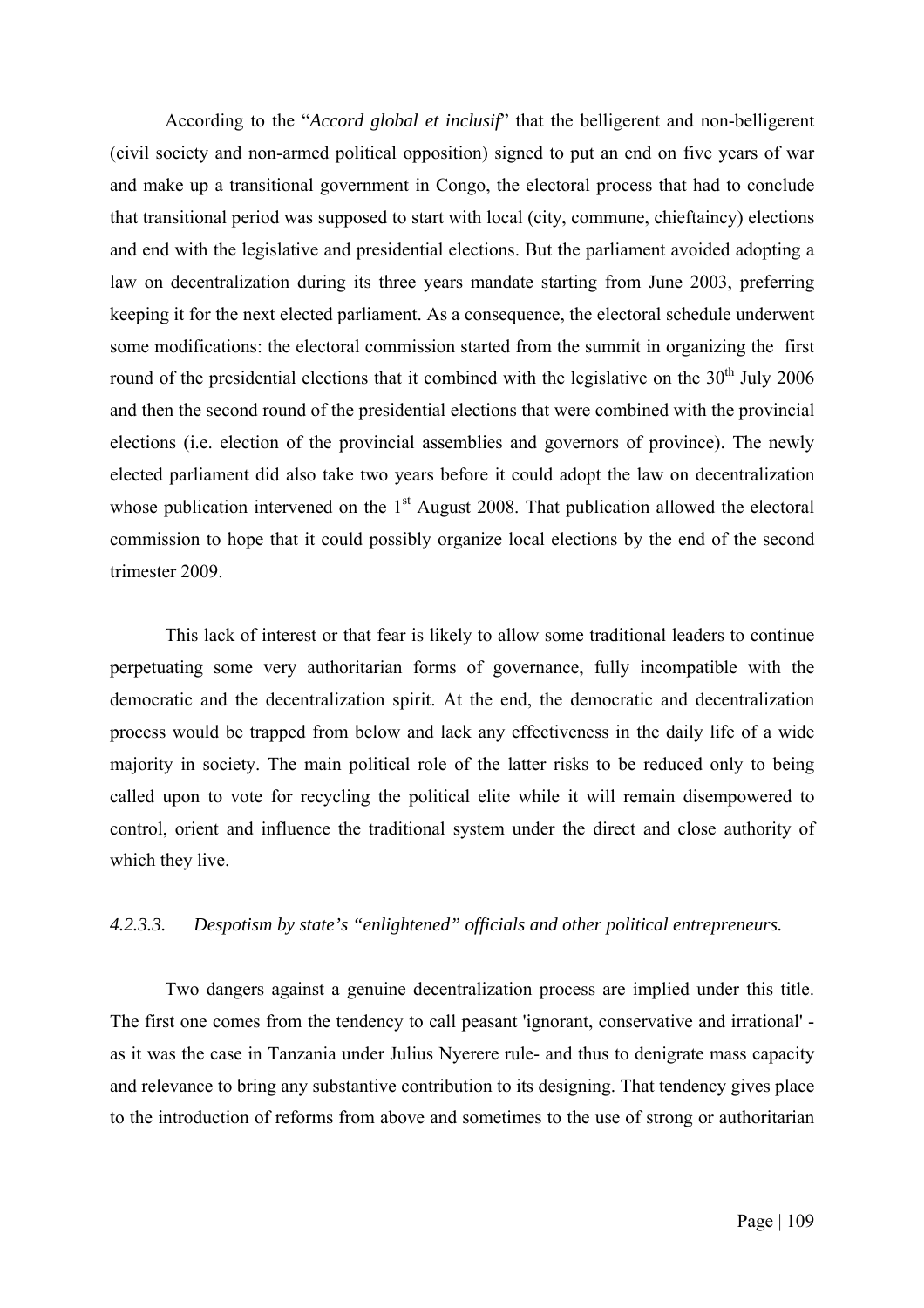According to the "*Accord global et inclusif*" that the belligerent and non-belligerent (civil society and non-armed political opposition) signed to put an end on five years of war and make up a transitional government in Congo, the electoral process that had to conclude that transitional period was supposed to start with local (city, commune, chieftaincy) elections and end with the legislative and presidential elections. But the parliament avoided adopting a law on decentralization during its three years mandate starting from June 2003, preferring keeping it for the next elected parliament. As a consequence, the electoral schedule underwent some modifications: the electoral commission started from the summit in organizing the first round of the presidential elections that it combined with the legislative on the 30th July 2006 and then the second round of the presidential elections that were combined with the provincial elections (i.e. election of the provincial assemblies and governors of province). The newly elected parliament did also take two years before it could adopt the law on decentralization whose publication intervened on the 1st August 2008. That publication allowed the electoral commission to hope that it could possibly organize local elections by the end of the second trimester 2009.

This lack of interest or that fear is likely to allow some traditional leaders to continue perpetuating some very authoritarian forms of governance, fully incompatible with the democratic and the decentralization spirit. At the end, the democratic and decentralization process would be trapped from below and lack any effectiveness in the daily life of a wide majority in society. The main political role of the latter risks to be reduced only to being called upon to vote for recycling the political elite while it will remain disempowered to control, orient and influence the traditional system under the direct and close authority of which they live.

#### *4.2.3.3. Despotism by state's "enlightened" officials and other political entrepreneurs.*

Two dangers against a genuine decentralization process are implied under this title. The first one comes from the tendency to call peasant 'ignorant, conservative and irrational' - as it was the case in Tanzania under Julius Nyerere rule- and thus to denigrate mass capacity and relevance to bring any substantive contribution to its designing. That tendency gives place to the introduction of reforms from above and sometimes to the use of strong or authoritarian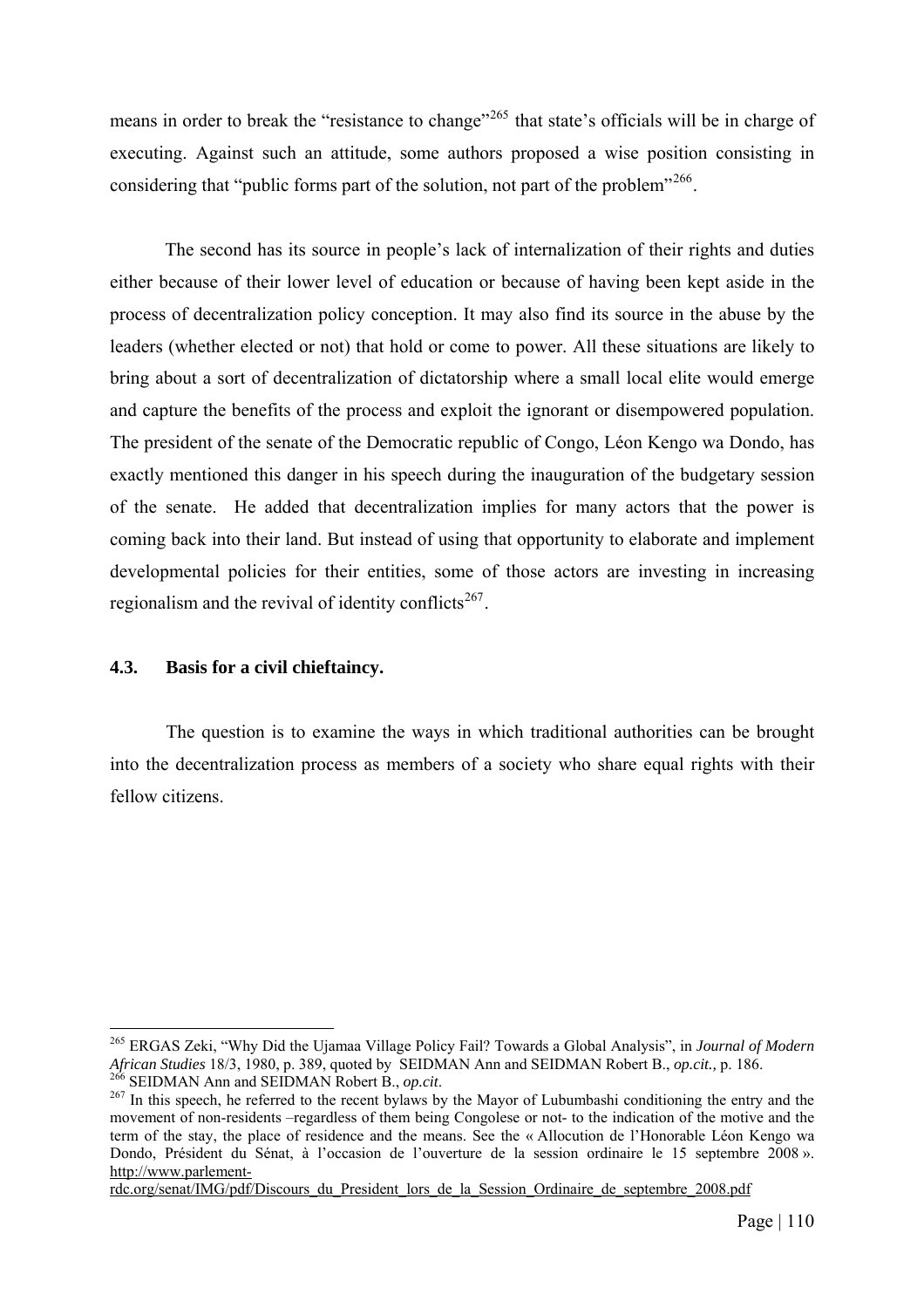means in order to break the "resistance to change"[265] that state's officials will be in charge of executing. Against such an attitude, some authors proposed a wise position consisting in considering that "public forms part of the solution, not part of the problem"[266].

The second has its source in people's lack of internalization of their rights and duties either because of their lower level of education or because of having been kept aside in the process of decentralization policy conception. It may also find its source in the abuse by the leaders (whether elected or not) that hold or come to power. All these situations are likely to bring about a sort of decentralization of dictatorship where a small local elite would emerge and capture the benefits of the process and exploit the ignorant or disempowered population. The president of the senate of the Democratic republic of Congo, Léon Kengo wa Dondo, has exactly mentioned this danger in his speech during the inauguration of the budgetary session of the senate. He added that decentralization implies for many actors that the power is coming back into their land. But instead of using that opportunity to elaborate and implement developmental policies for their entities, some of those actors are investing in increasing regionalism and the revival of identity conflicts[267].

### 4.3. Basis for a civil chieftaincy.

The question is to examine the ways in which traditional authorities can be brought into the decentralization process as members of a society who share equal rights with their fellow citizens.

---

[265] ERGAS Zeki, "Why Did the Ujamaa Village Policy Fail? Towards a Global Analysis", in *Journal of Modern African Studies* 18/3, 1980, p. 389, quoted by SEIDMAN Ann and SEIDMAN Robert B., *op.cit.,* p. 186.

[266] SEIDMAN Ann and SEIDMAN Robert B., *op.cit*.

[267] In this speech, he referred to the recent bylaws by the Mayor of Lubumbashi conditioning the entry and the movement of non-residents –regardless of them being Congolese or not- to the indication of the motive and the term of the stay, the place of residence and the means. See the « Allocution de l'Honorable Léon Kengo wa Dondo, Président du Sénat, à l'occasion de l'ouverture de la session ordinaire le 15 septembre 2008 ». http://www.parlement-rdc.org/senat/IMG/pdf/Discours_du_President_lors_de_la_Session_Ordinaire_de_septembre_2008.pdf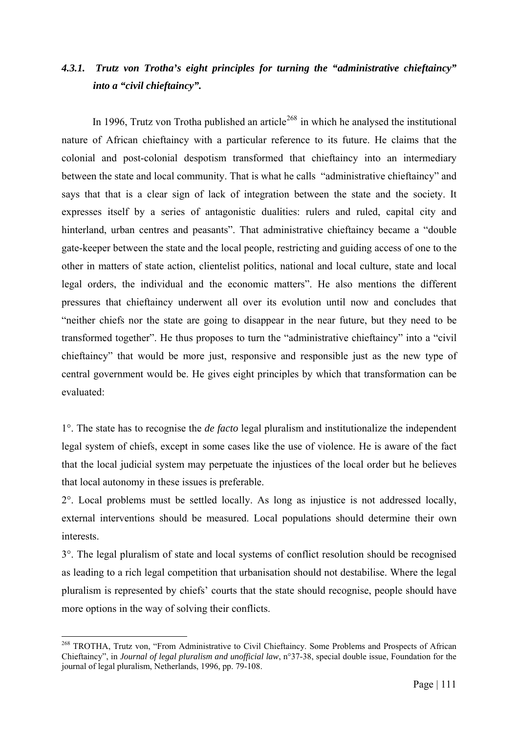### *4.3.1. Trutz von Trotha's eight principles for turning the "administrative chieftaincy" into a "civil chieftaincy".*

In 1996, Trutz von Trotha published an article[268] in which he analysed the institutional nature of African chieftaincy with a particular reference to its future. He claims that the colonial and post-colonial despotism transformed that chieftaincy into an intermediary between the state and local community. That is what he calls "administrative chieftaincy" and says that that is a clear sign of lack of integration between the state and the society. It expresses itself by a series of antagonistic dualities: rulers and ruled, capital city and hinterland, urban centres and peasants". That administrative chieftaincy became a "double gate-keeper between the state and the local people, restricting and guiding access of one to the other in matters of state action, clientelist politics, national and local culture, state and local legal orders, the individual and the economic matters". He also mentions the different pressures that chieftaincy underwent all over its evolution until now and concludes that "neither chiefs nor the state are going to disappear in the near future, but they need to be transformed together". He thus proposes to turn the "administrative chieftaincy" into a "civil chieftaincy" that would be more just, responsive and responsible just as the new type of central government would be. He gives eight principles by which that transformation can be evaluated:

1°. The state has to recognise the *de facto* legal pluralism and institutionalize the independent legal system of chiefs, except in some cases like the use of violence. He is aware of the fact that the local judicial system may perpetuate the injustices of the local order but he believes that local autonomy in these issues is preferable.

2°. Local problems must be settled locally. As long as injustice is not addressed locally, external interventions should be measured. Local populations should determine their own interests.

3°. The legal pluralism of state and local systems of conflict resolution should be recognised as leading to a rich legal competition that urbanisation should not destabilise. Where the legal pluralism is represented by chiefs' courts that the state should recognise, people should have more options in the way of solving their conflicts.

---

[268] TROTHA, Trutz von, "From Administrative to Civil Chieftaincy. Some Problems and Prospects of African Chieftaincy", in *Journal of legal pluralism and unofficial law*, n°37-38, special double issue, Foundation for the journal of legal pluralism, Netherlands, 1996, pp. 79-108.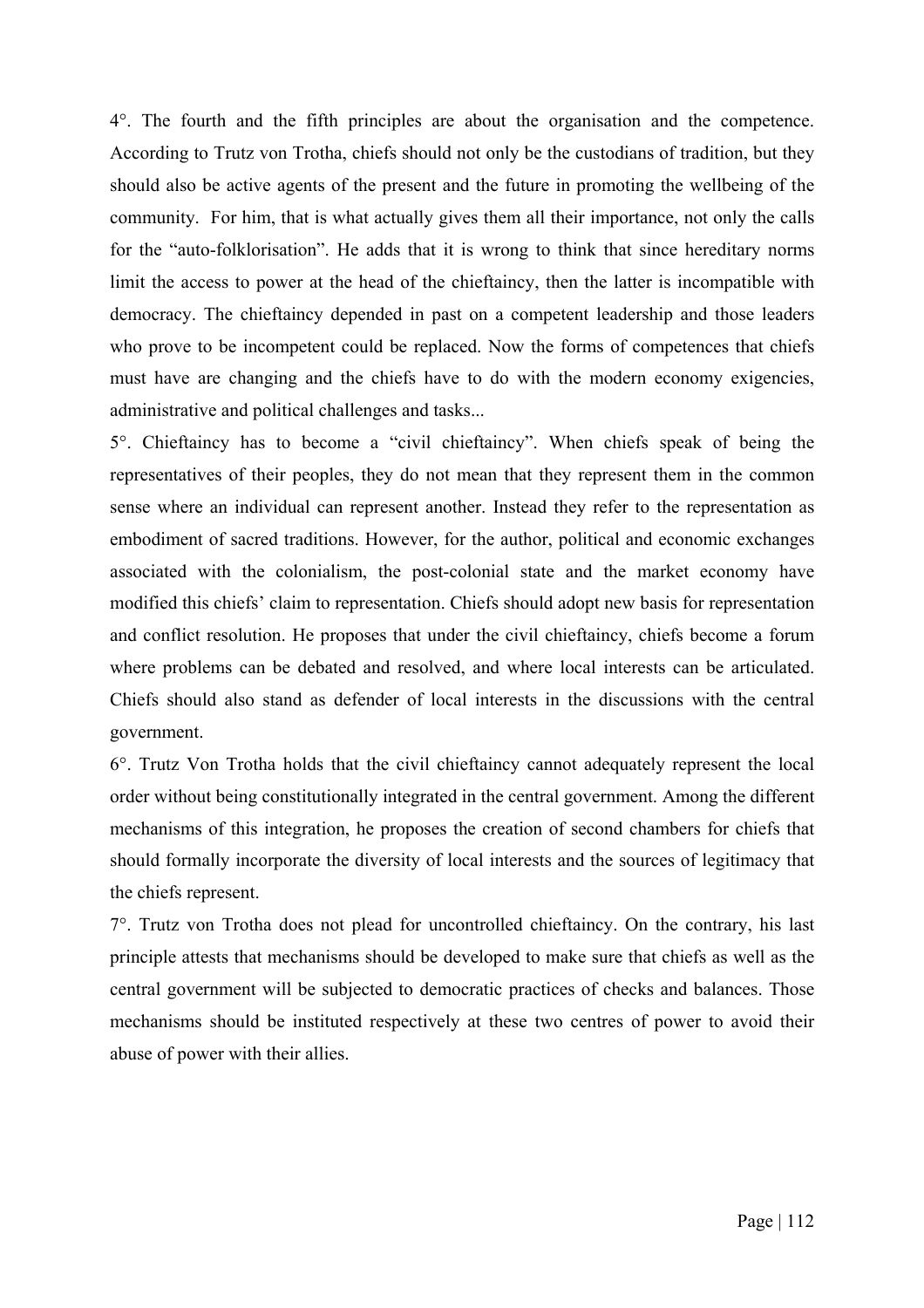4°. The fourth and the fifth principles are about the organisation and the competence. According to Trutz von Trotha, chiefs should not only be the custodians of tradition, but they should also be active agents of the present and the future in promoting the wellbeing of the community. For him, that is what actually gives them all their importance, not only the calls for the "auto-folklorisation". He adds that it is wrong to think that since hereditary norms limit the access to power at the head of the chieftaincy, then the latter is incompatible with democracy. The chieftaincy depended in past on a competent leadership and those leaders who prove to be incompetent could be replaced. Now the forms of competences that chiefs must have are changing and the chiefs have to do with the modern economy exigencies, administrative and political challenges and tasks...

5°. Chieftaincy has to become a "civil chieftaincy". When chiefs speak of being the representatives of their peoples, they do not mean that they represent them in the common sense where an individual can represent another. Instead they refer to the representation as embodiment of sacred traditions. However, for the author, political and economic exchanges associated with the colonialism, the post-colonial state and the market economy have modified this chiefs' claim to representation. Chiefs should adopt new basis for representation and conflict resolution. He proposes that under the civil chieftaincy, chiefs become a forum where problems can be debated and resolved, and where local interests can be articulated. Chiefs should also stand as defender of local interests in the discussions with the central government.

6°. Trutz Von Trotha holds that the civil chieftaincy cannot adequately represent the local order without being constitutionally integrated in the central government. Among the different mechanisms of this integration, he proposes the creation of second chambers for chiefs that should formally incorporate the diversity of local interests and the sources of legitimacy that the chiefs represent.

7°. Trutz von Trotha does not plead for uncontrolled chieftaincy. On the contrary, his last principle attests that mechanisms should be developed to make sure that chiefs as well as the central government will be subjected to democratic practices of checks and balances. Those mechanisms should be instituted respectively at these two centres of power to avoid their abuse of power with their allies.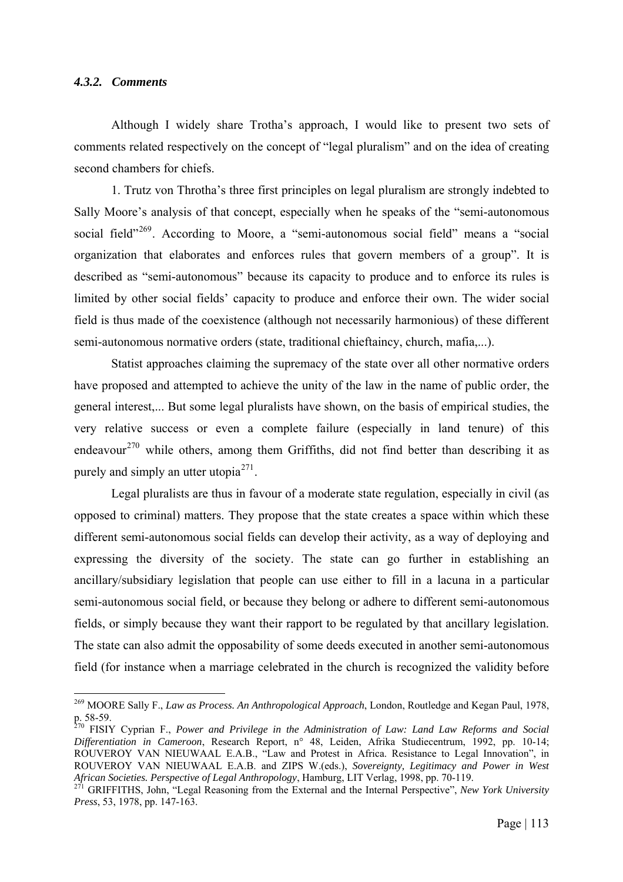#### *4.3.2. Comments*

Although I widely share Trotha's approach, I would like to present two sets of comments related respectively on the concept of "legal pluralism" and on the idea of creating second chambers for chiefs.

1. Trutz von Throtha's three first principles on legal pluralism are strongly indebted to Sally Moore's analysis of that concept, especially when he speaks of the "semi-autonomous social field"[269]. According to Moore, a "semi-autonomous social field" means a "social organization that elaborates and enforces rules that govern members of a group". It is described as "semi-autonomous" because its capacity to produce and to enforce its rules is limited by other social fields' capacity to produce and enforce their own. The wider social field is thus made of the coexistence (although not necessarily harmonious) of these different semi-autonomous normative orders (state, traditional chieftaincy, church, mafia,...).

Statist approaches claiming the supremacy of the state over all other normative orders have proposed and attempted to achieve the unity of the law in the name of public order, the general interest,... But some legal pluralists have shown, on the basis of empirical studies, the very relative success or even a complete failure (especially in land tenure) of this endeavour[270] while others, among them Griffiths, did not find better than describing it as purely and simply an utter utopia[271].

Legal pluralists are thus in favour of a moderate state regulation, especially in civil (as opposed to criminal) matters. They propose that the state creates a space within which these different semi-autonomous social fields can develop their activity, as a way of deploying and expressing the diversity of the society. The state can go further in establishing an ancillary/subsidiary legislation that people can use either to fill in a lacuna in a particular semi-autonomous social field, or because they belong or adhere to different semi-autonomous fields, or simply because they want their rapport to be regulated by that ancillary legislation. The state can also admit the opposability of some deeds executed in another semi-autonomous field (for instance when a marriage celebrated in the church is recognized the validity before

---

[269] MOORE Sally F., *Law as Process. An Anthropological Approach*, London, Routledge and Kegan Paul, 1978, p. 58-59.

[270] FISIY Cyprian F., *Power and Privilege in the Administration of Law: Land Law Reforms and Social Differentiation in Cameroon*, Research Report, n° 48, Leiden, Afrika Studiecentrum, 1992, pp. 10-14; ROUVEROY VAN NIEUWAAL E.A.B., "Law and Protest in Africa. Resistance to Legal Innovation", in ROUVEROY VAN NIEUWAAL E.A.B. and ZIPS W.(eds.), *Sovereignty, Legitimacy and Power in West African Societies. Perspective of Legal Anthropology*, Hamburg, LIT Verlag, 1998, pp. 70-119.

[271] GRIFFITHS, John, "Legal Reasoning from the External and the Internal Perspective", *New York University Press*, 53, 1978, pp. 147-163.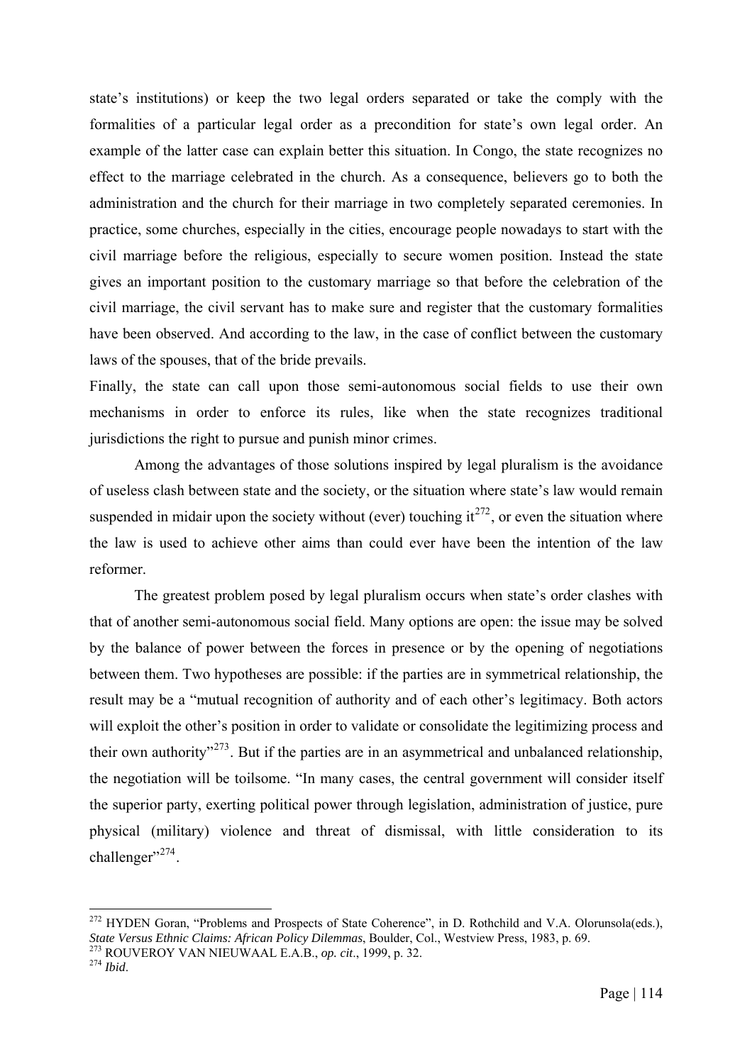state's institutions) or keep the two legal orders separated or take the comply with the formalities of a particular legal order as a precondition for state's own legal order. An example of the latter case can explain better this situation. In Congo, the state recognizes no effect to the marriage celebrated in the church. As a consequence, believers go to both the administration and the church for their marriage in two completely separated ceremonies. In practice, some churches, especially in the cities, encourage people nowadays to start with the civil marriage before the religious, especially to secure women position. Instead the state gives an important position to the customary marriage so that before the celebration of the civil marriage, the civil servant has to make sure and register that the customary formalities have been observed. And according to the law, in the case of conflict between the customary laws of the spouses, that of the bride prevails.

Finally, the state can call upon those semi-autonomous social fields to use their own mechanisms in order to enforce its rules, like when the state recognizes traditional jurisdictions the right to pursue and punish minor crimes.

Among the advantages of those solutions inspired by legal pluralism is the avoidance of useless clash between state and the society, or the situation where state's law would remain suspended in midair upon the society without (ever) touching it[272], or even the situation where the law is used to achieve other aims than could ever have been the intention of the law reformer.

The greatest problem posed by legal pluralism occurs when state's order clashes with that of another semi-autonomous social field. Many options are open: the issue may be solved by the balance of power between the forces in presence or by the opening of negotiations between them. Two hypotheses are possible: if the parties are in symmetrical relationship, the result may be a "mutual recognition of authority and of each other's legitimacy. Both actors will exploit the other's position in order to validate or consolidate the legitimizing process and their own authority"[273]. But if the parties are in an asymmetrical and unbalanced relationship, the negotiation will be toilsome. "In many cases, the central government will consider itself the superior party, exerting political power through legislation, administration of justice, pure physical (military) violence and threat of dismissal, with little consideration to its challenger"[274].

---

[272] HYDEN Goran, "Problems and Prospects of State Coherence", in D. Rothchild and V.A. Olorunsola(eds.), *State Versus Ethnic Claims: African Policy Dilemmas*, Boulder, Col., Westview Press, 1983, p. 69.

[273] ROUVEROY VAN NIEUWAAL E.A.B., *op. cit*., 1999, p. 32.

[274] *Ibid*.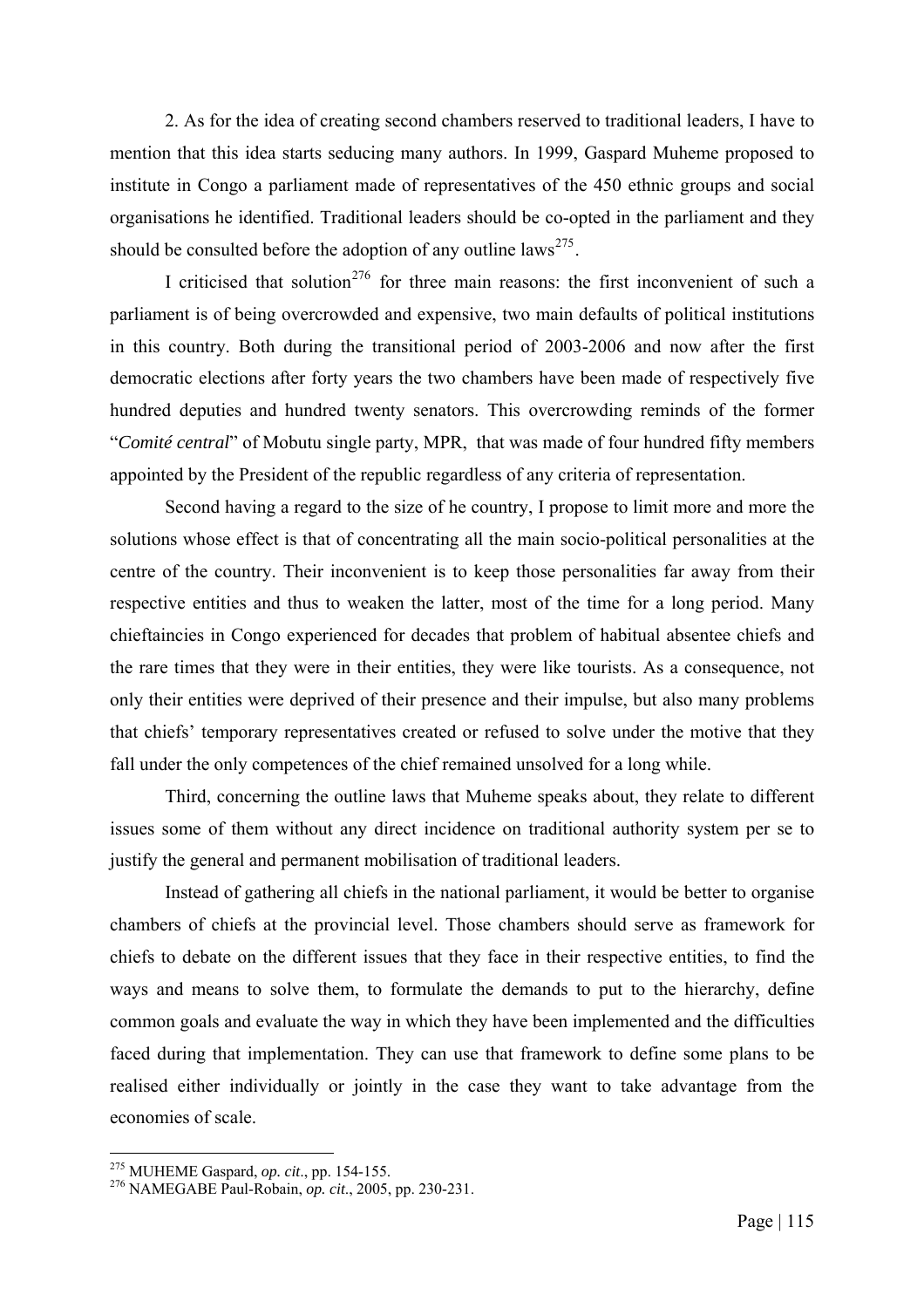2. As for the idea of creating second chambers reserved to traditional leaders, I have to mention that this idea starts seducing many authors. In 1999, Gaspard Muheme proposed to institute in Congo a parliament made of representatives of the 450 ethnic groups and social organisations he identified. Traditional leaders should be co-opted in the parliament and they should be consulted before the adoption of any outline laws[275].

I criticised that solution[276] for three main reasons: the first inconvenient of such a parliament is of being overcrowded and expensive, two main defaults of political institutions in this country. Both during the transitional period of 2003-2006 and now after the first democratic elections after forty years the two chambers have been made of respectively five hundred deputies and hundred twenty senators. This overcrowding reminds of the former "*Comité central*" of Mobutu single party, MPR, that was made of four hundred fifty members appointed by the President of the republic regardless of any criteria of representation.

Second having a regard to the size of he country, I propose to limit more and more the solutions whose effect is that of concentrating all the main socio-political personalities at the centre of the country. Their inconvenient is to keep those personalities far away from their respective entities and thus to weaken the latter, most of the time for a long period. Many chieftaincies in Congo experienced for decades that problem of habitual absentee chiefs and the rare times that they were in their entities, they were like tourists. As a consequence, not only their entities were deprived of their presence and their impulse, but also many problems that chiefs' temporary representatives created or refused to solve under the motive that they fall under the only competences of the chief remained unsolved for a long while.

Third, concerning the outline laws that Muheme speaks about, they relate to different issues some of them without any direct incidence on traditional authority system per se to justify the general and permanent mobilisation of traditional leaders.

Instead of gathering all chiefs in the national parliament, it would be better to organise chambers of chiefs at the provincial level. Those chambers should serve as framework for chiefs to debate on the different issues that they face in their respective entities, to find the ways and means to solve them, to formulate the demands to put to the hierarchy, define common goals and evaluate the way in which they have been implemented and the difficulties faced during that implementation. They can use that framework to define some plans to be realised either individually or jointly in the case they want to take advantage from the economies of scale.

---

[275] MUHEME Gaspard, *op. cit.*, pp. 154-155.

[276] NAMEGABE Paul-Robain, *op. cit.*, 2005, pp. 230-231.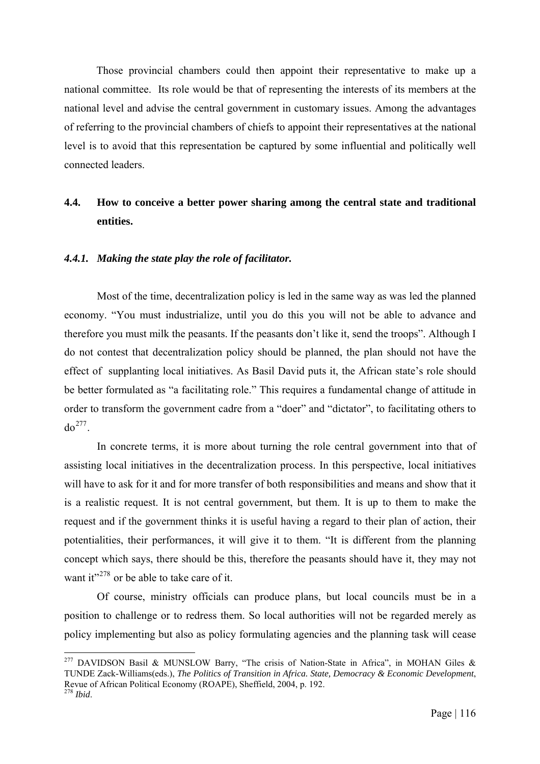Those provincial chambers could then appoint their representative to make up a national committee. Its role would be that of representing the interests of its members at the national level and advise the central government in customary issues. Among the advantages of referring to the provincial chambers of chiefs to appoint their representatives at the national level is to avoid that this representation be captured by some influential and politically well connected leaders.

## 4.4. How to conceive a better power sharing among the central state and traditional entities.

### *4.4.1. Making the state play the role of facilitator.*

Most of the time, decentralization policy is led in the same way as was led the planned economy. "You must industrialize, until you do this you will not be able to advance and therefore you must milk the peasants. If the peasants don't like it, send the troops". Although I do not contest that decentralization policy should be planned, the plan should not have the effect of supplanting local initiatives. As Basil David puts it, the African state's role should be better formulated as "a facilitating role." This requires a fundamental change of attitude in order to transform the government cadre from a "doer" and "dictator", to facilitating others to do[277].

In concrete terms, it is more about turning the role central government into that of assisting local initiatives in the decentralization process. In this perspective, local initiatives will have to ask for it and for more transfer of both responsibilities and means and show that it is a realistic request. It is not central government, but them. It is up to them to make the request and if the government thinks it is useful having a regard to their plan of action, their potentialities, their performances, it will give it to them. "It is different from the planning concept which says, there should be this, therefore the peasants should have it, they may not want it"[278] or be able to take care of it.

Of course, ministry officials can produce plans, but local councils must be in a position to challenge or to redress them. So local authorities will not be regarded merely as policy implementing but also as policy formulating agencies and the planning task will cease

---

[277] DAVIDSON Basil & MUNSLOW Barry, "The crisis of Nation-State in Africa", in MOHAN Giles & TUNDE Zack-Williams(eds.), *The Politics of Transition in Africa. State, Democracy & Economic Development*, Revue of African Political Economy (ROAPE), Sheffield, 2004, p. 192.

[278] *Ibid*.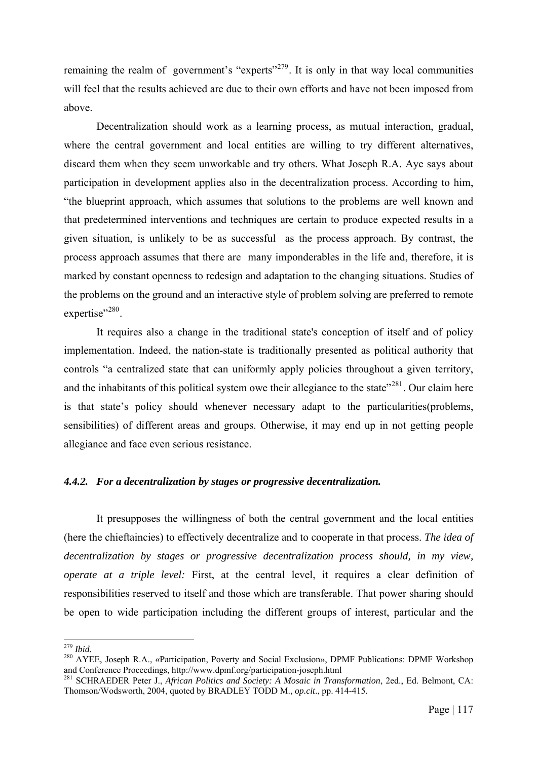remaining the realm of government's "experts"[279]. It is only in that way local communities will feel that the results achieved are due to their own efforts and have not been imposed from above.

Decentralization should work as a learning process, as mutual interaction, gradual, where the central government and local entities are willing to try different alternatives, discard them when they seem unworkable and try others. What Joseph R.A. Aye says about participation in development applies also in the decentralization process. According to him, "the blueprint approach, which assumes that solutions to the problems are well known and that predetermined interventions and techniques are certain to produce expected results in a given situation, is unlikely to be as successful as the process approach. By contrast, the process approach assumes that there are many imponderables in the life and, therefore, it is marked by constant openness to redesign and adaptation to the changing situations. Studies of the problems on the ground and an interactive style of problem solving are preferred to remote expertise"[280].

It requires also a change in the traditional state's conception of itself and of policy implementation. Indeed, the nation-state is traditionally presented as political authority that controls "a centralized state that can uniformly apply policies throughout a given territory, and the inhabitants of this political system owe their allegiance to the state"[281]. Our claim here is that state's policy should whenever necessary adapt to the particularities(problems, sensibilities) of different areas and groups. Otherwise, it may end up in not getting people allegiance and face even serious resistance.

#### *4.4.2. For a decentralization by stages or progressive decentralization.*

It presupposes the willingness of both the central government and the local entities (here the chieftaincies) to effectively decentralize and to cooperate in that process. *The idea of decentralization by stages or progressive decentralization process should, in my view, operate at a triple level:* First, at the central level, it requires a clear definition of responsibilities reserved to itself and those which are transferable. That power sharing should be open to wide participation including the different groups of interest, particular and the

---

[279] *Ibid.*

[280] AYEE, Joseph R.A., «Participation, Poverty and Social Exclusion», DPMF Publications: DPMF Workshop and Conference Proceedings, http://www.dpmf.org/participation-joseph.html

[281] SCHRAEDER Peter J., *African Politics and Society: A Mosaic in Transformation*, 2ed., Ed. Belmont, CA: Thomson/Wodsworth, 2004, quoted by BRADLEY TODD M., *op.cit*., pp. 414-415.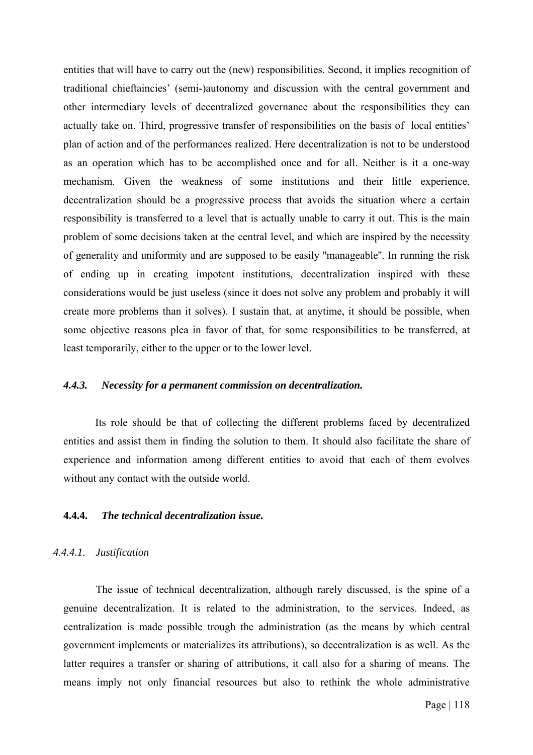entities that will have to carry out the (new) responsibilities. Second, it implies recognition of traditional chieftaincies' (semi-)autonomy and discussion with the central government and other intermediary levels of decentralized governance about the responsibilities they can actually take on. Third, progressive transfer of responsibilities on the basis of local entities' plan of action and of the performances realized. Here decentralization is not to be understood as an operation which has to be accomplished once and for all. Neither is it a one-way mechanism. Given the weakness of some institutions and their little experience, decentralization should be a progressive process that avoids the situation where a certain responsibility is transferred to a level that is actually unable to carry it out. This is the main problem of some decisions taken at the central level, and which are inspired by the necessity of generality and uniformity and are supposed to be easily "manageable". In running the risk of ending up in creating impotent institutions, decentralization inspired with these considerations would be just useless (since it does not solve any problem and probably it will create more problems than it solves). I sustain that, at anytime, it should be possible, when some objective reasons plea in favor of that, for some responsibilities to be transferred, at least temporarily, either to the upper or to the lower level.

### *4.4.3. Necessity for a permanent commission on decentralization.*

Its role should be that of collecting the different problems faced by decentralized entities and assist them in finding the solution to them. It should also facilitate the share of experience and information among different entities to avoid that each of them evolves without any contact with the outside world.

### **4.4.4.** ***The technical decentralization issue.***

#### *4.4.4.1. Justification*

The issue of technical decentralization, although rarely discussed, is the spine of a genuine decentralization. It is related to the administration, to the services. Indeed, as centralization is made possible trough the administration (as the means by which central government implements or materializes its attributions), so decentralization is as well. As the latter requires a transfer or sharing of attributions, it call also for a sharing of means. The means imply not only financial resources but also to rethink the whole administrative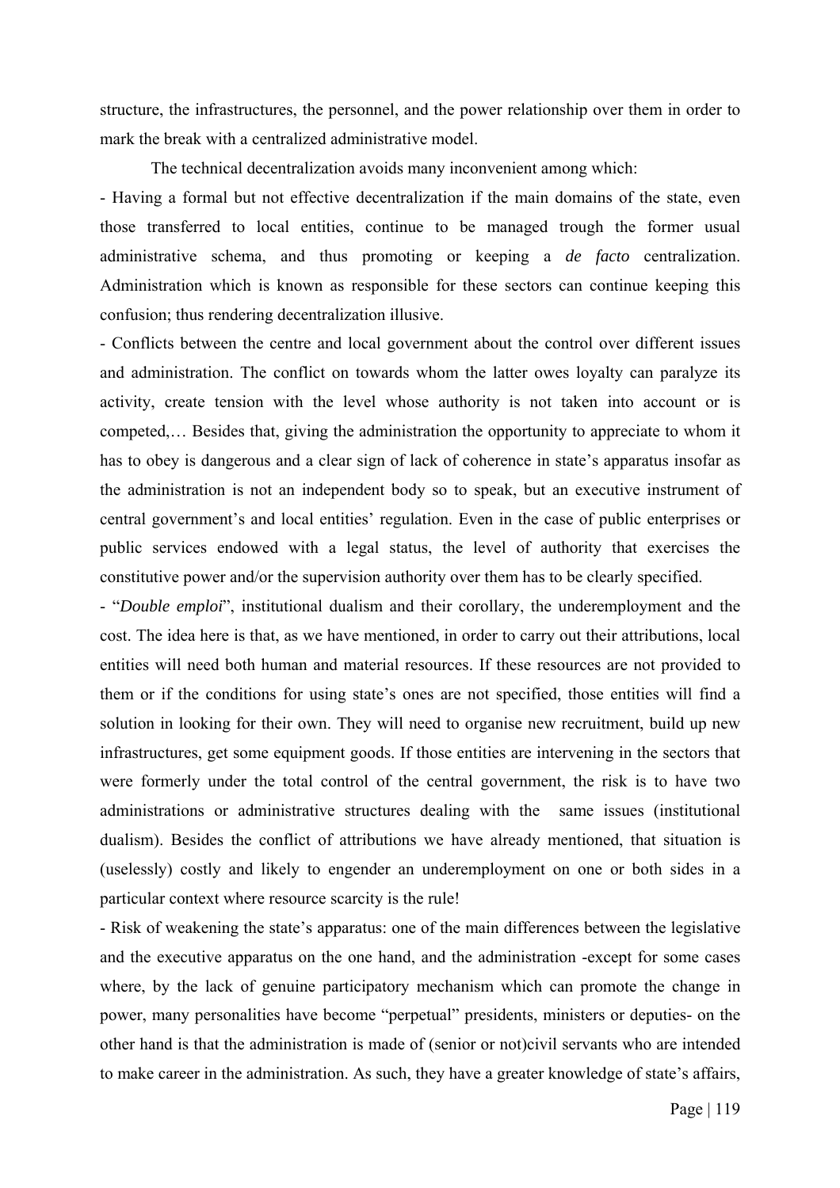structure, the infrastructures, the personnel, and the power relationship over them in order to mark the break with a centralized administrative model.

The technical decentralization avoids many inconvenient among which:

- Having a formal but not effective decentralization if the main domains of the state, even those transferred to local entities, continue to be managed trough the former usual administrative schema, and thus promoting or keeping a *de facto* centralization. Administration which is known as responsible for these sectors can continue keeping this confusion; thus rendering decentralization illusive.

- Conflicts between the centre and local government about the control over different issues and administration. The conflict on towards whom the latter owes loyalty can paralyze its activity, create tension with the level whose authority is not taken into account or is competed,… Besides that, giving the administration the opportunity to appreciate to whom it has to obey is dangerous and a clear sign of lack of coherence in state's apparatus insofar as the administration is not an independent body so to speak, but an executive instrument of central government's and local entities' regulation. Even in the case of public enterprises or public services endowed with a legal status, the level of authority that exercises the constitutive power and/or the supervision authority over them has to be clearly specified.

- "*Double emploi*", institutional dualism and their corollary, the underemployment and the cost. The idea here is that, as we have mentioned, in order to carry out their attributions, local entities will need both human and material resources. If these resources are not provided to them or if the conditions for using state's ones are not specified, those entities will find a solution in looking for their own. They will need to organise new recruitment, build up new infrastructures, get some equipment goods. If those entities are intervening in the sectors that were formerly under the total control of the central government, the risk is to have two administrations or administrative structures dealing with the same issues (institutional dualism). Besides the conflict of attributions we have already mentioned, that situation is (uselessly) costly and likely to engender an underemployment on one or both sides in a particular context where resource scarcity is the rule!

- Risk of weakening the state's apparatus: one of the main differences between the legislative and the executive apparatus on the one hand, and the administration -except for some cases where, by the lack of genuine participatory mechanism which can promote the change in power, many personalities have become "perpetual" presidents, ministers or deputies- on the other hand is that the administration is made of (senior or not)civil servants who are intended to make career in the administration. As such, they have a greater knowledge of state's affairs,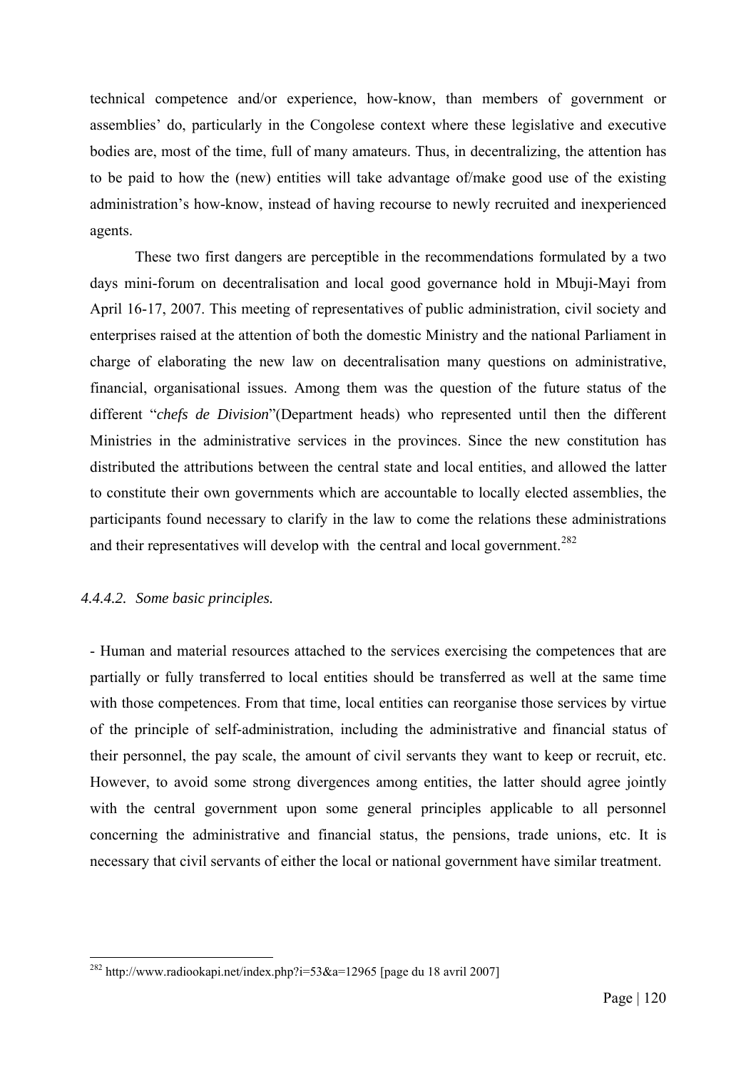technical competence and/or experience, how-know, than members of government or assemblies' do, particularly in the Congolese context where these legislative and executive bodies are, most of the time, full of many amateurs. Thus, in decentralizing, the attention has to be paid to how the (new) entities will take advantage of/make good use of the existing administration's how-know, instead of having recourse to newly recruited and inexperienced agents.

These two first dangers are perceptible in the recommendations formulated by a two days mini-forum on decentralisation and local good governance hold in Mbuji-Mayi from April 16-17, 2007. This meeting of representatives of public administration, civil society and enterprises raised at the attention of both the domestic Ministry and the national Parliament in charge of elaborating the new law on decentralisation many questions on administrative, financial, organisational issues. Among them was the question of the future status of the different "*chefs de Division*"(Department heads) who represented until then the different Ministries in the administrative services in the provinces. Since the new constitution has distributed the attributions between the central state and local entities, and allowed the latter to constitute their own governments which are accountable to locally elected assemblies, the participants found necessary to clarify in the law to come the relations these administrations and their representatives will develop with the central and local government.[282]

#### *4.4.4.2. Some basic principles.*

- Human and material resources attached to the services exercising the competences that are partially or fully transferred to local entities should be transferred as well at the same time with those competences. From that time, local entities can reorganise those services by virtue of the principle of self-administration, including the administrative and financial status of their personnel, the pay scale, the amount of civil servants they want to keep or recruit, etc. However, to avoid some strong divergences among entities, the latter should agree jointly with the central government upon some general principles applicable to all personnel concerning the administrative and financial status, the pensions, trade unions, etc. It is necessary that civil servants of either the local or national government have similar treatment.

---

[282] http://www.radiookapi.net/index.php?i=53&a=12965 [page du 18 avril 2007]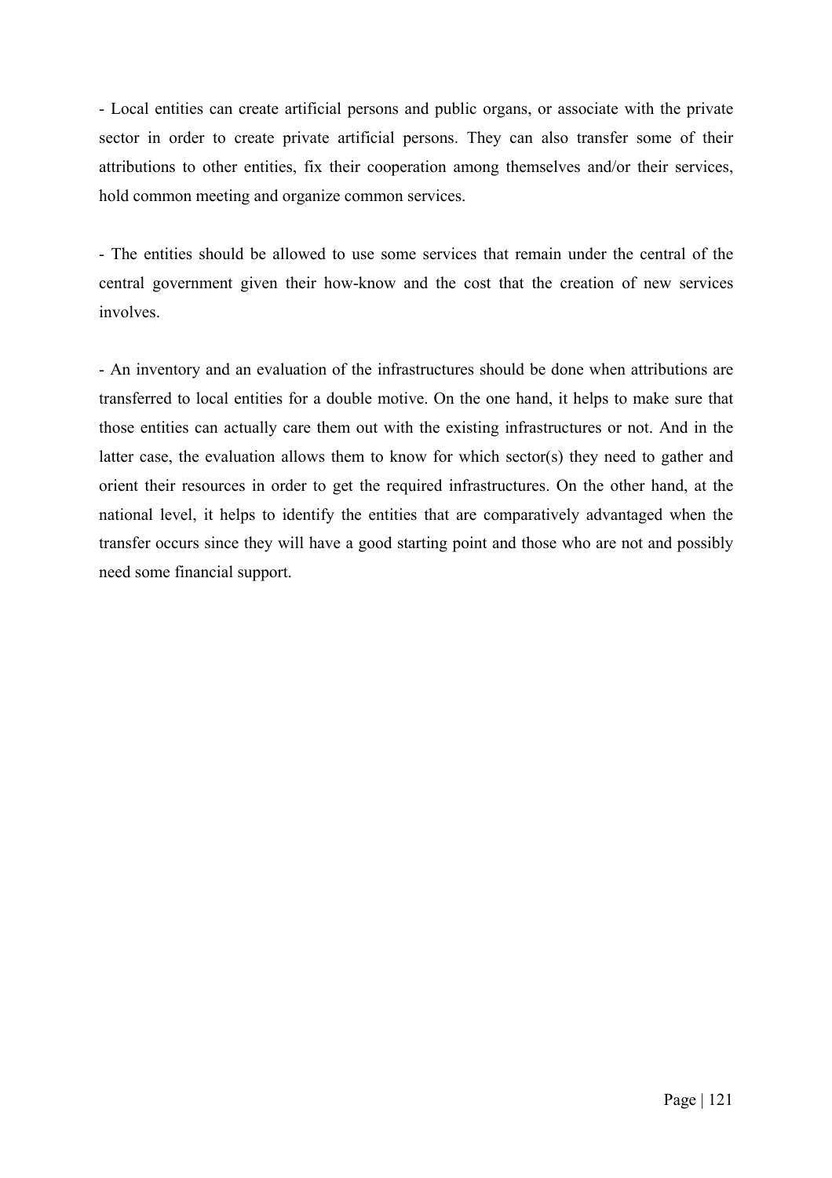- Local entities can create artificial persons and public organs, or associate with the private sector in order to create private artificial persons. They can also transfer some of their attributions to other entities, fix their cooperation among themselves and/or their services, hold common meeting and organize common services.

- The entities should be allowed to use some services that remain under the central of the central government given their how-know and the cost that the creation of new services involves.

- An inventory and an evaluation of the infrastructures should be done when attributions are transferred to local entities for a double motive. On the one hand, it helps to make sure that those entities can actually care them out with the existing infrastructures or not. And in the latter case, the evaluation allows them to know for which sector(s) they need to gather and orient their resources in order to get the required infrastructures. On the other hand, at the national level, it helps to identify the entities that are comparatively advantaged when the transfer occurs since they will have a good starting point and those who are not and possibly need some financial support.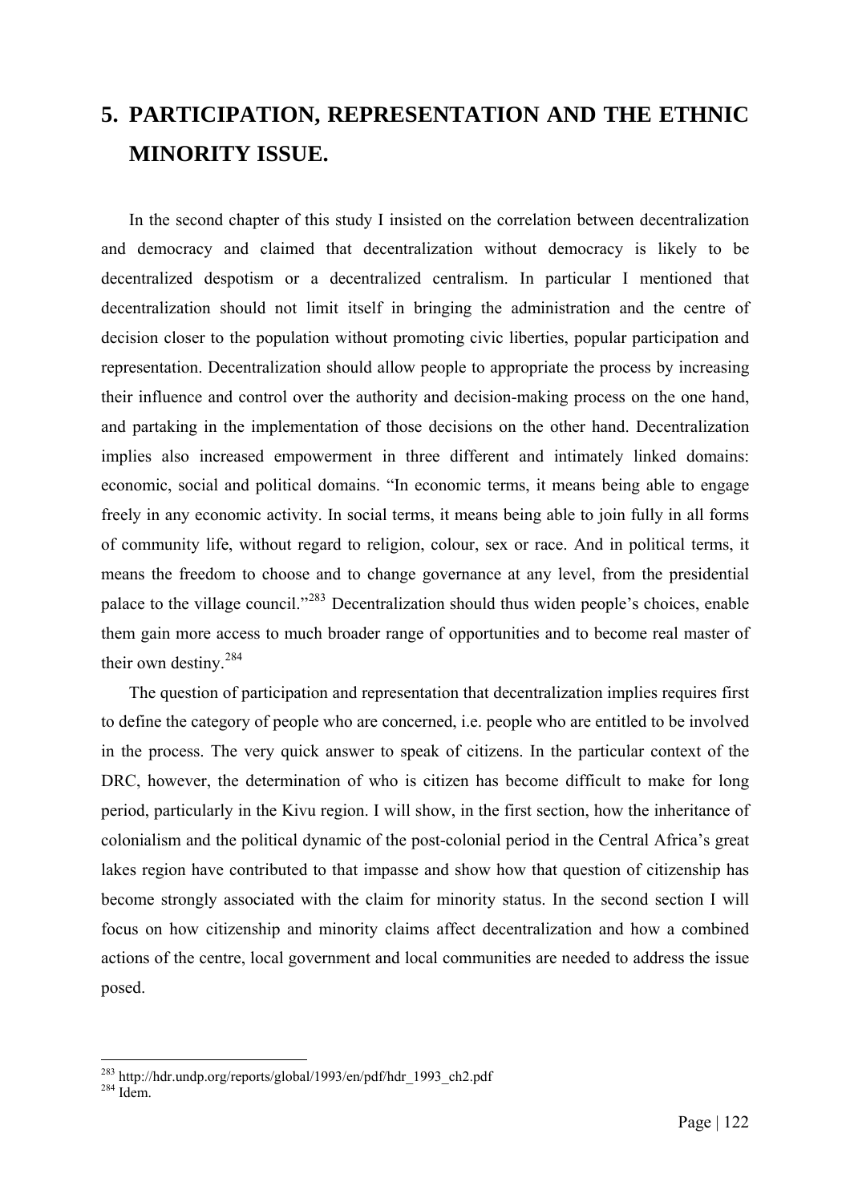# 5. PARTICIPATION, REPRESENTATION AND THE ETHNIC MINORITY ISSUE.

In the second chapter of this study I insisted on the correlation between decentralization and democracy and claimed that decentralization without democracy is likely to be decentralized despotism or a decentralized centralism. In particular I mentioned that decentralization should not limit itself in bringing the administration and the centre of decision closer to the population without promoting civic liberties, popular participation and representation. Decentralization should allow people to appropriate the process by increasing their influence and control over the authority and decision-making process on the one hand, and partaking in the implementation of those decisions on the other hand. Decentralization implies also increased empowerment in three different and intimately linked domains: economic, social and political domains. "In economic terms, it means being able to engage freely in any economic activity. In social terms, it means being able to join fully in all forms of community life, without regard to religion, colour, sex or race. And in political terms, it means the freedom to choose and to change governance at any level, from the presidential palace to the village council."[283] Decentralization should thus widen people's choices, enable them gain more access to much broader range of opportunities and to become real master of their own destiny.[284]

The question of participation and representation that decentralization implies requires first to define the category of people who are concerned, i.e. people who are entitled to be involved in the process. The very quick answer to speak of citizens. In the particular context of the DRC, however, the determination of who is citizen has become difficult to make for long period, particularly in the Kivu region. I will show, in the first section, how the inheritance of colonialism and the political dynamic of the post-colonial period in the Central Africa's great lakes region have contributed to that impasse and show how that question of citizenship has become strongly associated with the claim for minority status. In the second section I will focus on how citizenship and minority claims affect decentralization and how a combined actions of the centre, local government and local communities are needed to address the issue posed.

---

[283] http://hdr.undp.org/reports/global/1993/en/pdf/hdr_1993_ch2.pdf

[284] Idem.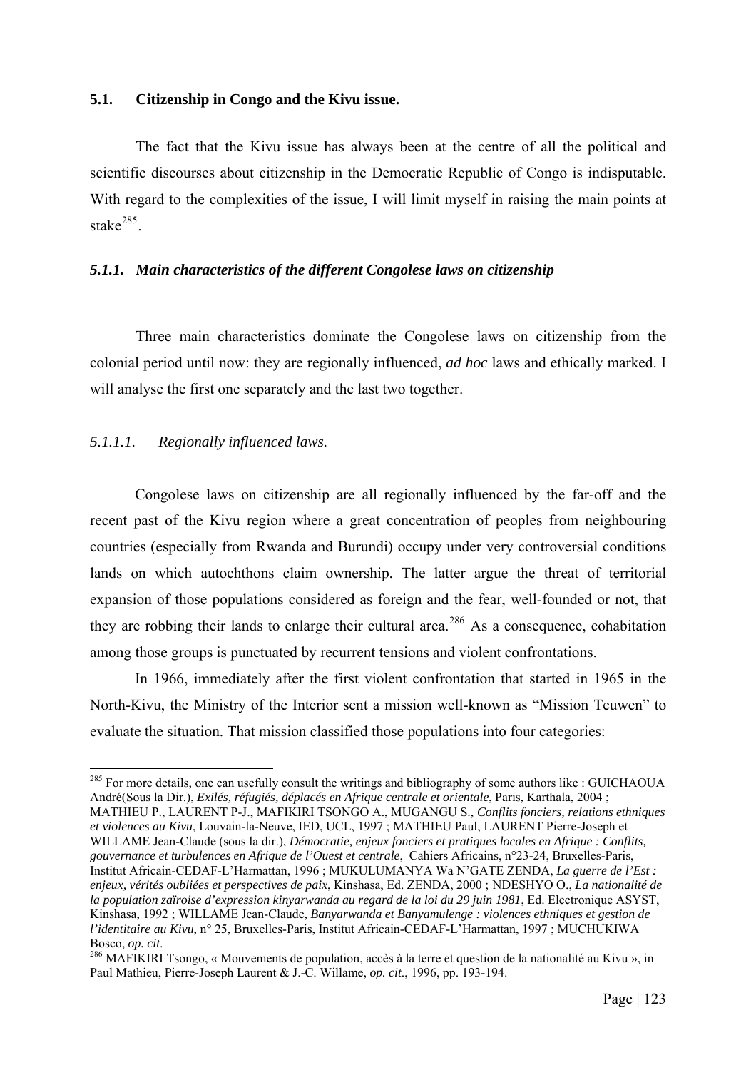## 5.1. Citizenship in Congo and the Kivu issue.

The fact that the Kivu issue has always been at the centre of all the political and scientific discourses about citizenship in the Democratic Republic of Congo is indisputable. With regard to the complexities of the issue, I will limit myself in raising the main points at stake[285].

### *5.1.1. Main characteristics of the different Congolese laws on citizenship*

Three main characteristics dominate the Congolese laws on citizenship from the colonial period until now: they are regionally influenced, *ad hoc* laws and ethically marked. I will analyse the first one separately and the last two together.

#### *5.1.1.1. Regionally influenced laws.*

Congolese laws on citizenship are all regionally influenced by the far-off and the recent past of the Kivu region where a great concentration of peoples from neighbouring countries (especially from Rwanda and Burundi) occupy under very controversial conditions lands on which autochthons claim ownership. The latter argue the threat of territorial expansion of those populations considered as foreign and the fear, well-founded or not, that they are robbing their lands to enlarge their cultural area.[286] As a consequence, cohabitation among those groups is punctuated by recurrent tensions and violent confrontations.

In 1966, immediately after the first violent confrontation that started in 1965 in the North-Kivu, the Ministry of the Interior sent a mission well-known as "Mission Teuwen" to evaluate the situation. That mission classified those populations into four categories:

---

[285] For more details, one can usefully consult the writings and bibliography of some authors like : GUICHAOUA André(Sous la Dir.), *Exilés, réfugiés, déplacés en Afrique centrale et orientale*, Paris, Karthala, 2004 ; MATHIEU P., LAURENT P-J., MAFIKIRI TSONGO A., MUGANGU S., *Conflits fonciers, relations ethniques et violences au Kivu*, Louvain-la-Neuve, IED, UCL, 1997 ; MATHIEU Paul, LAURENT Pierre-Joseph et WILLAME Jean-Claude (sous la dir.), *Démocratie, enjeux fonciers et pratiques locales en Afrique : Conflits, gouvernance et turbulences en Afrique de l'Ouest et centrale*, Cahiers Africains, n°23-24, Bruxelles-Paris, Institut Africain-CEDAF-L'Harmattan, 1996 ; MUKULUMANYA Wa N'GATE ZENDA, *La guerre de l'Est : enjeux, vérités oubliées et perspectives de paix*, Kinshasa, Ed. ZENDA, 2000 ; NDESHYO O., *La nationalité de la population zaïroise d'expression kinyarwanda au regard de la loi du 29 juin 1981*, Ed. Electronique ASYST, Kinshasa, 1992 ; WILLAME Jean-Claude, *Banyarwanda et Banyamulenge : violences ethniques et gestion de l'identitaire au Kivu*, n° 25, Bruxelles-Paris, Institut Africain-CEDAF-L'Harmattan, 1997 ; MUCHUKIWA Bosco, *op. cit.*

[286] MAFIKIRI Tsongo, « Mouvements de population, accès à la terre et question de la nationalité au Kivu », in Paul Mathieu, Pierre-Joseph Laurent & J.-C. Willame, *op. cit.*, 1996, pp. 193-194.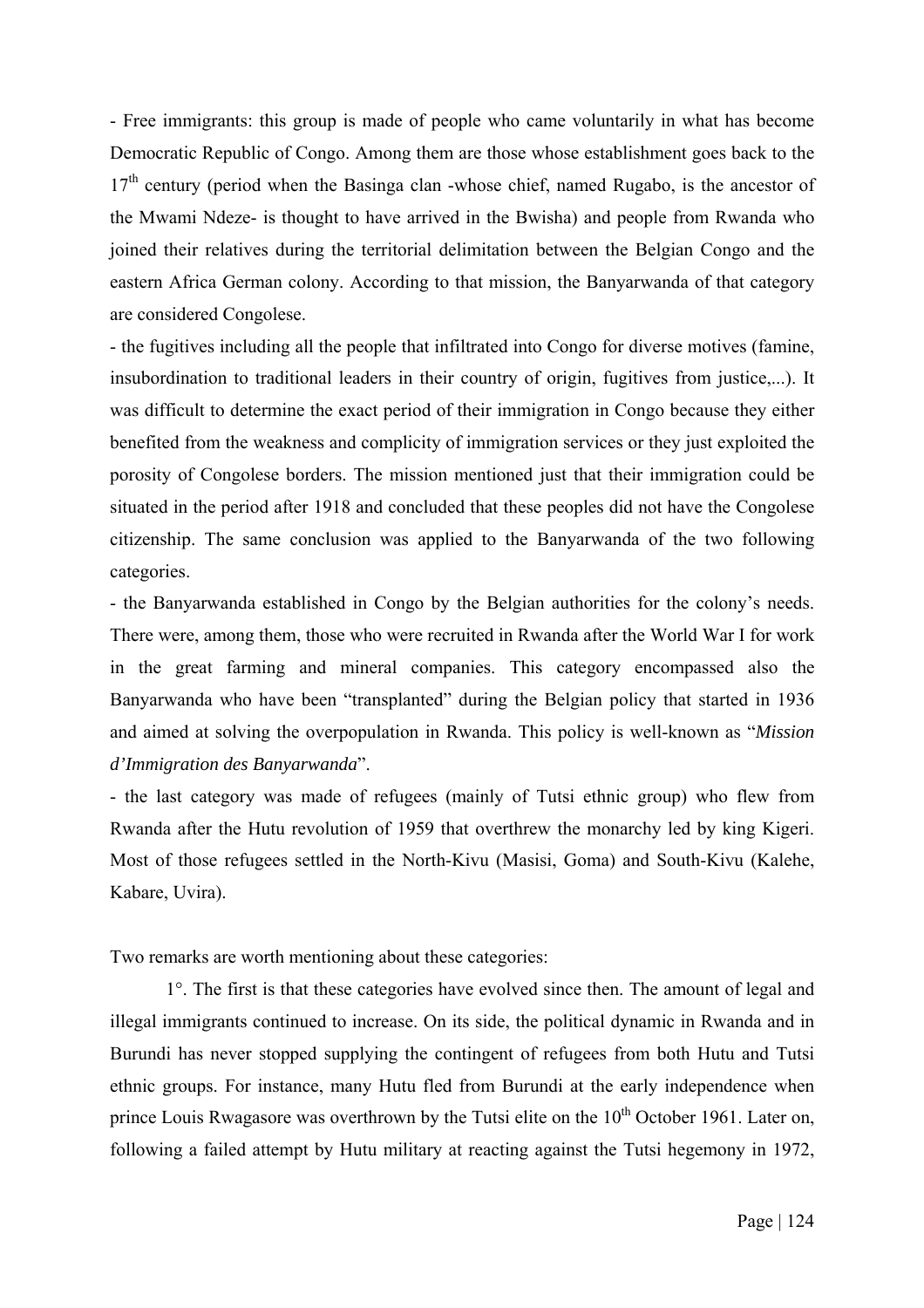- Free immigrants: this group is made of people who came voluntarily in what has become Democratic Republic of Congo. Among them are those whose establishment goes back to the $17^{th}$ century (period when the Basinga clan -whose chief, named Rugabo, is the ancestor of the Mwami Ndeze- is thought to have arrived in the Bwisha) and people from Rwanda who joined their relatives during the territorial delimitation between the Belgian Congo and the eastern Africa German colony. According to that mission, the Banyarwanda of that category are considered Congolese.

- the fugitives including all the people that infiltrated into Congo for diverse motives (famine, insubordination to traditional leaders in their country of origin, fugitives from justice,...). It was difficult to determine the exact period of their immigration in Congo because they either benefited from the weakness and complicity of immigration services or they just exploited the porosity of Congolese borders. The mission mentioned just that their immigration could be situated in the period after 1918 and concluded that these peoples did not have the Congolese citizenship. The same conclusion was applied to the Banyarwanda of the two following categories.

- the Banyarwanda established in Congo by the Belgian authorities for the colony's needs. There were, among them, those who were recruited in Rwanda after the World War I for work in the great farming and mineral companies. This category encompassed also the Banyarwanda who have been "transplanted" during the Belgian policy that started in 1936 and aimed at solving the overpopulation in Rwanda. This policy is well-known as "*Mission d'Immigration des Banyarwanda*".

- the last category was made of refugees (mainly of Tutsi ethnic group) who flew from Rwanda after the Hutu revolution of 1959 that overthrew the monarchy led by king Kigeri. Most of those refugees settled in the North-Kivu (Masisi, Goma) and South-Kivu (Kalehe, Kabare, Uvira).

Two remarks are worth mentioning about these categories:

1°. The first is that these categories have evolved since then. The amount of legal and illegal immigrants continued to increase. On its side, the political dynamic in Rwanda and in Burundi has never stopped supplying the contingent of refugees from both Hutu and Tutsi ethnic groups. For instance, many Hutu fled from Burundi at the early independence when prince Louis Rwagasore was overthrown by the Tutsi elite on the $10^{th}$ October 1961. Later on, following a failed attempt by Hutu military at reacting against the Tutsi hegemony in 1972,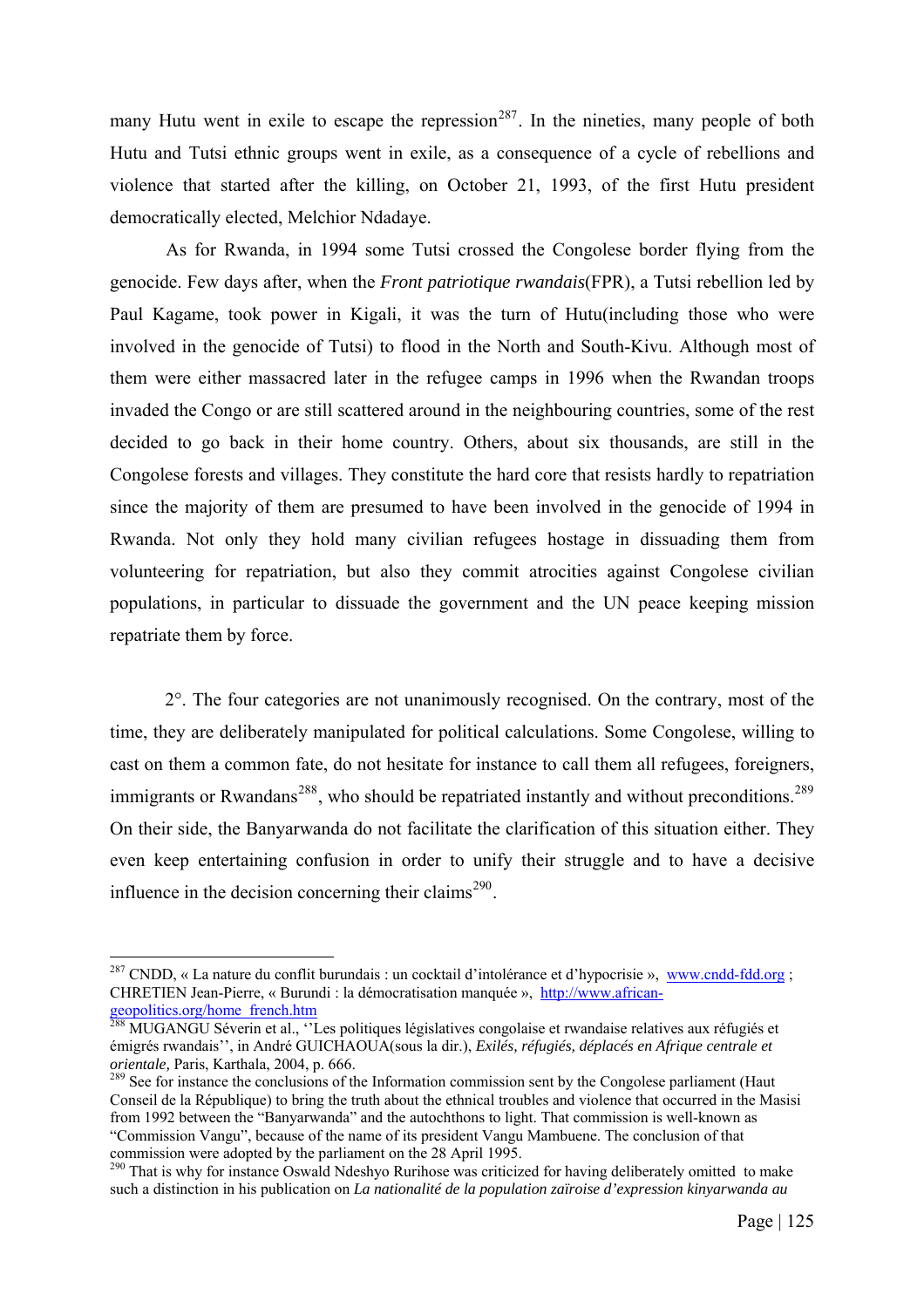many Hutu went in exile to escape the repression[287]. In the nineties, many people of both Hutu and Tutsi ethnic groups went in exile, as a consequence of a cycle of rebellions and violence that started after the killing, on October 21, 1993, of the first Hutu president democratically elected, Melchior Ndadaye.

As for Rwanda, in 1994 some Tutsi crossed the Congolese border flying from the genocide. Few days after, when the *Front patriotique rwandais*(FPR), a Tutsi rebellion led by Paul Kagame, took power in Kigali, it was the turn of Hutu(including those who were involved in the genocide of Tutsi) to flood in the North and South-Kivu. Although most of them were either massacred later in the refugee camps in 1996 when the Rwandan troops invaded the Congo or are still scattered around in the neighbouring countries, some of the rest decided to go back in their home country. Others, about six thousands, are still in the Congolese forests and villages. They constitute the hard core that resists hardly to repatriation since the majority of them are presumed to have been involved in the genocide of 1994 in Rwanda. Not only they hold many civilian refugees hostage in dissuading them from volunteering for repatriation, but also they commit atrocities against Congolese civilian populations, in particular to dissuade the government and the UN peace keeping mission repatriate them by force.

2°. The four categories are not unanimously recognised. On the contrary, most of the time, they are deliberately manipulated for political calculations. Some Congolese, willing to cast on them a common fate, do not hesitate for instance to call them all refugees, foreigners, immigrants or Rwandans[288], who should be repatriated instantly and without preconditions.[289] On their side, the Banyarwanda do not facilitate the clarification of this situation either. They even keep entertaining confusion in order to unify their struggle and to have a decisive influence in the decision concerning their claims[290].

---

[287] CNDD, « La nature du conflit burundais : un cocktail d'intolérance et d'hypocrisie », www.cndd-fdd.org ; CHRETIEN Jean-Pierre, « Burundi : la démocratisation manquée », http://www.african-geopolitics.org/home_french.htm

[288] MUGANGU Séverin et al., ''Les politiques législatives congolaise et rwandaise relatives aux réfugiés et émigrés rwandais'', in André GUICHAOUA(sous la dir.), *Exilés, réfugiés, déplacés en Afrique centrale et orientale,* Paris, Karthala, 2004, p. 666.

[289] See for instance the conclusions of the Information commission sent by the Congolese parliament (Haut Conseil de la République) to bring the truth about the ethnical troubles and violence that occurred in the Masisi from 1992 between the "Banyarwanda" and the autochthons to light. That commission is well-known as "Commission Vangu", because of the name of its president Vangu Mambuene. The conclusion of that commission were adopted by the parliament on the 28 April 1995.

[290] That is why for instance Oswald Ndeshyo Rurihose was criticized for having deliberately omitted to make such a distinction in his publication on *La nationalité de la population zaïroise d'expression kinyarwanda au*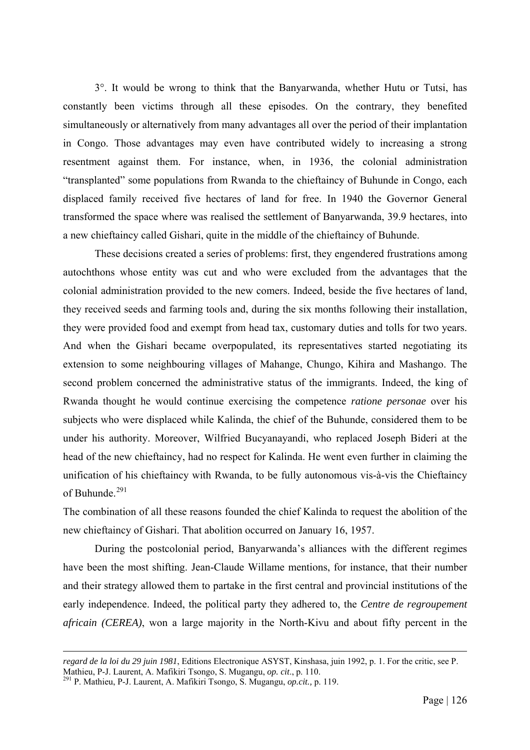3°. It would be wrong to think that the Banyarwanda, whether Hutu or Tutsi, has constantly been victims through all these episodes. On the contrary, they benefited simultaneously or alternatively from many advantages all over the period of their implantation in Congo. Those advantages may even have contributed widely to increasing a strong resentment against them. For instance, when, in 1936, the colonial administration "transplanted" some populations from Rwanda to the chieftaincy of Buhunde in Congo, each displaced family received five hectares of land for free. In 1940 the Governor General transformed the space where was realised the settlement of Banyarwanda, 39.9 hectares, into a new chieftaincy called Gishari, quite in the middle of the chieftaincy of Buhunde.

These decisions created a series of problems: first, they engendered frustrations among autochthons whose entity was cut and who were excluded from the advantages that the colonial administration provided to the new comers. Indeed, beside the five hectares of land, they received seeds and farming tools and, during the six months following their installation, they were provided food and exempt from head tax, customary duties and tolls for two years. And when the Gishari became overpopulated, its representatives started negotiating its extension to some neighbouring villages of Mahange, Chungo, Kihira and Mashango. The second problem concerned the administrative status of the immigrants. Indeed, the king of Rwanda thought he would continue exercising the competence *ratione personae* over his subjects who were displaced while Kalinda, the chief of the Buhunde, considered them to be under his authority. Moreover, Wilfried Bucyanayandi, who replaced Joseph Bideri at the head of the new chieftaincy, had no respect for Kalinda. He went even further in claiming the unification of his chieftaincy with Rwanda, to be fully autonomous vis-à-vis the Chieftaincy of Buhunde.[291]

The combination of all these reasons founded the chief Kalinda to request the abolition of the new chieftaincy of Gishari. That abolition occurred on January 16, 1957.

During the postcolonial period, Banyarwanda's alliances with the different regimes have been the most shifting. Jean-Claude Willame mentions, for instance, that their number and their strategy allowed them to partake in the first central and provincial institutions of the early independence. Indeed, the political party they adhered to, the *Centre de regroupement africain (CEREA)*, won a large majority in the North-Kivu and about fifty percent in the

---

*regard de la loi du 29 juin 1981*, Editions Electronique ASYST, Kinshasa, juin 1992, p. 1. For the critic, see P. Mathieu, P-J. Laurent, A. Mafikiri Tsongo, S. Mugangu, *op. cit*., p. 110.

[291] P. Mathieu, P-J. Laurent, A. Mafikiri Tsongo, S. Mugangu, *op.cit.,* p. 119.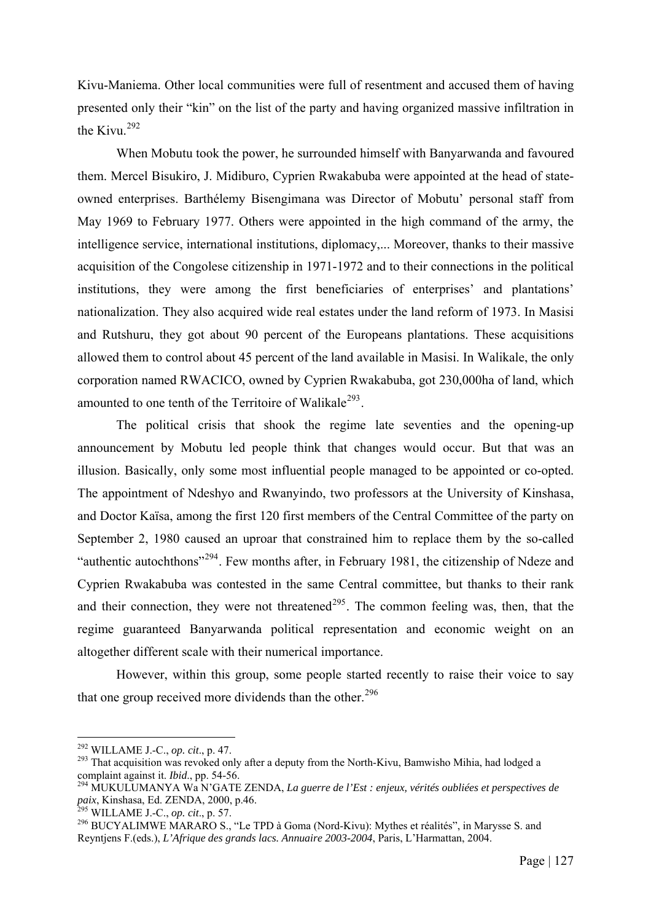Kivu-Maniema. Other local communities were full of resentment and accused them of having presented only their "kin" on the list of the party and having organized massive infiltration in the Kivu.[292]

When Mobutu took the power, he surrounded himself with Banyarwanda and favoured them. Mercel Bisukiro, J. Midiburo, Cyprien Rwakabuba were appointed at the head of state-owned enterprises. Barthélemy Bisengimana was Director of Mobutu' personal staff from May 1969 to February 1977. Others were appointed in the high command of the army, the intelligence service, international institutions, diplomacy,... Moreover, thanks to their massive acquisition of the Congolese citizenship in 1971-1972 and to their connections in the political institutions, they were among the first beneficiaries of enterprises' and plantations' nationalization. They also acquired wide real estates under the land reform of 1973. In Masisi and Rutshuru, they got about 90 percent of the Europeans plantations. These acquisitions allowed them to control about 45 percent of the land available in Masisi. In Walikale, the only corporation named RWACICO, owned by Cyprien Rwakabuba, got 230,000ha of land, which amounted to one tenth of the Territoire of Walikale[293].

The political crisis that shook the regime late seventies and the opening-up announcement by Mobutu led people think that changes would occur. But that was an illusion. Basically, only some most influential people managed to be appointed or co-opted. The appointment of Ndeshyo and Rwanyindo, two professors at the University of Kinshasa, and Doctor Kaïsa, among the first 120 first members of the Central Committee of the party on September 2, 1980 caused an uproar that constrained him to replace them by the so-called "authentic autochthons"[294]. Few months after, in February 1981, the citizenship of Ndeze and Cyprien Rwakabuba was contested in the same Central committee, but thanks to their rank and their connection, they were not threatened[295]. The common feeling was, then, that the regime guaranteed Banyarwanda political representation and economic weight on an altogether different scale with their numerical importance.

However, within this group, some people started recently to raise their voice to say that one group received more dividends than the other.[296]

---

[292] WILLAME J.-C., *op. cit*., p. 47.

[293] That acquisition was revoked only after a deputy from the North-Kivu, Bamwisho Mihia, had lodged a complaint against it. *Ibid*., pp. 54-56.

[294] MUKULUMANYA Wa N'GATE ZENDA, *La guerre de l'Est : enjeux, vérités oubliées et perspectives de paix*, Kinshasa, Ed. ZENDA, 2000, p.46.

[295] WILLAME J.-C., *op. cit*., p. 57.

[296] BUCYALIMWE MARARO S., "Le TPD à Goma (Nord-Kivu): Mythes et réalités", in Marysse S. and Reyntjens F.(eds.), *L'Afrique des grands lacs. Annuaire 2003-2004*, Paris, L'Harmattan, 2004.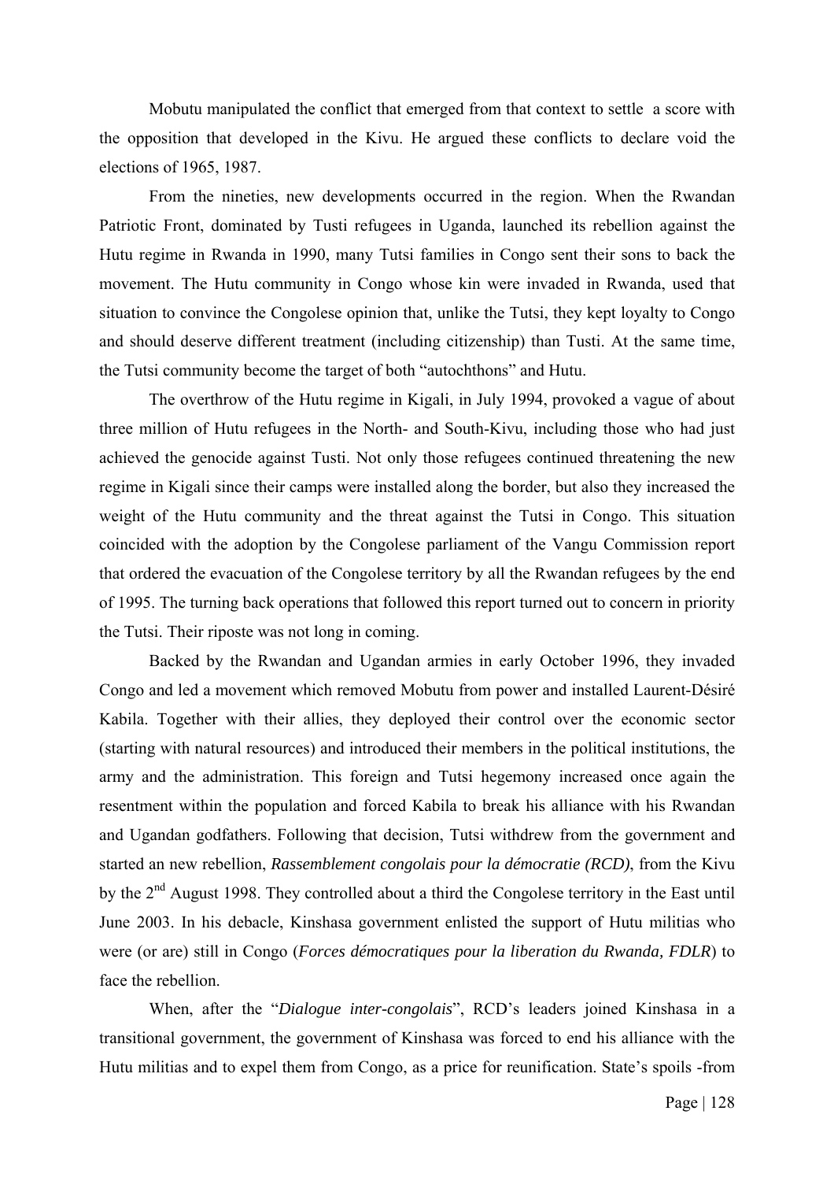Mobutu manipulated the conflict that emerged from that context to settle a score with the opposition that developed in the Kivu. He argued these conflicts to declare void the elections of 1965, 1987.

From the nineties, new developments occurred in the region. When the Rwandan Patriotic Front, dominated by Tusti refugees in Uganda, launched its rebellion against the Hutu regime in Rwanda in 1990, many Tutsi families in Congo sent their sons to back the movement. The Hutu community in Congo whose kin were invaded in Rwanda, used that situation to convince the Congolese opinion that, unlike the Tutsi, they kept loyalty to Congo and should deserve different treatment (including citizenship) than Tusti. At the same time, the Tutsi community become the target of both "autochthons" and Hutu.

The overthrow of the Hutu regime in Kigali, in July 1994, provoked a vague of about three million of Hutu refugees in the North- and South-Kivu, including those who had just achieved the genocide against Tusti. Not only those refugees continued threatening the new regime in Kigali since their camps were installed along the border, but also they increased the weight of the Hutu community and the threat against the Tutsi in Congo. This situation coincided with the adoption by the Congolese parliament of the Vangu Commission report that ordered the evacuation of the Congolese territory by all the Rwandan refugees by the end of 1995. The turning back operations that followed this report turned out to concern in priority the Tutsi. Their riposte was not long in coming.

Backed by the Rwandan and Ugandan armies in early October 1996, they invaded Congo and led a movement which removed Mobutu from power and installed Laurent-Désiré Kabila. Together with their allies, they deployed their control over the economic sector (starting with natural resources) and introduced their members in the political institutions, the army and the administration. This foreign and Tutsi hegemony increased once again the resentment within the population and forced Kabila to break his alliance with his Rwandan and Ugandan godfathers. Following that decision, Tutsi withdrew from the government and started an new rebellion, *Rassemblement congolais pour la démocratie (RCD)*, from the Kivu by the 2nd August 1998. They controlled about a third the Congolese territory in the East until June 2003. In his debacle, Kinshasa government enlisted the support of Hutu militias who were (or are) still in Congo (*Forces démocratiques pour la liberation du Rwanda, FDLR*) to face the rebellion.

When, after the "*Dialogue inter-congolais*", RCD's leaders joined Kinshasa in a transitional government, the government of Kinshasa was forced to end his alliance with the Hutu militias and to expel them from Congo, as a price for reunification. State's spoils -from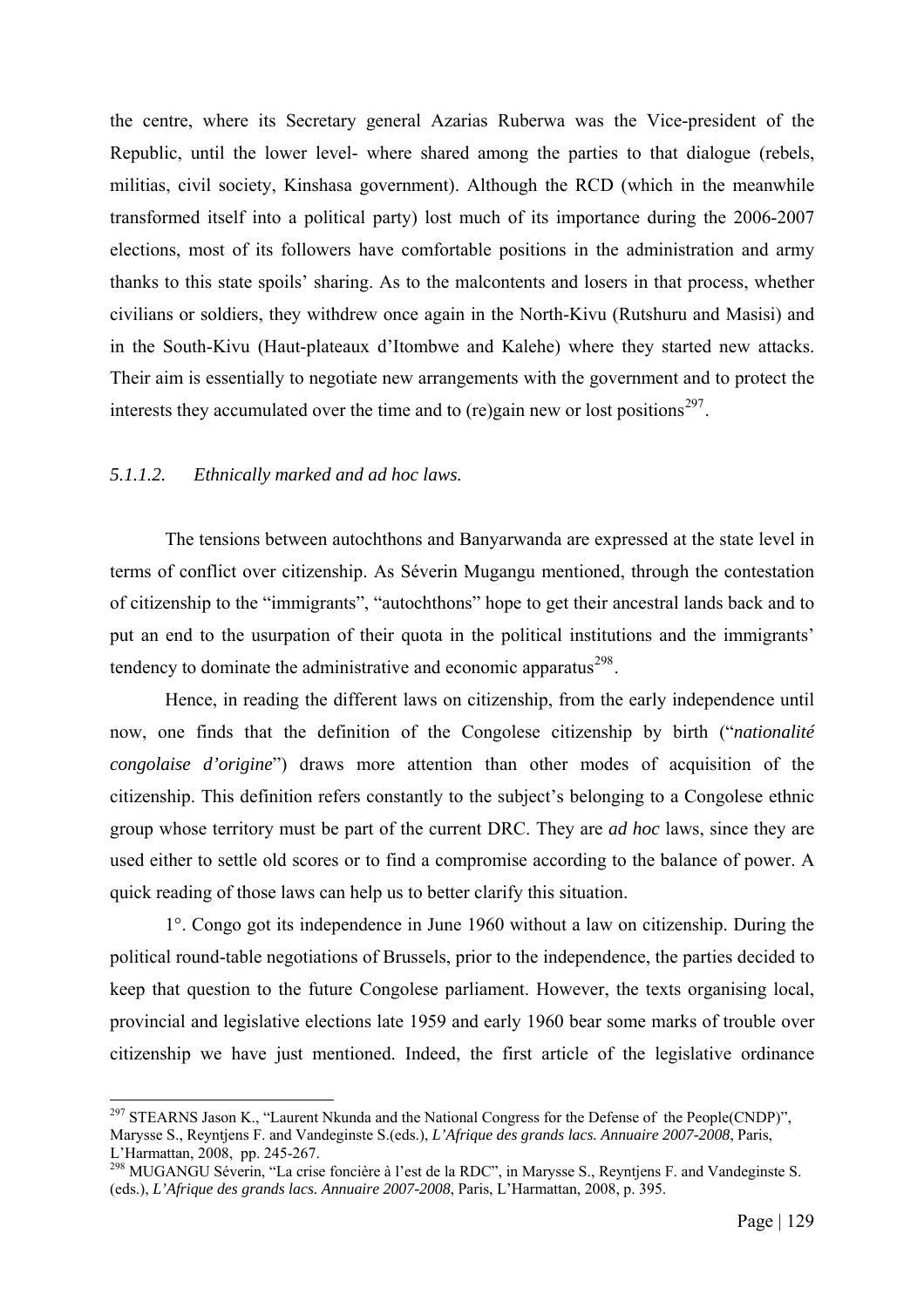the centre, where its Secretary general Azarias Ruberwa was the Vice-president of the Republic, until the lower level- where shared among the parties to that dialogue (rebels, militias, civil society, Kinshasa government). Although the RCD (which in the meanwhile transformed itself into a political party) lost much of its importance during the 2006-2007 elections, most of its followers have comfortable positions in the administration and army thanks to this state spoils' sharing. As to the malcontents and losers in that process, whether civilians or soldiers, they withdrew once again in the North-Kivu (Rutshuru and Masisi) and in the South-Kivu (Haut-plateaux d'Itombwe and Kalehe) where they started new attacks. Their aim is essentially to negotiate new arrangements with the government and to protect the interests they accumulated over the time and to (re)gain new or lost positions[297].

#### *5.1.1.2. Ethnically marked and ad hoc laws.*

The tensions between autochthons and Banyarwanda are expressed at the state level in terms of conflict over citizenship. As Séverin Mugangu mentioned, through the contestation of citizenship to the "immigrants", "autochthons" hope to get their ancestral lands back and to put an end to the usurpation of their quota in the political institutions and the immigrants' tendency to dominate the administrative and economic apparatus[298].

Hence, in reading the different laws on citizenship, from the early independence until now, one finds that the definition of the Congolese citizenship by birth ("*nationalité congolaise d'origine*") draws more attention than other modes of acquisition of the citizenship. This definition refers constantly to the subject's belonging to a Congolese ethnic group whose territory must be part of the current DRC. They are *ad hoc* laws, since they are used either to settle old scores or to find a compromise according to the balance of power. A quick reading of those laws can help us to better clarify this situation.

1°. Congo got its independence in June 1960 without a law on citizenship. During the political round-table negotiations of Brussels, prior to the independence, the parties decided to keep that question to the future Congolese parliament. However, the texts organising local, provincial and legislative elections late 1959 and early 1960 bear some marks of trouble over citizenship we have just mentioned. Indeed, the first article of the legislative ordinance

---

[297] STEARNS Jason K., "Laurent Nkunda and the National Congress for the Defense of the People(CNDP)", Marysse S., Reyntjens F. and Vandeginste S.(eds.), *L'Afrique des grands lacs. Annuaire 2007-2008*, Paris, L'Harmattan, 2008, pp. 245-267.

[298] MUGANGU Séverin, "La crise foncière à l'est de la RDC", in Marysse S., Reyntjens F. and Vandeginste S. (eds.), *L'Afrique des grands lacs. Annuaire 2007-2008*, Paris, L'Harmattan, 2008, p. 395.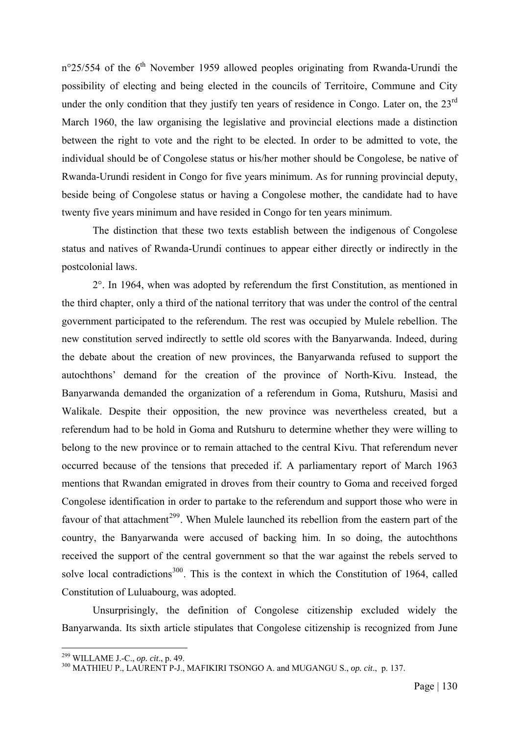n°25/554 of the 6th November 1959 allowed peoples originating from Rwanda-Urundi the possibility of electing and being elected in the councils of Territoire, Commune and City under the only condition that they justify ten years of residence in Congo. Later on, the 23rd March 1960, the law organising the legislative and provincial elections made a distinction between the right to vote and the right to be elected. In order to be admitted to vote, the individual should be of Congolese status or his/her mother should be Congolese, be native of Rwanda-Urundi resident in Congo for five years minimum. As for running provincial deputy, beside being of Congolese status or having a Congolese mother, the candidate had to have twenty five years minimum and have resided in Congo for ten years minimum.

The distinction that these two texts establish between the indigenous of Congolese status and natives of Rwanda-Urundi continues to appear either directly or indirectly in the postcolonial laws.

2°. In 1964, when was adopted by referendum the first Constitution, as mentioned in the third chapter, only a third of the national territory that was under the control of the central government participated to the referendum. The rest was occupied by Mulele rebellion. The new constitution served indirectly to settle old scores with the Banyarwanda. Indeed, during the debate about the creation of new provinces, the Banyarwanda refused to support the autochthons' demand for the creation of the province of North-Kivu. Instead, the Banyarwanda demanded the organization of a referendum in Goma, Rutshuru, Masisi and Walikale. Despite their opposition, the new province was nevertheless created, but a referendum had to be hold in Goma and Rutshuru to determine whether they were willing to belong to the new province or to remain attached to the central Kivu. That referendum never occurred because of the tensions that preceded if. A parliamentary report of March 1963 mentions that Rwandan emigrated in droves from their country to Goma and received forged Congolese identification in order to partake to the referendum and support those who were in favour of that attachment[299]. When Mulele launched its rebellion from the eastern part of the country, the Banyarwanda were accused of backing him. In so doing, the autochthons received the support of the central government so that the war against the rebels served to solve local contradictions[300]. This is the context in which the Constitution of 1964, called Constitution of Luluabourg, was adopted.

Unsurprisingly, the definition of Congolese citizenship excluded widely the Banyarwanda. Its sixth article stipulates that Congolese citizenship is recognized from June

---

[299] WILLAME J.-C., *op. cit*., p. 49.

[300] MATHIEU P., LAURENT P-J., MAFIKIRI TSONGO A. and MUGANGU S., *op. cit*., p. 137.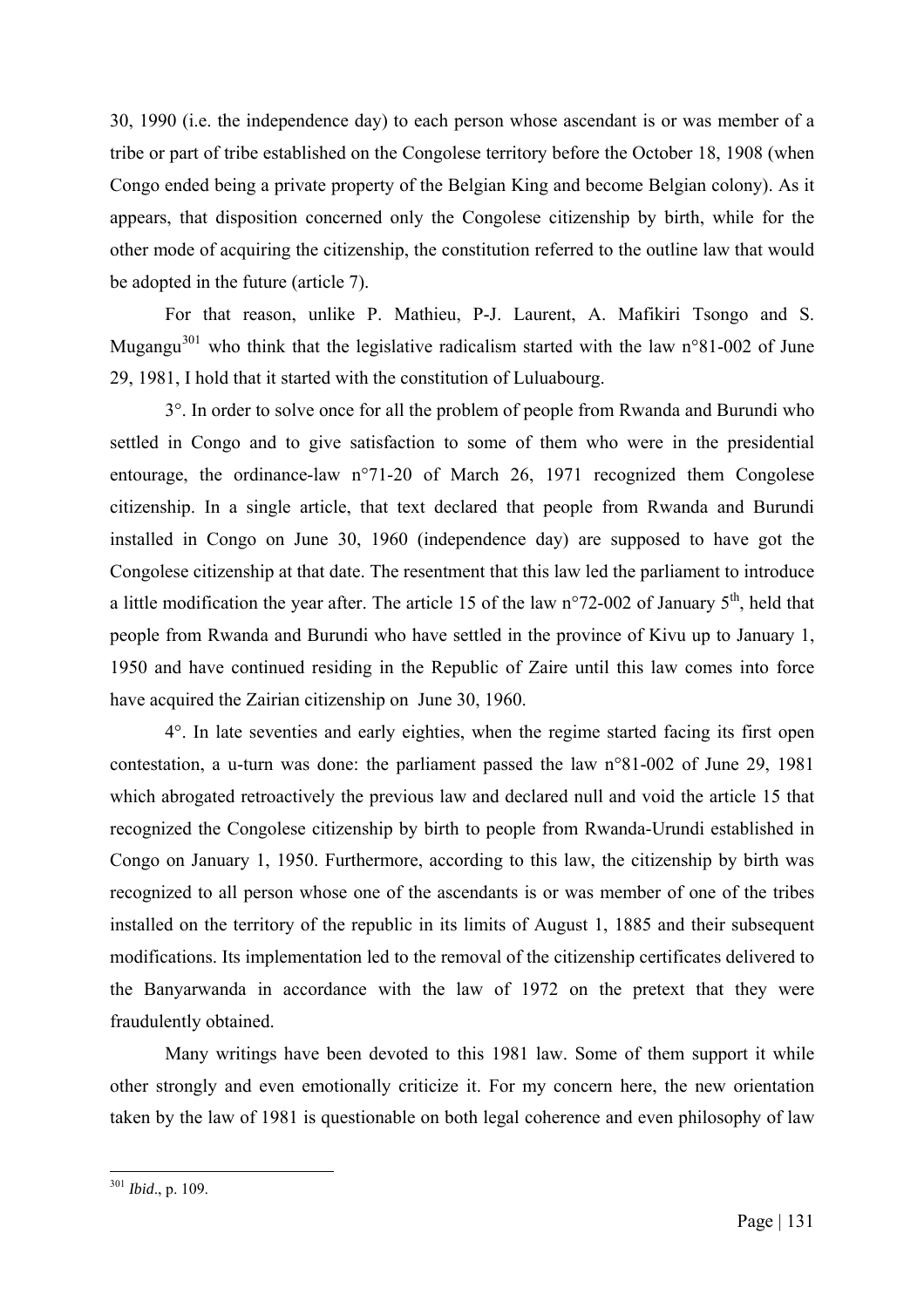30, 1990 (i.e. the independence day) to each person whose ascendant is or was member of a tribe or part of tribe established on the Congolese territory before the October 18, 1908 (when Congo ended being a private property of the Belgian King and become Belgian colony). As it appears, that disposition concerned only the Congolese citizenship by birth, while for the other mode of acquiring the citizenship, the constitution referred to the outline law that would be adopted in the future (article 7).

For that reason, unlike P. Mathieu, P-J. Laurent, A. Mafikiri Tsongo and S. Mugangu[301] who think that the legislative radicalism started with the law n°81-002 of June 29, 1981, I hold that it started with the constitution of Luluabourg.

3°. In order to solve once for all the problem of people from Rwanda and Burundi who settled in Congo and to give satisfaction to some of them who were in the presidential entourage, the ordinance-law n°71-20 of March 26, 1971 recognized them Congolese citizenship. In a single article, that text declared that people from Rwanda and Burundi installed in Congo on June 30, 1960 (independence day) are supposed to have got the Congolese citizenship at that date. The resentment that this law led the parliament to introduce a little modification the year after. The article 15 of the law n°72-002 of January 5th, held that people from Rwanda and Burundi who have settled in the province of Kivu up to January 1, 1950 and have continued residing in the Republic of Zaire until this law comes into force have acquired the Zairian citizenship on June 30, 1960.

4°. In late seventies and early eighties, when the regime started facing its first open contestation, a u-turn was done: the parliament passed the law n°81-002 of June 29, 1981 which abrogated retroactively the previous law and declared null and void the article 15 that recognized the Congolese citizenship by birth to people from Rwanda-Urundi established in Congo on January 1, 1950. Furthermore, according to this law, the citizenship by birth was recognized to all person whose one of the ascendants is or was member of one of the tribes installed on the territory of the republic in its limits of August 1, 1885 and their subsequent modifications. Its implementation led to the removal of the citizenship certificates delivered to the Banyarwanda in accordance with the law of 1972 on the pretext that they were fraudulently obtained.

Many writings have been devoted to this 1981 law. Some of them support it while other strongly and even emotionally criticize it. For my concern here, the new orientation taken by the law of 1981 is questionable on both legal coherence and even philosophy of law

---

[301] *Ibid*., p. 109.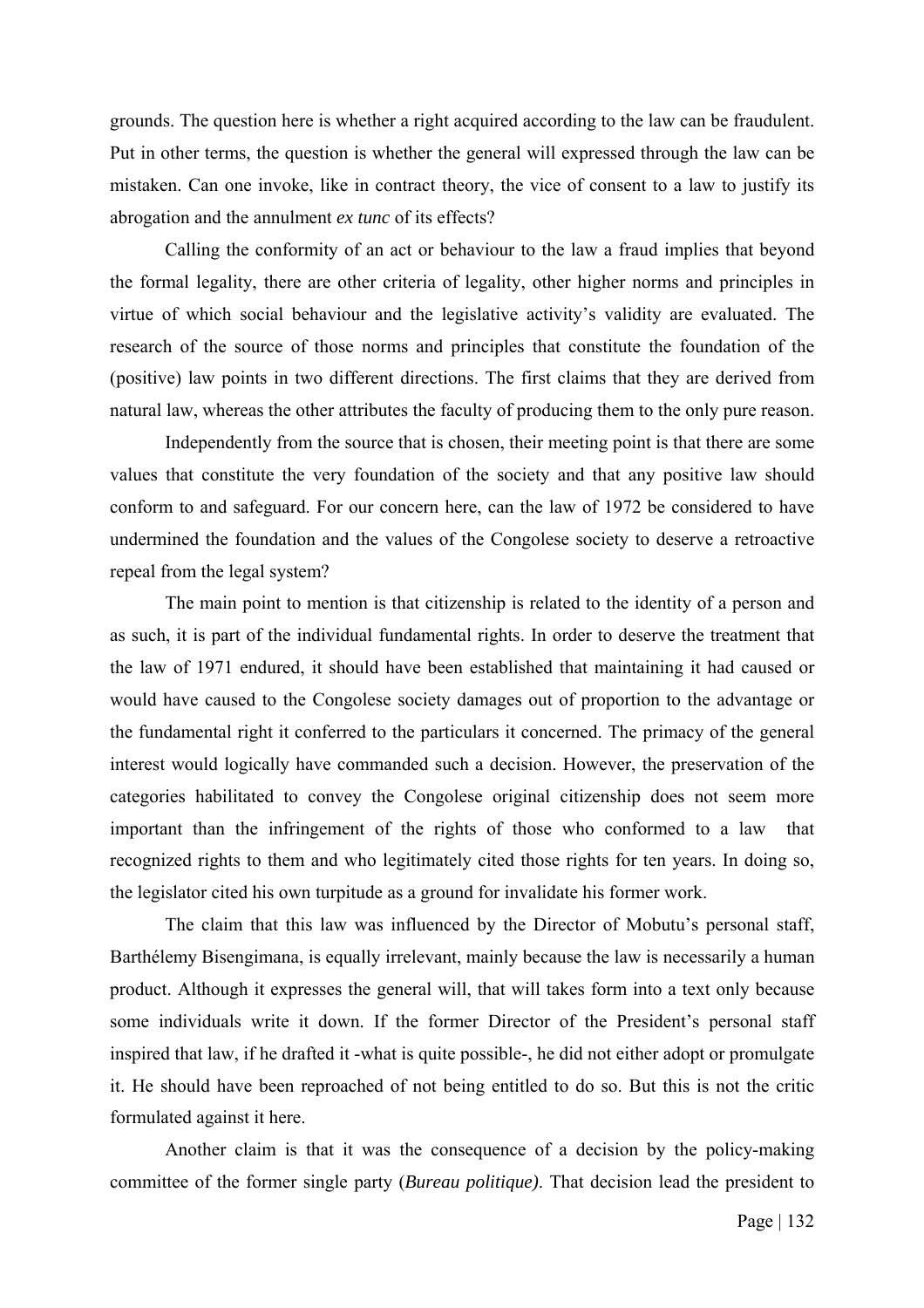grounds. The question here is whether a right acquired according to the law can be fraudulent. Put in other terms, the question is whether the general will expressed through the law can be mistaken. Can one invoke, like in contract theory, the vice of consent to a law to justify its abrogation and the annulment *ex tunc* of its effects?

Calling the conformity of an act or behaviour to the law a fraud implies that beyond the formal legality, there are other criteria of legality, other higher norms and principles in virtue of which social behaviour and the legislative activity's validity are evaluated. The research of the source of those norms and principles that constitute the foundation of the (positive) law points in two different directions. The first claims that they are derived from natural law, whereas the other attributes the faculty of producing them to the only pure reason.

Independently from the source that is chosen, their meeting point is that there are some values that constitute the very foundation of the society and that any positive law should conform to and safeguard. For our concern here, can the law of 1972 be considered to have undermined the foundation and the values of the Congolese society to deserve a retroactive repeal from the legal system?

The main point to mention is that citizenship is related to the identity of a person and as such, it is part of the individual fundamental rights. In order to deserve the treatment that the law of 1971 endured, it should have been established that maintaining it had caused or would have caused to the Congolese society damages out of proportion to the advantage or the fundamental right it conferred to the particulars it concerned. The primacy of the general interest would logically have commanded such a decision. However, the preservation of the categories habilitated to convey the Congolese original citizenship does not seem more important than the infringement of the rights of those who conformed to a law that recognized rights to them and who legitimately cited those rights for ten years. In doing so, the legislator cited his own turpitude as a ground for invalidate his former work.

The claim that this law was influenced by the Director of Mobutu's personal staff, Barthélemy Bisengimana, is equally irrelevant, mainly because the law is necessarily a human product. Although it expresses the general will, that will takes form into a text only because some individuals write it down. If the former Director of the President's personal staff inspired that law, if he drafted it -what is quite possible-, he did not either adopt or promulgate it. He should have been reproached of not being entitled to do so. But this is not the critic formulated against it here.

Another claim is that it was the consequence of a decision by the policy-making committee of the former single party (*Bureau politique)*. That decision lead the president to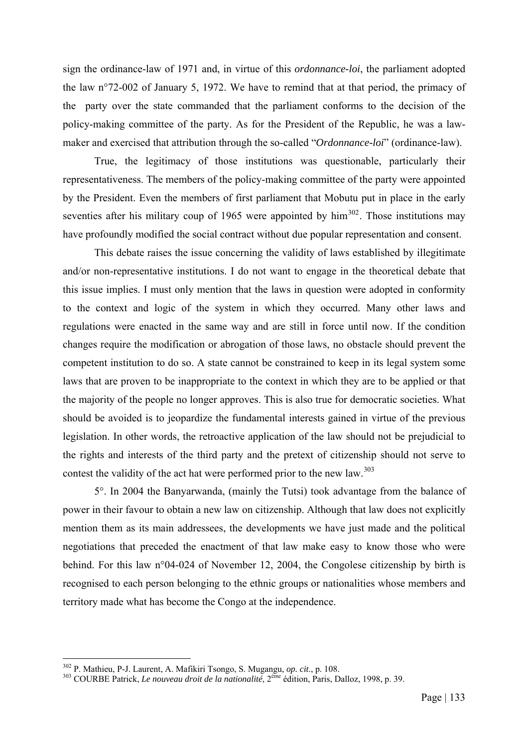sign the ordinance-law of 1971 and, in virtue of this *ordonnance-loi*, the parliament adopted the law n°72-002 of January 5, 1972. We have to remind that at that period, the primacy of the party over the state commanded that the parliament conforms to the decision of the policy-making committee of the party. As for the President of the Republic, he was a law-maker and exercised that attribution through the so-called "*Ordonnance-loi*" (ordinance-law).

True, the legitimacy of those institutions was questionable, particularly their representativeness. The members of the policy-making committee of the party were appointed by the President. Even the members of first parliament that Mobutu put in place in the early seventies after his military coup of 1965 were appointed by him[302]. Those institutions may have profoundly modified the social contract without due popular representation and consent.

This debate raises the issue concerning the validity of laws established by illegitimate and/or non-representative institutions. I do not want to engage in the theoretical debate that this issue implies. I must only mention that the laws in question were adopted in conformity to the context and logic of the system in which they occurred. Many other laws and regulations were enacted in the same way and are still in force until now. If the condition changes require the modification or abrogation of those laws, no obstacle should prevent the competent institution to do so. A state cannot be constrained to keep in its legal system some laws that are proven to be inappropriate to the context in which they are to be applied or that the majority of the people no longer approves. This is also true for democratic societies. What should be avoided is to jeopardize the fundamental interests gained in virtue of the previous legislation. In other words, the retroactive application of the law should not be prejudicial to the rights and interests of the third party and the pretext of citizenship should not serve to contest the validity of the act hat were performed prior to the new law.[303]

5°. In 2004 the Banyarwanda, (mainly the Tutsi) took advantage from the balance of power in their favour to obtain a new law on citizenship. Although that law does not explicitly mention them as its main addressees, the developments we have just made and the political negotiations that preceded the enactment of that law make easy to know those who were behind. For this law n°04-024 of November 12, 2004, the Congolese citizenship by birth is recognised to each person belonging to the ethnic groups or nationalities whose members and territory made what has become the Congo at the independence.

---

[302] P. Mathieu, P-J. Laurent, A. Mafikiri Tsongo, S. Mugangu, *op. cit*., p. 108.

[303] COURBE Patrick, *Le nouveau droit de la nationalité*, 2ème édition, Paris, Dalloz, 1998, p. 39.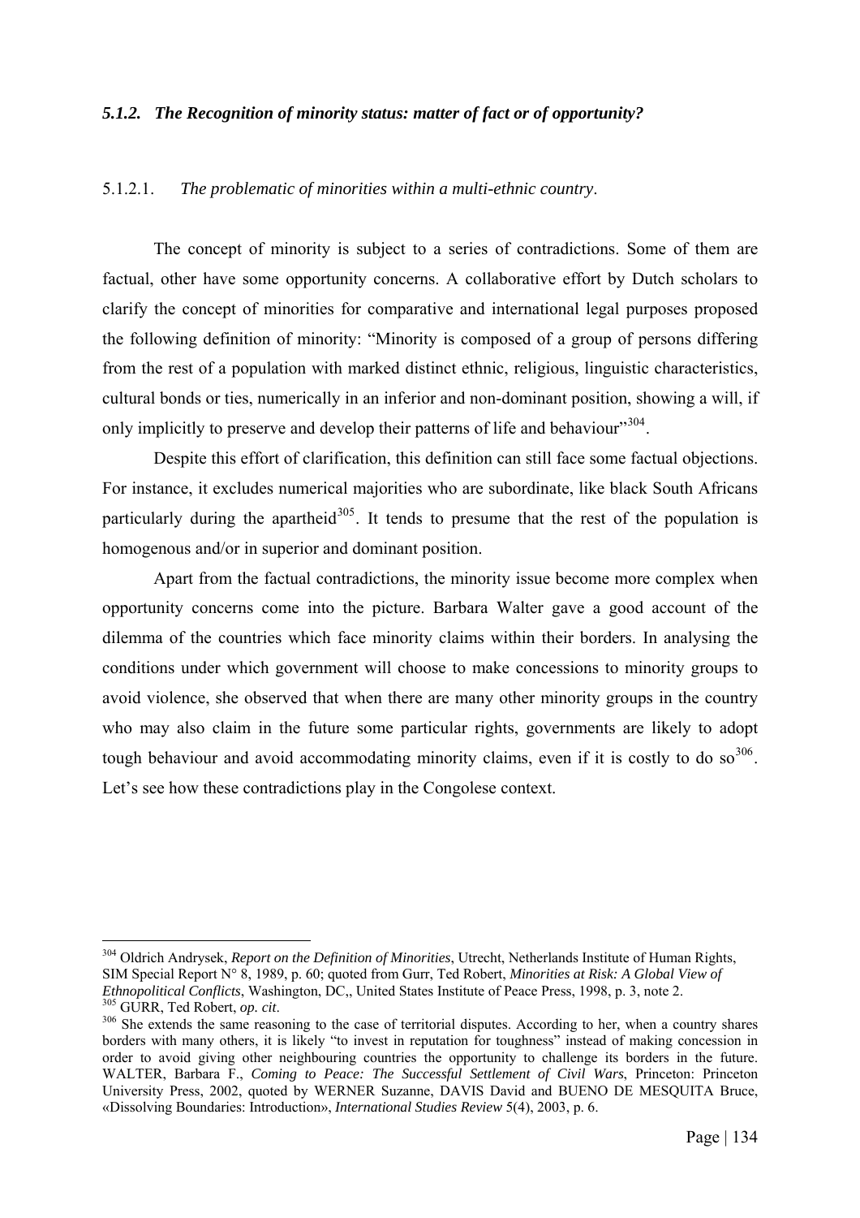#### *5.1.2. The Recognition of minority status: matter of fact or of opportunity?*

##### 5.1.2.1. *The problematic of minorities within a multi-ethnic country*.

The concept of minority is subject to a series of contradictions. Some of them are factual, other have some opportunity concerns. A collaborative effort by Dutch scholars to clarify the concept of minorities for comparative and international legal purposes proposed the following definition of minority: "Minority is composed of a group of persons differing from the rest of a population with marked distinct ethnic, religious, linguistic characteristics, cultural bonds or ties, numerically in an inferior and non-dominant position, showing a will, if only implicitly to preserve and develop their patterns of life and behaviour"[304].

Despite this effort of clarification, this definition can still face some factual objections. For instance, it excludes numerical majorities who are subordinate, like black South Africans particularly during the apartheid[305]. It tends to presume that the rest of the population is homogenous and/or in superior and dominant position.

Apart from the factual contradictions, the minority issue become more complex when opportunity concerns come into the picture. Barbara Walter gave a good account of the dilemma of the countries which face minority claims within their borders. In analysing the conditions under which government will choose to make concessions to minority groups to avoid violence, she observed that when there are many other minority groups in the country who may also claim in the future some particular rights, governments are likely to adopt tough behaviour and avoid accommodating minority claims, even if it is costly to do so[306]. Let's see how these contradictions play in the Congolese context.

---

[304] Oldrich Andrysek, *Report on the Definition of Minorities*, Utrecht, Netherlands Institute of Human Rights, SIM Special Report N° 8, 1989, p. 60; quoted from Gurr, Ted Robert, *Minorities at Risk: A Global View of Ethnopolitical Conflicts*, Washington, DC,, United States Institute of Peace Press, 1998, p. 3, note 2.

[305] GURR, Ted Robert, *op. cit*.

[306] She extends the same reasoning to the case of territorial disputes. According to her, when a country shares borders with many others, it is likely "to invest in reputation for toughness" instead of making concession in order to avoid giving other neighbouring countries the opportunity to challenge its borders in the future. WALTER, Barbara F., *Coming to Peace: The Successful Settlement of Civil Wars*, Princeton: Princeton University Press, 2002, quoted by WERNER Suzanne, DAVIS David and BUENO DE MESQUITA Bruce, «Dissolving Boundaries: Introduction», *International Studies Review* 5(4), 2003, p. 6.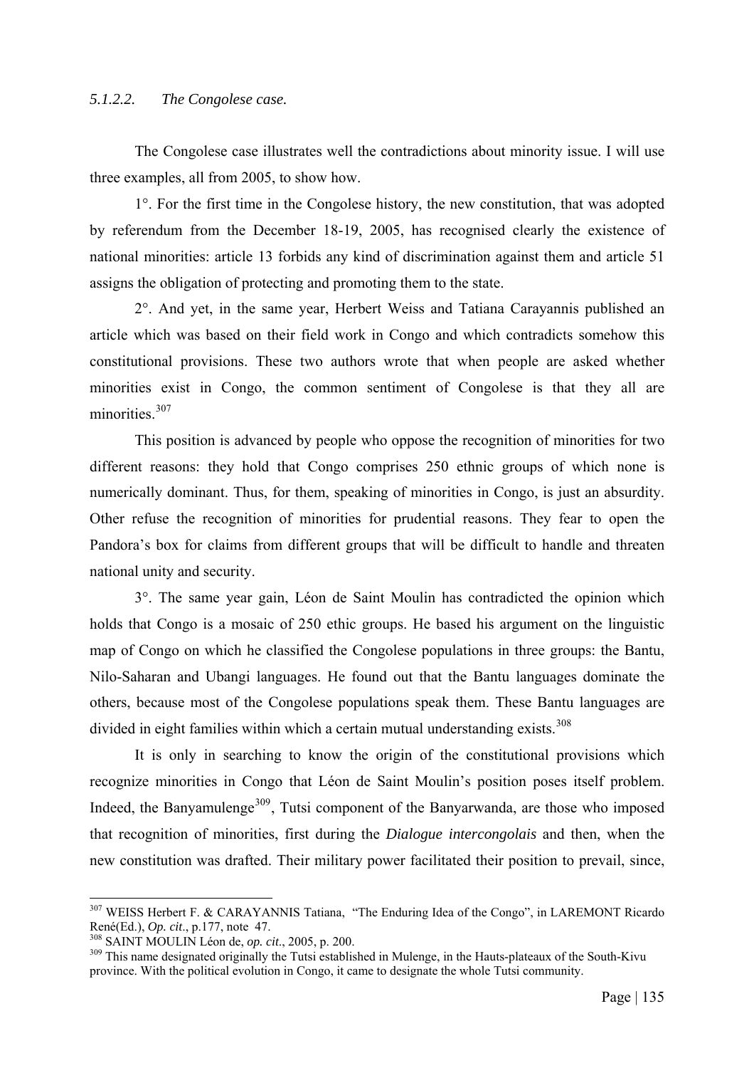*5.1.2.2. The Congolese case.*

The Congolese case illustrates well the contradictions about minority issue. I will use three examples, all from 2005, to show how.

1°. For the first time in the Congolese history, the new constitution, that was adopted by referendum from the December 18-19, 2005, has recognised clearly the existence of national minorities: article 13 forbids any kind of discrimination against them and article 51 assigns the obligation of protecting and promoting them to the state.

2°. And yet, in the same year, Herbert Weiss and Tatiana Carayannis published an article which was based on their field work in Congo and which contradicts somehow this constitutional provisions. These two authors wrote that when people are asked whether minorities exist in Congo, the common sentiment of Congolese is that they all are minorities.[307]

This position is advanced by people who oppose the recognition of minorities for two different reasons: they hold that Congo comprises 250 ethnic groups of which none is numerically dominant. Thus, for them, speaking of minorities in Congo, is just an absurdity. Other refuse the recognition of minorities for prudential reasons. They fear to open the Pandora's box for claims from different groups that will be difficult to handle and threaten national unity and security.

3°. The same year gain, Léon de Saint Moulin has contradicted the opinion which holds that Congo is a mosaic of 250 ethic groups. He based his argument on the linguistic map of Congo on which he classified the Congolese populations in three groups: the Bantu, Nilo-Saharan and Ubangi languages. He found out that the Bantu languages dominate the others, because most of the Congolese populations speak them. These Bantu languages are divided in eight families within which a certain mutual understanding exists.[308]

It is only in searching to know the origin of the constitutional provisions which recognize minorities in Congo that Léon de Saint Moulin's position poses itself problem. Indeed, the Banyamulenge[309], Tutsi component of the Banyarwanda, are those who imposed that recognition of minorities, first during the *Dialogue intercongolais* and then, when the new constitution was drafted. Their military power facilitated their position to prevail, since,

---

[307] WEISS Herbert F. & CARAYANNIS Tatiana, "The Enduring Idea of the Congo", in LAREMONT Ricardo René(Ed.), *Op. cit*., p.177, note 47.

[308] SAINT MOULIN Léon de, *op. cit*., 2005, p. 200.

[309] This name designated originally the Tutsi established in Mulenge, in the Hauts-plateaux of the South-Kivu province. With the political evolution in Congo, it came to designate the whole Tutsi community.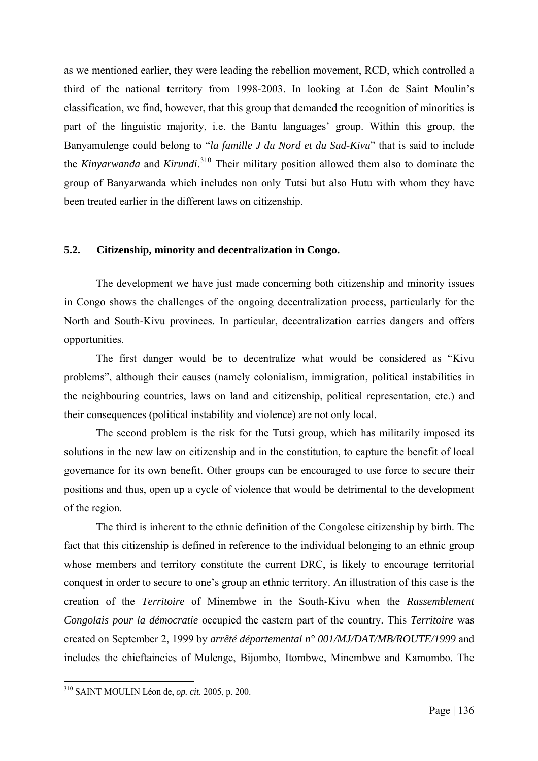as we mentioned earlier, they were leading the rebellion movement, RCD, which controlled a third of the national territory from 1998-2003. In looking at Léon de Saint Moulin's classification, we find, however, that this group that demanded the recognition of minorities is part of the linguistic majority, i.e. the Bantu languages' group. Within this group, the Banyamulenge could belong to "*la famille J du Nord et du Sud-Kivu*" that is said to include the *Kinyarwanda* and *Kirundi*.[310] Their military position allowed them also to dominate the group of Banyarwanda which includes non only Tutsi but also Hutu with whom they have been treated earlier in the different laws on citizenship.

## 5.2. Citizenship, minority and decentralization in Congo.

The development we have just made concerning both citizenship and minority issues in Congo shows the challenges of the ongoing decentralization process, particularly for the North and South-Kivu provinces. In particular, decentralization carries dangers and offers opportunities.

The first danger would be to decentralize what would be considered as "Kivu problems", although their causes (namely colonialism, immigration, political instabilities in the neighbouring countries, laws on land and citizenship, political representation, etc.) and their consequences (political instability and violence) are not only local.

The second problem is the risk for the Tutsi group, which has militarily imposed its solutions in the new law on citizenship and in the constitution, to capture the benefit of local governance for its own benefit. Other groups can be encouraged to use force to secure their positions and thus, open up a cycle of violence that would be detrimental to the development of the region.

The third is inherent to the ethnic definition of the Congolese citizenship by birth. The fact that this citizenship is defined in reference to the individual belonging to an ethnic group whose members and territory constitute the current DRC, is likely to encourage territorial conquest in order to secure to one's group an ethnic territory. An illustration of this case is the creation of the *Territoire* of Minembwe in the South-Kivu when the *Rassemblement Congolais pour la démocratie* occupied the eastern part of the country. This *Territoire* was created on September 2, 1999 by *arrêté départemental n° 001/MJ/DAT/MB/ROUTE/1999* and includes the chieftaincies of Mulenge, Bijombo, Itombwe, Minembwe and Kamombo. The

---

[310] SAINT MOULIN Léon de, *op. cit.* 2005, p. 200.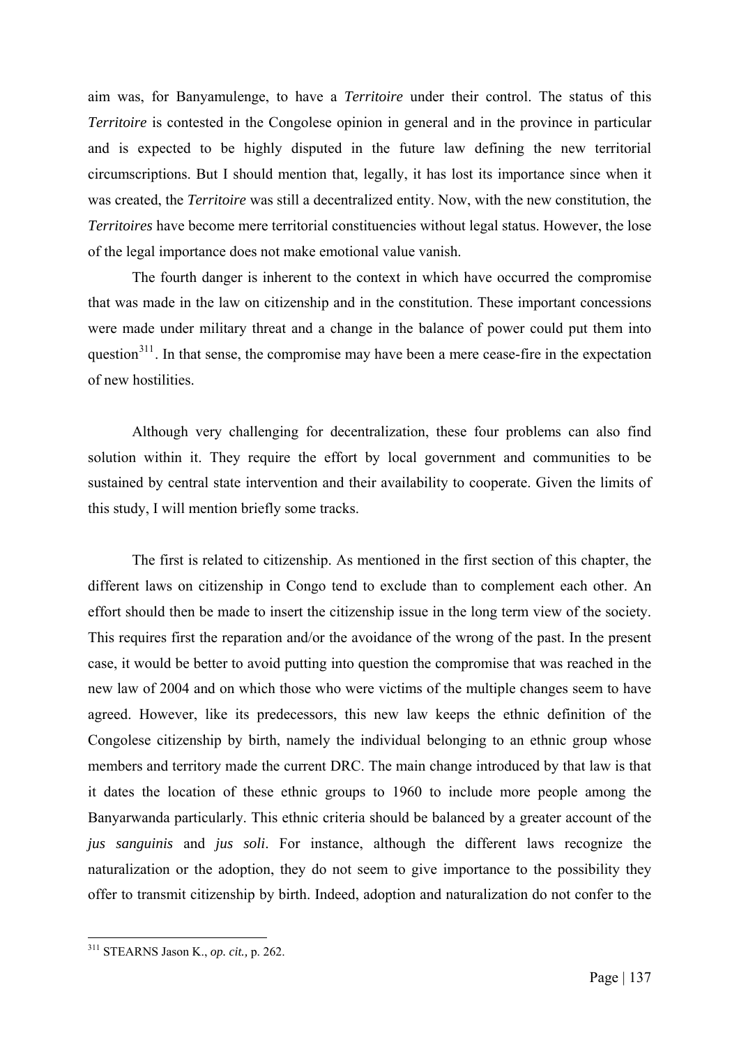aim was, for Banyamulenge, to have a *Territoire* under their control. The status of this *Territoire* is contested in the Congolese opinion in general and in the province in particular and is expected to be highly disputed in the future law defining the new territorial circumscriptions. But I should mention that, legally, it has lost its importance since when it was created, the *Territoire* was still a decentralized entity. Now, with the new constitution, the *Territoires* have become mere territorial constituencies without legal status. However, the lose of the legal importance does not make emotional value vanish.

The fourth danger is inherent to the context in which have occurred the compromise that was made in the law on citizenship and in the constitution. These important concessions were made under military threat and a change in the balance of power could put them into question[311]. In that sense, the compromise may have been a mere cease-fire in the expectation of new hostilities.

Although very challenging for decentralization, these four problems can also find solution within it. They require the effort by local government and communities to be sustained by central state intervention and their availability to cooperate. Given the limits of this study, I will mention briefly some tracks.

The first is related to citizenship. As mentioned in the first section of this chapter, the different laws on citizenship in Congo tend to exclude than to complement each other. An effort should then be made to insert the citizenship issue in the long term view of the society. This requires first the reparation and/or the avoidance of the wrong of the past. In the present case, it would be better to avoid putting into question the compromise that was reached in the new law of 2004 and on which those who were victims of the multiple changes seem to have agreed. However, like its predecessors, this new law keeps the ethnic definition of the Congolese citizenship by birth, namely the individual belonging to an ethnic group whose members and territory made the current DRC. The main change introduced by that law is that it dates the location of these ethnic groups to 1960 to include more people among the Banyarwanda particularly. This ethnic criteria should be balanced by a greater account of the *jus sanguinis* and *jus soli*. For instance, although the different laws recognize the naturalization or the adoption, they do not seem to give importance to the possibility they offer to transmit citizenship by birth. Indeed, adoption and naturalization do not confer to the

[311] STEARNS Jason K., *op. cit.,* p. 262.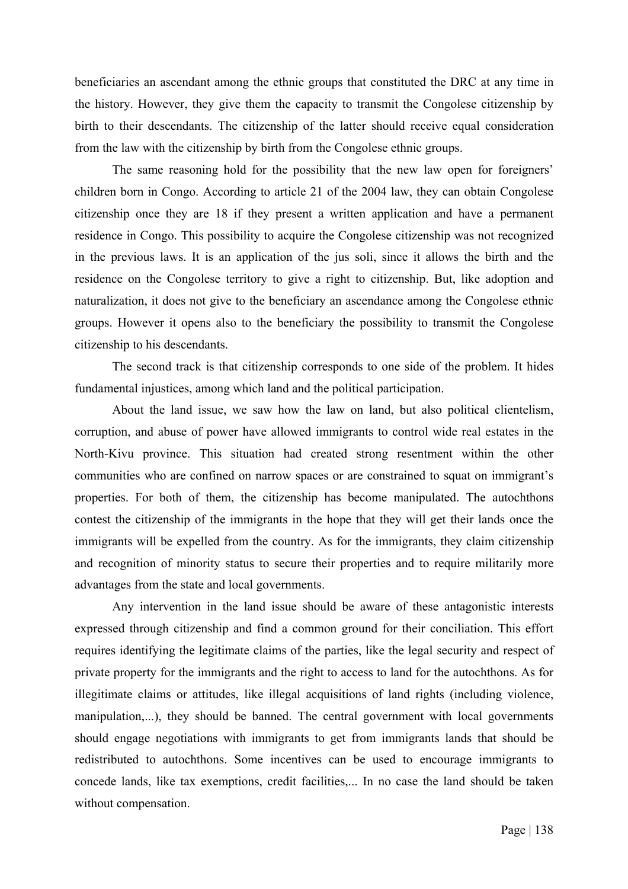beneficiaries an ascendant among the ethnic groups that constituted the DRC at any time in the history. However, they give them the capacity to transmit the Congolese citizenship by birth to their descendants. The citizenship of the latter should receive equal consideration from the law with the citizenship by birth from the Congolese ethnic groups.

The same reasoning hold for the possibility that the new law open for foreigners' children born in Congo. According to article 21 of the 2004 law, they can obtain Congolese citizenship once they are 18 if they present a written application and have a permanent residence in Congo. This possibility to acquire the Congolese citizenship was not recognized in the previous laws. It is an application of the jus soli, since it allows the birth and the residence on the Congolese territory to give a right to citizenship. But, like adoption and naturalization, it does not give to the beneficiary an ascendance among the Congolese ethnic groups. However it opens also to the beneficiary the possibility to transmit the Congolese citizenship to his descendants.

The second track is that citizenship corresponds to one side of the problem. It hides fundamental injustices, among which land and the political participation.

About the land issue, we saw how the law on land, but also political clientelism, corruption, and abuse of power have allowed immigrants to control wide real estates in the North-Kivu province. This situation had created strong resentment within the other communities who are confined on narrow spaces or are constrained to squat on immigrant's properties. For both of them, the citizenship has become manipulated. The autochthons contest the citizenship of the immigrants in the hope that they will get their lands once the immigrants will be expelled from the country. As for the immigrants, they claim citizenship and recognition of minority status to secure their properties and to require militarily more advantages from the state and local governments.

Any intervention in the land issue should be aware of these antagonistic interests expressed through citizenship and find a common ground for their conciliation. This effort requires identifying the legitimate claims of the parties, like the legal security and respect of private property for the immigrants and the right to access to land for the autochthons. As for illegitimate claims or attitudes, like illegal acquisitions of land rights (including violence, manipulation,...), they should be banned. The central government with local governments should engage negotiations with immigrants to get from immigrants lands that should be redistributed to autochthons. Some incentives can be used to encourage immigrants to concede lands, like tax exemptions, credit facilities,... In no case the land should be taken without compensation.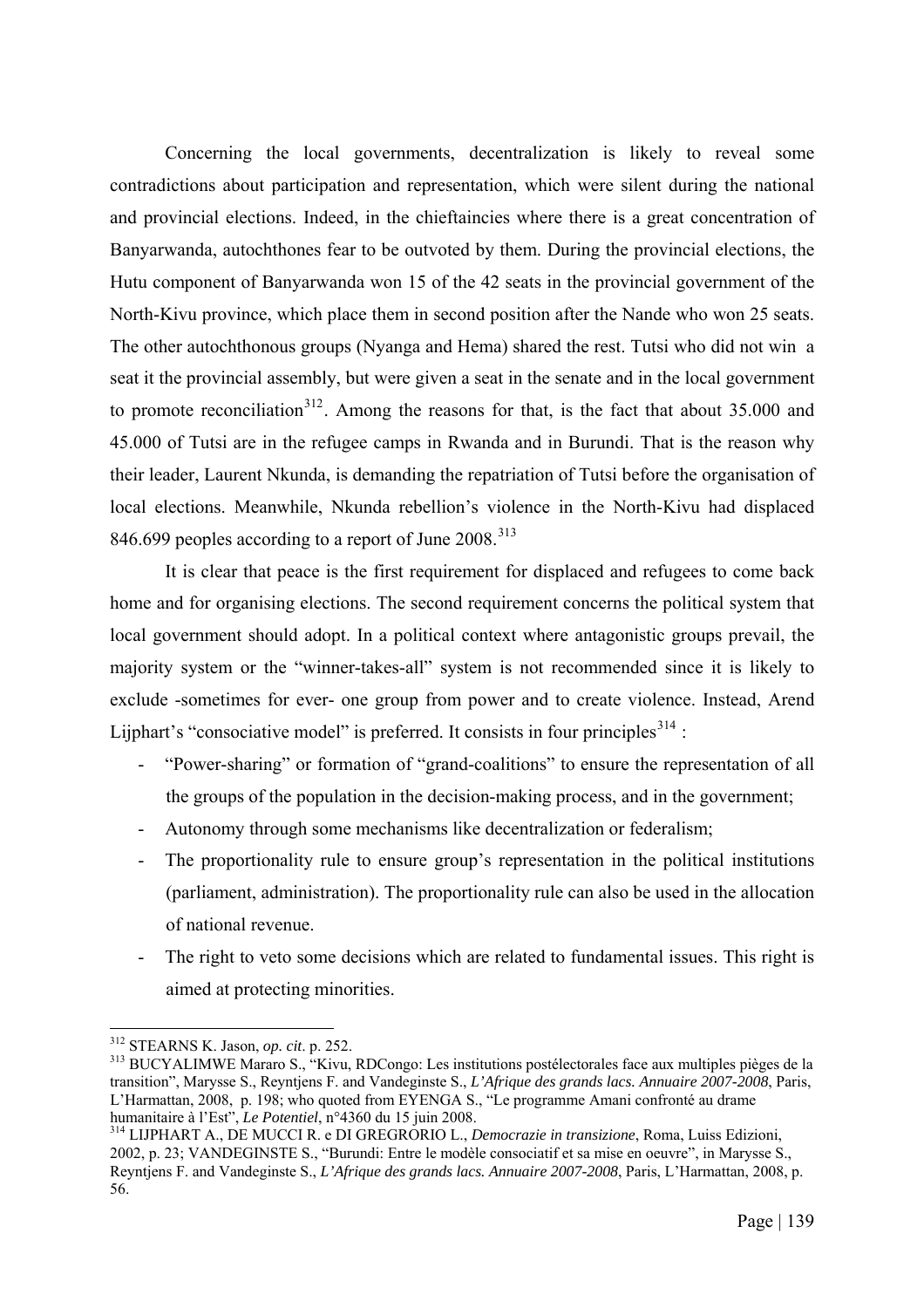Concerning the local governments, decentralization is likely to reveal some contradictions about participation and representation, which were silent during the national and provincial elections. Indeed, in the chieftaincies where there is a great concentration of Banyarwanda, autochthones fear to be outvoted by them. During the provincial elections, the Hutu component of Banyarwanda won 15 of the 42 seats in the provincial government of the North-Kivu province, which place them in second position after the Nande who won 25 seats. The other autochthonous groups (Nyanga and Hema) shared the rest. Tutsi who did not win a seat it the provincial assembly, but were given a seat in the senate and in the local government to promote reconciliation[312]. Among the reasons for that, is the fact that about 35.000 and 45.000 of Tutsi are in the refugee camps in Rwanda and in Burundi. That is the reason why their leader, Laurent Nkunda, is demanding the repatriation of Tutsi before the organisation of local elections. Meanwhile, Nkunda rebellion's violence in the North-Kivu had displaced 846.699 peoples according to a report of June 2008.[313]

It is clear that peace is the first requirement for displaced and refugees to come back home and for organising elections. The second requirement concerns the political system that local government should adopt. In a political context where antagonistic groups prevail, the majority system or the "winner-takes-all" system is not recommended since it is likely to exclude -sometimes for ever- one group from power and to create violence. Instead, Arend Lijphart's "consociative model" is preferred. It consists in four principles[314] :

- "Power-sharing" or formation of "grand-coalitions" to ensure the representation of all the groups of the population in the decision-making process, and in the government;
- Autonomy through some mechanisms like decentralization or federalism;
- The proportionality rule to ensure group's representation in the political institutions (parliament, administration). The proportionality rule can also be used in the allocation of national revenue.
- The right to veto some decisions which are related to fundamental issues. This right is aimed at protecting minorities.

---

[312] STEARNS K. Jason, *op. cit*. p. 252.

[313] BUCYALIMWE Mararo S., "Kivu, RDCongo: Les institutions postélectorales face aux multiples pièges de la transition", Marysse S., Reyntjens F. and Vandeginste S., *L'Afrique des grands lacs. Annuaire 2007-2008*, Paris, L'Harmattan, 2008, p. 198; who quoted from EYENGA S., "Le programme Amani confronté au drame humanitaire à l'Est", *Le Potentiel*, n°4360 du 15 juin 2008.

[314] LIJPHART A., DE MUCCI R. e DI GREGRORIO L., *Democrazie in transizione*, Roma, Luiss Edizioni, 2002, p. 23; VANDEGINSTE S., "Burundi: Entre le modèle consociatif et sa mise en oeuvre", in Marysse S., Reyntjens F. and Vandeginste S., *L'Afrique des grands lacs. Annuaire 2007-2008*, Paris, L'Harmattan, 2008, p. 56.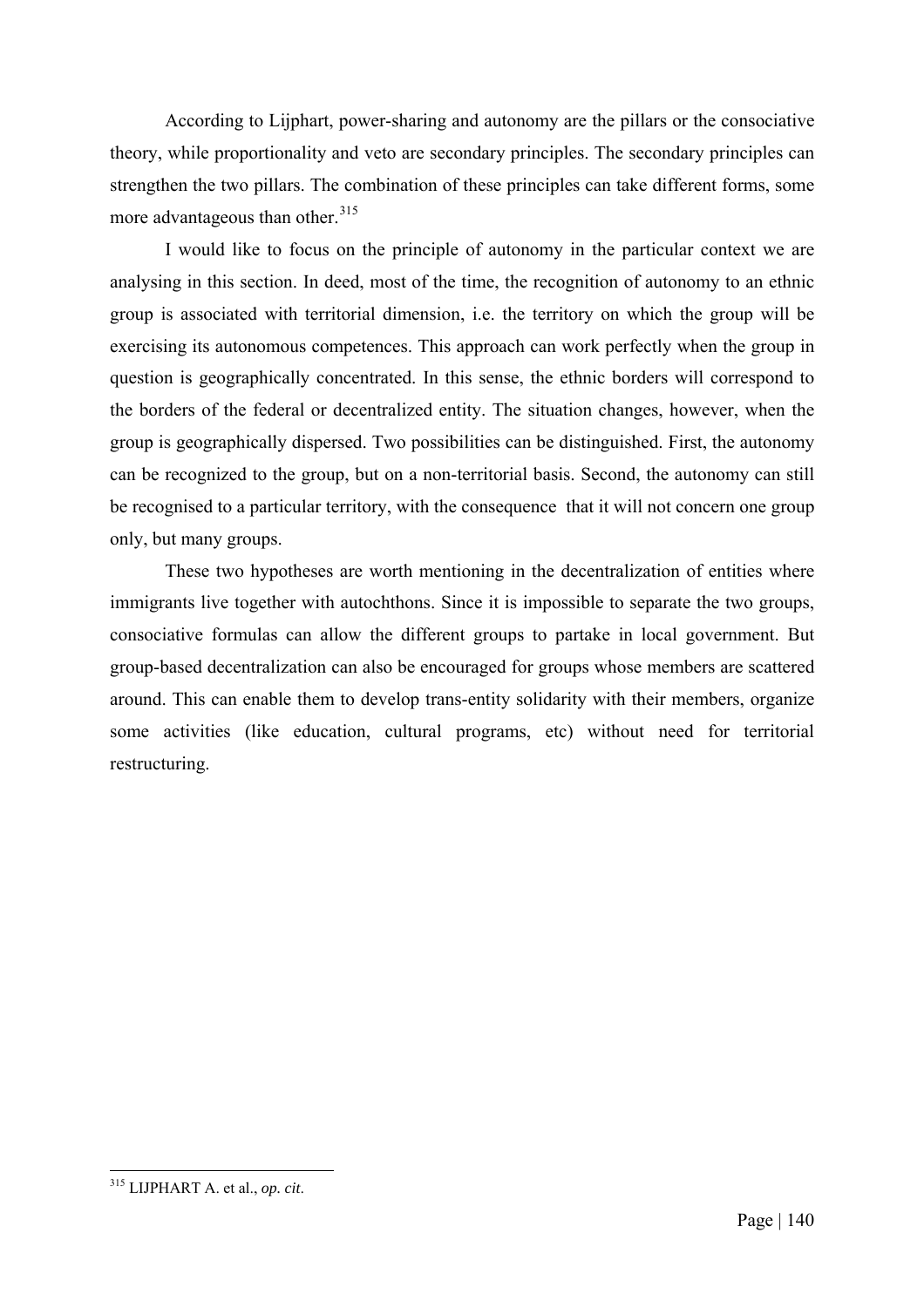According to Lijphart, power-sharing and autonomy are the pillars or the consociative theory, while proportionality and veto are secondary principles. The secondary principles can strengthen the two pillars. The combination of these principles can take different forms, some more advantageous than other.[315]

I would like to focus on the principle of autonomy in the particular context we are analysing in this section. In deed, most of the time, the recognition of autonomy to an ethnic group is associated with territorial dimension, i.e. the territory on which the group will be exercising its autonomous competences. This approach can work perfectly when the group in question is geographically concentrated. In this sense, the ethnic borders will correspond to the borders of the federal or decentralized entity. The situation changes, however, when the group is geographically dispersed. Two possibilities can be distinguished. First, the autonomy can be recognized to the group, but on a non-territorial basis. Second, the autonomy can still be recognised to a particular territory, with the consequence that it will not concern one group only, but many groups.

These two hypotheses are worth mentioning in the decentralization of entities where immigrants live together with autochthons. Since it is impossible to separate the two groups, consociative formulas can allow the different groups to partake in local government. But group-based decentralization can also be encouraged for groups whose members are scattered around. This can enable them to develop trans-entity solidarity with their members, organize some activities (like education, cultural programs, etc) without need for territorial restructuring.

---

[315] LIJPHART A. et al., *op. cit*.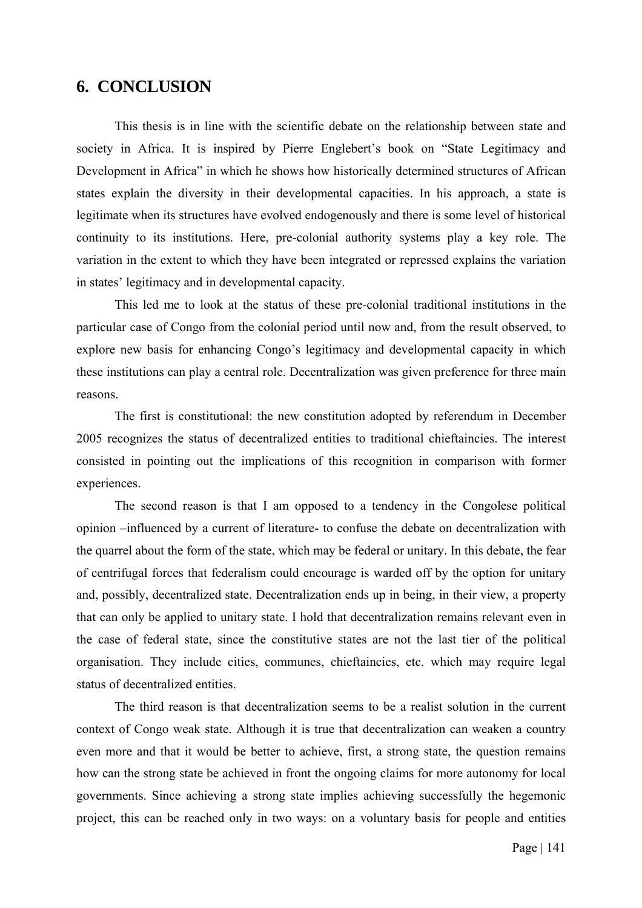# 6. CONCLUSION

This thesis is in line with the scientific debate on the relationship between state and society in Africa. It is inspired by Pierre Englebert's book on "State Legitimacy and Development in Africa" in which he shows how historically determined structures of African states explain the diversity in their developmental capacities. In his approach, a state is legitimate when its structures have evolved endogenously and there is some level of historical continuity to its institutions. Here, pre-colonial authority systems play a key role. The variation in the extent to which they have been integrated or repressed explains the variation in states' legitimacy and in developmental capacity.

This led me to look at the status of these pre-colonial traditional institutions in the particular case of Congo from the colonial period until now and, from the result observed, to explore new basis for enhancing Congo's legitimacy and developmental capacity in which these institutions can play a central role. Decentralization was given preference for three main reasons.

The first is constitutional: the new constitution adopted by referendum in December 2005 recognizes the status of decentralized entities to traditional chieftaincies. The interest consisted in pointing out the implications of this recognition in comparison with former experiences.

The second reason is that I am opposed to a tendency in the Congolese political opinion –influenced by a current of literature- to confuse the debate on decentralization with the quarrel about the form of the state, which may be federal or unitary. In this debate, the fear of centrifugal forces that federalism could encourage is warded off by the option for unitary and, possibly, decentralized state. Decentralization ends up in being, in their view, a property that can only be applied to unitary state. I hold that decentralization remains relevant even in the case of federal state, since the constitutive states are not the last tier of the political organisation. They include cities, communes, chieftaincies, etc. which may require legal status of decentralized entities.

The third reason is that decentralization seems to be a realist solution in the current context of Congo weak state. Although it is true that decentralization can weaken a country even more and that it would be better to achieve, first, a strong state, the question remains how can the strong state be achieved in front the ongoing claims for more autonomy for local governments. Since achieving a strong state implies achieving successfully the hegemonic project, this can be reached only in two ways: on a voluntary basis for people and entities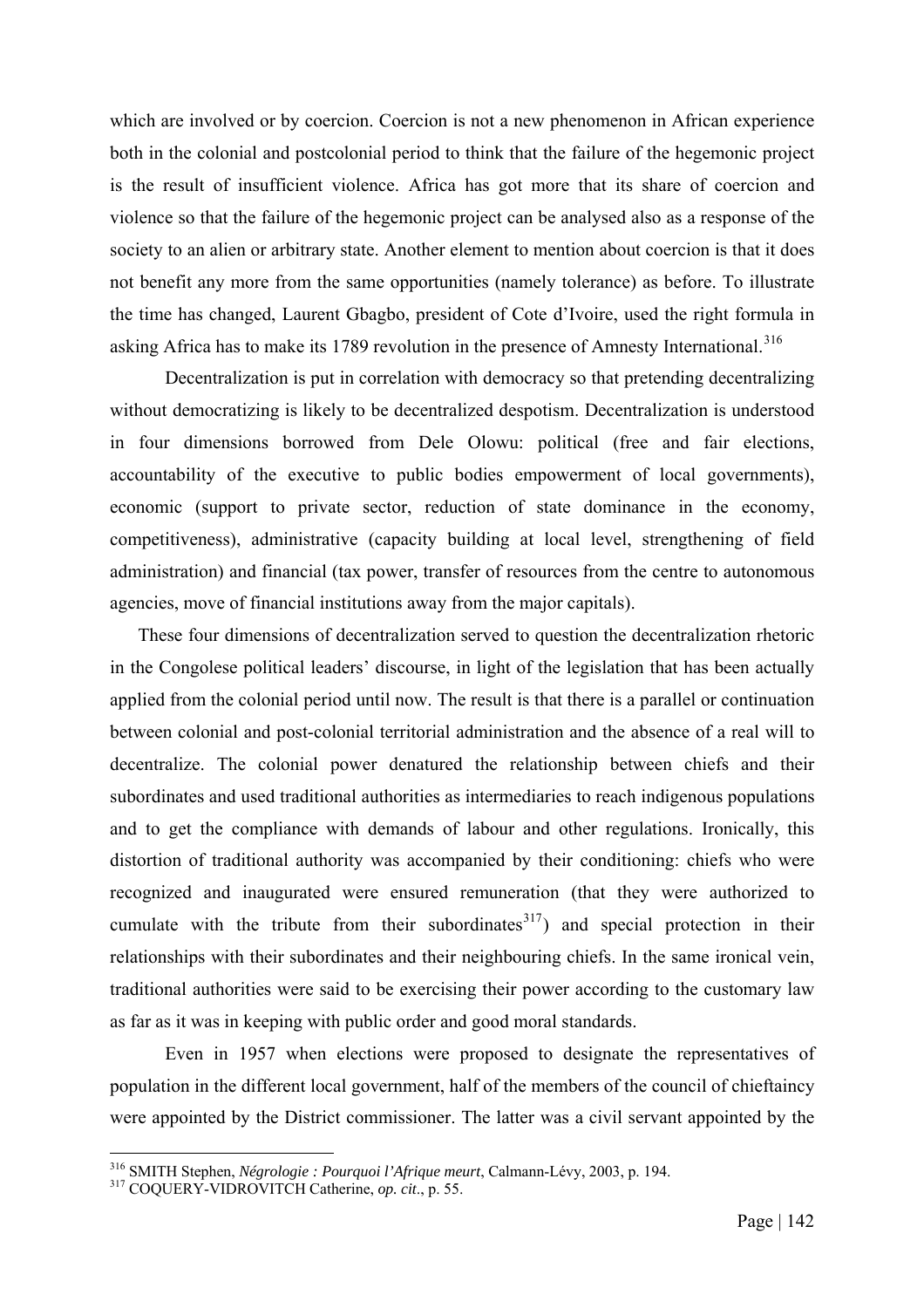which are involved or by coercion. Coercion is not a new phenomenon in African experience both in the colonial and postcolonial period to think that the failure of the hegemonic project is the result of insufficient violence. Africa has got more that its share of coercion and violence so that the failure of the hegemonic project can be analysed also as a response of the society to an alien or arbitrary state. Another element to mention about coercion is that it does not benefit any more from the same opportunities (namely tolerance) as before. To illustrate the time has changed, Laurent Gbagbo, president of Cote d'Ivoire, used the right formula in asking Africa has to make its 1789 revolution in the presence of Amnesty International.[316]

Decentralization is put in correlation with democracy so that pretending decentralizing without democratizing is likely to be decentralized despotism. Decentralization is understood in four dimensions borrowed from Dele Olowu: political (free and fair elections, accountability of the executive to public bodies empowerment of local governments), economic (support to private sector, reduction of state dominance in the economy, competitiveness), administrative (capacity building at local level, strengthening of field administration) and financial (tax power, transfer of resources from the centre to autonomous agencies, move of financial institutions away from the major capitals).

These four dimensions of decentralization served to question the decentralization rhetoric in the Congolese political leaders' discourse, in light of the legislation that has been actually applied from the colonial period until now. The result is that there is a parallel or continuation between colonial and post-colonial territorial administration and the absence of a real will to decentralize. The colonial power denatured the relationship between chiefs and their subordinates and used traditional authorities as intermediaries to reach indigenous populations and to get the compliance with demands of labour and other regulations. Ironically, this distortion of traditional authority was accompanied by their conditioning: chiefs who were recognized and inaugurated were ensured remuneration (that they were authorized to cumulate with the tribute from their subordinates[317]) and special protection in their relationships with their subordinates and their neighbouring chiefs. In the same ironical vein, traditional authorities were said to be exercising their power according to the customary law as far as it was in keeping with public order and good moral standards.

Even in 1957 when elections were proposed to designate the representatives of population in the different local government, half of the members of the council of chieftaincy were appointed by the District commissioner. The latter was a civil servant appointed by the

---

[316] SMITH Stephen, *Négrologie : Pourquoi l'Afrique meurt*, Calmann-Lévy, 2003, p. 194.

[317] COQUERY-VIDROVITCH Catherine, *op. cit*., p. 55.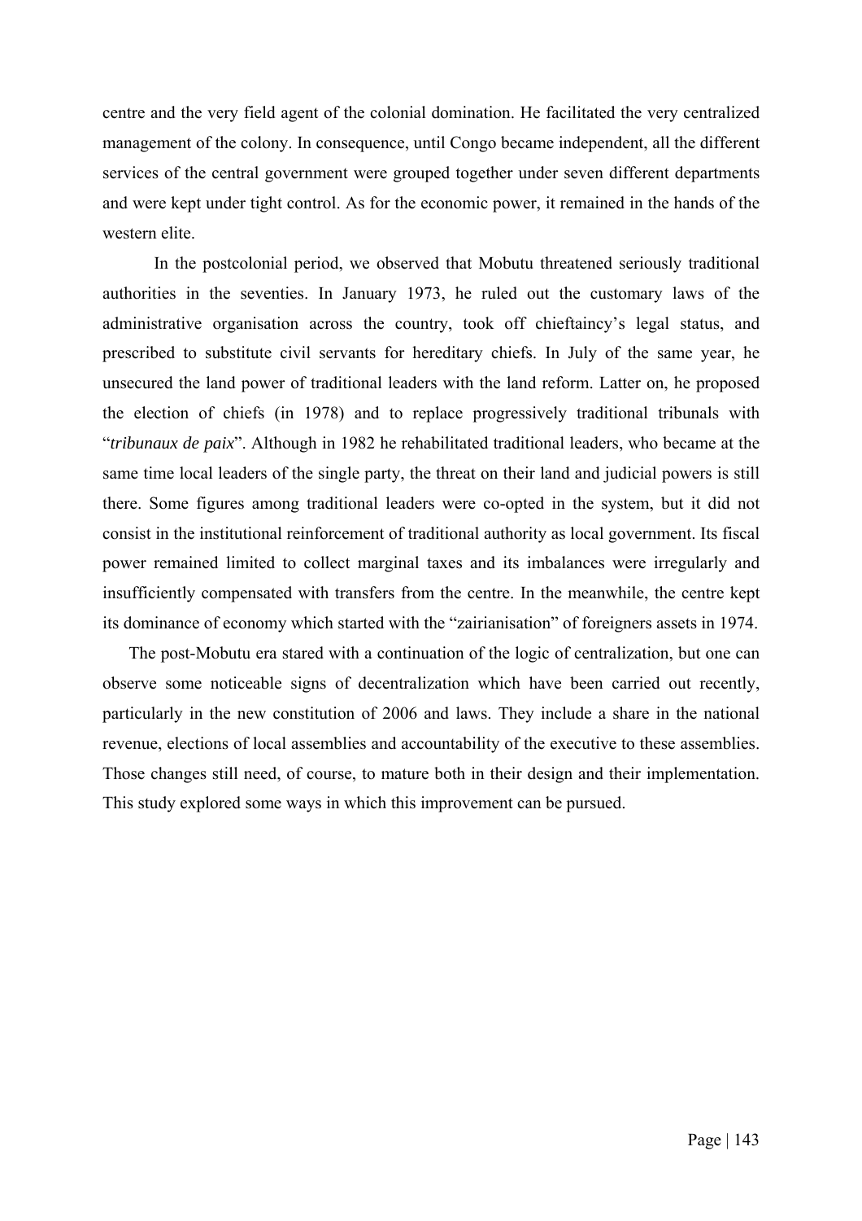centre and the very field agent of the colonial domination. He facilitated the very centralized management of the colony. In consequence, until Congo became independent, all the different services of the central government were grouped together under seven different departments and were kept under tight control. As for the economic power, it remained in the hands of the western elite.

In the postcolonial period, we observed that Mobutu threatened seriously traditional authorities in the seventies. In January 1973, he ruled out the customary laws of the administrative organisation across the country, took off chieftaincy's legal status, and prescribed to substitute civil servants for hereditary chiefs. In July of the same year, he unsecured the land power of traditional leaders with the land reform. Latter on, he proposed the election of chiefs (in 1978) and to replace progressively traditional tribunals with "*tribunaux de paix*". Although in 1982 he rehabilitated traditional leaders, who became at the same time local leaders of the single party, the threat on their land and judicial powers is still there. Some figures among traditional leaders were co-opted in the system, but it did not consist in the institutional reinforcement of traditional authority as local government. Its fiscal power remained limited to collect marginal taxes and its imbalances were irregularly and insufficiently compensated with transfers from the centre. In the meanwhile, the centre kept its dominance of economy which started with the "zairianisation" of foreigners assets in 1974.

The post-Mobutu era stared with a continuation of the logic of centralization, but one can observe some noticeable signs of decentralization which have been carried out recently, particularly in the new constitution of 2006 and laws. They include a share in the national revenue, elections of local assemblies and accountability of the executive to these assemblies. Those changes still need, of course, to mature both in their design and their implementation. This study explored some ways in which this improvement can be pursued.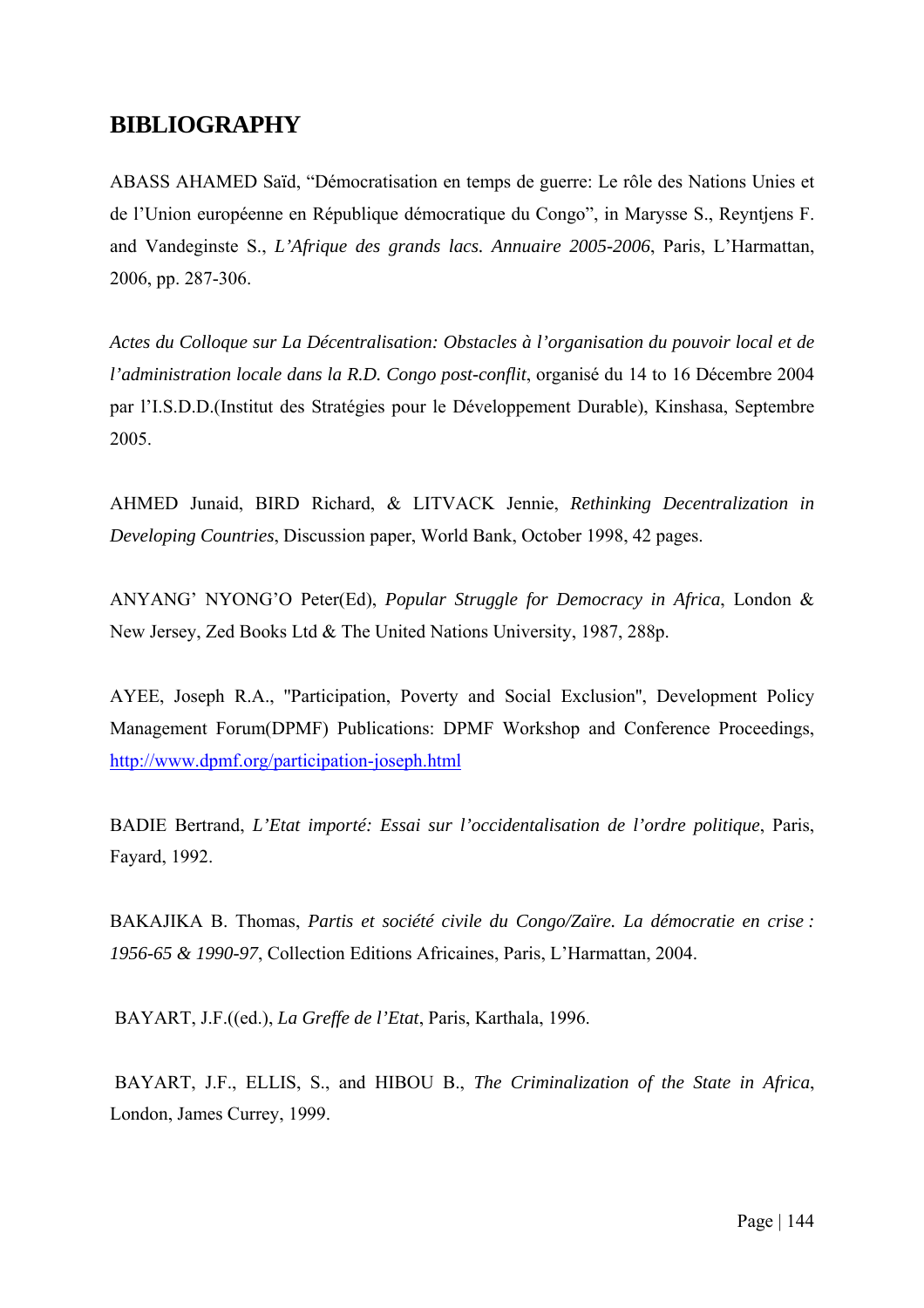# BIBLIOGRAPHY

ABASS AHAMED Saïd, “Démocratisation en temps de guerre: Le rôle des Nations Unies et de l’Union européenne en République démocratique du Congo”, in Marysse S., Reyntjens F. and Vandeginste S., *L’Afrique des grands lacs. Annuaire 2005-2006*, Paris, L’Harmattan, 2006, pp. 287-306.

*Actes du Colloque sur La Décentralisation: Obstacles à l’organisation du pouvoir local et de l’administration locale dans la R.D. Congo post-conflit*, organisé du 14 to 16 Décembre 2004 par l’I.S.D.D.(Institut des Stratégies pour le Développement Durable), Kinshasa, Septembre 2005.

AHMED Junaid, BIRD Richard, & LITVACK Jennie, *Rethinking Decentralization in Developing Countries*, Discussion paper, World Bank, October 1998, 42 pages.

ANYANG’ NYONG’O Peter(Ed), *Popular Struggle for Democracy in Africa*, London & New Jersey, Zed Books Ltd & The United Nations University, 1987, 288p.

AYEE, Joseph R.A., "Participation, Poverty and Social Exclusion", Development Policy Management Forum(DPMF) Publications: DPMF Workshop and Conference Proceedings, http://www.dpmf.org/participation-joseph.html

BADIE Bertrand, *L’Etat importé: Essai sur l’occidentalisation de l’ordre politique*, Paris, Fayard, 1992.

BAKAJIKA B. Thomas, *Partis et société civile du Congo/Zaïre. La démocratie en crise : 1956-65 & 1990-97*, Collection Editions Africaines, Paris, L’Harmattan, 2004.

BAYART, J.F.((ed.), *La Greffe de l’Etat*, Paris, Karthala, 1996.

BAYART, J.F., ELLIS, S., and HIBOU B., *The Criminalization of the State in Africa*, London, James Currey, 1999.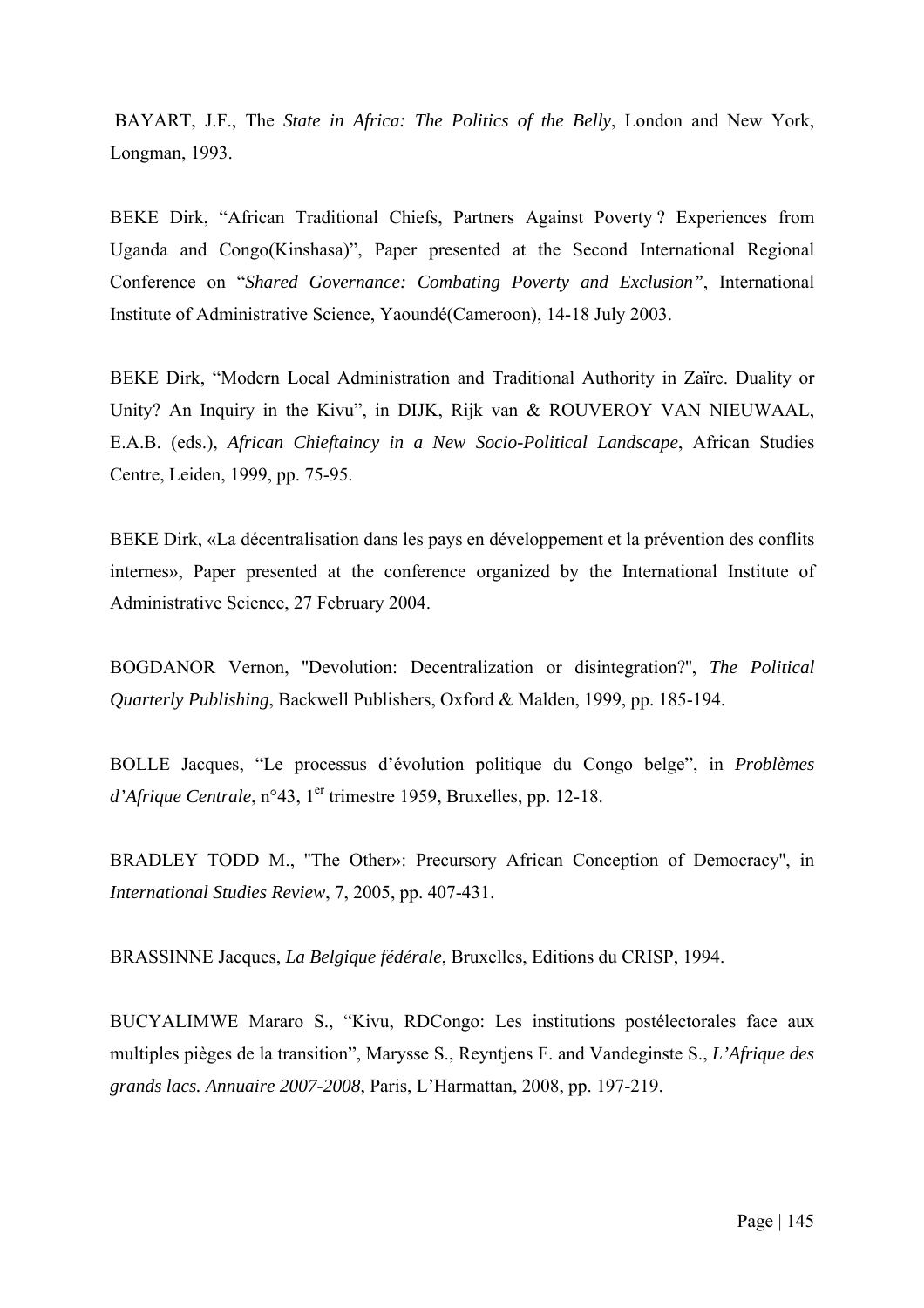BAYART, J.F., The *State in Africa: The Politics of the Belly*, London and New York, Longman, 1993.

BEKE Dirk, "African Traditional Chiefs, Partners Against Poverty ? Experiences from Uganda and Congo(Kinshasa)", Paper presented at the Second International Regional Conference on "*Shared Governance: Combating Poverty and Exclusion"*, International Institute of Administrative Science, Yaoundé(Cameroon), 14-18 July 2003.

BEKE Dirk, "Modern Local Administration and Traditional Authority in Zaïre. Duality or Unity? An Inquiry in the Kivu", in DIJK, Rijk van & ROUVEROY VAN NIEUWAAL, E.A.B. (eds.), *African Chieftaincy in a New Socio-Political Landscape*, African Studies Centre, Leiden, 1999, pp. 75-95.

BEKE Dirk, «La décentralisation dans les pays en développement et la prévention des conflits internes», Paper presented at the conference organized by the International Institute of Administrative Science, 27 February 2004.

BOGDANOR Vernon, "Devolution: Decentralization or disintegration?", *The Political Quarterly Publishing*, Backwell Publishers, Oxford & Malden, 1999, pp. 185-194.

BOLLE Jacques, "Le processus d'évolution politique du Congo belge", in *Problèmes d'Afrique Centrale*, n°43, 1er trimestre 1959, Bruxelles, pp. 12-18.

BRADLEY TODD M., "The Other»: Precursory African Conception of Democracy", in *International Studies Review*, 7, 2005, pp. 407-431.

BRASSINNE Jacques, *La Belgique fédérale*, Bruxelles, Editions du CRISP, 1994.

BUCYALIMWE Mararo S., "Kivu, RDCongo: Les institutions postélectorales face aux multiples pièges de la transition", Marysse S., Reyntjens F. and Vandeginste S., *L'Afrique des grands lacs. Annuaire 2007-2008*, Paris, L'Harmattan, 2008, pp. 197-219.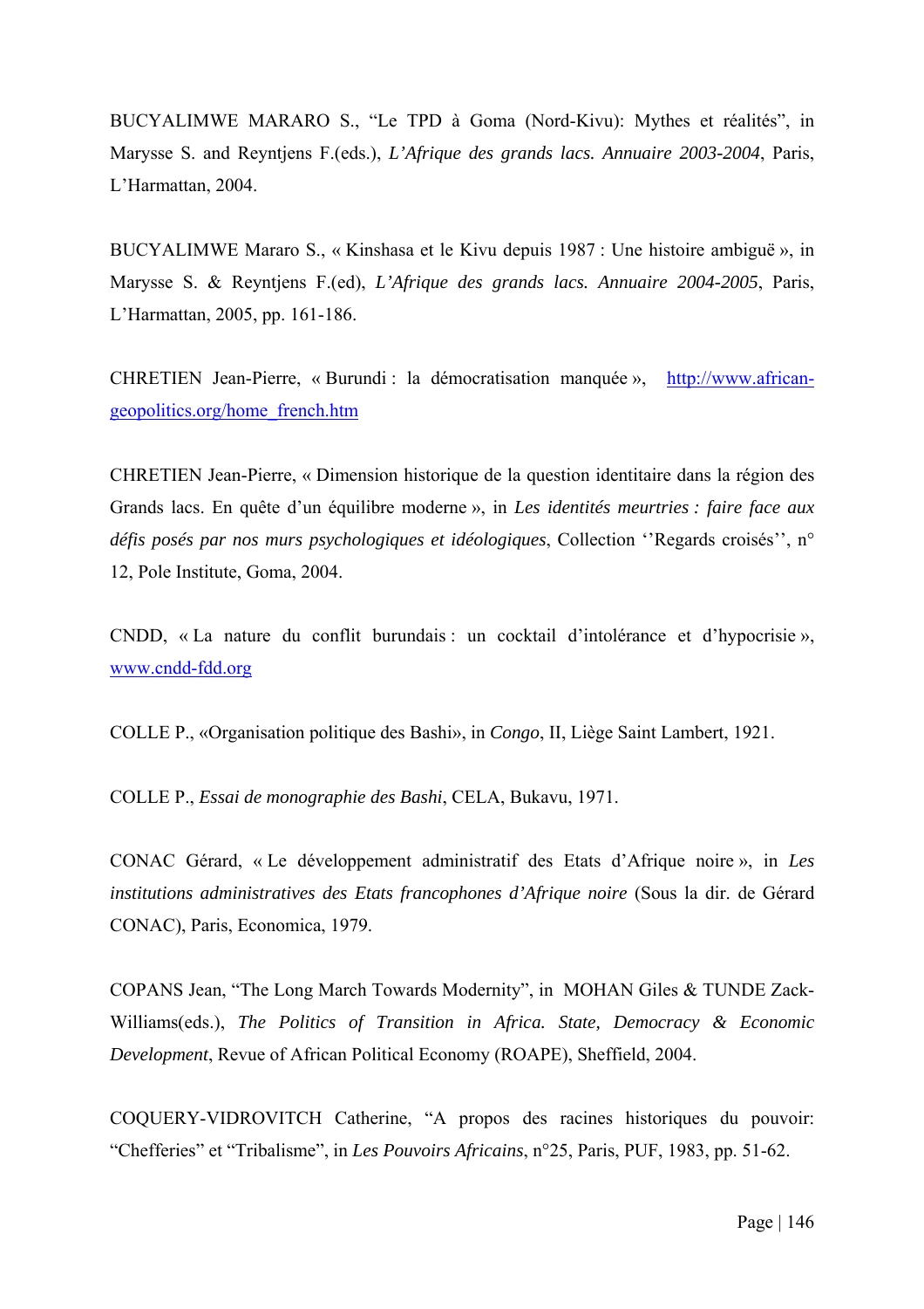BUCYALIMWE MARARO S., “Le TPD à Goma (Nord-Kivu): Mythes et réalités”, in Marysse S. and Reyntjens F.(eds.), *L’Afrique des grands lacs. Annuaire 2003-2004*, Paris, L’Harmattan, 2004.

BUCYALIMWE Mararo S., « Kinshasa et le Kivu depuis 1987 : Une histoire ambiguë », in Marysse S. & Reyntjens F.(ed), *L’Afrique des grands lacs. Annuaire 2004-2005*, Paris, L’Harmattan, 2005, pp. 161-186.

CHRETIEN Jean-Pierre, « Burundi : la démocratisation manquée », http://www.african-geopolitics.org/home_french.htm

CHRETIEN Jean-Pierre, « Dimension historique de la question identitaire dans la région des Grands lacs. En quête d’un équilibre moderne », in *Les identités meurtries : faire face aux défis posés par nos murs psychologiques et idéologiques*, Collection ‘’Regards croisés’’, n° 12, Pole Institute, Goma, 2004.

CNDD, « La nature du conflit burundais : un cocktail d’intolérance et d’hypocrisie », www.cndd-fdd.org

COLLE P., «Organisation politique des Bashi», in *Congo*, II, Liège Saint Lambert, 1921.

COLLE P., *Essai de monographie des Bashi*, CELA, Bukavu, 1971.

CONAC Gérard, « Le développement administratif des Etats d’Afrique noire », in *Les institutions administratives des Etats francophones d’Afrique noire* (Sous la dir. de Gérard CONAC), Paris, Economica, 1979.

COPANS Jean, “The Long March Towards Modernity”, in MOHAN Giles & TUNDE Zack-Williams(eds.), *The Politics of Transition in Africa. State, Democracy & Economic Development*, Revue of African Political Economy (ROAPE), Sheffield, 2004.

COQUERY-VIDROVITCH Catherine, “A propos des racines historiques du pouvoir: “Chefferies” et “Tribalisme”, in *Les Pouvoirs Africains*, n°25, Paris, PUF, 1983, pp. 51-62.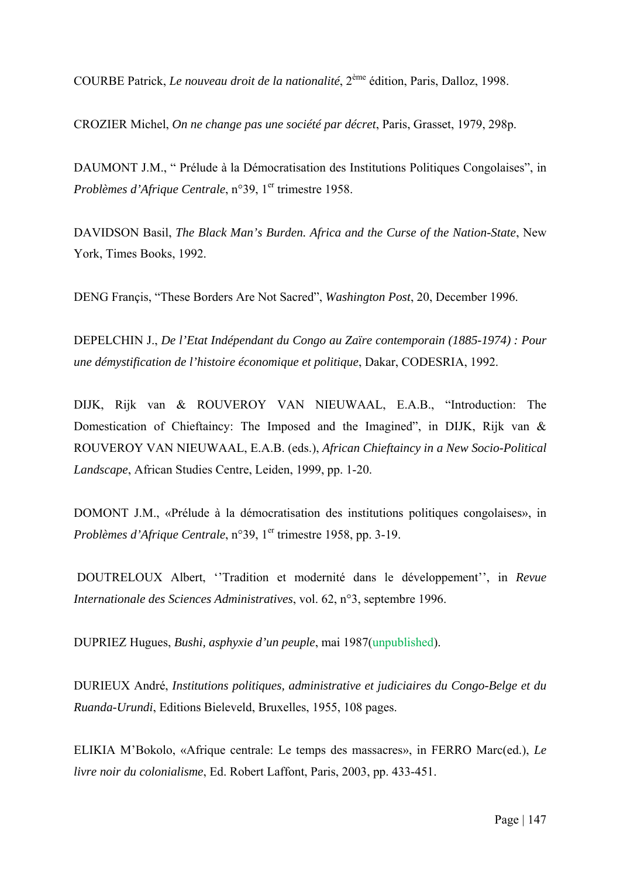COURBE Patrick, *Le nouveau droit de la nationalité*, 2ème édition, Paris, Dalloz, 1998.

CROZIER Michel, *On ne change pas une société par décret*, Paris, Grasset, 1979, 298p.

DAUMONT J.M., " Prélude à la Démocratisation des Institutions Politiques Congolaises", in *Problèmes d'Afrique Centrale*, n°39, 1er trimestre 1958.

DAVIDSON Basil, *The Black Man's Burden. Africa and the Curse of the Nation-State*, New York, Times Books, 1992.

DENG Françis, "These Borders Are Not Sacred", *Washington Post*, 20, December 1996.

DEPELCHIN J., *De l'Etat Indépendant du Congo au Zaïre contemporain (1885-1974) : Pour une démystification de l'histoire économique et politique*, Dakar, CODESRIA, 1992.

DIJK, Rijk van & ROUVEROY VAN NIEUWAAL, E.A.B., "Introduction: The Domestication of Chieftaincy: The Imposed and the Imagined", in DIJK, Rijk van & ROUVEROY VAN NIEUWAAL, E.A.B. (eds.), *African Chieftaincy in a New Socio-Political Landscape*, African Studies Centre, Leiden, 1999, pp. 1-20.

DOMONT J.M., «Prélude à la démocratisation des institutions politiques congolaises», in *Problèmes d'Afrique Centrale*, n°39, 1er trimestre 1958, pp. 3-19.

DOUTRELOUX Albert, ''Tradition et modernité dans le développement'', in *Revue Internationale des Sciences Administratives*, vol. 62, n°3, septembre 1996.

DUPRIEZ Hugues, *Bushi, asphyxie d'un peuple*, mai 1987(unpublished).

DURIEUX André, *Institutions politiques, administrative et judiciaires du Congo-Belge et du Ruanda-Urundi*, Editions Bieleveld, Bruxelles, 1955, 108 pages.

ELIKIA M'Bokolo, «Afrique centrale: Le temps des massacres», in FERRO Marc(ed.), *Le livre noir du colonialisme*, Ed. Robert Laffont, Paris, 2003, pp. 433-451.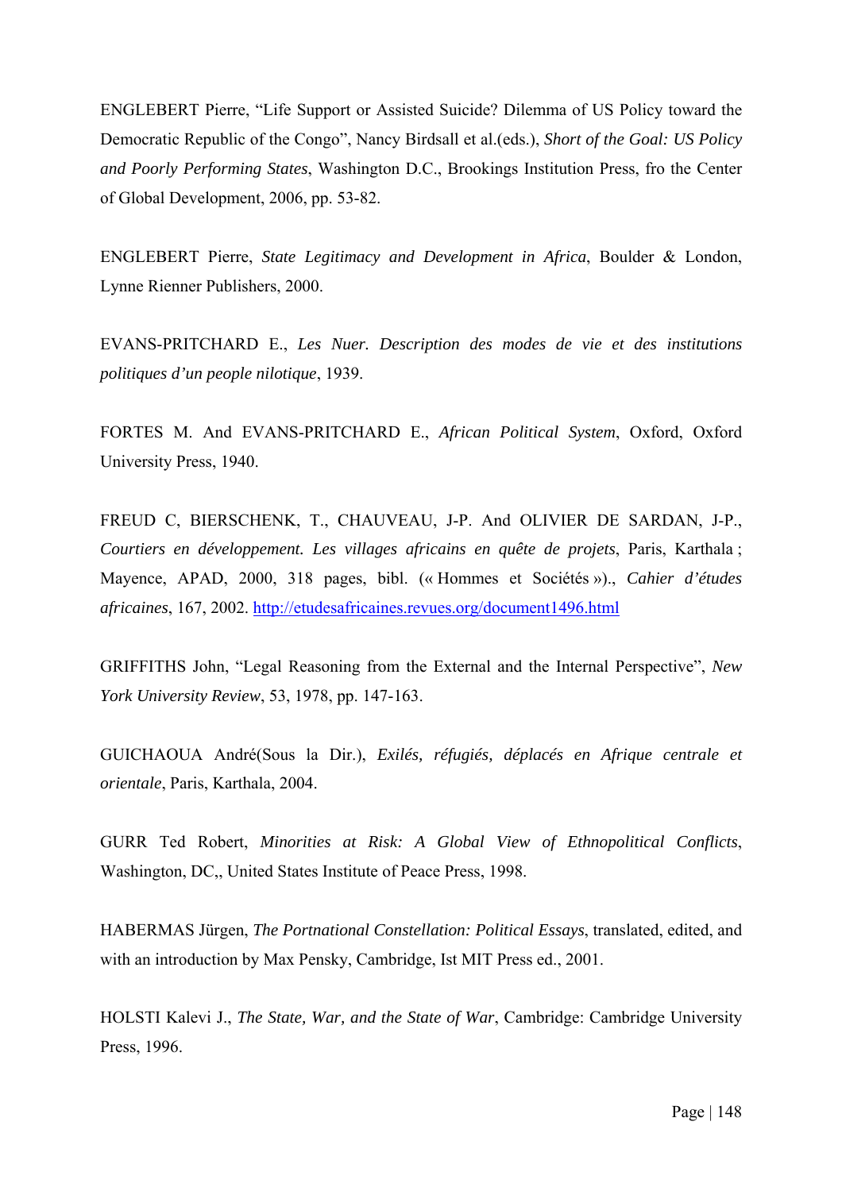ENGLEBERT Pierre, “Life Support or Assisted Suicide? Dilemma of US Policy toward the Democratic Republic of the Congo”, Nancy Birdsall et al.(eds.), *Short of the Goal: US Policy and Poorly Performing States*, Washington D.C., Brookings Institution Press, fro the Center of Global Development, 2006, pp. 53-82.

ENGLEBERT Pierre, *State Legitimacy and Development in Africa*, Boulder & London, Lynne Rienner Publishers, 2000.

EVANS-PRITCHARD E., *Les Nuer. Description des modes de vie et des institutions politiques d’un people nilotique*, 1939.

FORTES M. And EVANS-PRITCHARD E., *African Political System*, Oxford, Oxford University Press, 1940.

FREUD C, BIERSCHENK, T., CHAUVEAU, J-P. And OLIVIER DE SARDAN, J-P., *Courtiers en développement. Les villages africains en quête de projets*, Paris, Karthala ; Mayence, APAD, 2000, 318 pages, bibl. (« Hommes et Sociétés »)., *Cahier d’études africaines*, 167, 2002. [http://etudesafricaines.revues.org/document1496.html](http://etudesafricaines.revues.org/document1496.html)

GRIFFITHS John, “Legal Reasoning from the External and the Internal Perspective”, *New York University Review*, 53, 1978, pp. 147-163.

GUICHAOUA André(Sous la Dir.), *Exilés, réfugiés, déplacés en Afrique centrale et orientale*, Paris, Karthala, 2004.

GURR Ted Robert, *Minorities at Risk: A Global View of Ethnopolitical Conflicts*, Washington, DC,, United States Institute of Peace Press, 1998.

HABERMAS Jürgen, *The Portnational Constellation: Political Essays*, translated, edited, and with an introduction by Max Pensky, Cambridge, Ist MIT Press ed., 2001.

HOLSTI Kalevi J., *The State, War, and the State of War*, Cambridge: Cambridge University Press, 1996.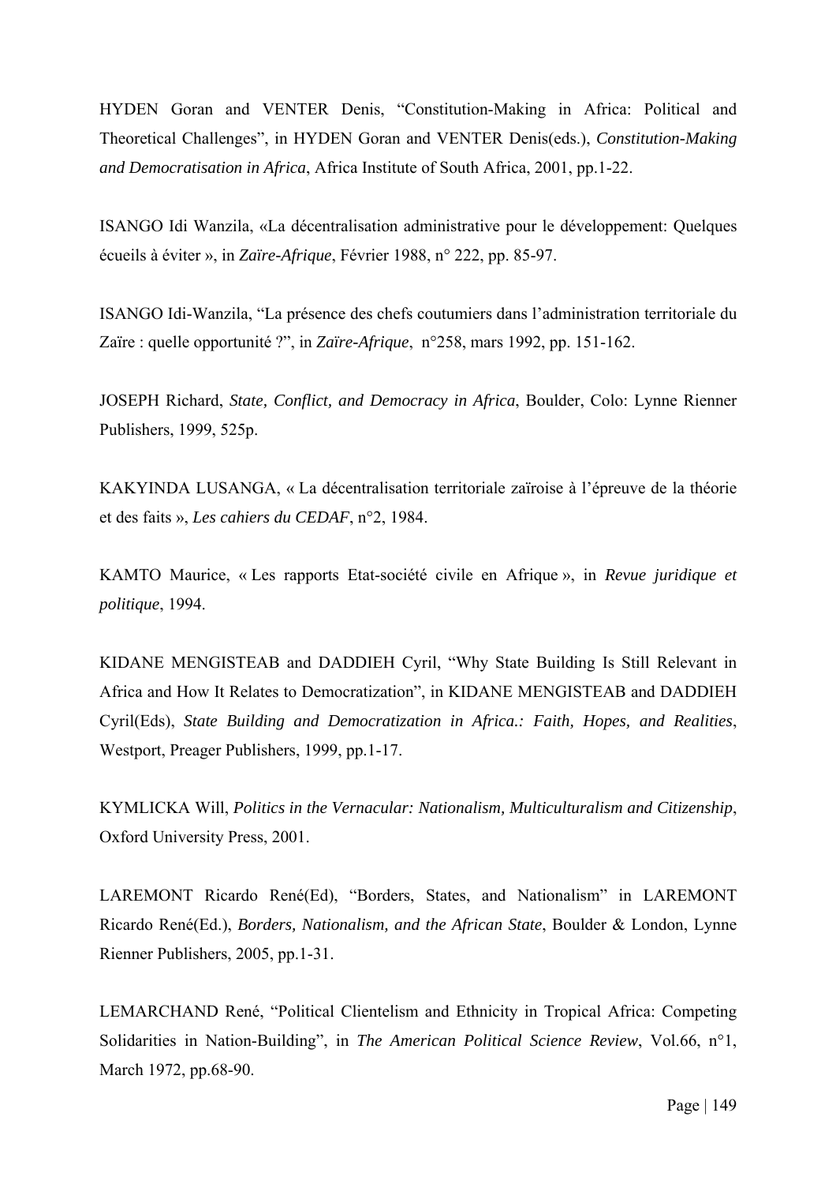HYDEN Goran and VENTER Denis, “Constitution-Making in Africa: Political and Theoretical Challenges”, in HYDEN Goran and VENTER Denis(eds.), *Constitution-Making and Democratisation in Africa*, Africa Institute of South Africa, 2001, pp.1-22.

ISANGO Idi Wanzila, «La décentralisation administrative pour le développement: Quelques écueils à éviter », in *Zaïre-Afrique*, Février 1988, n° 222, pp. 85-97.

ISANGO Idi-Wanzila, “La présence des chefs coutumiers dans l’administration territoriale du Zaïre : quelle opportunité ?”, in *Zaïre-Afrique*, n°258, mars 1992, pp. 151-162.

JOSEPH Richard, *State, Conflict, and Democracy in Africa*, Boulder, Colo: Lynne Rienner Publishers, 1999, 525p.

KAKYINDA LUSANGA, « La décentralisation territoriale zaïroise à l’épreuve de la théorie et des faits », *Les cahiers du CEDAF*, n°2, 1984.

KAMTO Maurice, « Les rapports Etat-société civile en Afrique », in *Revue juridique et politique*, 1994.

KIDANE MENGISTEAB and DADDIEH Cyril, “Why State Building Is Still Relevant in Africa and How It Relates to Democratization”, in KIDANE MENGISTEAB and DADDIEH Cyril(Eds), *State Building and Democratization in Africa.: Faith, Hopes, and Realities*, Westport, Preager Publishers, 1999, pp.1-17.

KYMLICKA Will, *Politics in the Vernacular: Nationalism, Multiculturalism and Citizenship*, Oxford University Press, 2001.

LAREMONT Ricardo René(Ed), “Borders, States, and Nationalism” in LAREMONT Ricardo René(Ed.), *Borders, Nationalism, and the African State*, Boulder & London, Lynne Rienner Publishers, 2005, pp.1-31.

LEMARCHAND René, “Political Clientelism and Ethnicity in Tropical Africa: Competing Solidarities in Nation-Building”, in *The American Political Science Review*, Vol.66, n°1, March 1972, pp.68-90.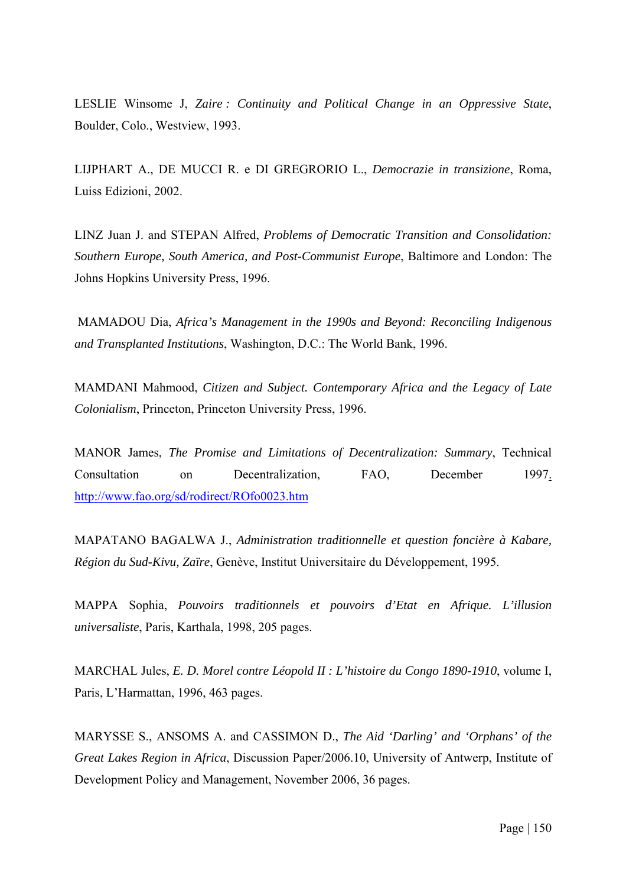LESLIE Winsome J, *Zaire : Continuity and Political Change in an Oppressive State*, Boulder, Colo., Westview, 1993.

LIJPHART A., DE MUCCI R. e DI GREGRORIO L., *Democrazie in transizione*, Roma, Luiss Edizioni, 2002.

LINZ Juan J. and STEPAN Alfred, *Problems of Democratic Transition and Consolidation: Southern Europe, South America, and Post-Communist Europe*, Baltimore and London: The Johns Hopkins University Press, 1996.

MAMADOU Dia, *Africa's Management in the 1990s and Beyond: Reconciling Indigenous and Transplanted Institutions*, Washington, D.C.: The World Bank, 1996.

MAMDANI Mahmood, *Citizen and Subject. Contemporary Africa and the Legacy of Late Colonialism*, Princeton, Princeton University Press, 1996.

MANOR James, *The Promise and Limitations of Decentralization: Summary*, Technical Consultation on Decentralization, FAO, December 1997. http://www.fao.org/sd/rodirect/ROfo0023.htm

MAPATANO BAGALWA J., *Administration traditionnelle et question foncière à Kabare, Région du Sud-Kivu, Zaïre*, Genève, Institut Universitaire du Développement, 1995.

MAPPA Sophia, *Pouvoirs traditionnels et pouvoirs d'Etat en Afrique. L'illusion universaliste*, Paris, Karthala, 1998, 205 pages.

MARCHAL Jules, *E. D. Morel contre Léopold II : L'histoire du Congo 1890-1910*, volume I, Paris, L'Harmattan, 1996, 463 pages.

MARYSSE S., ANSOMS A. and CASSIMON D., *The Aid 'Darling' and 'Orphans' of the Great Lakes Region in Africa*, Discussion Paper/2006.10, University of Antwerp, Institute of Development Policy and Management, November 2006, 36 pages.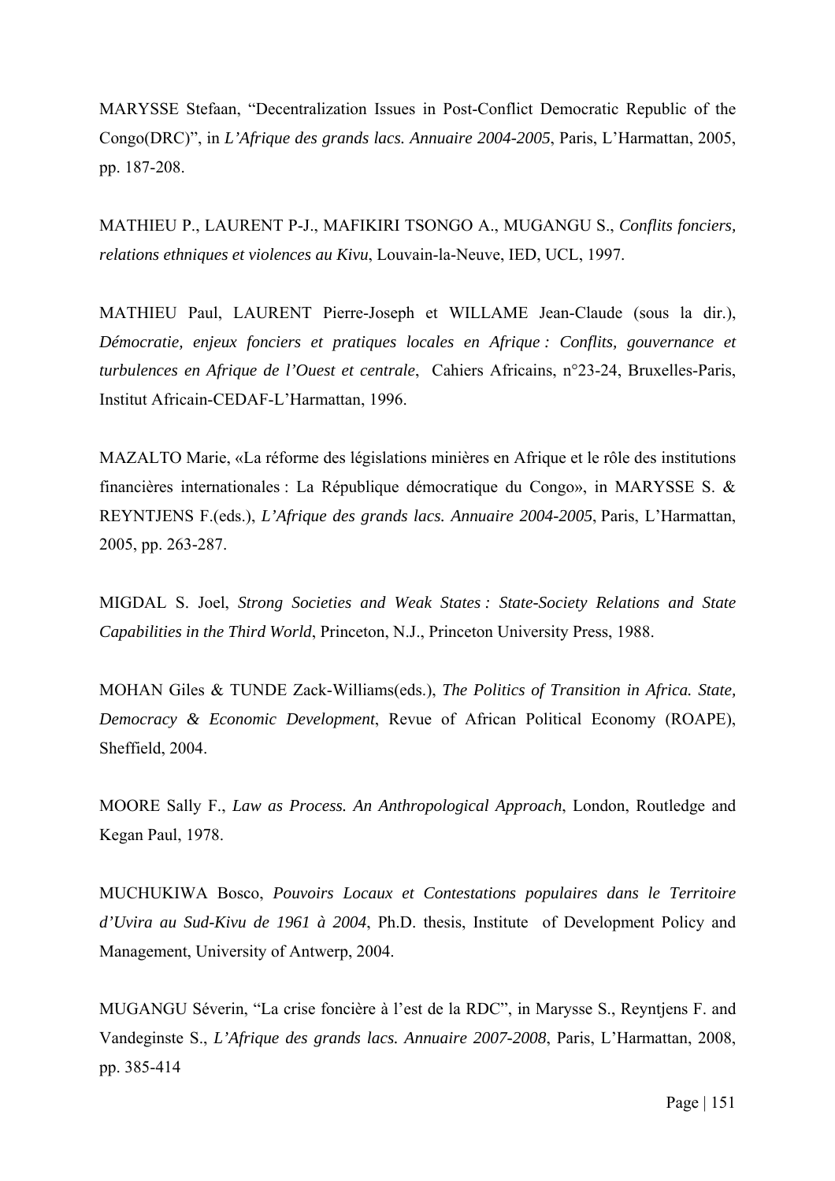MARYSSE Stefaan, “Decentralization Issues in Post-Conflict Democratic Republic of the Congo(DRC)”, in *L’Afrique des grands lacs. Annuaire 2004-2005*, Paris, L’Harmattan, 2005, pp. 187-208.

MATHIEU P., LAURENT P-J., MAFIKIRI TSONGO A., MUGANGU S., *Conflits fonciers, relations ethniques et violences au Kivu*, Louvain-la-Neuve, IED, UCL, 1997.

MATHIEU Paul, LAURENT Pierre-Joseph et WILLAME Jean-Claude (sous la dir.), *Démocratie, enjeux fonciers et pratiques locales en Afrique : Conflits, gouvernance et turbulences en Afrique de l’Ouest et centrale*, Cahiers Africains, n°23-24, Bruxelles-Paris, Institut Africain-CEDAF-L’Harmattan, 1996.

MAZALTO Marie, «La réforme des législations minières en Afrique et le rôle des institutions financières internationales : La République démocratique du Congo», in MARYSSE S. & REYNTJENS F.(eds.), *L’Afrique des grands lacs. Annuaire 2004-2005*, Paris, L’Harmattan, 2005, pp. 263-287.

MIGDAL S. Joel, *Strong Societies and Weak States : State-Society Relations and State Capabilities in the Third World*, Princeton, N.J., Princeton University Press, 1988.

MOHAN Giles & TUNDE Zack-Williams(eds.), *The Politics of Transition in Africa. State, Democracy & Economic Development*, Revue of African Political Economy (ROAPE), Sheffield, 2004.

MOORE Sally F., *Law as Process. An Anthropological Approach*, London, Routledge and Kegan Paul, 1978.

MUCHUKIWA Bosco, *Pouvoirs Locaux et Contestations populaires dans le Territoire d’Uvira au Sud-Kivu de 1961 à 2004*, Ph.D. thesis, Institute of Development Policy and Management, University of Antwerp, 2004.

MUGANGU Séverin, “La crise foncière à l’est de la RDC”, in Marysse S., Reyntjens F. and Vandeginste S., *L’Afrique des grands lacs. Annuaire 2007-2008*, Paris, L’Harmattan, 2008, pp. 385-414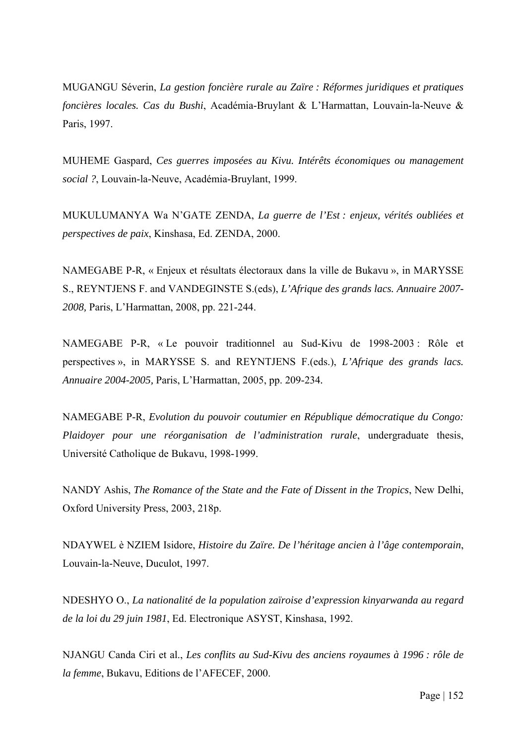MUGANGU Séverin, *La gestion foncière rurale au Zaïre : Réformes juridiques et pratiques foncières locales. Cas du Bushi*, Académia-Bruylant & L'Harmattan, Louvain-la-Neuve & Paris, 1997.

MUHEME Gaspard, *Ces guerres imposées au Kivu. Intérêts économiques ou management social ?*, Louvain-la-Neuve, Académia-Bruylant, 1999.

MUKULUMANYA Wa N'GATE ZENDA, *La guerre de l'Est : enjeux, vérités oubliées et perspectives de paix*, Kinshasa, Ed. ZENDA, 2000.

NAMEGABE P-R, « Enjeux et résultats électoraux dans la ville de Bukavu », in MARYSSE S., REYNTJENS F. and VANDEGINSTE S.(eds), *L'Afrique des grands lacs. Annuaire 2007-2008,* Paris, L'Harmattan, 2008, pp. 221-244.

NAMEGABE P-R, « Le pouvoir traditionnel au Sud-Kivu de 1998-2003 : Rôle et perspectives », in MARYSSE S. and REYNTJENS F.(eds.), *L'Afrique des grands lacs. Annuaire 2004-2005,* Paris, L'Harmattan, 2005, pp. 209-234.

NAMEGABE P-R, *Evolution du pouvoir coutumier en République démocratique du Congo: Plaidoyer pour une réorganisation de l'administration rurale*, undergraduate thesis, Université Catholique de Bukavu, 1998-1999.

NANDY Ashis, *The Romance of the State and the Fate of Dissent in the Tropics*, New Delhi, Oxford University Press, 2003, 218p.

NDAYWEL è NZIEM Isidore, *Histoire du Zaïre. De l'héritage ancien à l'âge contemporain*, Louvain-la-Neuve, Duculot, 1997.

NDESHYO O., *La nationalité de la population zaïroise d'expression kinyarwanda au regard de la loi du 29 juin 1981*, Ed. Electronique ASYST, Kinshasa, 1992.

NJANGU Canda Ciri et al., *Les conflits au Sud-Kivu des anciens royaumes à 1996 : rôle de la femme*, Bukavu, Editions de l'AFECEF, 2000.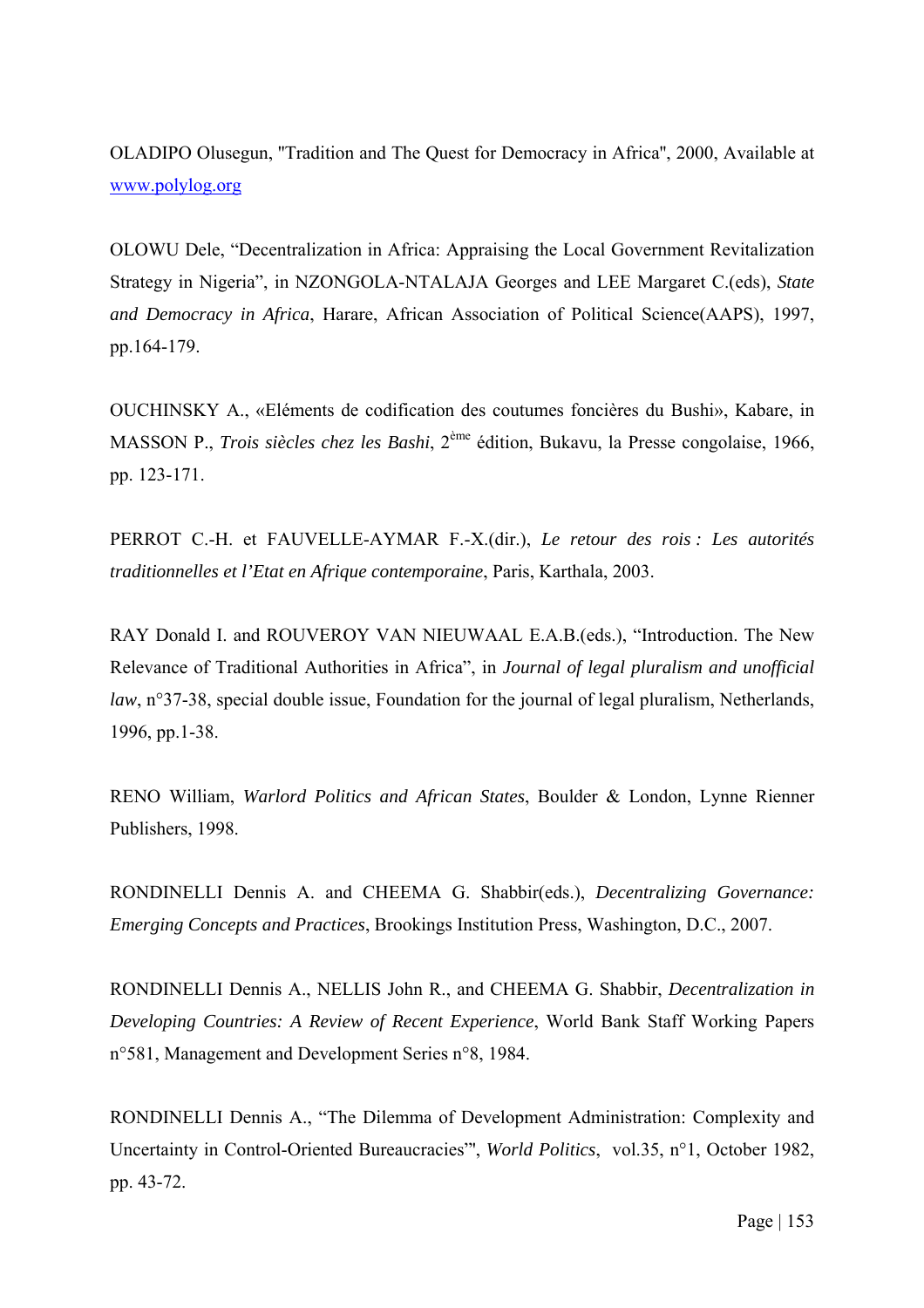OLADIPO Olusegun, "Tradition and The Quest for Democracy in Africa", 2000, Available at www.polylog.org

OLOWU Dele, “Decentralization in Africa: Appraising the Local Government Revitalization Strategy in Nigeria”, in NZONGOLA-NTALAJA Georges and LEE Margaret C.(eds), *State and Democracy in Africa*, Harare, African Association of Political Science(AAPS), 1997, pp.164-179.

OUCHINSKY A., «Eléments de codification des coutumes foncières du Bushi», Kabare, in MASSON P., *Trois siècles chez les Bashi*, 2ème édition, Bukavu, la Presse congolaise, 1966, pp. 123-171.

PERROT C.-H. et FAUVELLE-AYMAR F.-X.(dir.), *Le retour des rois : Les autorités traditionnelles et l’Etat en Afrique contemporaine*, Paris, Karthala, 2003.

RAY Donald I. and ROUVEROY VAN NIEUWAAL E.A.B.(eds.), “Introduction. The New Relevance of Traditional Authorities in Africa”, in *Journal of legal pluralism and unofficial law*, n°37-38, special double issue, Foundation for the journal of legal pluralism, Netherlands, 1996, pp.1-38.

RENO William, *Warlord Politics and African States*, Boulder & London, Lynne Rienner Publishers, 1998.

RONDINELLI Dennis A. and CHEEMA G. Shabbir(eds.), *Decentralizing Governance: Emerging Concepts and Practices*, Brookings Institution Press, Washington, D.C., 2007.

RONDINELLI Dennis A., NELLIS John R., and CHEEMA G. Shabbir, *Decentralization in Developing Countries: A Review of Recent Experience*, World Bank Staff Working Papers n°581, Management and Development Series n°8, 1984.

RONDINELLI Dennis A., “The Dilemma of Development Administration: Complexity and Uncertainty in Control-Oriented Bureaucracies"', *World Politics*, vol.35, n°1, October 1982, pp. 43-72.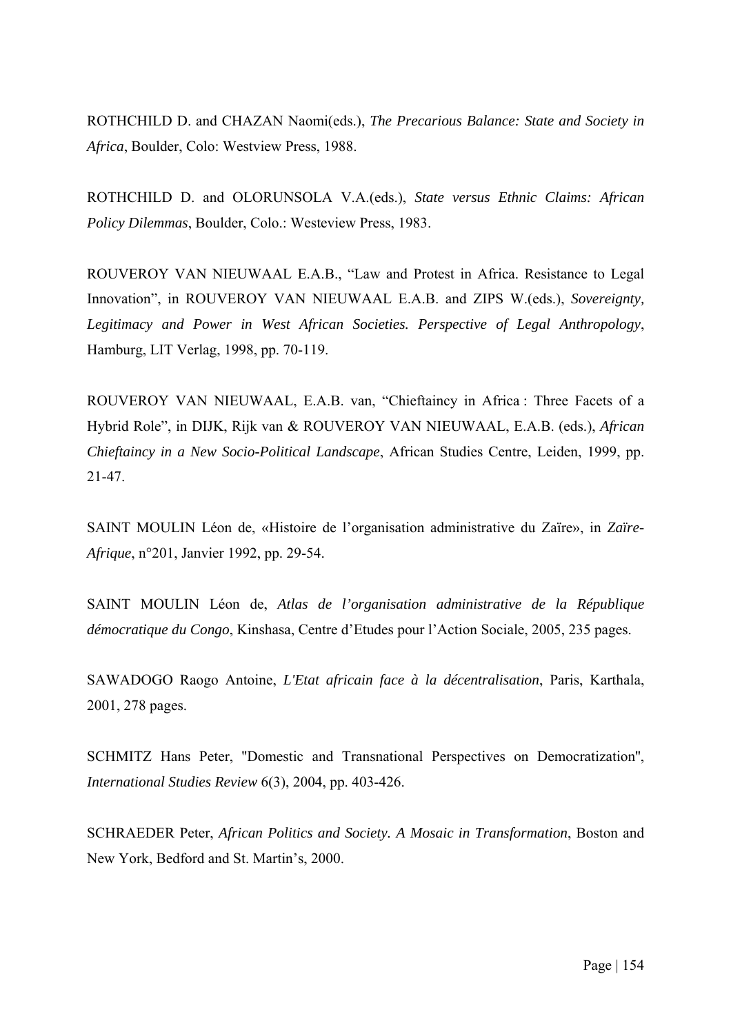ROTHCHILD D. and CHAZAN Naomi(eds.), *The Precarious Balance: State and Society in Africa*, Boulder, Colo: Westview Press, 1988.

ROTHCHILD D. and OLORUNSOLA V.A.(eds.), *State versus Ethnic Claims: African Policy Dilemmas*, Boulder, Colo.: Westeview Press, 1983.

ROUVEROY VAN NIEUWAAL E.A.B., "Law and Protest in Africa. Resistance to Legal Innovation", in ROUVEROY VAN NIEUWAAL E.A.B. and ZIPS W.(eds.), *Sovereignty, Legitimacy and Power in West African Societies. Perspective of Legal Anthropology*, Hamburg, LIT Verlag, 1998, pp. 70-119.

ROUVEROY VAN NIEUWAAL, E.A.B. van, "Chieftaincy in Africa : Three Facets of a Hybrid Role", in DIJK, Rijk van & ROUVEROY VAN NIEUWAAL, E.A.B. (eds.), *African Chieftaincy in a New Socio-Political Landscape*, African Studies Centre, Leiden, 1999, pp. 21-47.

SAINT MOULIN Léon de, «Histoire de l'organisation administrative du Zaïre», in *Zaïre-Afrique*, n°201, Janvier 1992, pp. 29-54.

SAINT MOULIN Léon de, *Atlas de l'organisation administrative de la République démocratique du Congo*, Kinshasa, Centre d'Etudes pour l'Action Sociale, 2005, 235 pages.

SAWADOGO Raogo Antoine, *L'Etat africain face à la décentralisation*, Paris, Karthala, 2001, 278 pages.

SCHMITZ Hans Peter, "Domestic and Transnational Perspectives on Democratization", *International Studies Review* 6(3), 2004, pp. 403-426.

SCHRAEDER Peter, *African Politics and Society. A Mosaic in Transformation*, Boston and New York, Bedford and St. Martin's, 2000.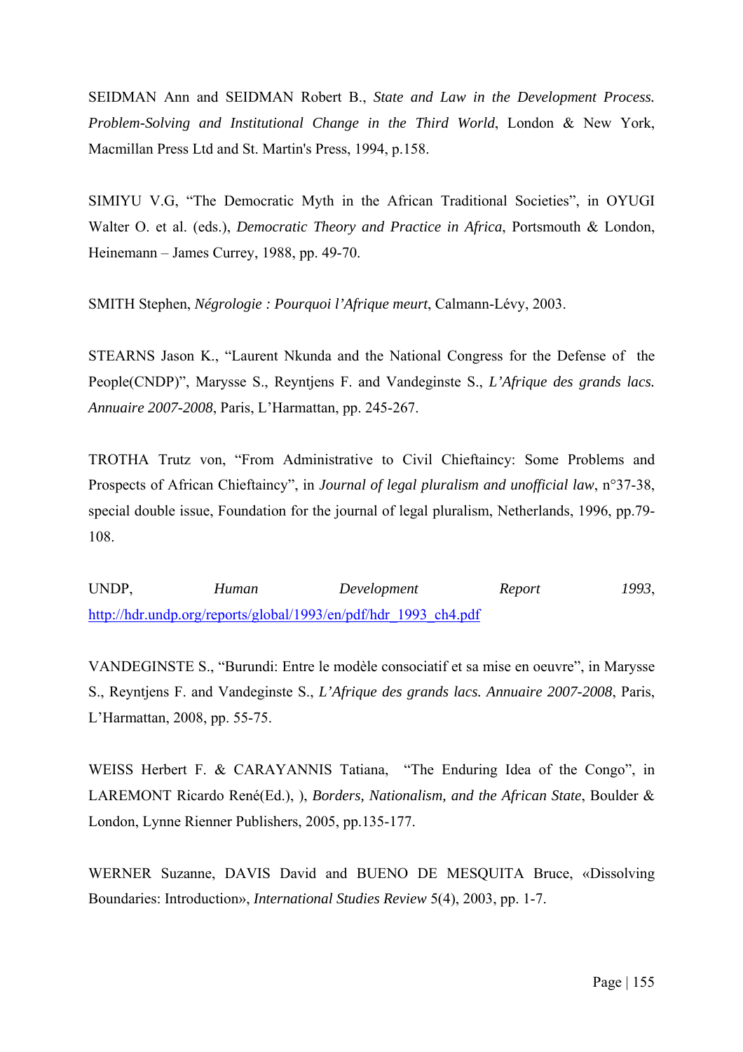SEIDMAN Ann and SEIDMAN Robert B., *State and Law in the Development Process. Problem-Solving and Institutional Change in the Third World*, London & New York, Macmillan Press Ltd and St. Martin's Press, 1994, p.158.

SIMIYU V.G, "The Democratic Myth in the African Traditional Societies", in OYUGI Walter O. et al. (eds.), *Democratic Theory and Practice in Africa*, Portsmouth & London, Heinemann – James Currey, 1988, pp. 49-70.

SMITH Stephen, *Négrologie : Pourquoi l'Afrique meurt*, Calmann-Lévy, 2003.

STEARNS Jason K., "Laurent Nkunda and the National Congress for the Defense of the People(CNDP)", Marysse S., Reyntjens F. and Vandeginste S., *L'Afrique des grands lacs. Annuaire 2007-2008*, Paris, L'Harmattan, pp. 245-267.

TROTHA Trutz von, "From Administrative to Civil Chieftaincy: Some Problems and Prospects of African Chieftaincy", in *Journal of legal pluralism and unofficial law*, n°37-38, special double issue, Foundation for the journal of legal pluralism, Netherlands, 1996, pp.79-108.

UNDP, *Human Development Report 1993*, http://hdr.undp.org/reports/global/1993/en/pdf/hdr_1993_ch4.pdf

VANDEGINSTE S., "Burundi: Entre le modèle consociatif et sa mise en oeuvre", in Marysse S., Reyntjens F. and Vandeginste S., *L'Afrique des grands lacs. Annuaire 2007-2008*, Paris, L'Harmattan, 2008, pp. 55-75.

WEISS Herbert F. & CARAYANNIS Tatiana, "The Enduring Idea of the Congo", in LAREMONT Ricardo René(Ed.), ), *Borders, Nationalism, and the African State*, Boulder & London, Lynne Rienner Publishers, 2005, pp.135-177.

WERNER Suzanne, DAVIS David and BUENO DE MESQUITA Bruce, «Dissolving Boundaries: Introduction», *International Studies Review* 5(4), 2003, pp. 1-7.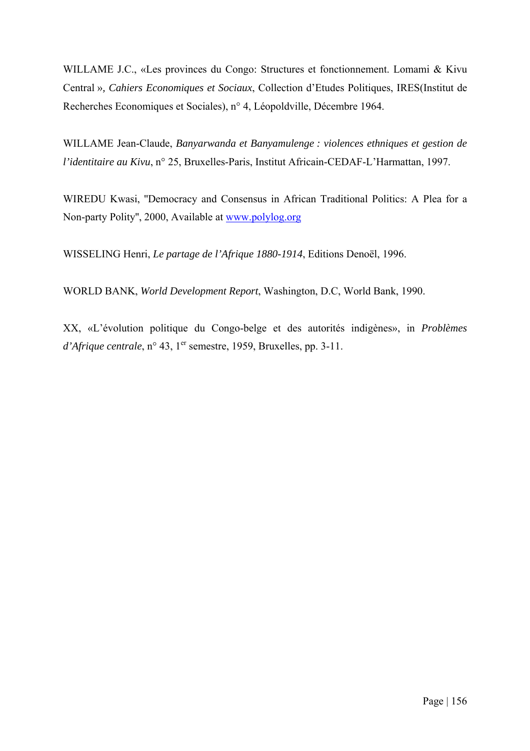WILLAME J.C., «Les provinces du Congo: Structures et fonctionnement. Lomami & Kivu Central », *Cahiers Economiques et Sociaux*, Collection d'Etudes Politiques, IRES(Institut de Recherches Economiques et Sociales), n° 4, Léopoldville, Décembre 1964.

WILLAME Jean-Claude, *Banyarwanda et Banyamulenge : violences ethniques et gestion de l'identitaire au Kivu*, n° 25, Bruxelles-Paris, Institut Africain-CEDAF-L'Harmattan, 1997.

WIREDU Kwasi, "Democracy and Consensus in African Traditional Politics: A Plea for a Non-party Polity", 2000, Available at www.polylog.org

WISSELING Henri, *Le partage de l'Afrique 1880-1914*, Editions Denoël, 1996.

WORLD BANK, *World Development Report*, Washington, D.C, World Bank, 1990.

XX, «L'évolution politique du Congo-belge et des autorités indigènes», in *Problèmes d'Afrique centrale*, n° 43, 1er semestre, 1959, Bruxelles, pp. 3-11.